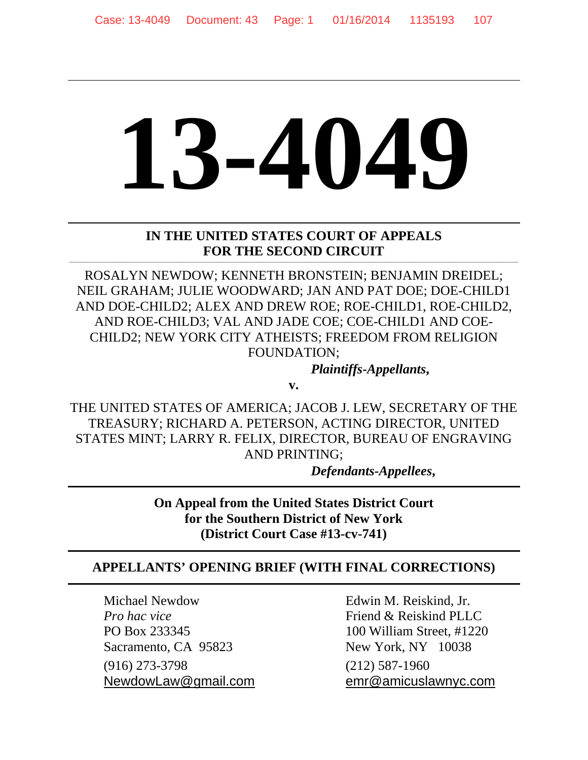# 13-4049

**IN THE UNITED STATES COURT OF APPEALS
FOR THE SECOND CIRCUIT**

ROSALYN NEWDOW; KENNETH BRONSTEIN; BENJAMIN DREIDEL; NEIL GRAHAM; JULIE WOODWARD; JAN AND PAT DOE; DOE-CHILD1 AND DOE-CHILD2; ALEX AND DREW ROE; ROE-CHILD1, ROE-CHILD2, AND ROE-CHILD3; VAL AND JADE COE; COE-CHILD1 AND COE-CHILD2; NEW YORK CITY ATHEISTS; FREEDOM FROM RELIGION FOUNDATION;

***Plaintiffs-Appellants,***

**v.**

THE UNITED STATES OF AMERICA; JACOB J. LEW, SECRETARY OF THE TREASURY; RICHARD A. PETERSON, ACTING DIRECTOR, UNITED STATES MINT; LARRY R. FELIX, DIRECTOR, BUREAU OF ENGRAVING AND PRINTING;

***Defendants-Appellees,***

**On Appeal from the United States District Court
for the Southern District of New York
(District Court Case #13-cv-741)**

**APPELLANTS' OPENING BRIEF (WITH FINAL CORRECTIONS)**

Michael Newdow
*Pro hac vice*
PO Box 233345
Sacramento, CA 95823
(916) 273-3798
NewdowLaw@gmail.com

Edwin M. Reiskind, Jr.
Friend & Reiskind PLLC
100 William Street, #1220
New York, NY 10038
(212) 587-1960
emr@amicuslawnyc.com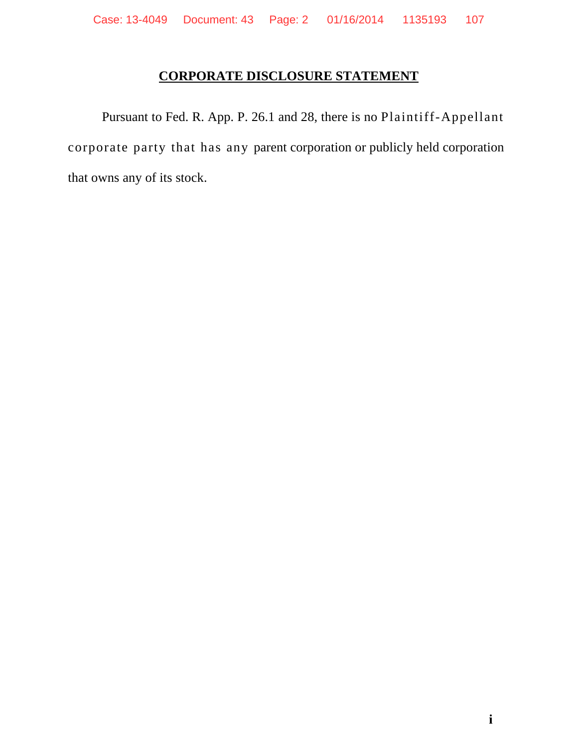## **CORPORATE DISCLOSURE STATEMENT**

Pursuant to Fed. R. App. P. 26.1 and 28, there is no Plaintiff-Appellant corporate party that has any parent corporation or publicly held corporation that owns any of its stock.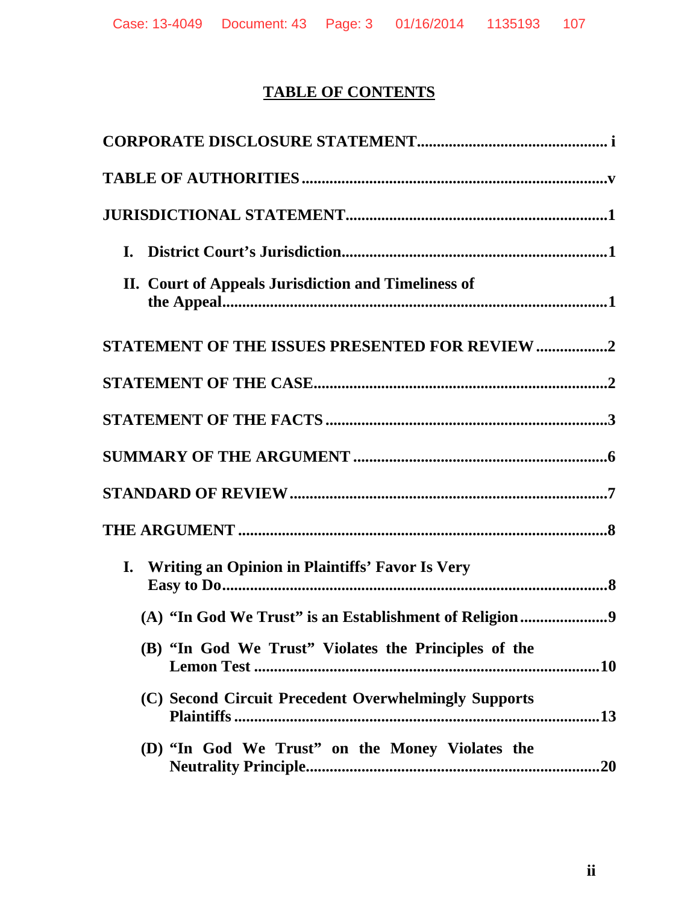## TABLE OF CONTENTS

**CORPORATE DISCLOSURE STATEMENT** ............................................... i

**TABLE OF AUTHORITIES** ............................................................................v

**JURISDICTIONAL STATEMENT** .................................................................1

**I. District Court's Jurisdiction** ..................................................................1

**II. Court of Appeals Jurisdiction and Timeliness of the Appeal** ..........................................................................................1

**STATEMENT OF THE ISSUES PRESENTED FOR REVIEW** ..................2

**STATEMENT OF THE CASE** .........................................................................2

**STATEMENT OF THE FACTS** .......................................................................3

**SUMMARY OF THE ARGUMENT** ................................................................6

**STANDARD OF REVIEW** ...............................................................................7

**THE ARGUMENT** ...........................................................................................8

**I. Writing an Opinion in Plaintiffs' Favor Is Very Easy to Do** ..................................................................................................8

**(A) "In God We Trust" is an Establishment of Religion** ......................9

**(B) "In God We Trust" Violates the Principles of the Lemon Test** .....................................................................................10

**(C) Second Circuit Precedent Overwhelmingly Supports Plaintiffs** .........................................................................................13

**(D) "In God We Trust" on the Money Violates the Neutrality Principle** .........................................................................20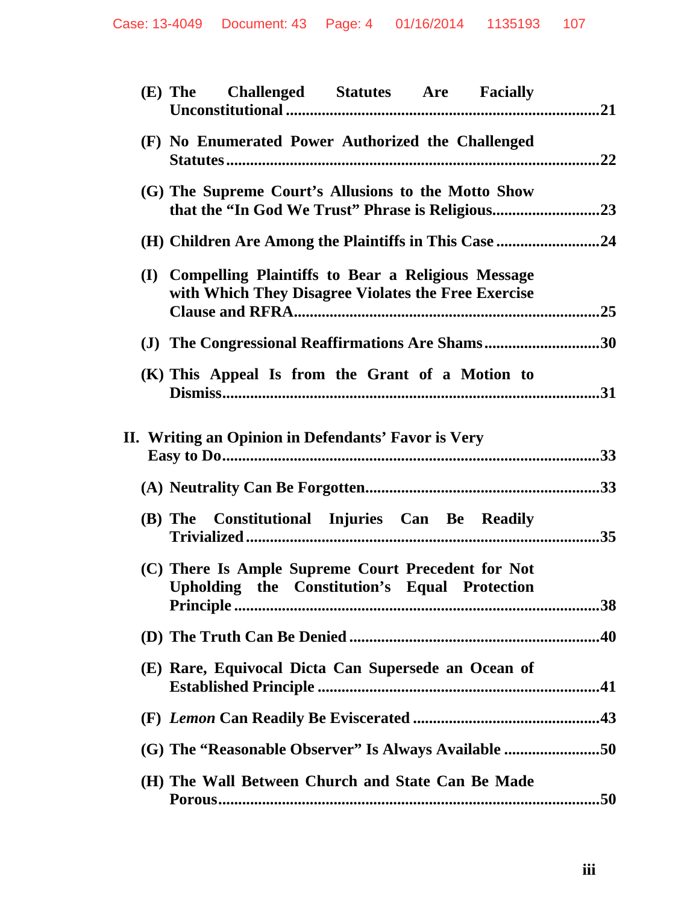**(E) The Challenged Statutes Are Facially Unconstitutional** .....21

**(F) No Enumerated Power Authorized the Challenged Statutes** .....22

**(G) The Supreme Court's Allusions to the Motto Show that the "In God We Trust" Phrase is Religious** .....23

**(H) Children Are Among the Plaintiffs in This Case** .....24

**(I) Compelling Plaintiffs to Bear a Religious Message with Which They Disagree Violates the Free Exercise Clause and RFRA** .....25

**(J) The Congressional Reaffirmations Are Shams** .....30

**(K) This Appeal Is from the Grant of a Motion to Dismiss** .....31

**II. Writing an Opinion in Defendants' Favor is Very Easy to Do** .....33

**(A) Neutrality Can Be Forgotten** .....33

**(B) The Constitutional Injuries Can Be Readily Trivialized** .....35

**(C) There Is Ample Supreme Court Precedent for Not Upholding the Constitution's Equal Protection Principle** .....38

**(D) The Truth Can Be Denied** .....40

**(E) Rare, Equivocal Dicta Can Supersede an Ocean of Established Principle** .....41

**(F) *Lemon* Can Readily Be Eviscerated** .....43

**(G) The "Reasonable Observer" Is Always Available** .....50

**(H) The Wall Between Church and State Can Be Made Porous** .....50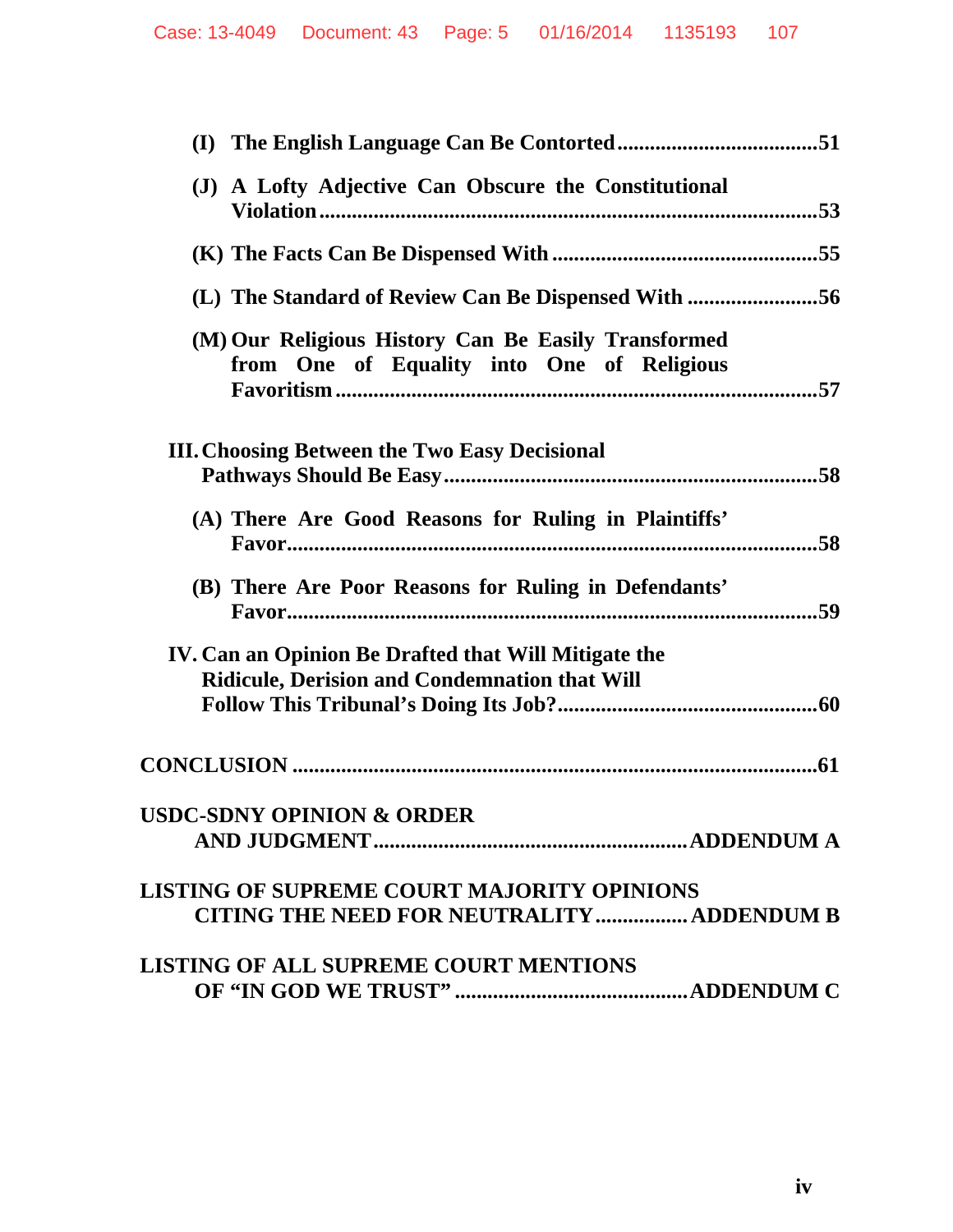**(I) The English Language Can Be Contorted** .....................................51

**(J) A Lofty Adjective Can Obscure the Constitutional Violation** ..........................................................................................53

**(K) The Facts Can Be Dispensed With** ................................................55

**(L) The Standard of Review Can Be Dispensed With** ........................56

**(M) Our Religious History Can Be Easily Transformed from One of Equality into One of Religious Favoritism** ........................................................................................57

**III. Choosing Between the Two Easy Decisional Pathways Should Be Easy** ....................................................................58

**(A) There Are Good Reasons for Ruling in Plaintiffs' Favor** .................................................................................................58

**(B) There Are Poor Reasons for Ruling in Defendants' Favor** .................................................................................................59

**IV. Can an Opinion Be Drafted that Will Mitigate the Ridicule, Derision and Condemnation that Will Follow This Tribunal's Doing Its Job?** ...............................................60

**CONCLUSION** .................................................................................................61

**USDC-SDNY OPINION & ORDER AND JUDGMENT** ........................................................ **ADDENDUM A**

**LISTING OF SUPREME COURT MAJORITY OPINIONS CITING THE NEED FOR NEUTRALITY** ................. **ADDENDUM B**

**LISTING OF ALL SUPREME COURT MENTIONS OF "IN GOD WE TRUST"** .......................................... **ADDENDUM C**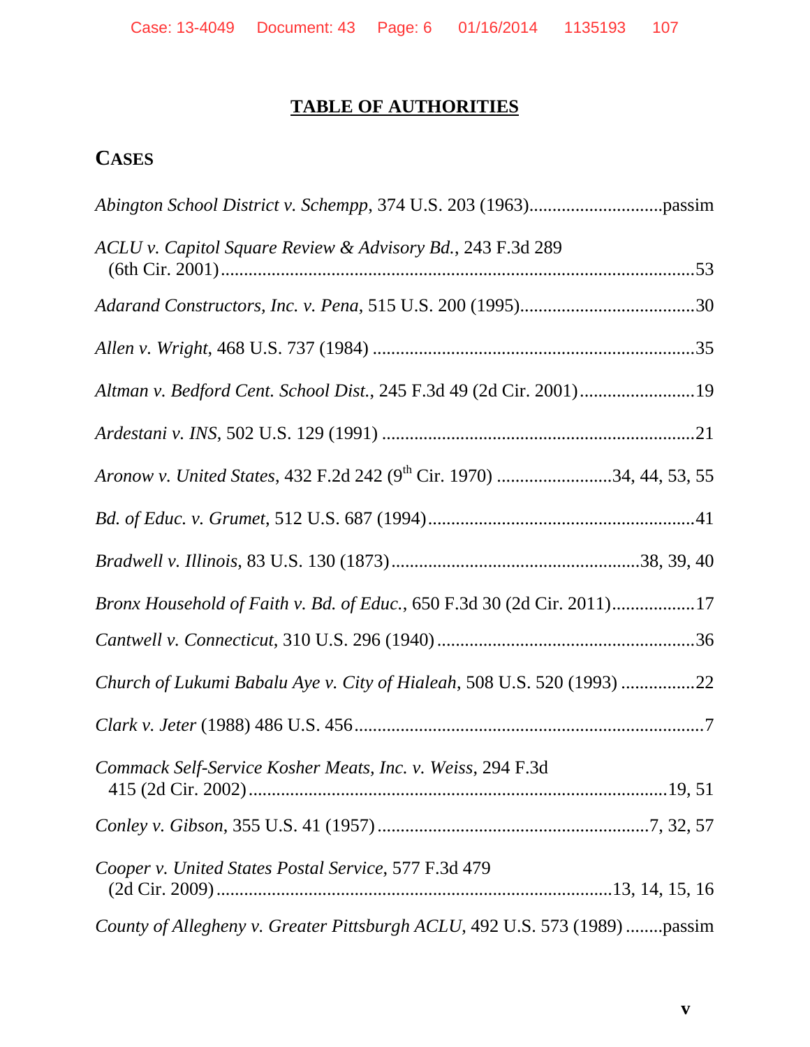## TABLE OF AUTHORITIES

### CASES

*Abington School District v. Schempp*, 374 U.S. 203 (1963)............................passim

*ACLU v. Capitol Square Review & Advisory Bd.*, 243 F.3d 289 (6th Cir. 2001).......................................................................................................53

*Adarand Constructors, Inc. v. Pena*, 515 U.S. 200 (1995)......................................30

*Allen v. Wright*, 468 U.S. 737 (1984) ......................................................................35

*Altman v. Bedford Cent. School Dist.*, 245 F.3d 49 (2d Cir. 2001).........................19

*Ardestani v. INS*, 502 U.S. 129 (1991) ....................................................................21

*Aronow v. United States*, 432 F.2d 242 (9th Cir. 1970) .........................34, 44, 53, 55

*Bd. of Educ. v. Grumet*, 512 U.S. 687 (1994)..........................................................41

*Bradwell v. Illinois*, 83 U.S. 130 (1873).....................................................38, 39, 40

*Bronx Household of Faith v. Bd. of Educ.*, 650 F.3d 30 (2d Cir. 2011)..................17

*Cantwell v. Connecticut*, 310 U.S. 296 (1940) ........................................................36

*Church of Lukumi Babalu Aye v. City of Hialeah*, 508 U.S. 520 (1993) ................22

*Clark v. Jeter* (1988) 486 U.S. 456............................................................................7

*Commack Self-Service Kosher Meats, Inc. v. Weiss*, 294 F.3d 415 (2d Cir. 2002).........................................................................................19, 51

*Conley v. Gibson*, 355 U.S. 41 (1957)..........................................................7, 32, 57

*Cooper v. United States Postal Service*, 577 F.3d 479 (2d Cir. 2009)......................................................................................13, 14, 15, 16

*County of Allegheny v. Greater Pittsburgh ACLU*, 492 U.S. 573 (1989) ........passim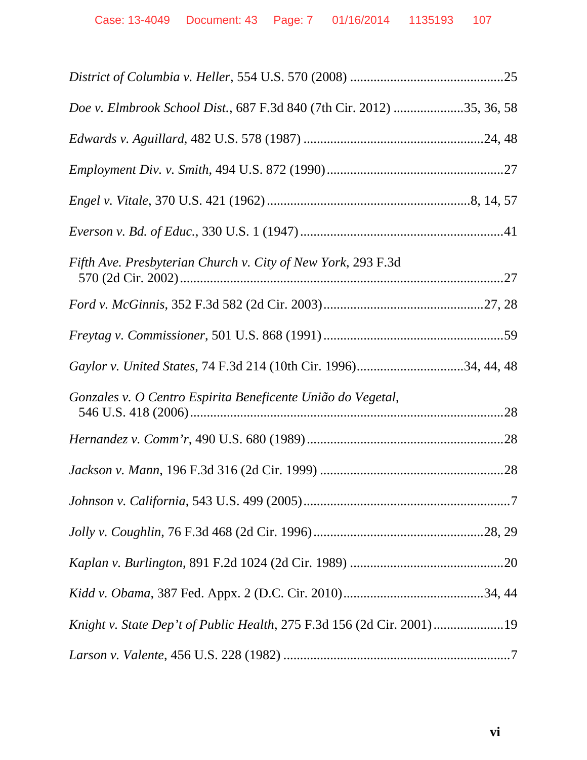*District of Columbia v. Heller*, 554 U.S. 570 (2008) ..............................................25

*Doe v. Elmbrook School Dist.*, 687 F.3d 840 (7th Cir. 2012) .....................35, 36, 58

*Edwards v. Aguillard*, 482 U.S. 578 (1987) .....................................................24, 48

*Employment Div. v. Smith*, 494 U.S. 872 (1990) ....................................................27

*Engel v. Vitale*, 370 U.S. 421 (1962) ............................................................8, 14, 57

*Everson v. Bd. of Educ.*, 330 U.S. 1 (1947) ............................................................41

*Fifth Ave. Presbyterian Church v. City of New York*, 293 F.3d 570 (2d Cir. 2002) ................................................................................................27

*Ford v. McGinnis*, 352 F.3d 582 (2d Cir. 2003) ...............................................27, 28

*Freytag v. Commissioner*, 501 U.S. 868 (1991) .....................................................59

*Gaylor v. United States*, 74 F.3d 214 (10th Cir. 1996) ...............................34, 44, 48

*Gonzales v. O Centro Espirita Beneficente União do Vegetal*, 546 U.S. 418 (2006) .............................................................................................28

*Hernandez v. Comm'r*, 490 U.S. 680 (1989) ..........................................................28

*Jackson v. Mann*, 196 F.3d 316 (2d Cir. 1999) ......................................................28

*Johnson v. California*, 543 U.S. 499 (2005) .............................................................7

*Jolly v. Coughlin*, 76 F.3d 468 (2d Cir. 1996) ..................................................28, 29

*Kaplan v. Burlington*, 891 F.2d 1024 (2d Cir. 1989) ..............................................20

*Kidd v. Obama*, 387 Fed. Appx. 2 (D.C. Cir. 2010) ..........................................34, 44

*Knight v. State Dep't of Public Health*, 275 F.3d 156 (2d Cir. 2001) .....................19

*Larson v. Valente*, 456 U.S. 228 (1982) ...................................................................7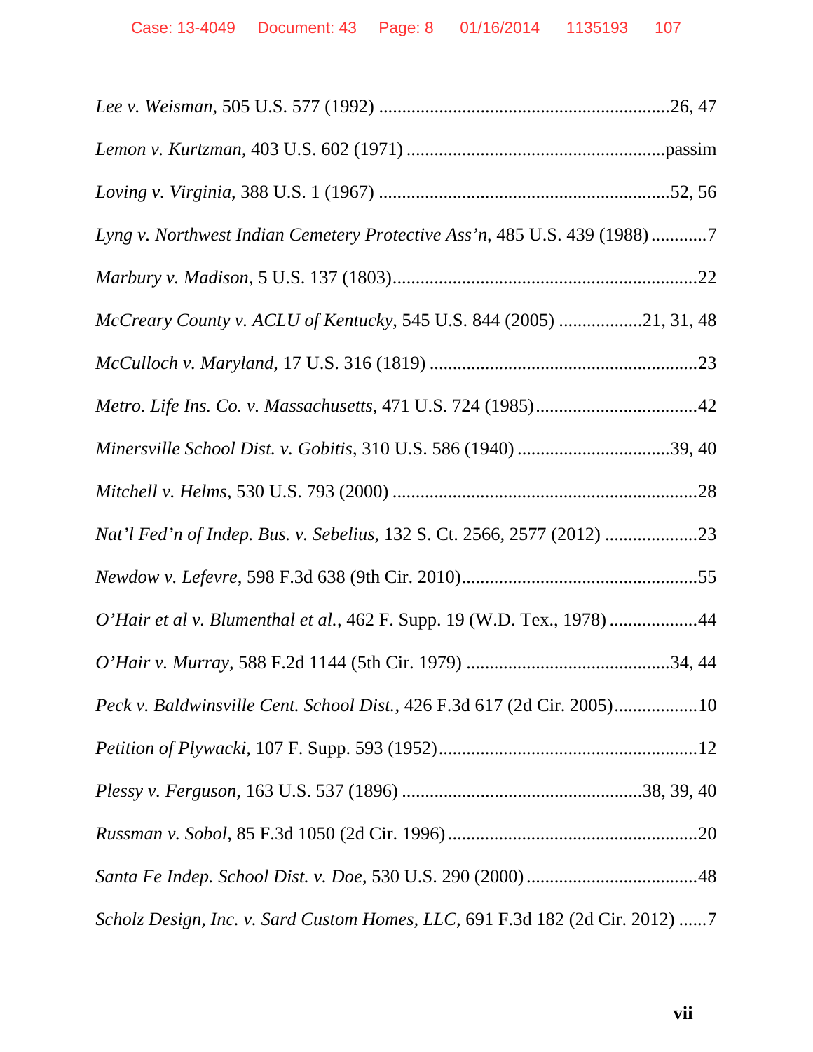*Lee v. Weisman*, 505 U.S. 577 (1992) ............................................................26, 47

*Lemon v. Kurtzman*, 403 U.S. 602 (1971) .......................................................passim

*Loving v. Virginia*, 388 U.S. 1 (1967) ..............................................................52, 56

*Lyng v. Northwest Indian Cemetery Protective Ass'n*, 485 U.S. 439 (1988) ............7

*Marbury v. Madison*, 5 U.S. 137 (1803).................................................................22

*McCreary County v. ACLU of Kentucky*, 545 U.S. 844 (2005) .................21, 31, 48

*McCulloch v. Maryland*, 17 U.S. 316 (1819) .........................................................23

*Metro. Life Ins. Co. v. Massachusetts*, 471 U.S. 724 (1985)..................................42

*Minersville School Dist. v. Gobitis*, 310 U.S. 586 (1940) ................................39, 40

*Mitchell v. Helms*, 530 U.S. 793 (2000) .................................................................28

*Nat'l Fed'n of Indep. Bus. v. Sebelius*, 132 S. Ct. 2566, 2577 (2012) ...................23

*Newdow v. Lefevre*, 598 F.3d 638 (9th Cir. 2010)..................................................55

*O'Hair et al v. Blumenthal et al.*, 462 F. Supp. 19 (W.D. Tex., 1978) ..................44

*O'Hair v. Murray*, 588 F.2d 1144 (5th Cir. 1979) ............................................34, 44

*Peck v. Baldwinsville Cent. School Dist.*, 426 F.3d 617 (2d Cir. 2005).................10

*Petition of Plywacki*, 107 F. Supp. 593 (1952).......................................................12

*Plessy v. Ferguson*, 163 U.S. 537 (1896) ...................................................38, 39, 40

*Russman v. Sobol*, 85 F.3d 1050 (2d Cir. 1996).....................................................20

*Santa Fe Indep. School Dist. v. Doe*, 530 U.S. 290 (2000)....................................48

*Scholz Design, Inc. v. Sard Custom Homes, LLC*, 691 F.3d 182 (2d Cir. 2012) ......7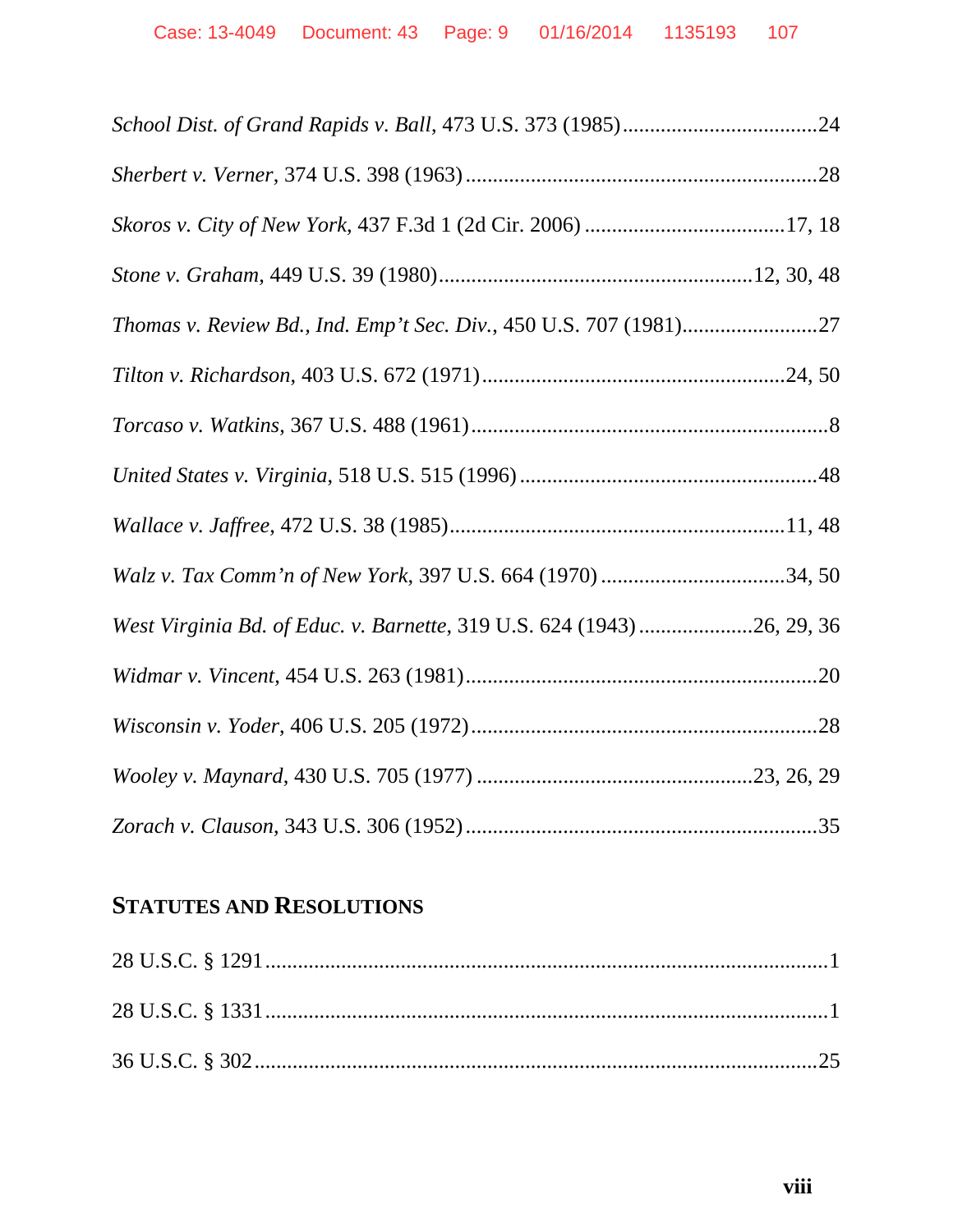*School Dist. of Grand Rapids v. Ball*, 473 U.S. 373 (1985)....................................24

*Sherbert v. Verner*, 374 U.S. 398 (1963)................................................................28

*Skoros v. City of New York*, 437 F.3d 1 (2d Cir. 2006) ....................................17, 18

*Stone v. Graham*, 449 U.S. 39 (1980)........................................................12, 30, 48

*Thomas v. Review Bd., Ind. Emp't Sec. Div.*, 450 U.S. 707 (1981).........................27

*Tilton v. Richardson*, 403 U.S. 672 (1971).......................................................24, 50

*Torcaso v. Watkins*, 367 U.S. 488 (1961).................................................................8

*United States v. Virginia*, 518 U.S. 515 (1996) ......................................................48

*Wallace v. Jaffree*, 472 U.S. 38 (1985).............................................................11, 48

*Walz v. Tax Comm'n of New York*, 397 U.S. 664 (1970) .................................34, 50

*West Virginia Bd. of Educ. v. Barnette*, 319 U.S. 624 (1943) .....................26, 29, 36

*Widmar v. Vincent*, 454 U.S. 263 (1981)................................................................20

*Wisconsin v. Yoder*, 406 U.S. 205 (1972)...............................................................28

*Wooley v. Maynard*, 430 U.S. 705 (1977) ..................................................23, 26, 29

*Zorach v. Clauson*, 343 U.S. 306 (1952)................................................................35

## STATUTES AND RESOLUTIONS

28 U.S.C. § 1291.......................................................................................................1

28 U.S.C. § 1331.......................................................................................................1

36 U.S.C. § 302.......................................................................................................25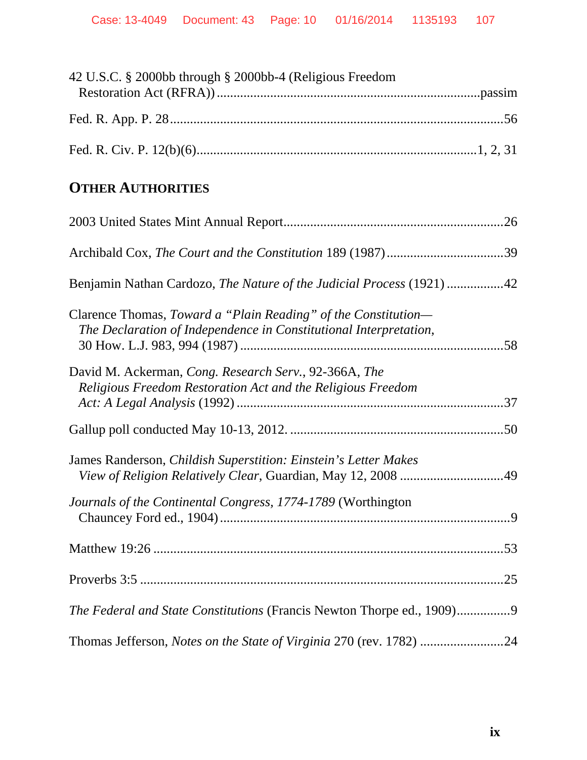42 U.S.C. § 2000bb through § 2000bb-4 (Religious Freedom Restoration Act (RFRA)) ..... passim

Fed. R. App. P. 28 ..... 56

Fed. R. Civ. P. 12(b)(6) ..... 1, 2, 31

## OTHER AUTHORITIES

2003 United States Mint Annual Report ..... 26

Archibald Cox, *The Court and the Constitution* 189 (1987) ..... 39

Benjamin Nathan Cardozo, *The Nature of the Judicial Process* (1921) ..... 42

Clarence Thomas, *Toward a "Plain Reading" of the Constitution—The Declaration of Independence in Constitutional Interpretation*, 30 How. L.J. 983, 994 (1987) ..... 58

David M. Ackerman, *Cong. Research Serv.*, 92-366A, *The Religious Freedom Restoration Act and the Religious Freedom Act: A Legal Analysis* (1992) ..... 37

Gallup poll conducted May 10-13, 2012. ..... 50

James Randerson, *Childish Superstition: Einstein's Letter Makes View of Religion Relatively Clear*, Guardian, May 12, 2008 ..... 49

*Journals of the Continental Congress, 1774-1789* (Worthington Chauncey Ford ed., 1904) ..... 9

Matthew 19:26 ..... 53

Proverbs 3:5 ..... 25

*The Federal and State Constitutions* (Francis Newton Thorpe ed., 1909) ..... 9

Thomas Jefferson, *Notes on the State of Virginia* 270 (rev. 1782) ..... 24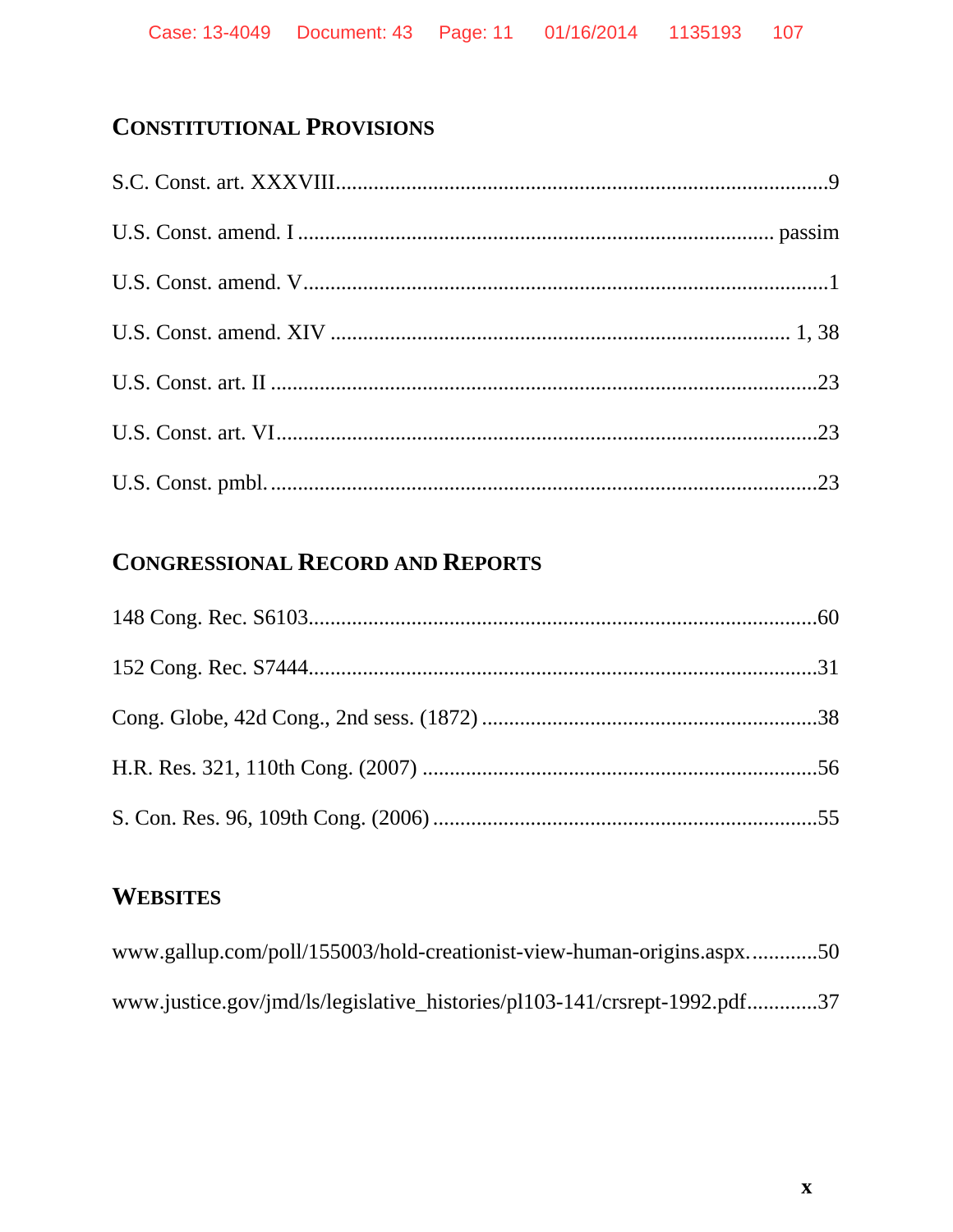## CONSTITUTIONAL PROVISIONS

S.C. Const. art. XXXVIII....................................................................................9

U.S. Const. amend. I ...................................................................................... passim

U.S. Const. amend. V.............................................................................................1

U.S. Const. amend. XIV ........................................................................... 1, 38

U.S. Const. art. II ..................................................................................................23

U.S. Const. art. VI..................................................................................................23

U.S. Const. pmbl. ..................................................................................................23

## CONGRESSIONAL RECORD AND REPORTS

148 Cong. Rec. S6103..........................................................................................60

152 Cong. Rec. S7444..........................................................................................31

Cong. Globe, 42d Cong., 2nd sess. (1872) ...........................................................38

H.R. Res. 321, 110th Cong. (2007) ......................................................................56

S. Con. Res. 96, 109th Cong. (2006) ....................................................................55

## WEBSITES

www.gallup.com/poll/155003/hold-creationist-view-human-origins.aspx. ............50

www.justice.gov/jmd/ls/legislative_histories/pl103-141/crsrept-1992.pdf............37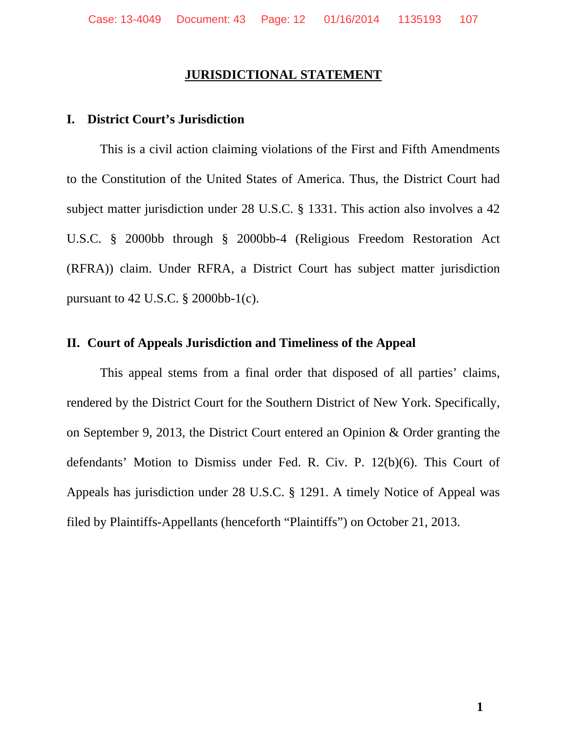# JURISDICTIONAL STATEMENT

## I. District Court's Jurisdiction

This is a civil action claiming violations of the First and Fifth Amendments to the Constitution of the United States of America. Thus, the District Court had subject matter jurisdiction under 28 U.S.C. § 1331. This action also involves a 42 U.S.C. § 2000bb through § 2000bb-4 (Religious Freedom Restoration Act (RFRA)) claim. Under RFRA, a District Court has subject matter jurisdiction pursuant to 42 U.S.C. § 2000bb-1(c).

## II. Court of Appeals Jurisdiction and Timeliness of the Appeal

This appeal stems from a final order that disposed of all parties' claims, rendered by the District Court for the Southern District of New York. Specifically, on September 9, 2013, the District Court entered an Opinion & Order granting the defendants' Motion to Dismiss under Fed. R. Civ. P. 12(b)(6). This Court of Appeals has jurisdiction under 28 U.S.C. § 1291. A timely Notice of Appeal was filed by Plaintiffs-Appellants (henceforth "Plaintiffs") on October 21, 2013.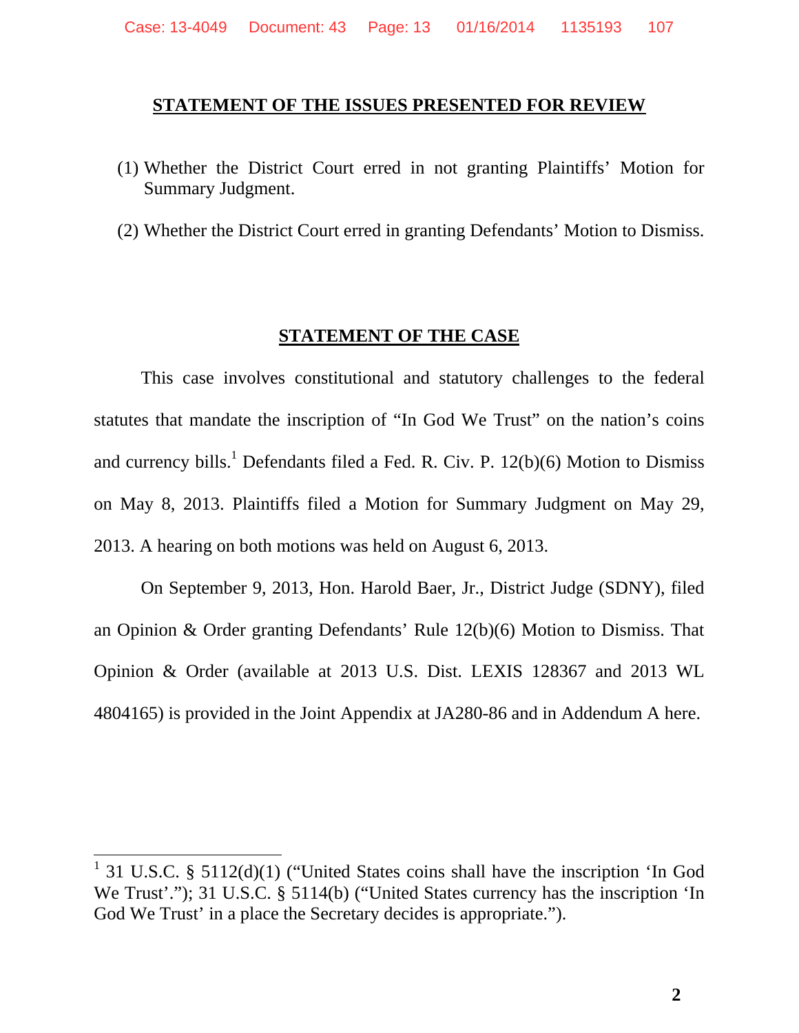## STATEMENT OF THE ISSUES PRESENTED FOR REVIEW

(1) Whether the District Court erred in not granting Plaintiffs' Motion for Summary Judgment.

(2) Whether the District Court erred in granting Defendants' Motion to Dismiss.

## STATEMENT OF THE CASE

This case involves constitutional and statutory challenges to the federal statutes that mandate the inscription of "In God We Trust" on the nation's coins and currency bills.[1] Defendants filed a Fed. R. Civ. P. 12(b)(6) Motion to Dismiss on May 8, 2013. Plaintiffs filed a Motion for Summary Judgment on May 29, 2013. A hearing on both motions was held on August 6, 2013.

On September 9, 2013, Hon. Harold Baer, Jr., District Judge (SDNY), filed an Opinion & Order granting Defendants' Rule 12(b)(6) Motion to Dismiss. That Opinion & Order (available at 2013 U.S. Dist. LEXIS 128367 and 2013 WL 4804165) is provided in the Joint Appendix at JA280-86 and in Addendum A here.

---

[1] 31 U.S.C. § 5112(d)(1) ("United States coins shall have the inscription 'In God We Trust'."); 31 U.S.C. § 5114(b) ("United States currency has the inscription 'In God We Trust' in a place the Secretary decides is appropriate.").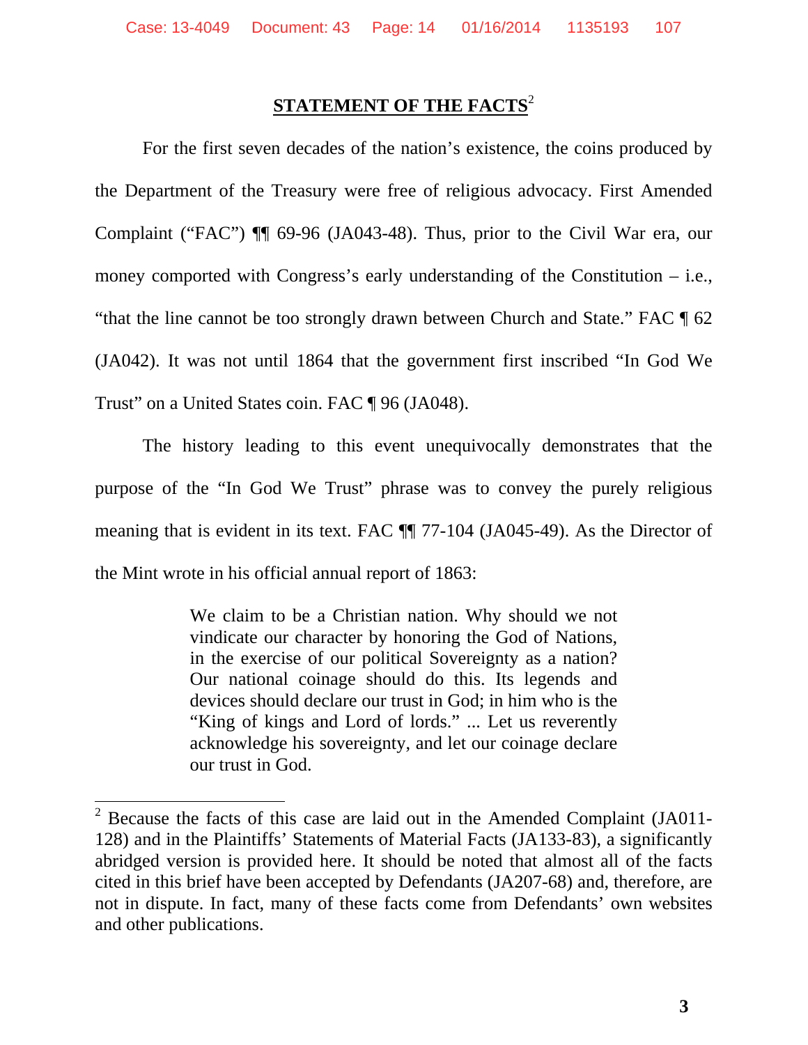## STATEMENT OF THE FACTS[2]

For the first seven decades of the nation's existence, the coins produced by the Department of the Treasury were free of religious advocacy. First Amended Complaint ("FAC") ¶¶ 69-96 (JA043-48). Thus, prior to the Civil War era, our money comported with Congress's early understanding of the Constitution – i.e., "that the line cannot be too strongly drawn between Church and State." FAC ¶ 62 (JA042). It was not until 1864 that the government first inscribed "In God We Trust" on a United States coin. FAC ¶ 96 (JA048).

The history leading to this event unequivocally demonstrates that the purpose of the "In God We Trust" phrase was to convey the purely religious meaning that is evident in its text. FAC ¶¶ 77-104 (JA045-49). As the Director of the Mint wrote in his official annual report of 1863:

> We claim to be a Christian nation. Why should we not vindicate our character by honoring the God of Nations, in the exercise of our political Sovereignty as a nation? Our national coinage should do this. Its legends and devices should declare our trust in God; in him who is the "King of kings and Lord of lords." ... Let us reverently acknowledge his sovereignty, and let our coinage declare our trust in God.

---

[2] Because the facts of this case are laid out in the Amended Complaint (JA011-128) and in the Plaintiffs' Statements of Material Facts (JA133-83), a significantly abridged version is provided here. It should be noted that almost all of the facts cited in this brief have been accepted by Defendants (JA207-68) and, therefore, are not in dispute. In fact, many of these facts come from Defendants' own websites and other publications.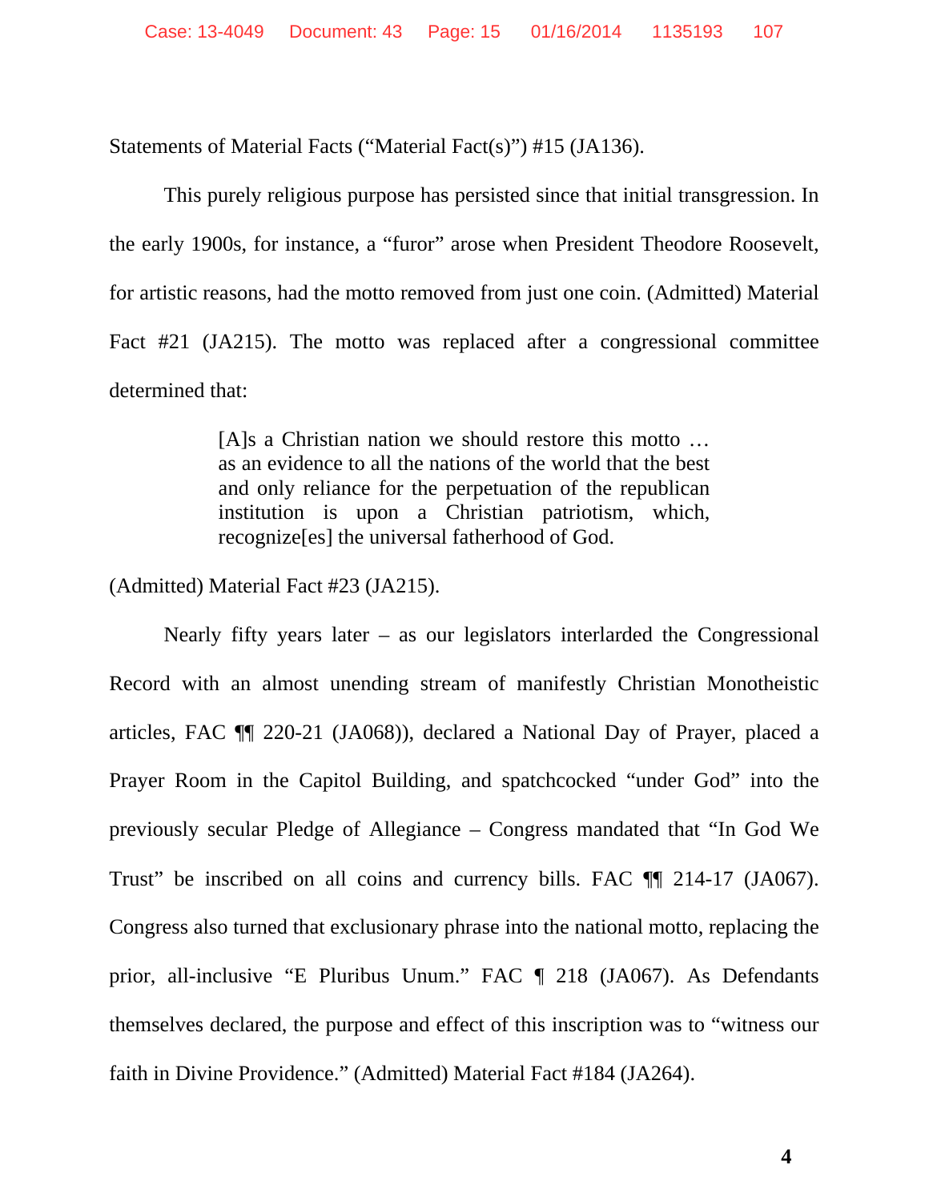Statements of Material Facts ("Material Fact(s)") #15 (JA136).

This purely religious purpose has persisted since that initial transgression. In the early 1900s, for instance, a "furor" arose when President Theodore Roosevelt, for artistic reasons, had the motto removed from just one coin. (Admitted) Material Fact #21 (JA215). The motto was replaced after a congressional committee determined that:

> [A]s a Christian nation we should restore this motto … as an evidence to all the nations of the world that the best and only reliance for the perpetuation of the republican institution is upon a Christian patriotism, which, recognize[es] the universal fatherhood of God.

(Admitted) Material Fact #23 (JA215).

Nearly fifty years later – as our legislators interlarded the Congressional Record with an almost unending stream of manifestly Christian Monotheistic articles, FAC ¶¶ 220-21 (JA068)), declared a National Day of Prayer, placed a Prayer Room in the Capitol Building, and spatchcocked "under God" into the previously secular Pledge of Allegiance – Congress mandated that "In God We Trust" be inscribed on all coins and currency bills. FAC ¶¶ 214-17 (JA067). Congress also turned that exclusionary phrase into the national motto, replacing the prior, all-inclusive "E Pluribus Unum." FAC ¶ 218 (JA067). As Defendants themselves declared, the purpose and effect of this inscription was to "witness our faith in Divine Providence." (Admitted) Material Fact #184 (JA264).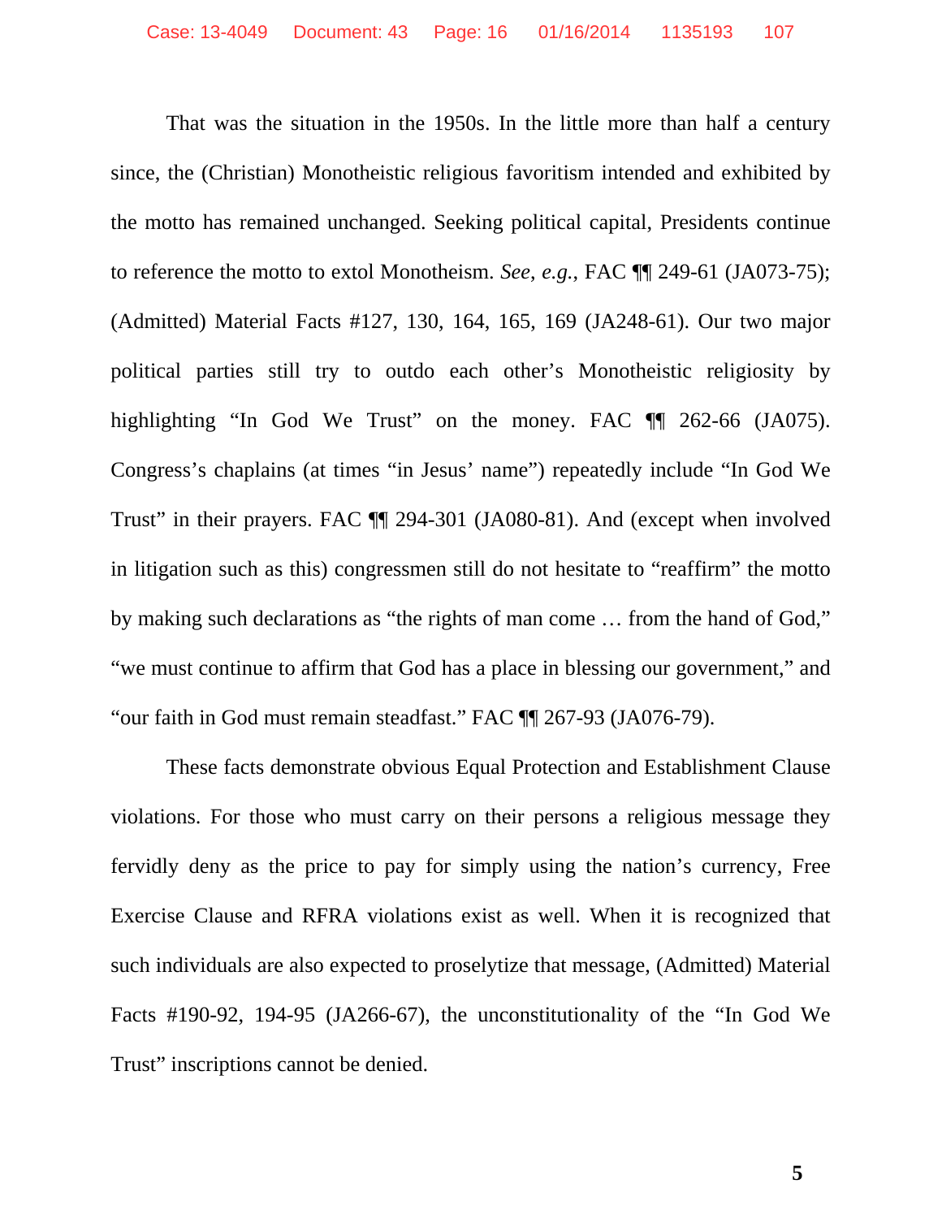That was the situation in the 1950s. In the little more than half a century since, the (Christian) Monotheistic religious favoritism intended and exhibited by the motto has remained unchanged. Seeking political capital, Presidents continue to reference the motto to extol Monotheism. *See, e.g.*, FAC ¶¶ 249-61 (JA073-75); (Admitted) Material Facts #127, 130, 164, 165, 169 (JA248-61). Our two major political parties still try to outdo each other's Monotheistic religiosity by highlighting "In God We Trust" on the money. FAC ¶¶ 262-66 (JA075). Congress's chaplains (at times "in Jesus' name") repeatedly include "In God We Trust" in their prayers. FAC ¶¶ 294-301 (JA080-81). And (except when involved in litigation such as this) congressmen still do not hesitate to "reaffirm" the motto by making such declarations as "the rights of man come … from the hand of God," "we must continue to affirm that God has a place in blessing our government," and "our faith in God must remain steadfast." FAC ¶¶ 267-93 (JA076-79).

These facts demonstrate obvious Equal Protection and Establishment Clause violations. For those who must carry on their persons a religious message they fervidly deny as the price to pay for simply using the nation's currency, Free Exercise Clause and RFRA violations exist as well. When it is recognized that such individuals are also expected to proselytize that message, (Admitted) Material Facts #190-92, 194-95 (JA266-67), the unconstitutionality of the "In God We Trust" inscriptions cannot be denied.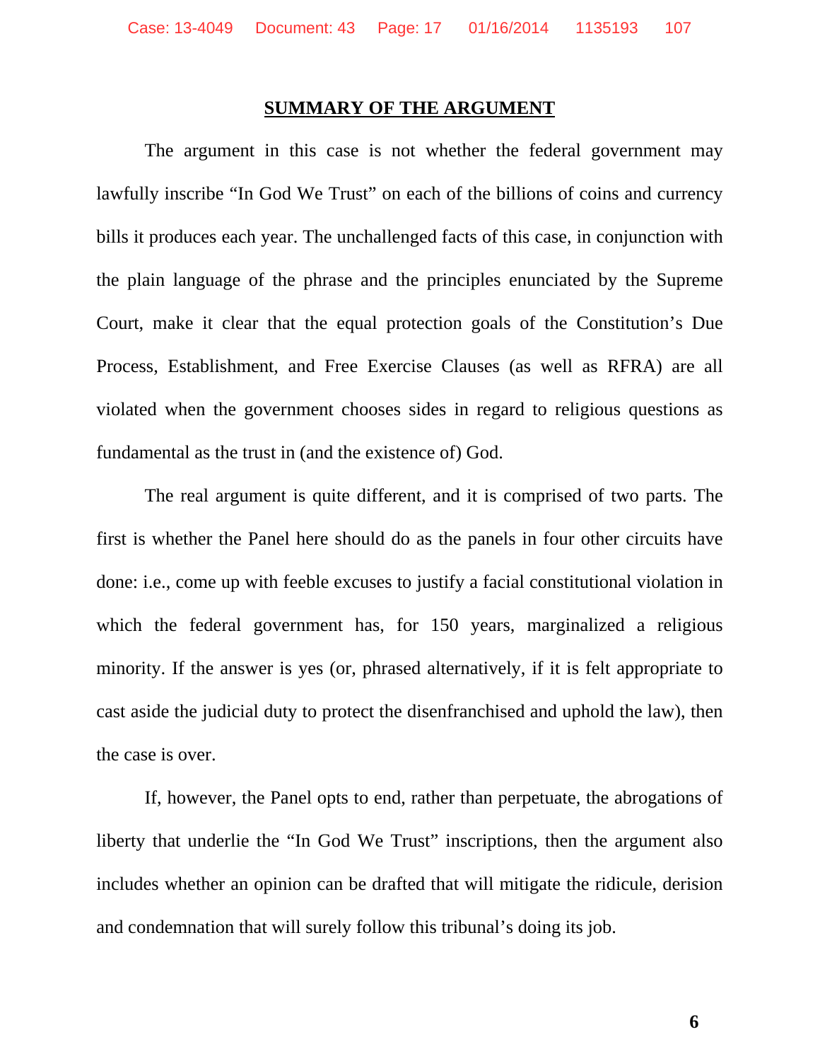## SUMMARY OF THE ARGUMENT

The argument in this case is not whether the federal government may lawfully inscribe "In God We Trust" on each of the billions of coins and currency bills it produces each year. The unchallenged facts of this case, in conjunction with the plain language of the phrase and the principles enunciated by the Supreme Court, make it clear that the equal protection goals of the Constitution's Due Process, Establishment, and Free Exercise Clauses (as well as RFRA) are all violated when the government chooses sides in regard to religious questions as fundamental as the trust in (and the existence of) God.

The real argument is quite different, and it is comprised of two parts. The first is whether the Panel here should do as the panels in four other circuits have done: i.e., come up with feeble excuses to justify a facial constitutional violation in which the federal government has, for 150 years, marginalized a religious minority. If the answer is yes (or, phrased alternatively, if it is felt appropriate to cast aside the judicial duty to protect the disenfranchised and uphold the law), then the case is over.

If, however, the Panel opts to end, rather than perpetuate, the abrogations of liberty that underlie the "In God We Trust" inscriptions, then the argument also includes whether an opinion can be drafted that will mitigate the ridicule, derision and condemnation that will surely follow this tribunal's doing its job.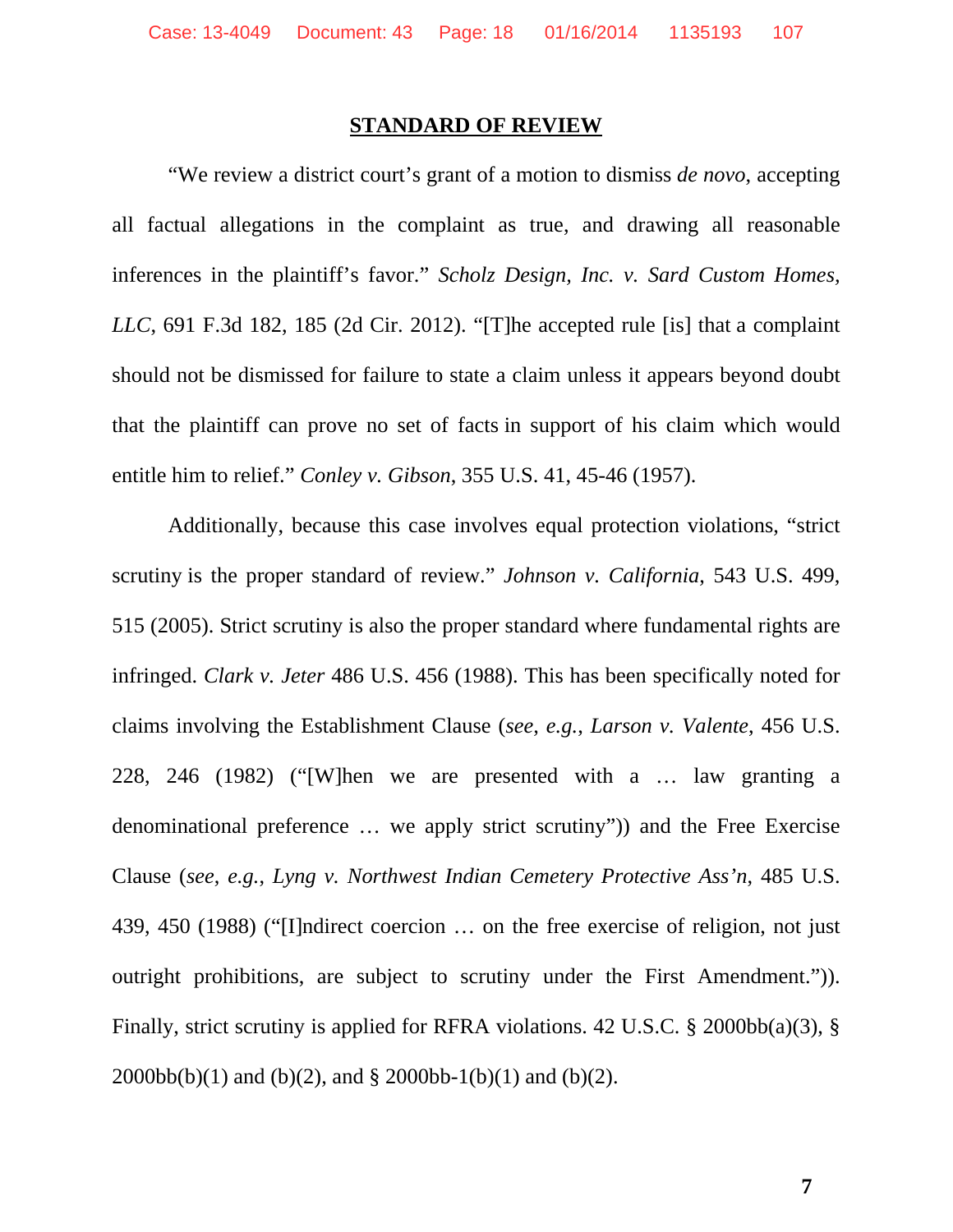## STANDARD OF REVIEW

"We review a district court's grant of a motion to dismiss *de novo*, accepting all factual allegations in the complaint as true, and drawing all reasonable inferences in the plaintiff's favor." *Scholz Design, Inc. v. Sard Custom Homes, LLC*, 691 F.3d 182, 185 (2d Cir. 2012). "[T]he accepted rule [is] that a complaint should not be dismissed for failure to state a claim unless it appears beyond doubt that the plaintiff can prove no set of facts in support of his claim which would entitle him to relief." *Conley v. Gibson*, 355 U.S. 41, 45-46 (1957).

Additionally, because this case involves equal protection violations, "strict scrutiny is the proper standard of review." *Johnson v. California*, 543 U.S. 499, 515 (2005). Strict scrutiny is also the proper standard where fundamental rights are infringed. *Clark v. Jeter* 486 U.S. 456 (1988). This has been specifically noted for claims involving the Establishment Clause (*see, e.g., Larson v. Valente*, 456 U.S. 228, 246 (1982) ("[W]hen we are presented with a … law granting a denominational preference … we apply strict scrutiny")) and the Free Exercise Clause (*see, e.g., Lyng v. Northwest Indian Cemetery Protective Ass'n*, 485 U.S. 439, 450 (1988) ("[I]ndirect coercion … on the free exercise of religion, not just outright prohibitions, are subject to scrutiny under the First Amendment.")). Finally, strict scrutiny is applied for RFRA violations. 42 U.S.C. § 2000bb(a)(3), § 2000bb(b)(1) and (b)(2), and § 2000bb-1(b)(1) and (b)(2).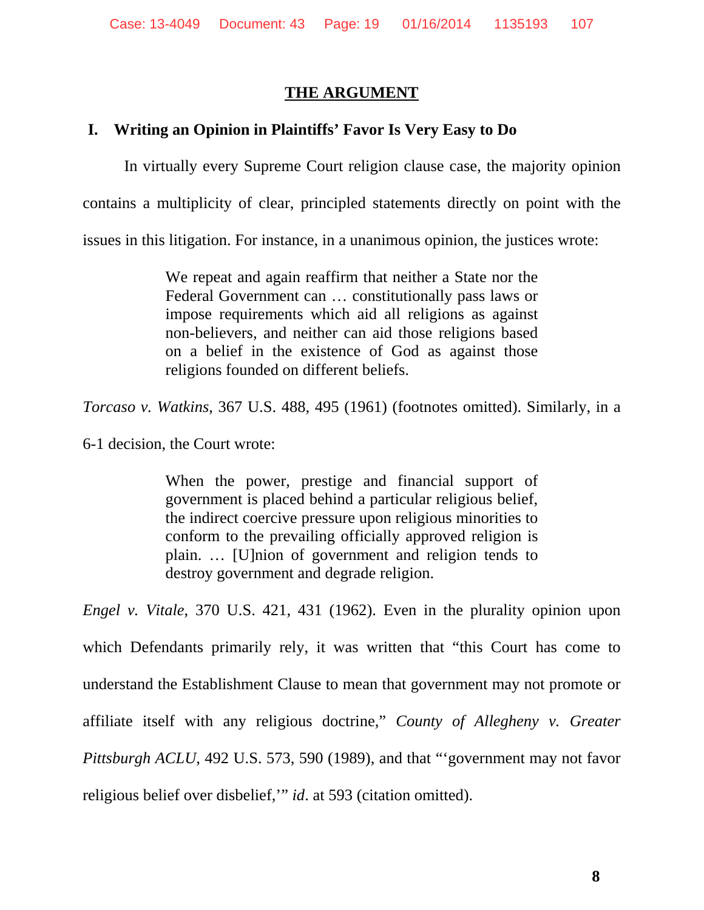## THE ARGUMENT

### I. Writing an Opinion in Plaintiffs' Favor Is Very Easy to Do

In virtually every Supreme Court religion clause case, the majority opinion contains a multiplicity of clear, principled statements directly on point with the issues in this litigation. For instance, in a unanimous opinion, the justices wrote:

> We repeat and again reaffirm that neither a State nor the Federal Government can … constitutionally pass laws or impose requirements which aid all religions as against non-believers, and neither can aid those religions based on a belief in the existence of God as against those religions founded on different beliefs.

*Torcaso v. Watkins*, 367 U.S. 488, 495 (1961) (footnotes omitted). Similarly, in a 6-1 decision, the Court wrote:

> When the power, prestige and financial support of government is placed behind a particular religious belief, the indirect coercive pressure upon religious minorities to conform to the prevailing officially approved religion is plain. … [U]nion of government and religion tends to destroy government and degrade religion.

*Engel v. Vitale*, 370 U.S. 421, 431 (1962). Even in the plurality opinion upon which Defendants primarily rely, it was written that "this Court has come to understand the Establishment Clause to mean that government may not promote or affiliate itself with any religious doctrine," *County of Allegheny v. Greater Pittsburgh ACLU*, 492 U.S. 573, 590 (1989), and that "'government may not favor religious belief over disbelief,'" *id*. at 593 (citation omitted).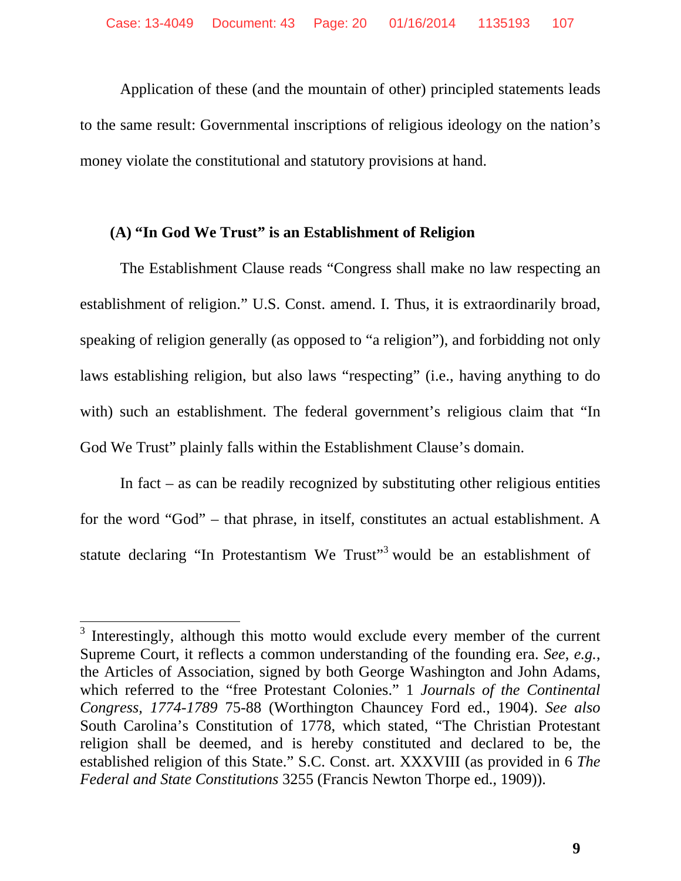Application of these (and the mountain of other) principled statements leads to the same result: Governmental inscriptions of religious ideology on the nation's money violate the constitutional and statutory provisions at hand.

### (A) "In God We Trust" is an Establishment of Religion

The Establishment Clause reads "Congress shall make no law respecting an establishment of religion." U.S. Const. amend. I. Thus, it is extraordinarily broad, speaking of religion generally (as opposed to "a religion"), and forbidding not only laws establishing religion, but also laws "respecting" (i.e., having anything to do with) such an establishment. The federal government's religious claim that "In God We Trust" plainly falls within the Establishment Clause's domain.

In fact – as can be readily recognized by substituting other religious entities for the word "God" – that phrase, in itself, constitutes an actual establishment. A statute declaring "In Protestantism We Trust"[3] would be an establishment of

---

[3] Interestingly, although this motto would exclude every member of the current Supreme Court, it reflects a common understanding of the founding era. *See, e.g.*, the Articles of Association, signed by both George Washington and John Adams, which referred to the "free Protestant Colonies." 1 *Journals of the Continental Congress, 1774-1789* 75-88 (Worthington Chauncey Ford ed., 1904). *See also* South Carolina's Constitution of 1778, which stated, "The Christian Protestant religion shall be deemed, and is hereby constituted and declared to be, the established religion of this State." S.C. Const. art. XXXVIII (as provided in 6 *The Federal and State Constitutions* 3255 (Francis Newton Thorpe ed., 1909)).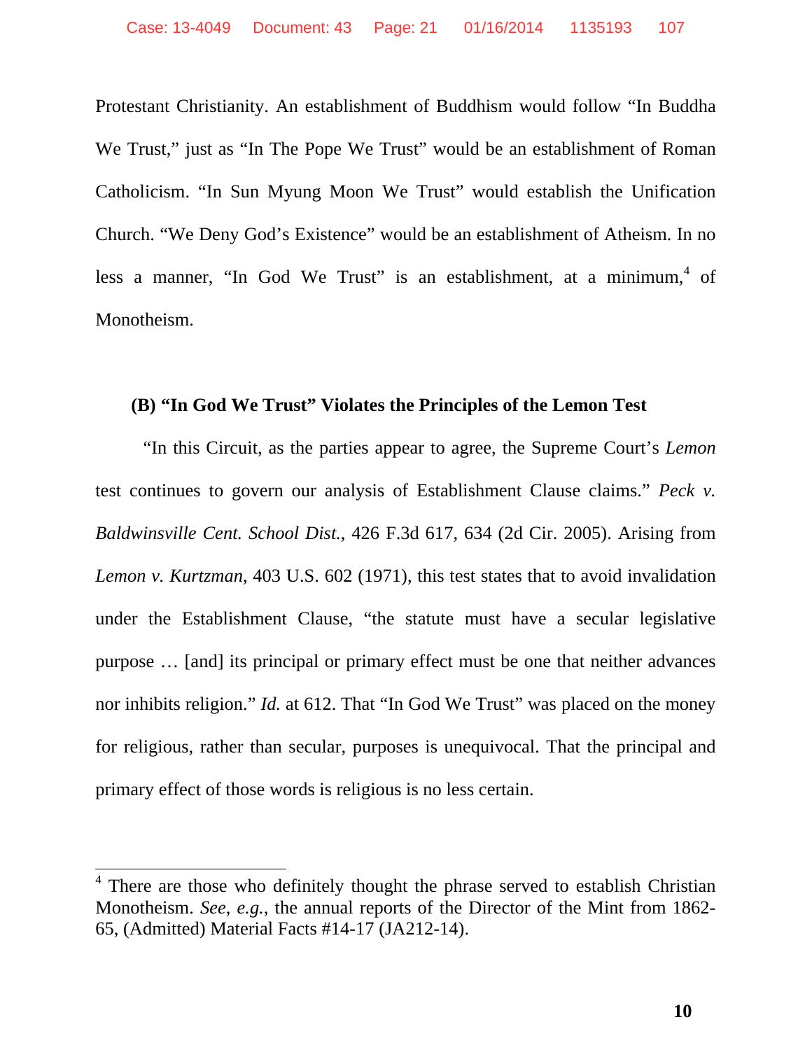Protestant Christianity. An establishment of Buddhism would follow "In Buddha We Trust," just as "In The Pope We Trust" would be an establishment of Roman Catholicism. "In Sun Myung Moon We Trust" would establish the Unification Church. "We Deny God's Existence" would be an establishment of Atheism. In no less a manner, "In God We Trust" is an establishment, at a minimum,[4] of Monotheism.

**(B) "In God We Trust" Violates the Principles of the Lemon Test**

"In this Circuit, as the parties appear to agree, the Supreme Court's *Lemon* test continues to govern our analysis of Establishment Clause claims." *Peck v. Baldwinsville Cent. School Dist.*, 426 F.3d 617, 634 (2d Cir. 2005). Arising from *Lemon v. Kurtzman*, 403 U.S. 602 (1971), this test states that to avoid invalidation under the Establishment Clause, "the statute must have a secular legislative purpose … [and] its principal or primary effect must be one that neither advances nor inhibits religion." *Id.* at 612. That "In God We Trust" was placed on the money for religious, rather than secular, purposes is unequivocal. That the principal and primary effect of those words is religious is no less certain.

---

[4] There are those who definitely thought the phrase served to establish Christian Monotheism. *See*, *e.g.*, the annual reports of the Director of the Mint from 1862-65, (Admitted) Material Facts #14-17 (JA212-14).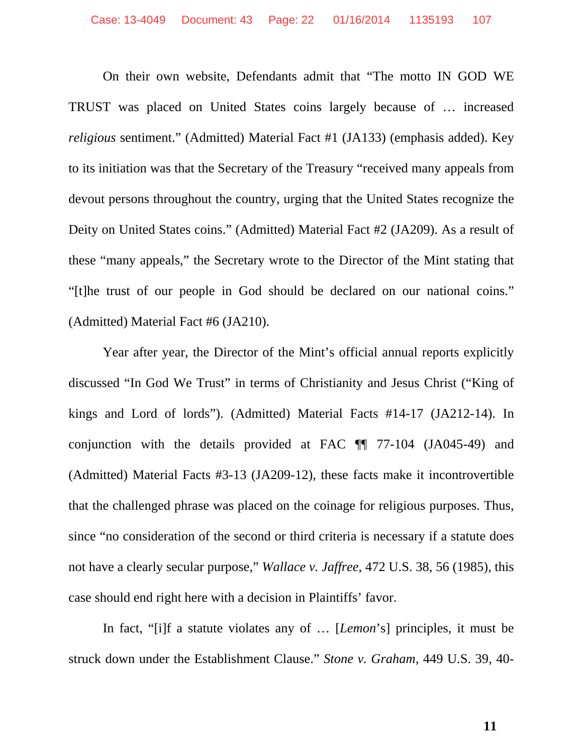On their own website, Defendants admit that "The motto IN GOD WE TRUST was placed on United States coins largely because of … increased *religious* sentiment." (Admitted) Material Fact #1 (JA133) (emphasis added). Key to its initiation was that the Secretary of the Treasury "received many appeals from devout persons throughout the country, urging that the United States recognize the Deity on United States coins." (Admitted) Material Fact #2 (JA209). As a result of these "many appeals," the Secretary wrote to the Director of the Mint stating that "[t]he trust of our people in God should be declared on our national coins." (Admitted) Material Fact #6 (JA210).

Year after year, the Director of the Mint's official annual reports explicitly discussed "In God We Trust" in terms of Christianity and Jesus Christ ("King of kings and Lord of lords"). (Admitted) Material Facts #14-17 (JA212-14). In conjunction with the details provided at FAC ¶¶ 77-104 (JA045-49) and (Admitted) Material Facts #3-13 (JA209-12), these facts make it incontrovertible that the challenged phrase was placed on the coinage for religious purposes. Thus, since "no consideration of the second or third criteria is necessary if a statute does not have a clearly secular purpose," *Wallace v. Jaffree*, 472 U.S. 38, 56 (1985), this case should end right here with a decision in Plaintiffs' favor.

In fact, "[i]f a statute violates any of … [*Lemon*'s] principles, it must be struck down under the Establishment Clause." *Stone v. Graham*, 449 U.S. 39, 40-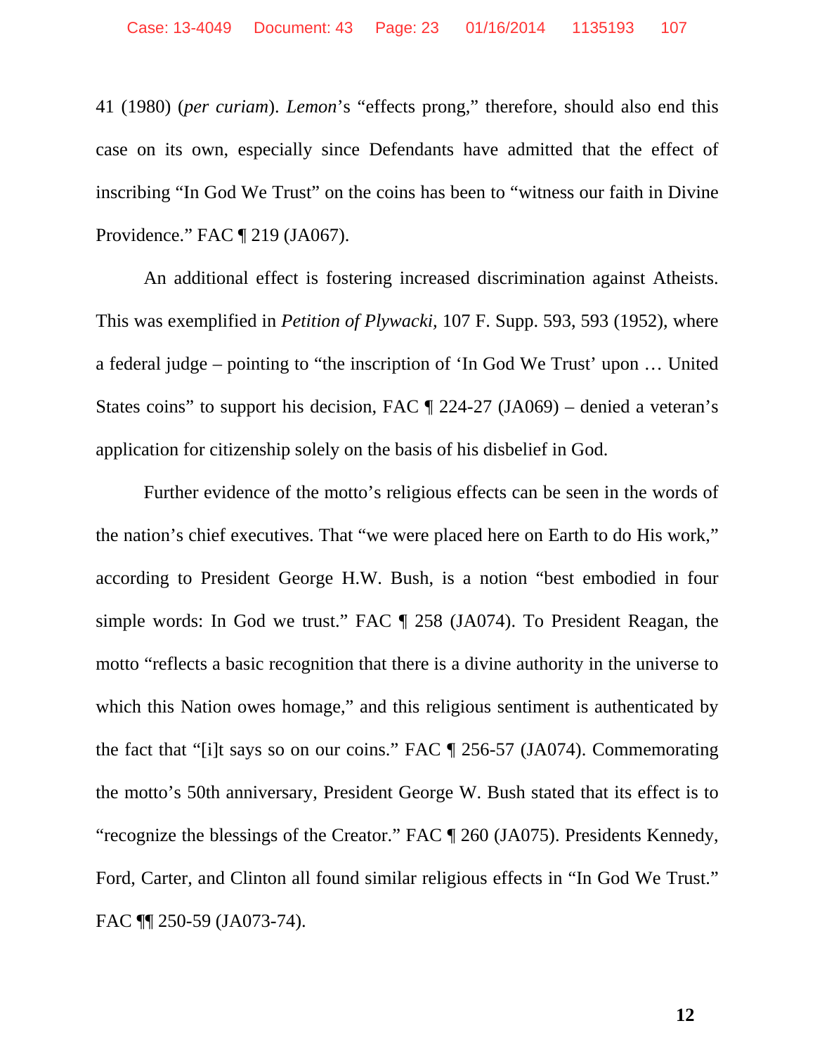41 (1980) (*per curiam*). *Lemon*'s "effects prong," therefore, should also end this case on its own, especially since Defendants have admitted that the effect of inscribing "In God We Trust" on the coins has been to "witness our faith in Divine Providence." FAC ¶ 219 (JA067).

An additional effect is fostering increased discrimination against Atheists. This was exemplified in *Petition of Plywacki*, 107 F. Supp. 593, 593 (1952), where a federal judge – pointing to "the inscription of 'In God We Trust' upon … United States coins" to support his decision, FAC ¶ 224-27 (JA069) – denied a veteran's application for citizenship solely on the basis of his disbelief in God.

Further evidence of the motto's religious effects can be seen in the words of the nation's chief executives. That "we were placed here on Earth to do His work," according to President George H.W. Bush, is a notion "best embodied in four simple words: In God we trust." FAC ¶ 258 (JA074). To President Reagan, the motto "reflects a basic recognition that there is a divine authority in the universe to which this Nation owes homage," and this religious sentiment is authenticated by the fact that "[i]t says so on our coins." FAC ¶ 256-57 (JA074). Commemorating the motto's 50th anniversary, President George W. Bush stated that its effect is to "recognize the blessings of the Creator." FAC ¶ 260 (JA075). Presidents Kennedy, Ford, Carter, and Clinton all found similar religious effects in "In God We Trust." FAC ¶¶ 250-59 (JA073-74).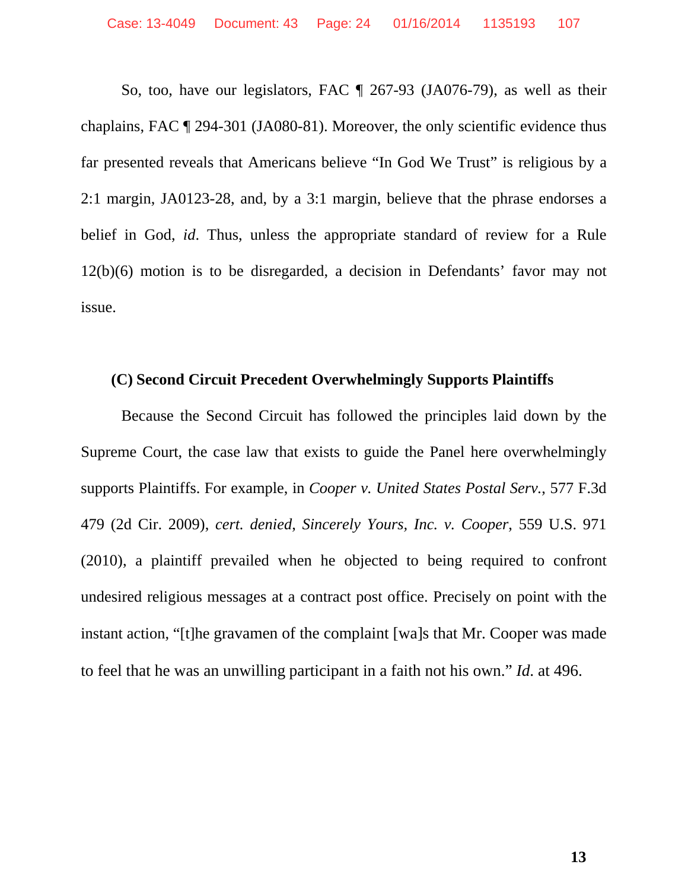So, too, have our legislators, FAC ¶ 267-93 (JA076-79), as well as their chaplains, FAC ¶ 294-301 (JA080-81). Moreover, the only scientific evidence thus far presented reveals that Americans believe "In God We Trust" is religious by a 2:1 margin, JA0123-28, and, by a 3:1 margin, believe that the phrase endorses a belief in God, *id*. Thus, unless the appropriate standard of review for a Rule 12(b)(6) motion is to be disregarded, a decision in Defendants' favor may not issue.

### (C) Second Circuit Precedent Overwhelmingly Supports Plaintiffs

Because the Second Circuit has followed the principles laid down by the Supreme Court, the case law that exists to guide the Panel here overwhelmingly supports Plaintiffs. For example, in *Cooper v. United States Postal Serv.*, 577 F.3d 479 (2d Cir. 2009), *cert. denied*, *Sincerely Yours, Inc. v. Cooper*, 559 U.S. 971 (2010), a plaintiff prevailed when he objected to being required to confront undesired religious messages at a contract post office. Precisely on point with the instant action, "[t]he gravamen of the complaint [wa]s that Mr. Cooper was made to feel that he was an unwilling participant in a faith not his own." *Id.* at 496.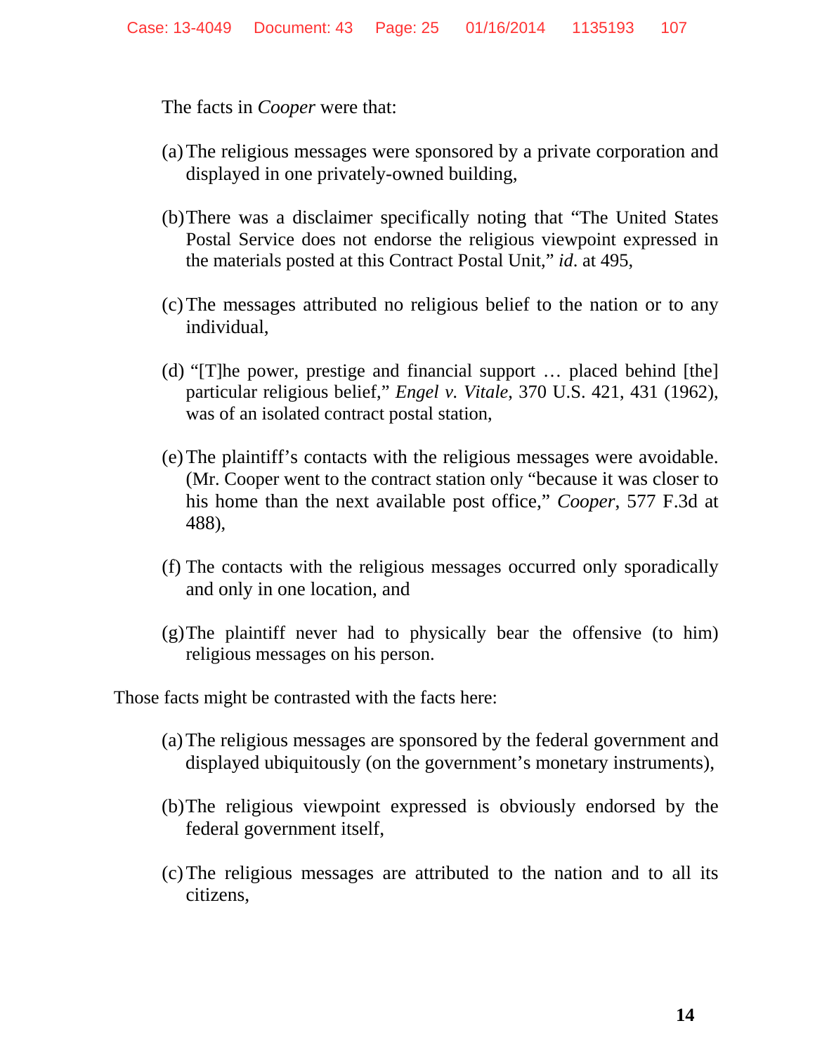The facts in *Cooper* were that:

(a) The religious messages were sponsored by a private corporation and displayed in one privately-owned building,

(b) There was a disclaimer specifically noting that "The United States Postal Service does not endorse the religious viewpoint expressed in the materials posted at this Contract Postal Unit," *id*. at 495,

(c) The messages attributed no religious belief to the nation or to any individual,

(d) "[T]he power, prestige and financial support … placed behind [the] particular religious belief," *Engel v. Vitale*, 370 U.S. 421, 431 (1962), was of an isolated contract postal station,

(e) The plaintiff's contacts with the religious messages were avoidable. (Mr. Cooper went to the contract station only "because it was closer to his home than the next available post office," *Cooper*, 577 F.3d at 488),

(f) The contacts with the religious messages occurred only sporadically and only in one location, and

(g) The plaintiff never had to physically bear the offensive (to him) religious messages on his person.

Those facts might be contrasted with the facts here:

(a) The religious messages are sponsored by the federal government and displayed ubiquitously (on the government's monetary instruments),

(b) The religious viewpoint expressed is obviously endorsed by the federal government itself,

(c) The religious messages are attributed to the nation and to all its citizens,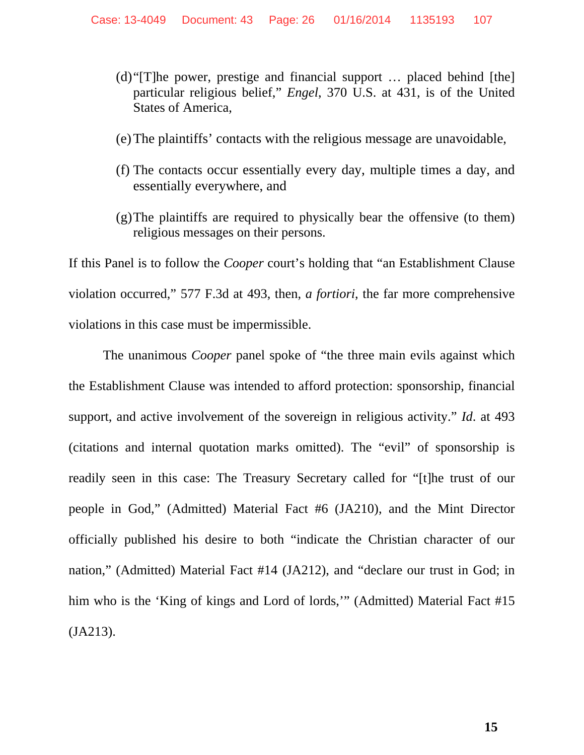(d) "[T]he power, prestige and financial support … placed behind [the] particular religious belief," *Engel*, 370 U.S. at 431, is of the United States of America,

(e) The plaintiffs' contacts with the religious message are unavoidable,

(f) The contacts occur essentially every day, multiple times a day, and essentially everywhere, and

(g) The plaintiffs are required to physically bear the offensive (to them) religious messages on their persons.

If this Panel is to follow the *Cooper* court's holding that "an Establishment Clause violation occurred," 577 F.3d at 493, then, *a fortiori*, the far more comprehensive violations in this case must be impermissible.

The unanimous *Cooper* panel spoke of "the three main evils against which the Establishment Clause was intended to afford protection: sponsorship, financial support, and active involvement of the sovereign in religious activity." *Id*. at 493 (citations and internal quotation marks omitted). The "evil" of sponsorship is readily seen in this case: The Treasury Secretary called for "[t]he trust of our people in God," (Admitted) Material Fact #6 (JA210), and the Mint Director officially published his desire to both "indicate the Christian character of our nation," (Admitted) Material Fact #14 (JA212), and "declare our trust in God; in him who is the 'King of kings and Lord of lords,'" (Admitted) Material Fact #15 (JA213).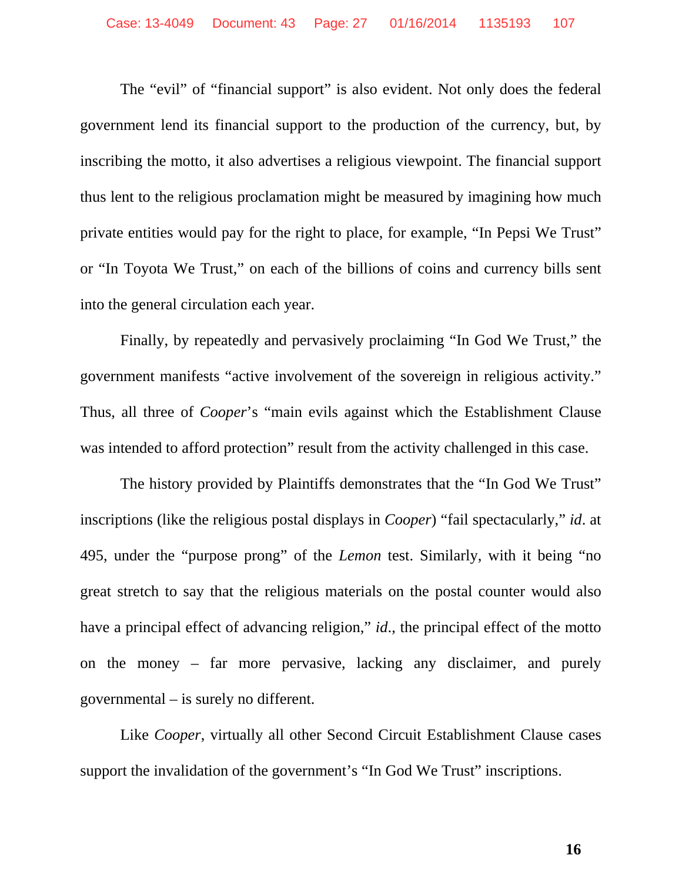The "evil" of "financial support" is also evident. Not only does the federal government lend its financial support to the production of the currency, but, by inscribing the motto, it also advertises a religious viewpoint. The financial support thus lent to the religious proclamation might be measured by imagining how much private entities would pay for the right to place, for example, "In Pepsi We Trust" or "In Toyota We Trust," on each of the billions of coins and currency bills sent into the general circulation each year.

Finally, by repeatedly and pervasively proclaiming "In God We Trust," the government manifests "active involvement of the sovereign in religious activity." Thus, all three of *Cooper*'s "main evils against which the Establishment Clause was intended to afford protection" result from the activity challenged in this case.

The history provided by Plaintiffs demonstrates that the "In God We Trust" inscriptions (like the religious postal displays in *Cooper*) "fail spectacularly," *id*. at 495, under the "purpose prong" of the *Lemon* test. Similarly, with it being "no great stretch to say that the religious materials on the postal counter would also have a principal effect of advancing religion," *id*., the principal effect of the motto on the money – far more pervasive, lacking any disclaimer, and purely governmental – is surely no different.

Like *Cooper*, virtually all other Second Circuit Establishment Clause cases support the invalidation of the government's "In God We Trust" inscriptions.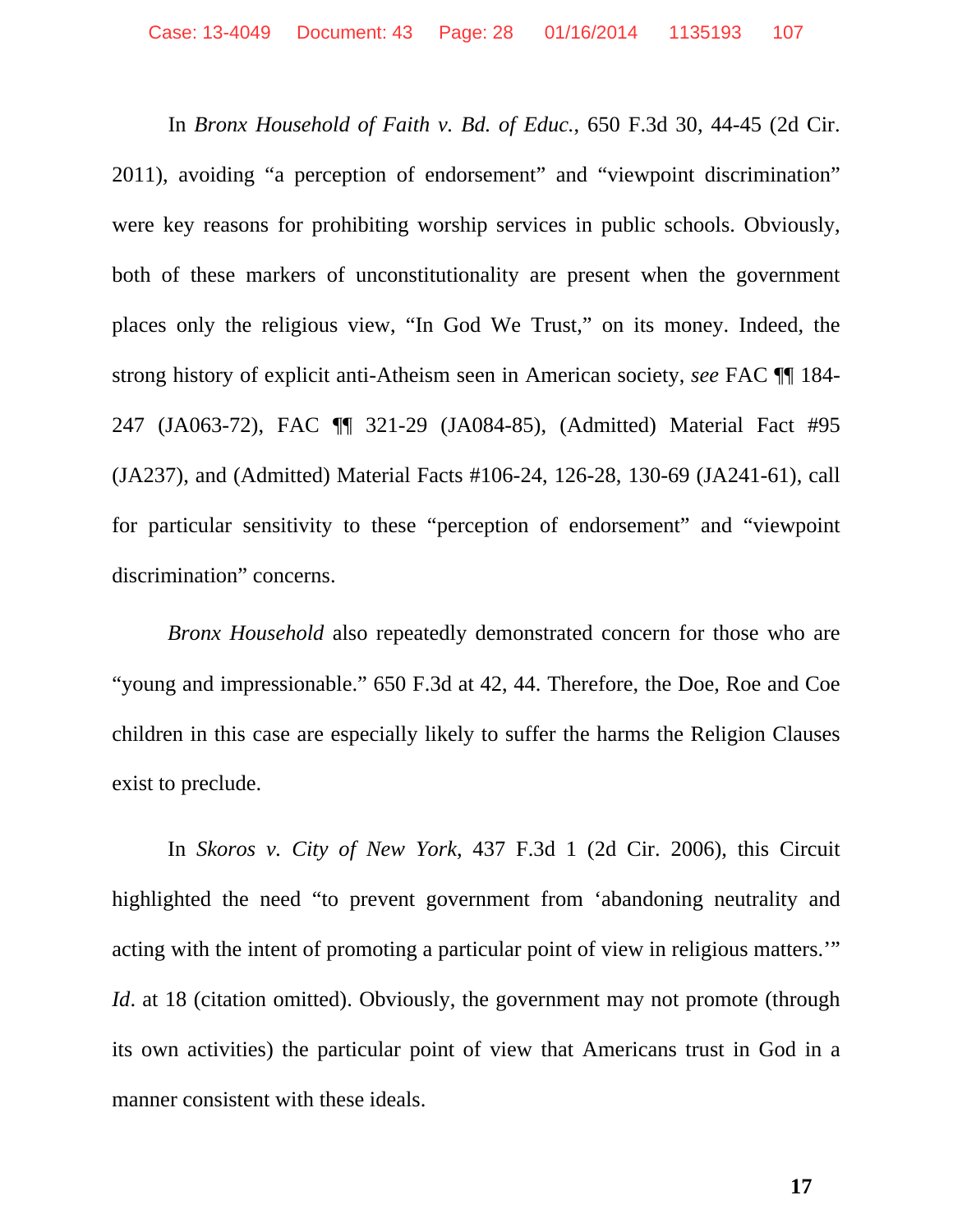In *Bronx Household of Faith v. Bd. of Educ.*, 650 F.3d 30, 44-45 (2d Cir. 2011), avoiding "a perception of endorsement" and "viewpoint discrimination" were key reasons for prohibiting worship services in public schools. Obviously, both of these markers of unconstitutionality are present when the government places only the religious view, "In God We Trust," on its money. Indeed, the strong history of explicit anti-Atheism seen in American society, *see* FAC ¶¶ 184-247 (JA063-72), FAC ¶¶ 321-29 (JA084-85), (Admitted) Material Fact #95 (JA237), and (Admitted) Material Facts #106-24, 126-28, 130-69 (JA241-61), call for particular sensitivity to these "perception of endorsement" and "viewpoint discrimination" concerns.

*Bronx Household* also repeatedly demonstrated concern for those who are "young and impressionable." 650 F.3d at 42, 44. Therefore, the Doe, Roe and Coe children in this case are especially likely to suffer the harms the Religion Clauses exist to preclude.

In *Skoros v. City of New York*, 437 F.3d 1 (2d Cir. 2006), this Circuit highlighted the need "to prevent government from 'abandoning neutrality and acting with the intent of promoting a particular point of view in religious matters.'" *Id*. at 18 (citation omitted). Obviously, the government may not promote (through its own activities) the particular point of view that Americans trust in God in a manner consistent with these ideals.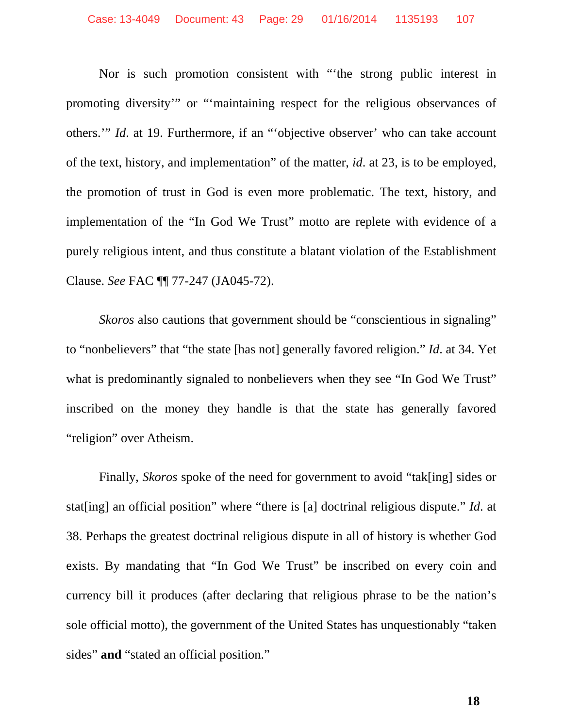Nor is such promotion consistent with "'the strong public interest in promoting diversity'" or "'maintaining respect for the religious observances of others.'" *Id*. at 19. Furthermore, if an "'objective observer' who can take account of the text, history, and implementation" of the matter, *id*. at 23, is to be employed, the promotion of trust in God is even more problematic. The text, history, and implementation of the "In God We Trust" motto are replete with evidence of a purely religious intent, and thus constitute a blatant violation of the Establishment Clause. *See* FAC ¶¶ 77-247 (JA045-72).

*Skoros* also cautions that government should be "conscientious in signaling" to "nonbelievers" that "the state [has not] generally favored religion." *Id*. at 34. Yet what is predominantly signaled to nonbelievers when they see "In God We Trust" inscribed on the money they handle is that the state has generally favored "religion" over Atheism.

Finally, *Skoros* spoke of the need for government to avoid "tak[ing] sides or stat[ing] an official position" where "there is [a] doctrinal religious dispute." *Id*. at 38. Perhaps the greatest doctrinal religious dispute in all of history is whether God exists. By mandating that "In God We Trust" be inscribed on every coin and currency bill it produces (after declaring that religious phrase to be the nation's sole official motto), the government of the United States has unquestionably "taken sides" **and** "stated an official position."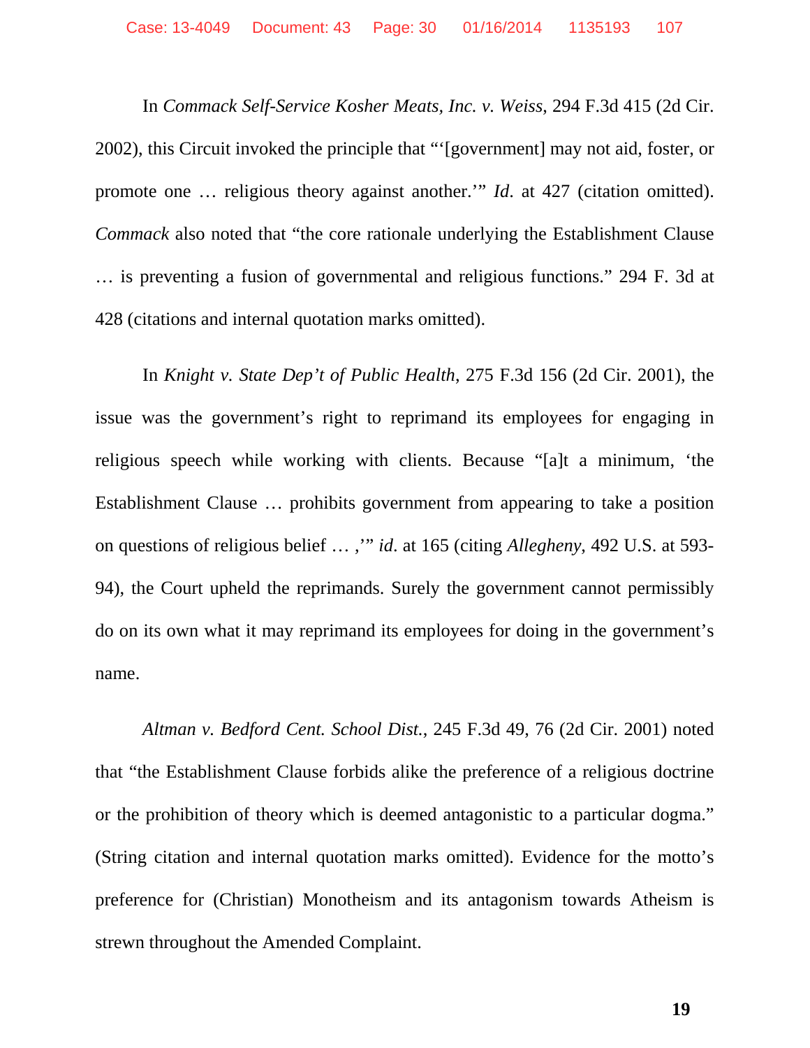In *Commack Self-Service Kosher Meats, Inc. v. Weiss*, 294 F.3d 415 (2d Cir. 2002), this Circuit invoked the principle that "'[government] may not aid, foster, or promote one … religious theory against another.'" *Id.* at 427 (citation omitted). *Commack* also noted that "the core rationale underlying the Establishment Clause … is preventing a fusion of governmental and religious functions." 294 F. 3d at 428 (citations and internal quotation marks omitted).

In *Knight v. State Dep't of Public Health*, 275 F.3d 156 (2d Cir. 2001), the issue was the government's right to reprimand its employees for engaging in religious speech while working with clients. Because "[a]t a minimum, 'the Establishment Clause … prohibits government from appearing to take a position on questions of religious belief … ,'" *id.* at 165 (citing *Allegheny*, 492 U.S. at 593-94), the Court upheld the reprimands. Surely the government cannot permissibly do on its own what it may reprimand its employees for doing in the government's name.

*Altman v. Bedford Cent. School Dist.*, 245 F.3d 49, 76 (2d Cir. 2001) noted that "the Establishment Clause forbids alike the preference of a religious doctrine or the prohibition of theory which is deemed antagonistic to a particular dogma." (String citation and internal quotation marks omitted). Evidence for the motto's preference for (Christian) Monotheism and its antagonism towards Atheism is strewn throughout the Amended Complaint.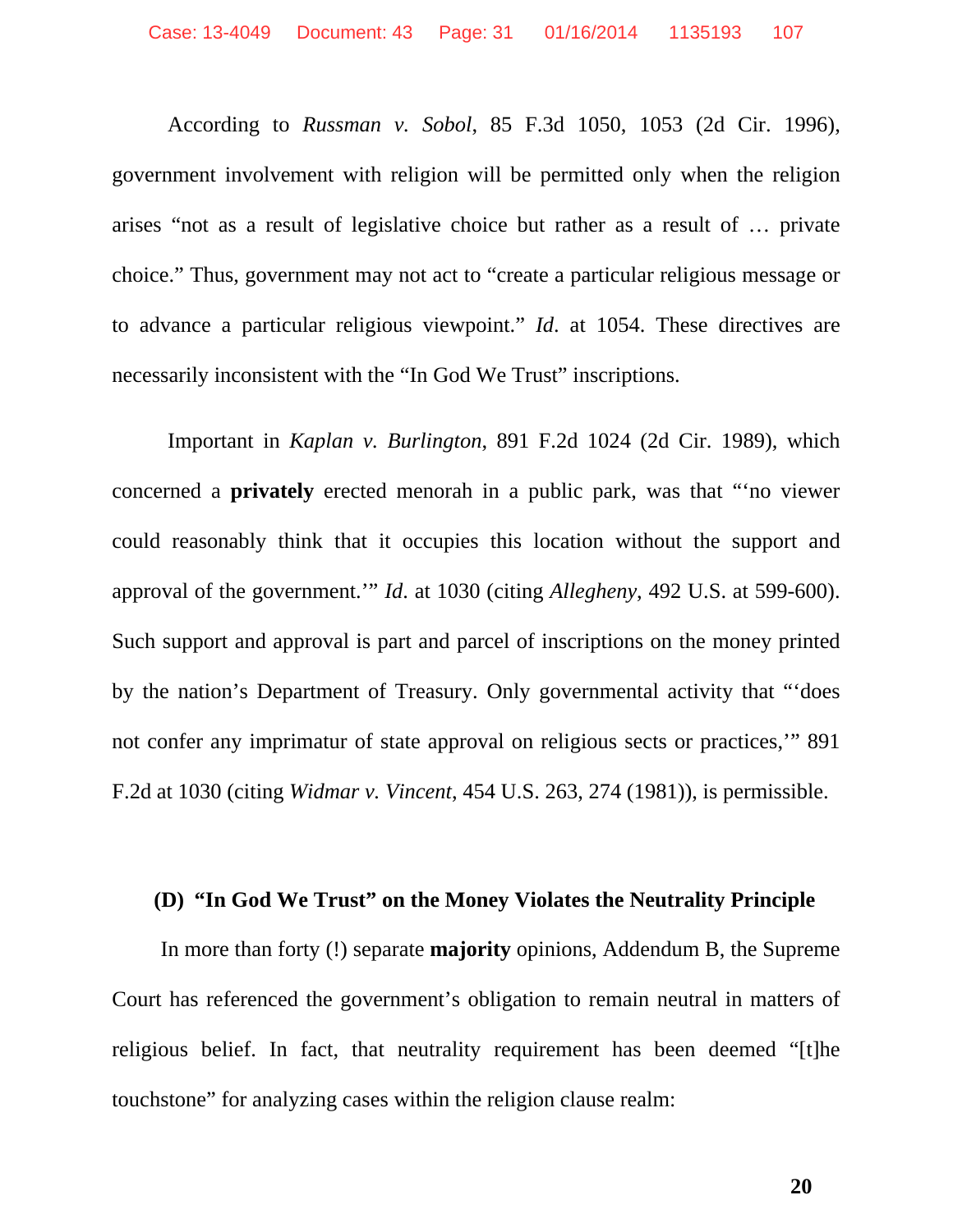According to *Russman v. Sobol*, 85 F.3d 1050, 1053 (2d Cir. 1996), government involvement with religion will be permitted only when the religion arises "not as a result of legislative choice but rather as a result of … private choice." Thus, government may not act to "create a particular religious message or to advance a particular religious viewpoint." *Id.* at 1054. These directives are necessarily inconsistent with the "In God We Trust" inscriptions.

Important in *Kaplan v. Burlington*, 891 F.2d 1024 (2d Cir. 1989), which concerned a **privately** erected menorah in a public park, was that "'no viewer could reasonably think that it occupies this location without the support and approval of the government.'" *Id.* at 1030 (citing *Allegheny*, 492 U.S. at 599-600). Such support and approval is part and parcel of inscriptions on the money printed by the nation's Department of Treasury. Only governmental activity that "'does not confer any imprimatur of state approval on religious sects or practices,'" 891 F.2d at 1030 (citing *Widmar v. Vincent*, 454 U.S. 263, 274 (1981)), is permissible.

### (D) "In God We Trust" on the Money Violates the Neutrality Principle

In more than forty (!) separate **majority** opinions, Addendum B, the Supreme Court has referenced the government's obligation to remain neutral in matters of religious belief. In fact, that neutrality requirement has been deemed "[t]he touchstone" for analyzing cases within the religion clause realm: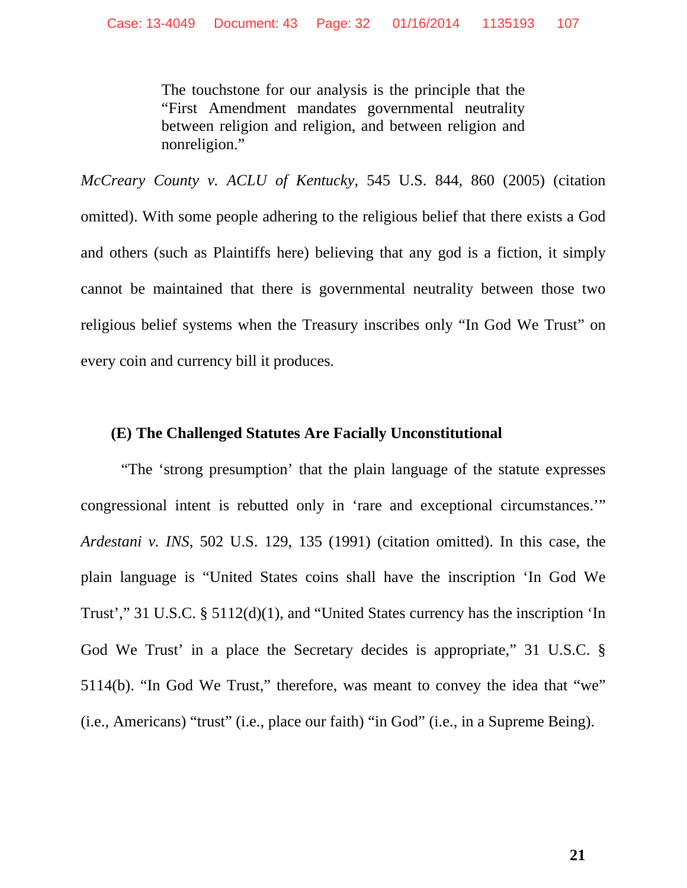> The touchstone for our analysis is the principle that the "First Amendment mandates governmental neutrality between religion and religion, and between religion and nonreligion."

*McCreary County v. ACLU of Kentucky*, 545 U.S. 844, 860 (2005) (citation omitted). With some people adhering to the religious belief that there exists a God and others (such as Plaintiffs here) believing that any god is a fiction, it simply cannot be maintained that there is governmental neutrality between those two religious belief systems when the Treasury inscribes only "In God We Trust" on every coin and currency bill it produces.

### (E) The Challenged Statutes Are Facially Unconstitutional

"The 'strong presumption' that the plain language of the statute expresses congressional intent is rebutted only in 'rare and exceptional circumstances.'" *Ardestani v. INS*, 502 U.S. 129, 135 (1991) (citation omitted). In this case, the plain language is "United States coins shall have the inscription 'In God We Trust'," 31 U.S.C. § 5112(d)(1), and "United States currency has the inscription 'In God We Trust' in a place the Secretary decides is appropriate," 31 U.S.C. § 5114(b). "In God We Trust," therefore, was meant to convey the idea that "we" (i.e., Americans) "trust" (i.e., place our faith) "in God" (i.e., in a Supreme Being).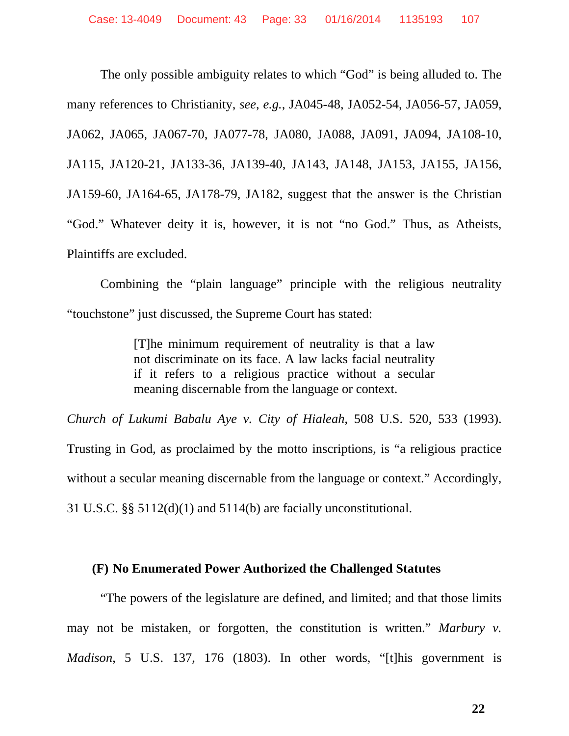The only possible ambiguity relates to which "God" is being alluded to. The many references to Christianity, *see*, *e.g.*, JA045-48, JA052-54, JA056-57, JA059, JA062, JA065, JA067-70, JA077-78, JA080, JA088, JA091, JA094, JA108-10, JA115, JA120-21, JA133-36, JA139-40, JA143, JA148, JA153, JA155, JA156, JA159-60, JA164-65, JA178-79, JA182, suggest that the answer is the Christian "God." Whatever deity it is, however, it is not "no God." Thus, as Atheists, Plaintiffs are excluded.

Combining the "plain language" principle with the religious neutrality "touchstone" just discussed, the Supreme Court has stated:

> [T]he minimum requirement of neutrality is that a law not discriminate on its face. A law lacks facial neutrality if it refers to a religious practice without a secular meaning discernable from the language or context.

*Church of Lukumi Babalu Aye v. City of Hialeah*, 508 U.S. 520, 533 (1993). Trusting in God, as proclaimed by the motto inscriptions, is "a religious practice without a secular meaning discernable from the language or context." Accordingly, 31 U.S.C. §§ 5112(d)(1) and 5114(b) are facially unconstitutional.

**(F) No Enumerated Power Authorized the Challenged Statutes**

"The powers of the legislature are defined, and limited; and that those limits may not be mistaken, or forgotten, the constitution is written." *Marbury v. Madison*, 5 U.S. 137, 176 (1803). In other words, "[t]his government is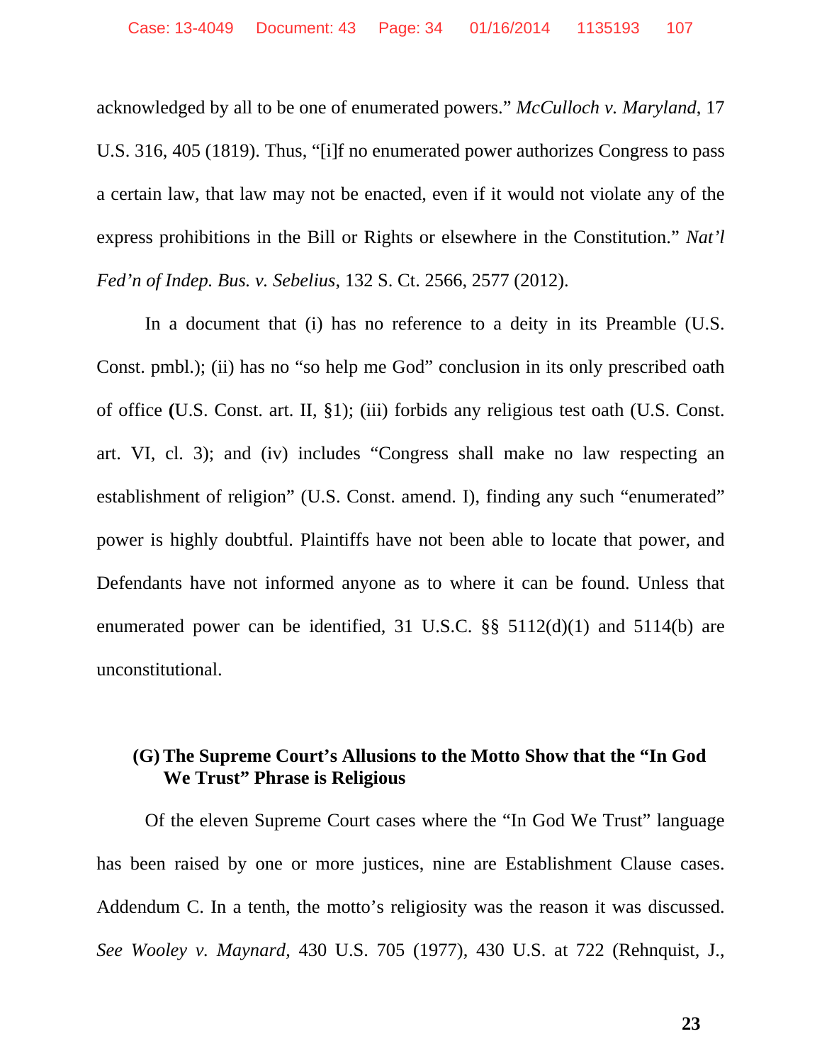acknowledged by all to be one of enumerated powers." *McCulloch v. Maryland*, 17 U.S. 316, 405 (1819). Thus, "[i]f no enumerated power authorizes Congress to pass a certain law, that law may not be enacted, even if it would not violate any of the express prohibitions in the Bill or Rights or elsewhere in the Constitution." *Nat'l Fed'n of Indep. Bus. v. Sebelius*, 132 S. Ct. 2566, 2577 (2012).

In a document that (i) has no reference to a deity in its Preamble (U.S. Const. pmbl.); (ii) has no "so help me God" conclusion in its only prescribed oath of office **(**U.S. Const. art. II, §1); (iii) forbids any religious test oath (U.S. Const. art. VI, cl. 3); and (iv) includes "Congress shall make no law respecting an establishment of religion" (U.S. Const. amend. I), finding any such "enumerated" power is highly doubtful. Plaintiffs have not been able to locate that power, and Defendants have not informed anyone as to where it can be found. Unless that enumerated power can be identified, 31 U.S.C. §§ 5112(d)(1) and 5114(b) are unconstitutional.

### (G) The Supreme Court's Allusions to the Motto Show that the "In God We Trust" Phrase is Religious

Of the eleven Supreme Court cases where the "In God We Trust" language has been raised by one or more justices, nine are Establishment Clause cases. Addendum C. In a tenth, the motto's religiosity was the reason it was discussed. *See Wooley v. Maynard*, 430 U.S. 705 (1977), 430 U.S. at 722 (Rehnquist, J.,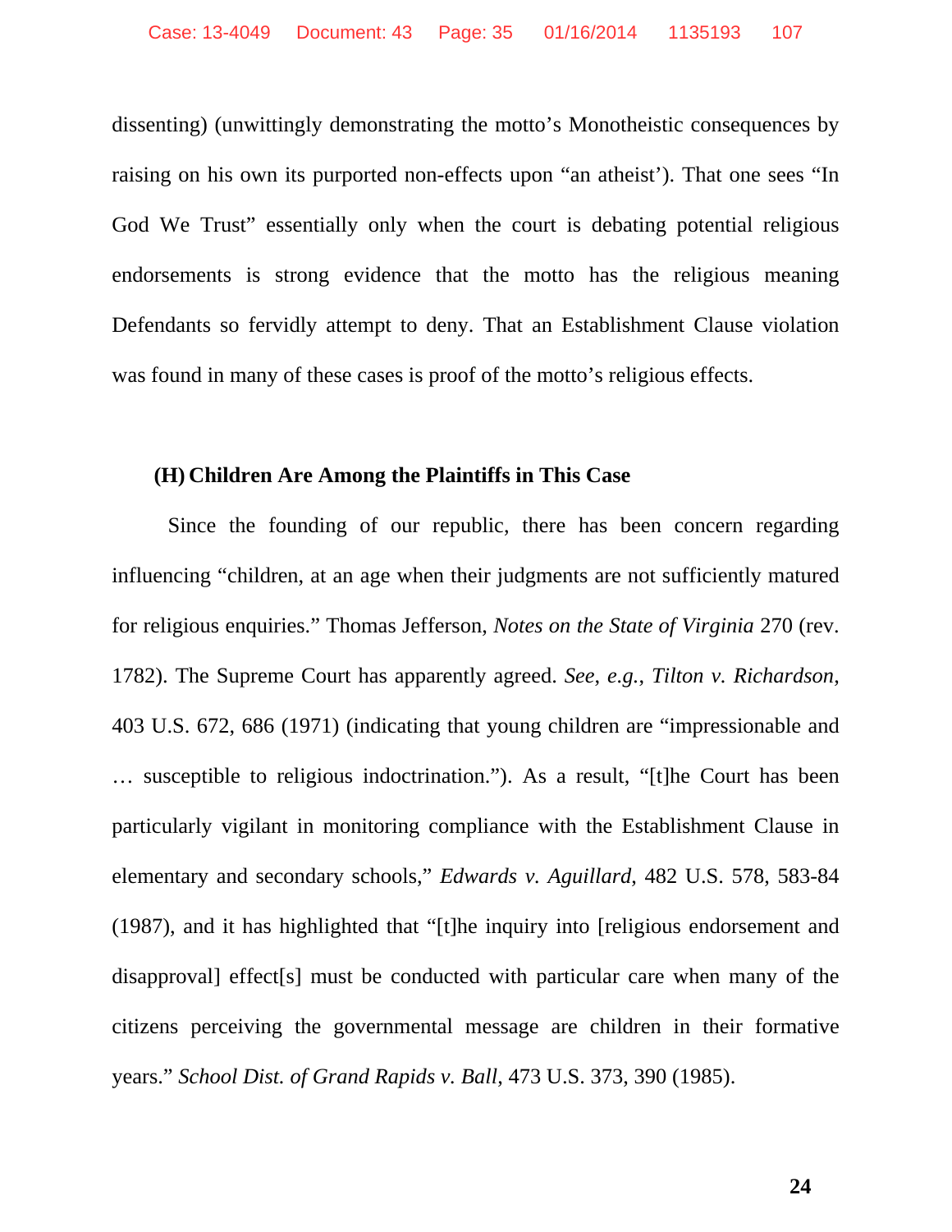dissenting) (unwittingly demonstrating the motto's Monotheistic consequences by raising on his own its purported non-effects upon "an atheist'). That one sees "In God We Trust" essentially only when the court is debating potential religious endorsements is strong evidence that the motto has the religious meaning Defendants so fervidly attempt to deny. That an Establishment Clause violation was found in many of these cases is proof of the motto's religious effects.

### (H) Children Are Among the Plaintiffs in This Case

Since the founding of our republic, there has been concern regarding influencing "children, at an age when their judgments are not sufficiently matured for religious enquiries." Thomas Jefferson, *Notes on the State of Virginia* 270 (rev. 1782). The Supreme Court has apparently agreed. *See, e.g.*, *Tilton v. Richardson*, 403 U.S. 672, 686 (1971) (indicating that young children are "impressionable and … susceptible to religious indoctrination."). As a result, "[t]he Court has been particularly vigilant in monitoring compliance with the Establishment Clause in elementary and secondary schools," *Edwards v. Aguillard*, 482 U.S. 578, 583-84 (1987), and it has highlighted that "[t]he inquiry into [religious endorsement and disapproval] effect[s] must be conducted with particular care when many of the citizens perceiving the governmental message are children in their formative years." *School Dist. of Grand Rapids v. Ball*, 473 U.S. 373, 390 (1985).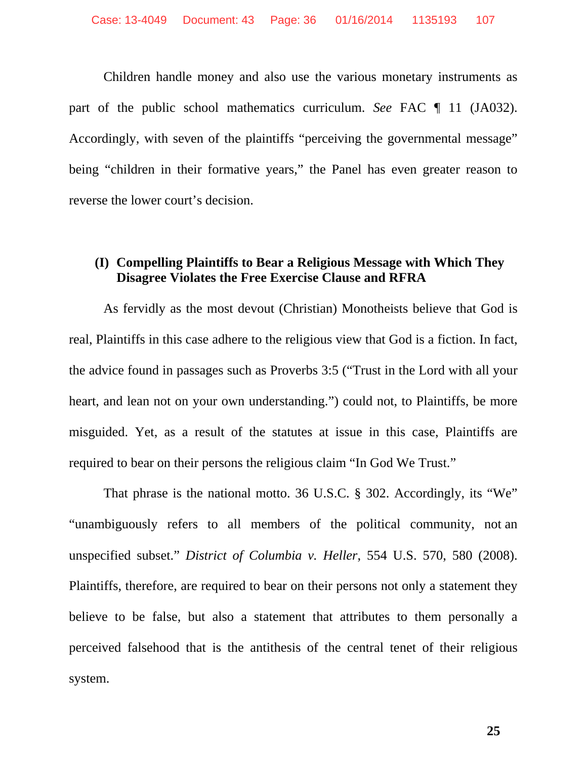Children handle money and also use the various monetary instruments as part of the public school mathematics curriculum. *See* FAC ¶ 11 (JA032). Accordingly, with seven of the plaintiffs "perceiving the governmental message" being "children in their formative years," the Panel has even greater reason to reverse the lower court's decision.

### (I) Compelling Plaintiffs to Bear a Religious Message with Which They Disagree Violates the Free Exercise Clause and RFRA

As fervidly as the most devout (Christian) Monotheists believe that God is real, Plaintiffs in this case adhere to the religious view that God is a fiction. In fact, the advice found in passages such as Proverbs 3:5 ("Trust in the Lord with all your heart, and lean not on your own understanding.") could not, to Plaintiffs, be more misguided. Yet, as a result of the statutes at issue in this case, Plaintiffs are required to bear on their persons the religious claim "In God We Trust."

That phrase is the national motto. 36 U.S.C. § 302. Accordingly, its "We" "unambiguously refers to all members of the political community, not an unspecified subset." *District of Columbia v. Heller*, 554 U.S. 570, 580 (2008). Plaintiffs, therefore, are required to bear on their persons not only a statement they believe to be false, but also a statement that attributes to them personally a perceived falsehood that is the antithesis of the central tenet of their religious system.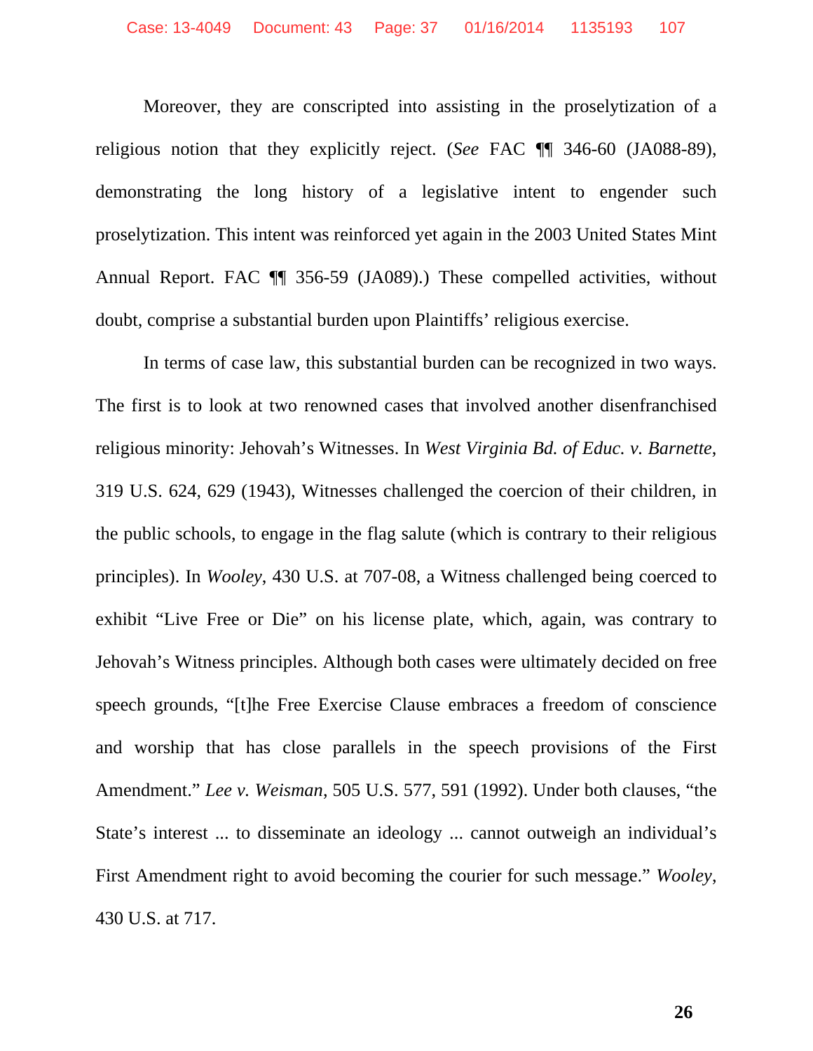Moreover, they are conscripted into assisting in the proselytization of a religious notion that they explicitly reject. (*See* FAC ¶¶ 346-60 (JA088-89), demonstrating the long history of a legislative intent to engender such proselytization. This intent was reinforced yet again in the 2003 United States Mint Annual Report. FAC ¶¶ 356-59 (JA089).) These compelled activities, without doubt, comprise a substantial burden upon Plaintiffs' religious exercise.

In terms of case law, this substantial burden can be recognized in two ways. The first is to look at two renowned cases that involved another disenfranchised religious minority: Jehovah's Witnesses. In *West Virginia Bd. of Educ. v. Barnette*, 319 U.S. 624, 629 (1943), Witnesses challenged the coercion of their children, in the public schools, to engage in the flag salute (which is contrary to their religious principles). In *Wooley*, 430 U.S. at 707-08, a Witness challenged being coerced to exhibit "Live Free or Die" on his license plate, which, again, was contrary to Jehovah's Witness principles. Although both cases were ultimately decided on free speech grounds, "[t]he Free Exercise Clause embraces a freedom of conscience and worship that has close parallels in the speech provisions of the First Amendment." *Lee v. Weisman*, 505 U.S. 577, 591 (1992). Under both clauses, "the State's interest ... to disseminate an ideology ... cannot outweigh an individual's First Amendment right to avoid becoming the courier for such message." *Wooley*, 430 U.S. at 717.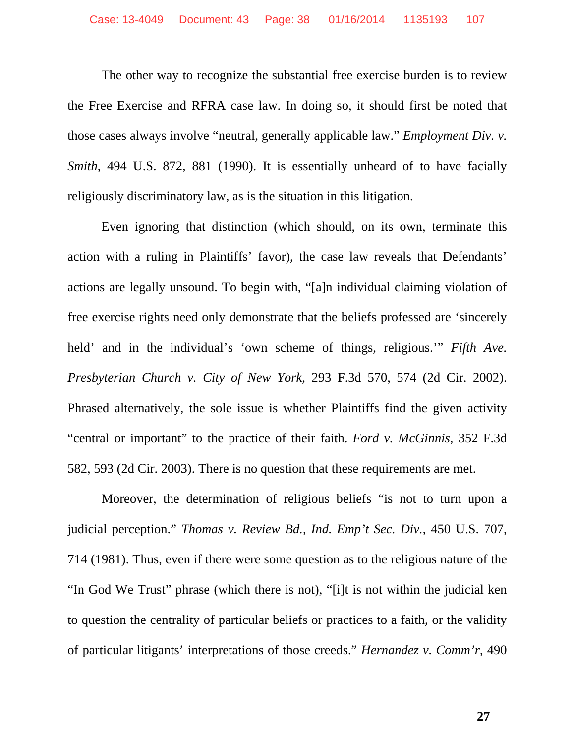The other way to recognize the substantial free exercise burden is to review the Free Exercise and RFRA case law. In doing so, it should first be noted that those cases always involve "neutral, generally applicable law." *Employment Div. v. Smith*, 494 U.S. 872, 881 (1990). It is essentially unheard of to have facially religiously discriminatory law, as is the situation in this litigation.

Even ignoring that distinction (which should, on its own, terminate this action with a ruling in Plaintiffs' favor), the case law reveals that Defendants' actions are legally unsound. To begin with, "[a]n individual claiming violation of free exercise rights need only demonstrate that the beliefs professed are 'sincerely held' and in the individual's 'own scheme of things, religious.'" *Fifth Ave. Presbyterian Church v. City of New York*, 293 F.3d 570, 574 (2d Cir. 2002). Phrased alternatively, the sole issue is whether Plaintiffs find the given activity "central or important" to the practice of their faith. *Ford v. McGinnis*, 352 F.3d 582, 593 (2d Cir. 2003). There is no question that these requirements are met.

Moreover, the determination of religious beliefs "is not to turn upon a judicial perception." *Thomas v. Review Bd., Ind. Emp't Sec. Div.*, 450 U.S. 707, 714 (1981). Thus, even if there were some question as to the religious nature of the "In God We Trust" phrase (which there is not), "[i]t is not within the judicial ken to question the centrality of particular beliefs or practices to a faith, or the validity of particular litigants' interpretations of those creeds." *Hernandez v. Comm'r*, 490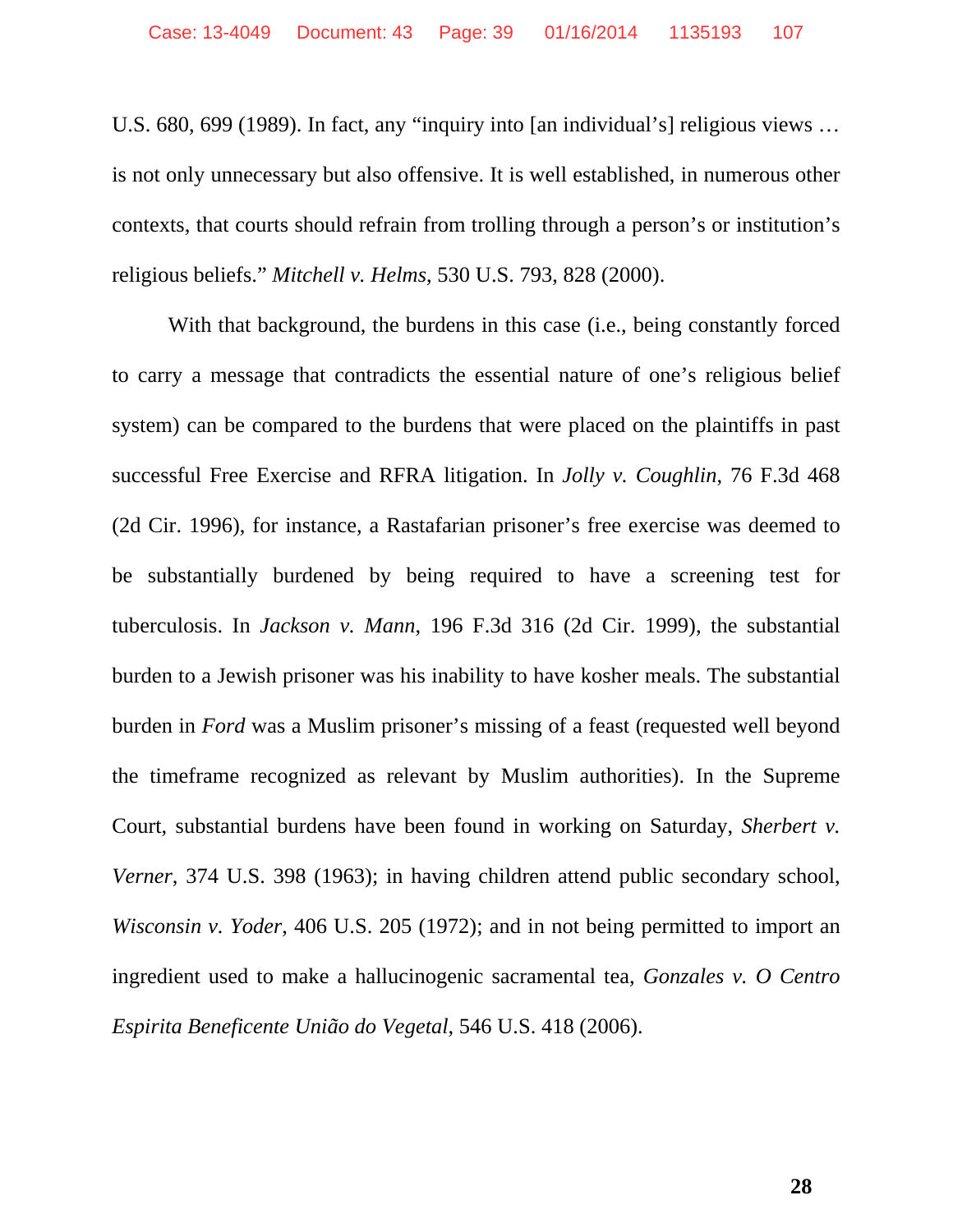U.S. 680, 699 (1989). In fact, any "inquiry into [an individual's] religious views … is not only unnecessary but also offensive. It is well established, in numerous other contexts, that courts should refrain from trolling through a person's or institution's religious beliefs." *Mitchell v. Helms*, 530 U.S. 793, 828 (2000).

With that background, the burdens in this case (i.e., being constantly forced to carry a message that contradicts the essential nature of one's religious belief system) can be compared to the burdens that were placed on the plaintiffs in past successful Free Exercise and RFRA litigation. In *Jolly v. Coughlin*, 76 F.3d 468 (2d Cir. 1996), for instance, a Rastafarian prisoner's free exercise was deemed to be substantially burdened by being required to have a screening test for tuberculosis. In *Jackson v. Mann*, 196 F.3d 316 (2d Cir. 1999), the substantial burden to a Jewish prisoner was his inability to have kosher meals. The substantial burden in *Ford* was a Muslim prisoner's missing of a feast (requested well beyond the timeframe recognized as relevant by Muslim authorities). In the Supreme Court, substantial burdens have been found in working on Saturday, *Sherbert v. Verner*, 374 U.S. 398 (1963); in having children attend public secondary school, *Wisconsin v. Yoder*, 406 U.S. 205 (1972); and in not being permitted to import an ingredient used to make a hallucinogenic sacramental tea, *Gonzales v. O Centro Espirita Beneficente União do Vegetal*, 546 U.S. 418 (2006).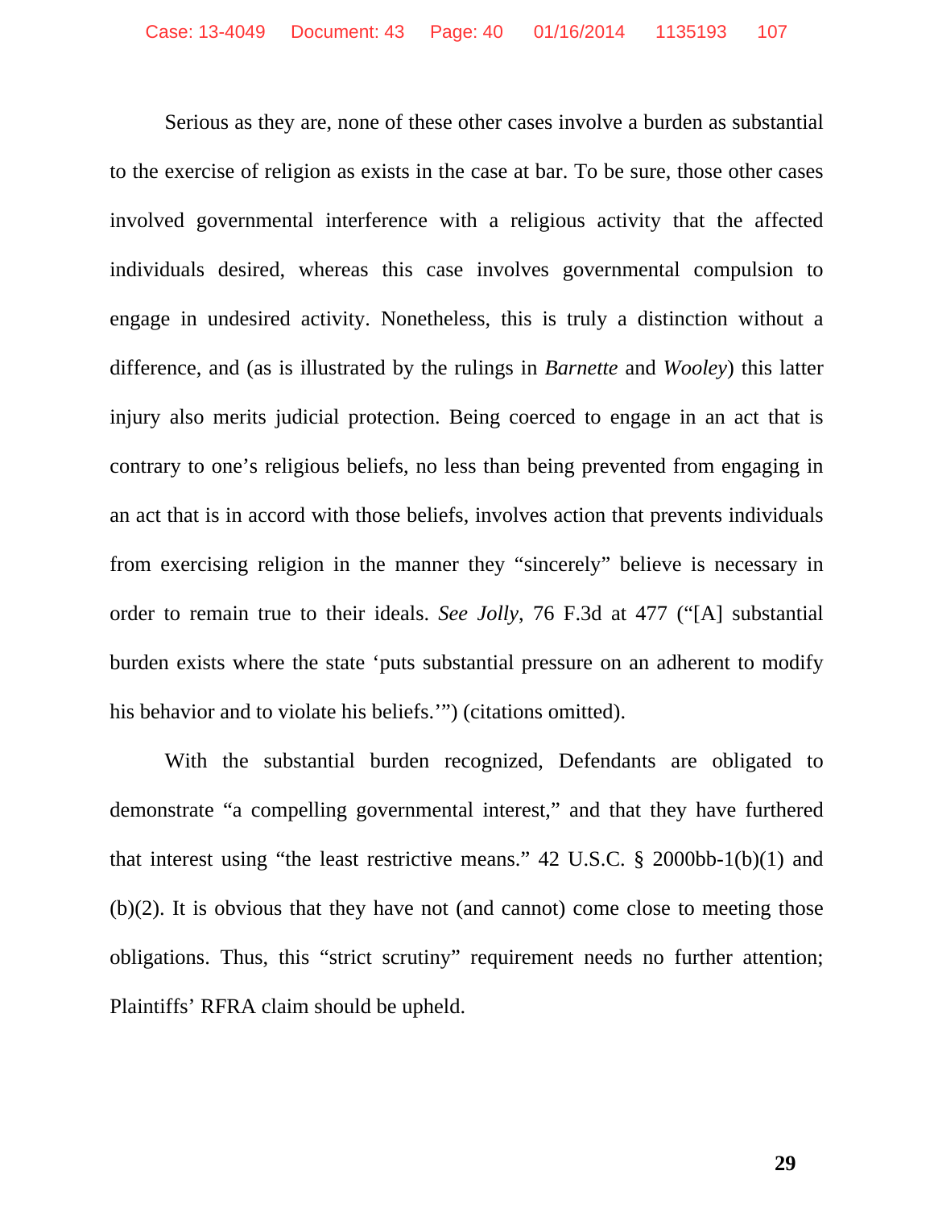Serious as they are, none of these other cases involve a burden as substantial to the exercise of religion as exists in the case at bar. To be sure, those other cases involved governmental interference with a religious activity that the affected individuals desired, whereas this case involves governmental compulsion to engage in undesired activity. Nonetheless, this is truly a distinction without a difference, and (as is illustrated by the rulings in *Barnette* and *Wooley*) this latter injury also merits judicial protection. Being coerced to engage in an act that is contrary to one's religious beliefs, no less than being prevented from engaging in an act that is in accord with those beliefs, involves action that prevents individuals from exercising religion in the manner they "sincerely" believe is necessary in order to remain true to their ideals. *See Jolly*, 76 F.3d at 477 ("[A] substantial burden exists where the state 'puts substantial pressure on an adherent to modify his behavior and to violate his beliefs.'") (citations omitted).

With the substantial burden recognized, Defendants are obligated to demonstrate "a compelling governmental interest," and that they have furthered that interest using "the least restrictive means." 42 U.S.C. § 2000bb-1(b)(1) and (b)(2). It is obvious that they have not (and cannot) come close to meeting those obligations. Thus, this "strict scrutiny" requirement needs no further attention; Plaintiffs' RFRA claim should be upheld.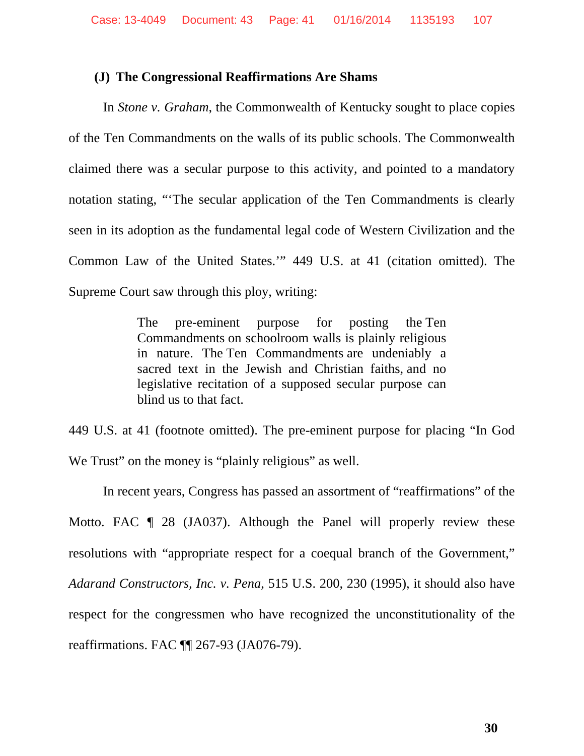### (J) The Congressional Reaffirmations Are Shams

In *Stone v. Graham*, the Commonwealth of Kentucky sought to place copies of the Ten Commandments on the walls of its public schools. The Commonwealth claimed there was a secular purpose to this activity, and pointed to a mandatory notation stating, "'The secular application of the Ten Commandments is clearly seen in its adoption as the fundamental legal code of Western Civilization and the Common Law of the United States.'" 449 U.S. at 41 (citation omitted). The Supreme Court saw through this ploy, writing:

> The pre-eminent purpose for posting the Ten Commandments on schoolroom walls is plainly religious in nature. The Ten Commandments are undeniably a sacred text in the Jewish and Christian faiths, and no legislative recitation of a supposed secular purpose can blind us to that fact.

449 U.S. at 41 (footnote omitted). The pre-eminent purpose for placing "In God We Trust" on the money is "plainly religious" as well.

In recent years, Congress has passed an assortment of "reaffirmations" of the Motto. FAC ¶ 28 (JA037). Although the Panel will properly review these resolutions with "appropriate respect for a coequal branch of the Government," *Adarand Constructors, Inc. v. Pena*, 515 U.S. 200, 230 (1995), it should also have respect for the congressmen who have recognized the unconstitutionality of the reaffirmations. FAC ¶¶ 267-93 (JA076-79).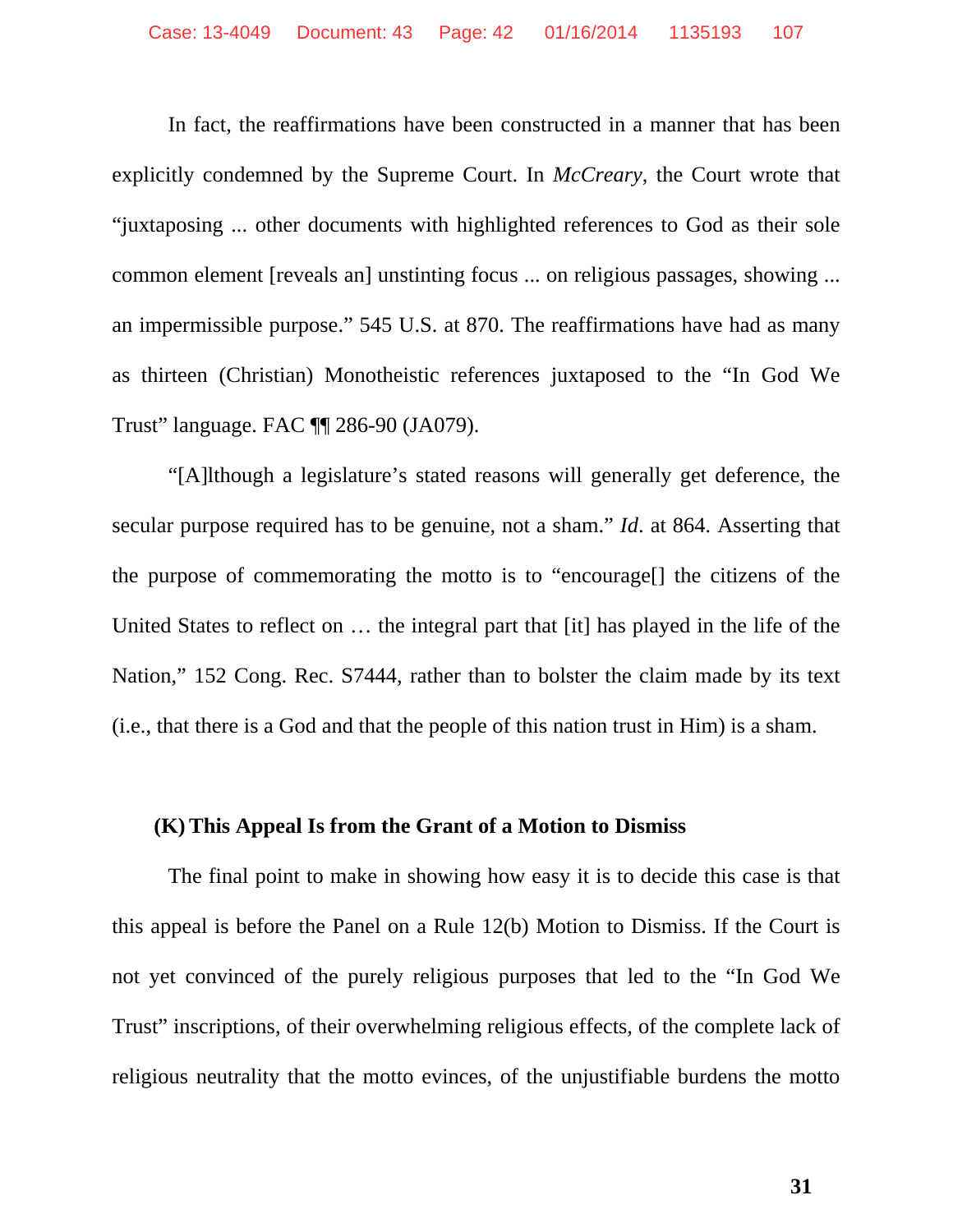In fact, the reaffirmations have been constructed in a manner that has been explicitly condemned by the Supreme Court. In *McCreary*, the Court wrote that "juxtaposing ... other documents with highlighted references to God as their sole common element [reveals an] unstinting focus ... on religious passages, showing ... an impermissible purpose." 545 U.S. at 870. The reaffirmations have had as many as thirteen (Christian) Monotheistic references juxtaposed to the "In God We Trust" language. FAC ¶¶ 286-90 (JA079).

"[A]lthough a legislature's stated reasons will generally get deference, the secular purpose required has to be genuine, not a sham." *Id*. at 864. Asserting that the purpose of commemorating the motto is to "encourage[] the citizens of the United States to reflect on … the integral part that [it] has played in the life of the Nation," 152 Cong. Rec. S7444, rather than to bolster the claim made by its text (i.e., that there is a God and that the people of this nation trust in Him) is a sham.

### (K) This Appeal Is from the Grant of a Motion to Dismiss

The final point to make in showing how easy it is to decide this case is that this appeal is before the Panel on a Rule 12(b) Motion to Dismiss. If the Court is not yet convinced of the purely religious purposes that led to the "In God We Trust" inscriptions, of their overwhelming religious effects, of the complete lack of religious neutrality that the motto evinces, of the unjustifiable burdens the motto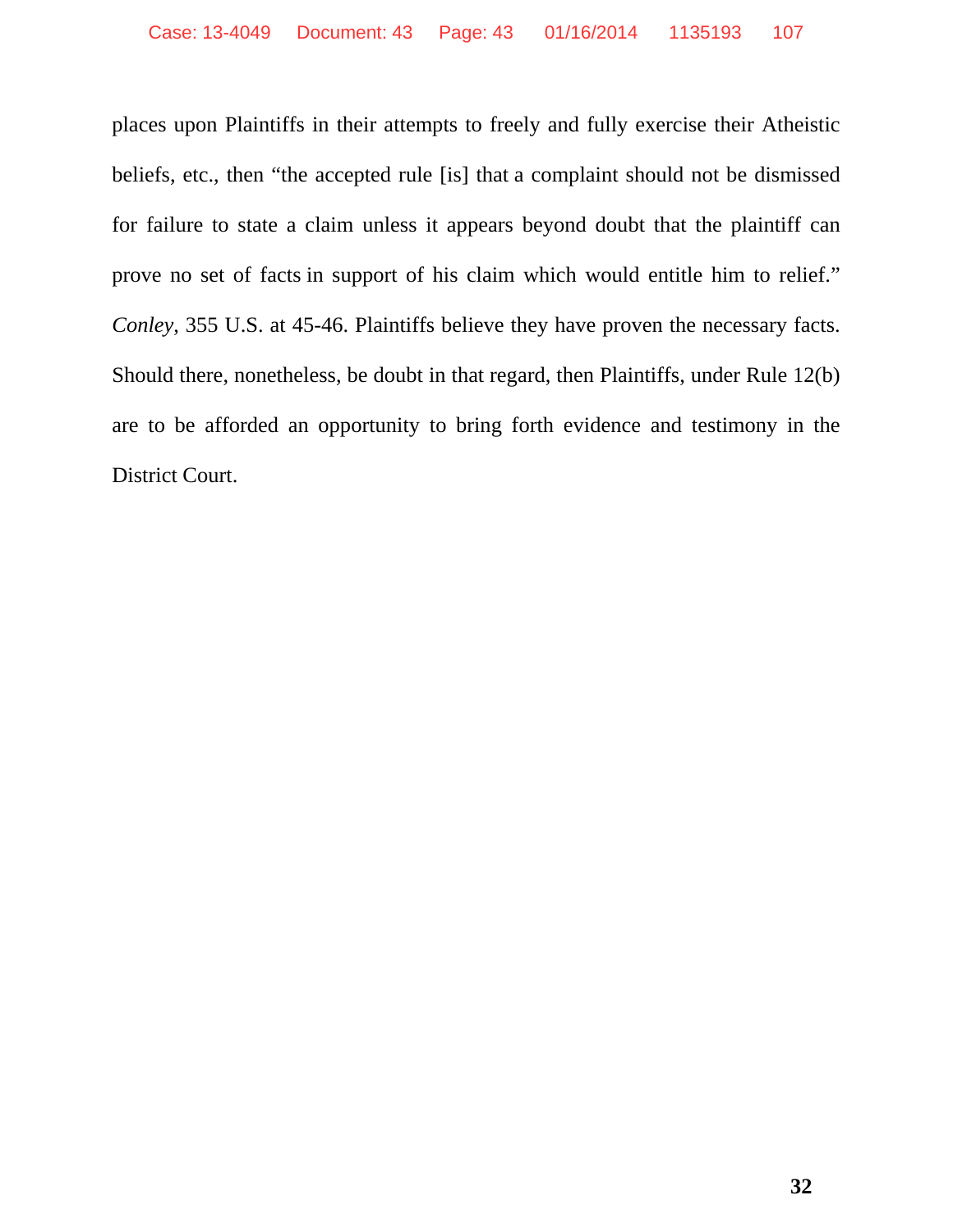places upon Plaintiffs in their attempts to freely and fully exercise their Atheistic beliefs, etc., then "the accepted rule [is] that a complaint should not be dismissed for failure to state a claim unless it appears beyond doubt that the plaintiff can prove no set of facts in support of his claim which would entitle him to relief." *Conley*, 355 U.S. at 45-46. Plaintiffs believe they have proven the necessary facts. Should there, nonetheless, be doubt in that regard, then Plaintiffs, under Rule 12(b) are to be afforded an opportunity to bring forth evidence and testimony in the District Court.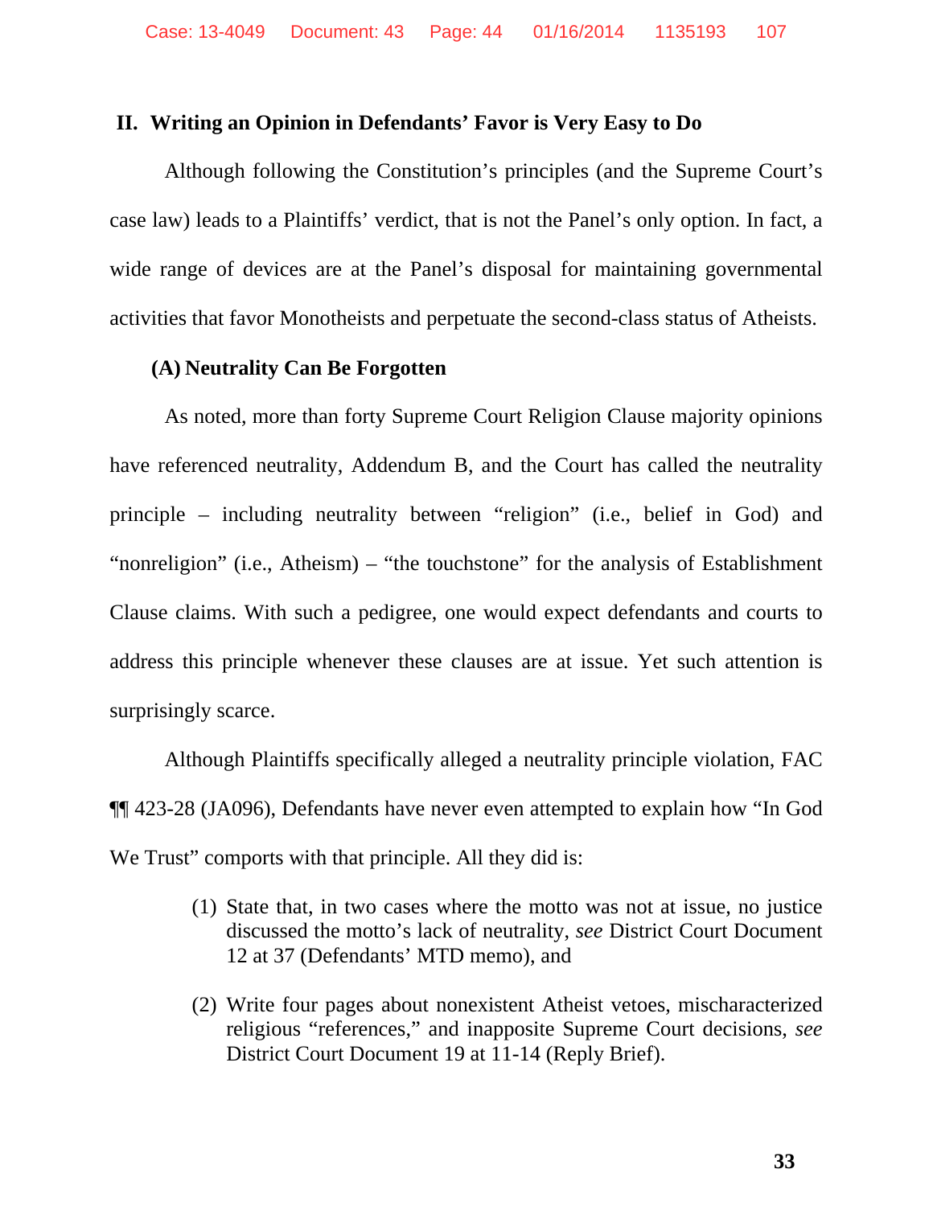## II. Writing an Opinion in Defendants' Favor is Very Easy to Do

Although following the Constitution's principles (and the Supreme Court's case law) leads to a Plaintiffs' verdict, that is not the Panel's only option. In fact, a wide range of devices are at the Panel's disposal for maintaining governmental activities that favor Monotheists and perpetuate the second-class status of Atheists.

### (A) Neutrality Can Be Forgotten

As noted, more than forty Supreme Court Religion Clause majority opinions have referenced neutrality, Addendum B, and the Court has called the neutrality principle – including neutrality between "religion" (i.e., belief in God) and "nonreligion" (i.e., Atheism) – "the touchstone" for the analysis of Establishment Clause claims. With such a pedigree, one would expect defendants and courts to address this principle whenever these clauses are at issue. Yet such attention is surprisingly scarce.

Although Plaintiffs specifically alleged a neutrality principle violation, FAC ¶¶ 423-28 (JA096), Defendants have never even attempted to explain how "In God We Trust" comports with that principle. All they did is:

(1) State that, in two cases where the motto was not at issue, no justice discussed the motto's lack of neutrality, *see* District Court Document 12 at 37 (Defendants' MTD memo), and

(2) Write four pages about nonexistent Atheist vetoes, mischaracterized religious "references," and inapposite Supreme Court decisions, *see* District Court Document 19 at 11-14 (Reply Brief).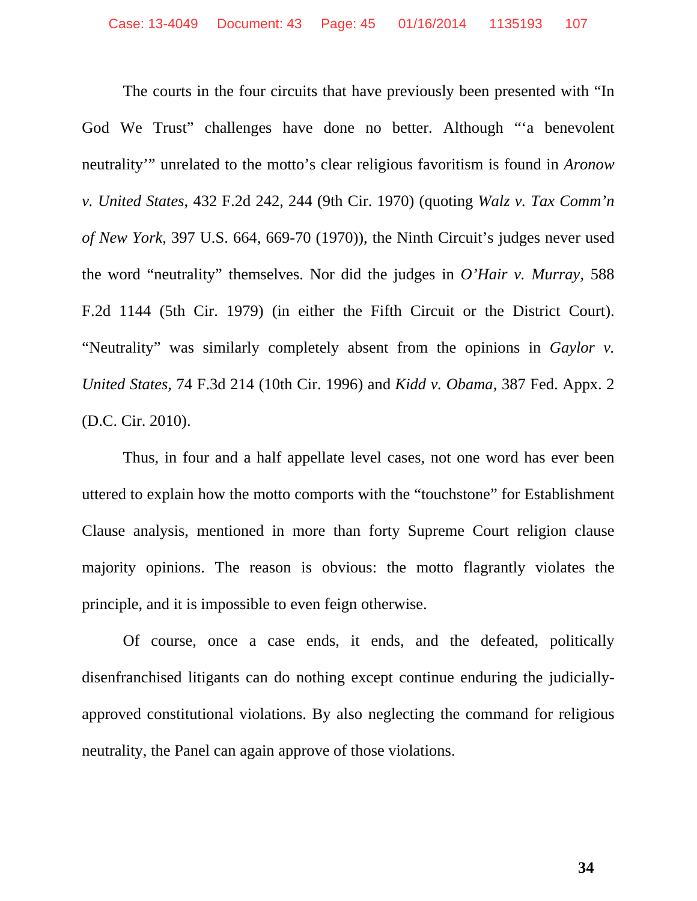The courts in the four circuits that have previously been presented with "In God We Trust" challenges have done no better. Although "'a benevolent neutrality'" unrelated to the motto's clear religious favoritism is found in *Aronow v. United States*, 432 F.2d 242, 244 (9th Cir. 1970) (quoting *Walz v. Tax Comm'n of New York*, 397 U.S. 664, 669-70 (1970)), the Ninth Circuit's judges never used the word "neutrality" themselves. Nor did the judges in *O'Hair v. Murray*, 588 F.2d 1144 (5th Cir. 1979) (in either the Fifth Circuit or the District Court). "Neutrality" was similarly completely absent from the opinions in *Gaylor v. United States*, 74 F.3d 214 (10th Cir. 1996) and *Kidd v. Obama*, 387 Fed. Appx. 2 (D.C. Cir. 2010).

Thus, in four and a half appellate level cases, not one word has ever been uttered to explain how the motto comports with the "touchstone" for Establishment Clause analysis, mentioned in more than forty Supreme Court religion clause majority opinions. The reason is obvious: the motto flagrantly violates the principle, and it is impossible to even feign otherwise.

Of course, once a case ends, it ends, and the defeated, politically disenfranchised litigants can do nothing except continue enduring the judicially-approved constitutional violations. By also neglecting the command for religious neutrality, the Panel can again approve of those violations.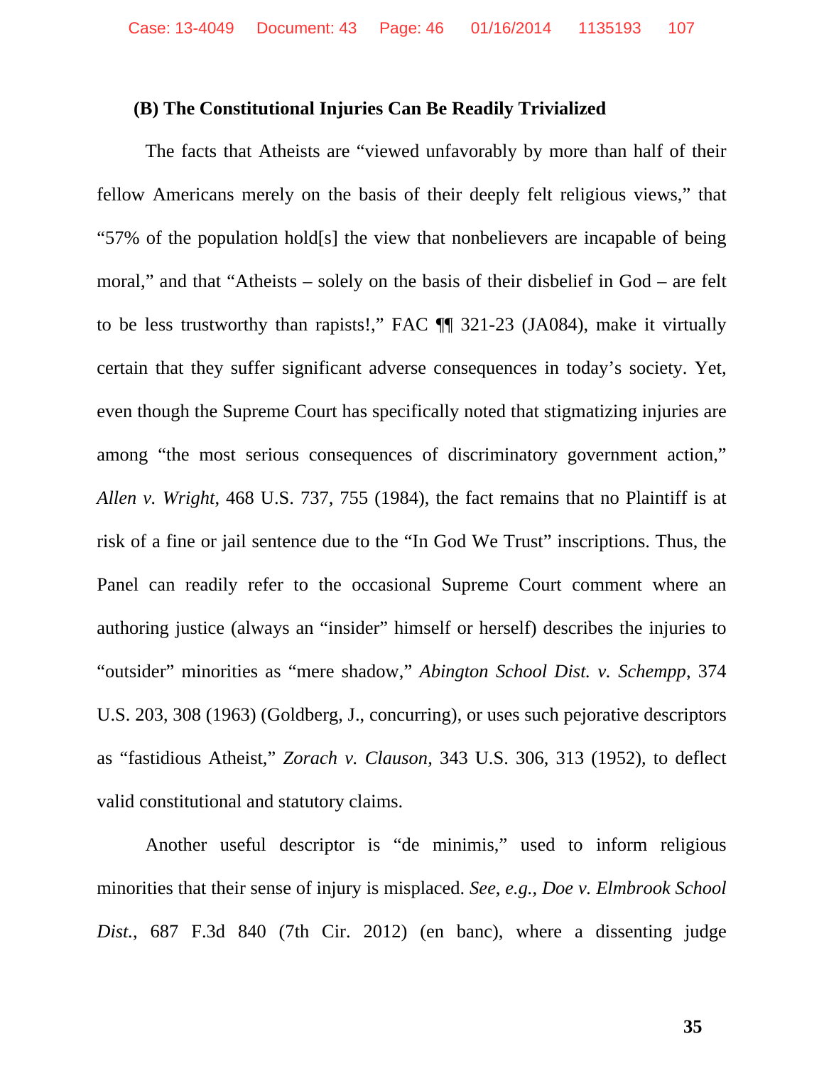### (B) The Constitutional Injuries Can Be Readily Trivialized

The facts that Atheists are "viewed unfavorably by more than half of their fellow Americans merely on the basis of their deeply felt religious views," that "57% of the population hold[s] the view that nonbelievers are incapable of being moral," and that "Atheists – solely on the basis of their disbelief in God – are felt to be less trustworthy than rapists!," FAC ¶¶ 321-23 (JA084), make it virtually certain that they suffer significant adverse consequences in today's society. Yet, even though the Supreme Court has specifically noted that stigmatizing injuries are among "the most serious consequences of discriminatory government action," *Allen v. Wright*, 468 U.S. 737, 755 (1984), the fact remains that no Plaintiff is at risk of a fine or jail sentence due to the "In God We Trust" inscriptions. Thus, the Panel can readily refer to the occasional Supreme Court comment where an authoring justice (always an "insider" himself or herself) describes the injuries to "outsider" minorities as "mere shadow," *Abington School Dist. v. Schempp*, 374 U.S. 203, 308 (1963) (Goldberg, J., concurring), or uses such pejorative descriptors as "fastidious Atheist," *Zorach v. Clauson*, 343 U.S. 306, 313 (1952), to deflect valid constitutional and statutory claims.

Another useful descriptor is "de minimis," used to inform religious minorities that their sense of injury is misplaced. *See, e.g.*, *Doe v. Elmbrook School Dist.*, 687 F.3d 840 (7th Cir. 2012) (en banc), where a dissenting judge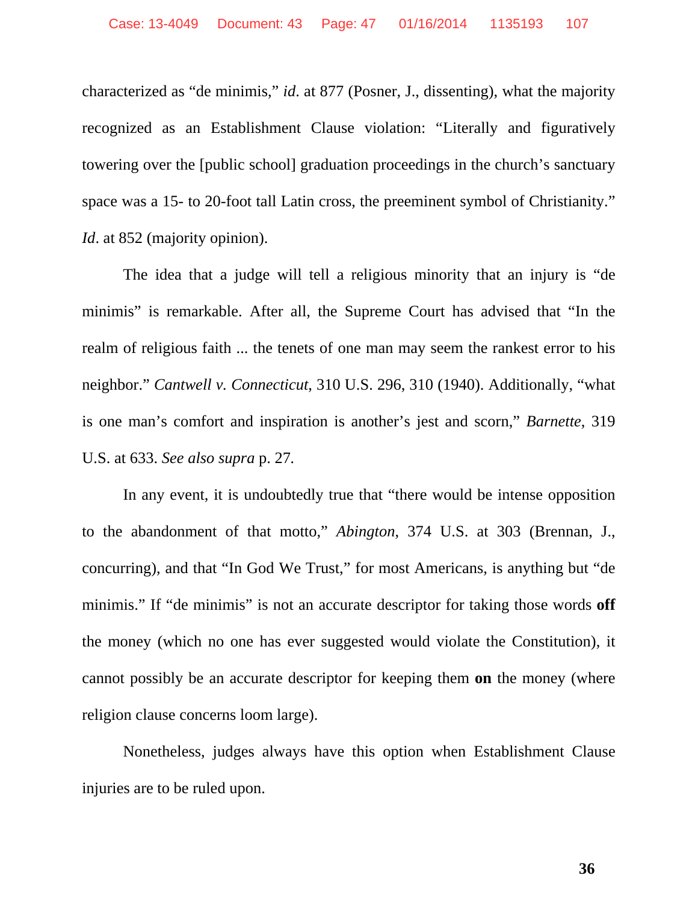characterized as "de minimis," *id*. at 877 (Posner, J., dissenting), what the majority recognized as an Establishment Clause violation: "Literally and figuratively towering over the [public school] graduation proceedings in the church's sanctuary space was a 15- to 20-foot tall Latin cross, the preeminent symbol of Christianity." *Id*. at 852 (majority opinion).

The idea that a judge will tell a religious minority that an injury is "de minimis" is remarkable. After all, the Supreme Court has advised that "In the realm of religious faith ... the tenets of one man may seem the rankest error to his neighbor." *Cantwell v. Connecticut*, 310 U.S. 296, 310 (1940). Additionally, "what is one man's comfort and inspiration is another's jest and scorn," *Barnette*, 319 U.S. at 633. *See also supra* p. 27.

In any event, it is undoubtedly true that "there would be intense opposition to the abandonment of that motto," *Abington*, 374 U.S. at 303 (Brennan, J., concurring), and that "In God We Trust," for most Americans, is anything but "de minimis." If "de minimis" is not an accurate descriptor for taking those words **off** the money (which no one has ever suggested would violate the Constitution), it cannot possibly be an accurate descriptor for keeping them **on** the money (where religion clause concerns loom large).

Nonetheless, judges always have this option when Establishment Clause injuries are to be ruled upon.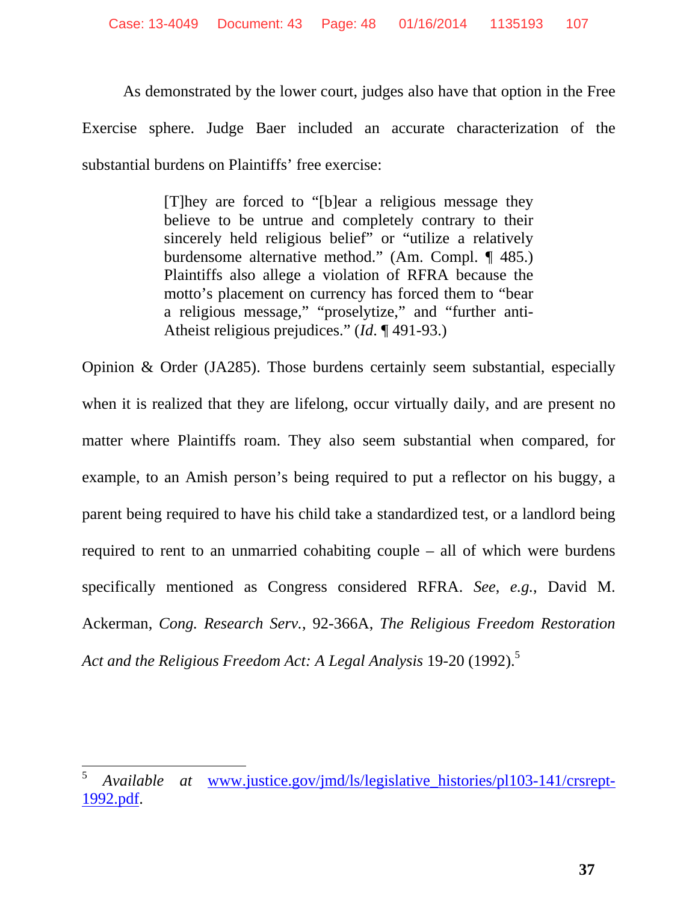As demonstrated by the lower court, judges also have that option in the Free Exercise sphere. Judge Baer included an accurate characterization of the substantial burdens on Plaintiffs' free exercise:

> [T]hey are forced to "[b]ear a religious message they believe to be untrue and completely contrary to their sincerely held religious belief" or "utilize a relatively burdensome alternative method." (Am. Compl. ¶ 485.) Plaintiffs also allege a violation of RFRA because the motto's placement on currency has forced them to "bear a religious message," "proselytize," and "further anti-Atheist religious prejudices." (*Id.* ¶ 491-93.)

Opinion & Order (JA285). Those burdens certainly seem substantial, especially when it is realized that they are lifelong, occur virtually daily, and are present no matter where Plaintiffs roam. They also seem substantial when compared, for example, to an Amish person's being required to put a reflector on his buggy, a parent being required to have his child take a standardized test, or a landlord being required to rent to an unmarried cohabiting couple – all of which were burdens specifically mentioned as Congress considered RFRA. *See*, *e.g.*, David M. Ackerman, *Cong. Research Serv.*, 92-366A, *The Religious Freedom Restoration Act and the Religious Freedom Act: A Legal Analysis* 19-20 (1992).[5]

---

[5] *Available at* www.justice.gov/jmd/ls/legislative_histories/pl103-141/crsrept-1992.pdf.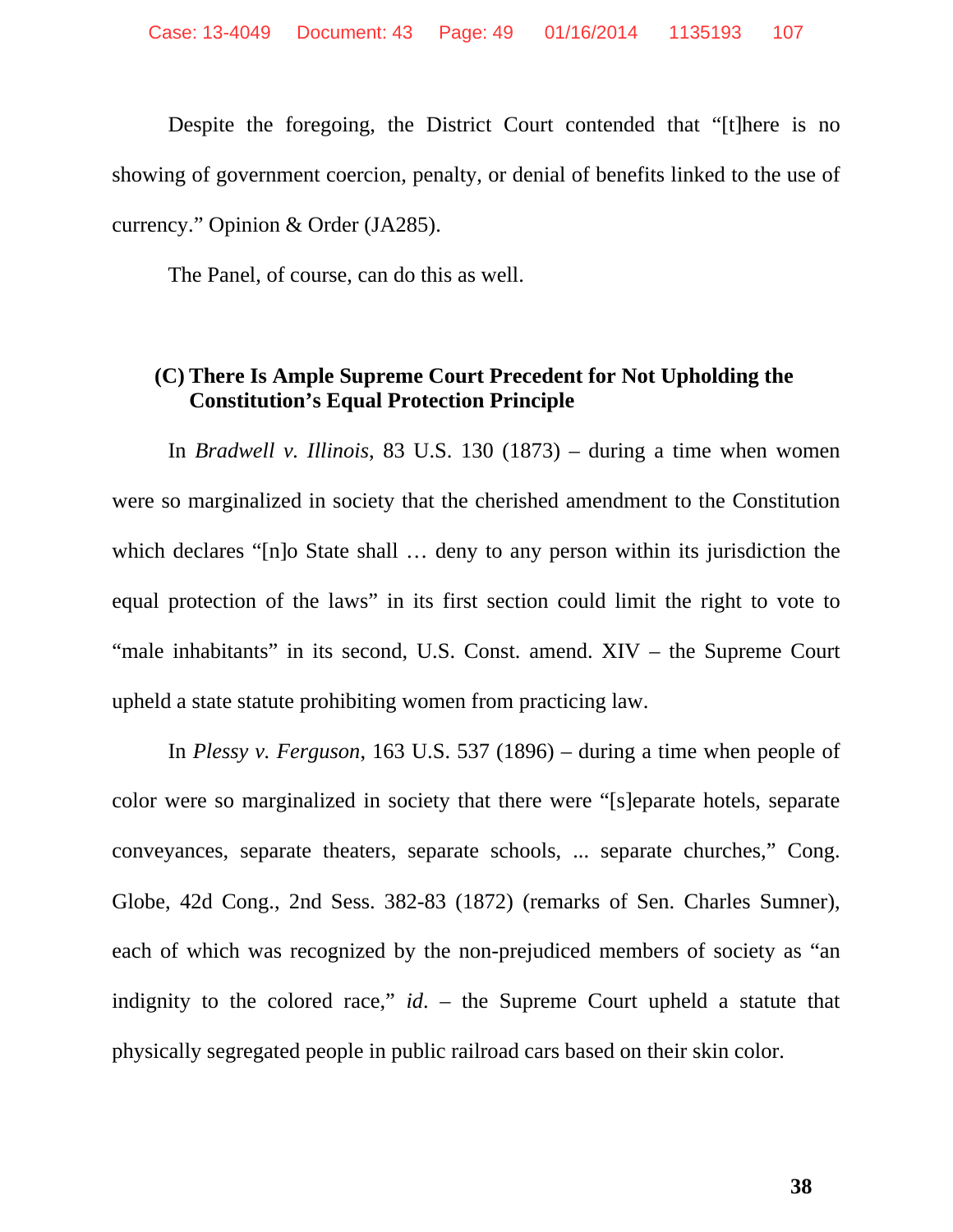Despite the foregoing, the District Court contended that "[t]here is no showing of government coercion, penalty, or denial of benefits linked to the use of currency." Opinion & Order (JA285).

The Panel, of course, can do this as well.

### (C) There Is Ample Supreme Court Precedent for Not Upholding the Constitution's Equal Protection Principle

In *Bradwell v. Illinois*, 83 U.S. 130 (1873) – during a time when women were so marginalized in society that the cherished amendment to the Constitution which declares "[n]o State shall … deny to any person within its jurisdiction the equal protection of the laws" in its first section could limit the right to vote to "male inhabitants" in its second, U.S. Const. amend. XIV – the Supreme Court upheld a state statute prohibiting women from practicing law.

In *Plessy v. Ferguson*, 163 U.S. 537 (1896) – during a time when people of color were so marginalized in society that there were "[s]eparate hotels, separate conveyances, separate theaters, separate schools, ... separate churches," Cong. Globe, 42d Cong., 2nd Sess. 382-83 (1872) (remarks of Sen. Charles Sumner), each of which was recognized by the non-prejudiced members of society as "an indignity to the colored race," *id.* – the Supreme Court upheld a statute that physically segregated people in public railroad cars based on their skin color.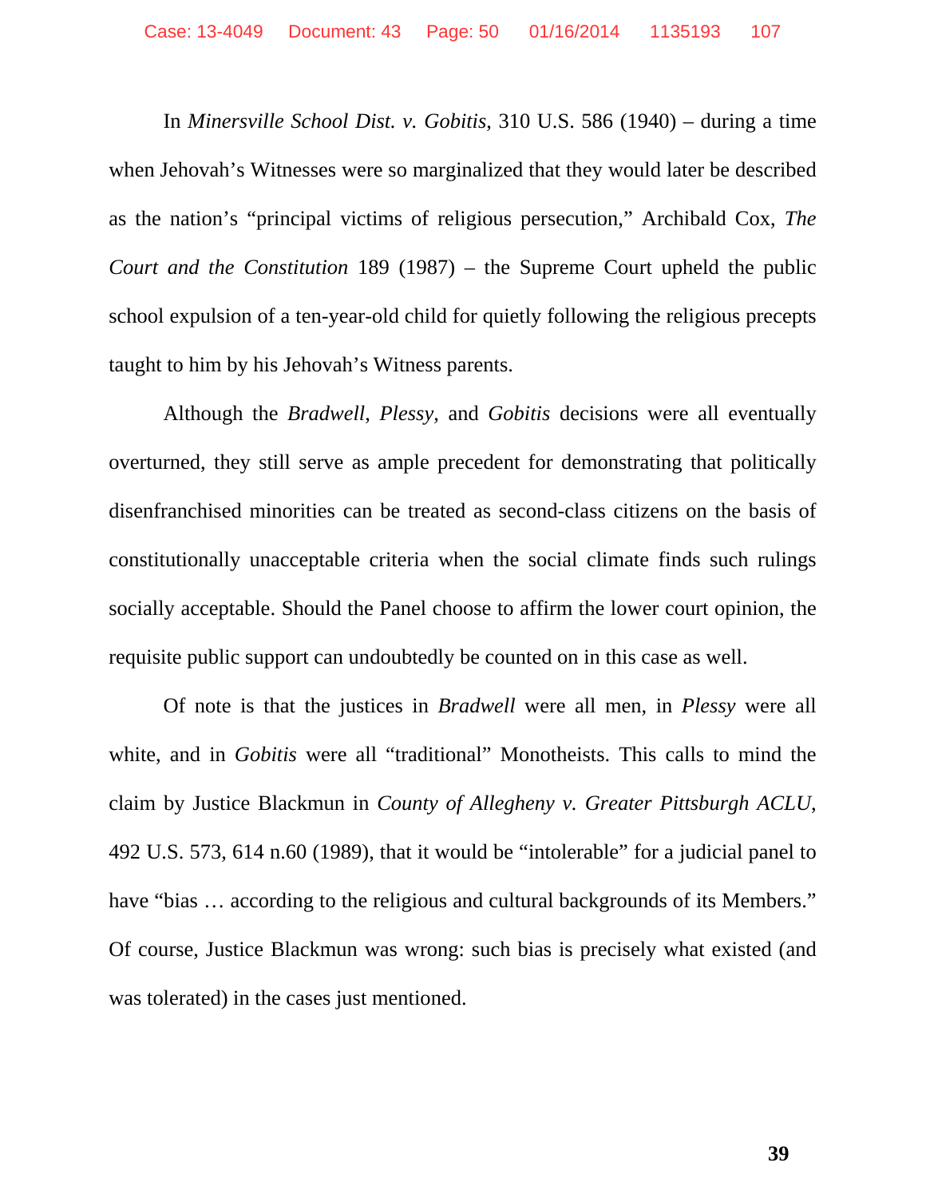In *Minersville School Dist. v. Gobitis*, 310 U.S. 586 (1940) – during a time when Jehovah's Witnesses were so marginalized that they would later be described as the nation's "principal victims of religious persecution," Archibald Cox, *The Court and the Constitution* 189 (1987) – the Supreme Court upheld the public school expulsion of a ten-year-old child for quietly following the religious precepts taught to him by his Jehovah's Witness parents.

Although the *Bradwell*, *Plessy*, and *Gobitis* decisions were all eventually overturned, they still serve as ample precedent for demonstrating that politically disenfranchised minorities can be treated as second-class citizens on the basis of constitutionally unacceptable criteria when the social climate finds such rulings socially acceptable. Should the Panel choose to affirm the lower court opinion, the requisite public support can undoubtedly be counted on in this case as well.

Of note is that the justices in *Bradwell* were all men, in *Plessy* were all white, and in *Gobitis* were all "traditional" Monotheists. This calls to mind the claim by Justice Blackmun in *County of Allegheny v. Greater Pittsburgh ACLU*, 492 U.S. 573, 614 n.60 (1989), that it would be "intolerable" for a judicial panel to have "bias … according to the religious and cultural backgrounds of its Members." Of course, Justice Blackmun was wrong: such bias is precisely what existed (and was tolerated) in the cases just mentioned.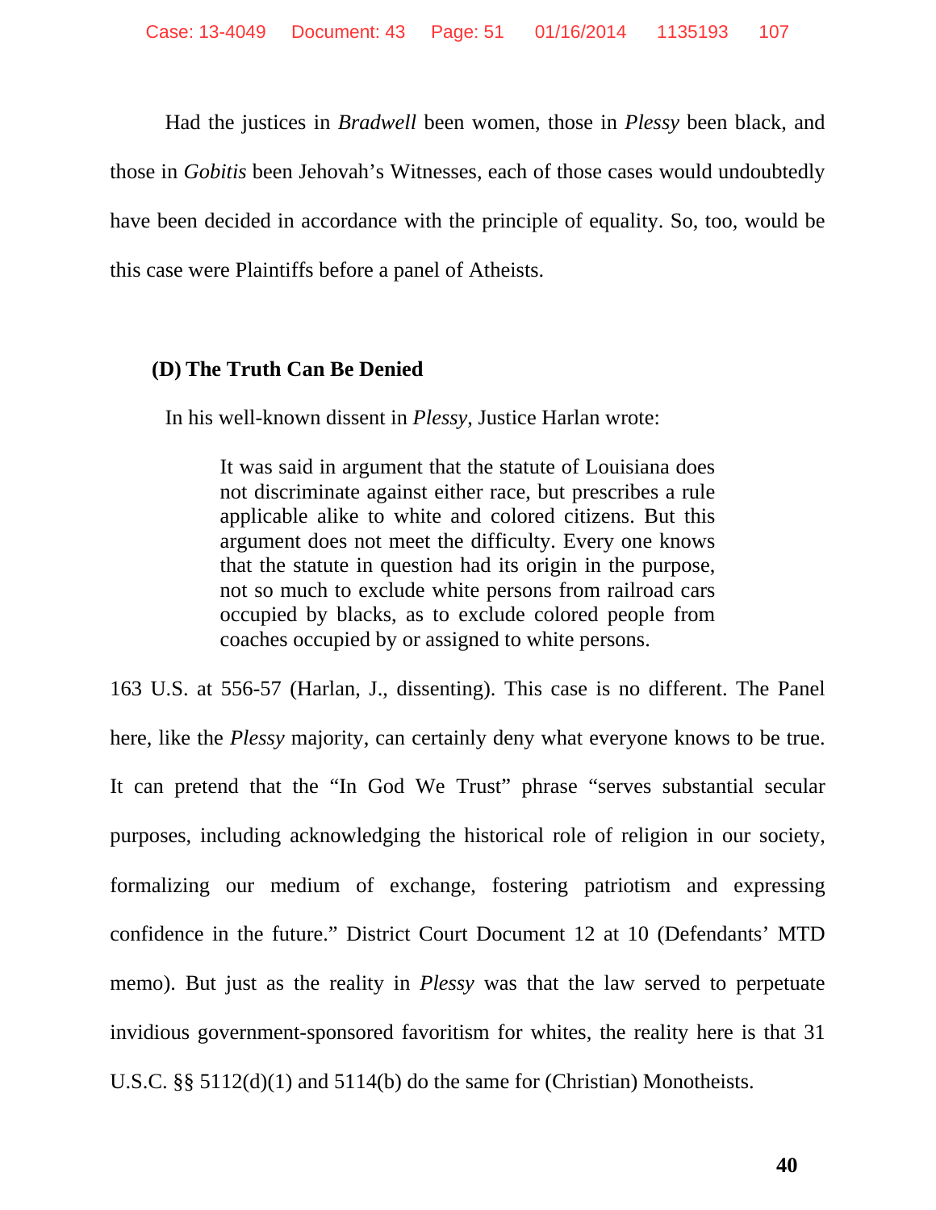Had the justices in *Bradwell* been women, those in *Plessy* been black, and those in *Gobitis* been Jehovah's Witnesses, each of those cases would undoubtedly have been decided in accordance with the principle of equality. So, too, would be this case were Plaintiffs before a panel of Atheists.

### (D) The Truth Can Be Denied

In his well-known dissent in *Plessy*, Justice Harlan wrote:

> It was said in argument that the statute of Louisiana does not discriminate against either race, but prescribes a rule applicable alike to white and colored citizens. But this argument does not meet the difficulty. Every one knows that the statute in question had its origin in the purpose, not so much to exclude white persons from railroad cars occupied by blacks, as to exclude colored people from coaches occupied by or assigned to white persons.

163 U.S. at 556-57 (Harlan, J., dissenting). This case is no different. The Panel here, like the *Plessy* majority, can certainly deny what everyone knows to be true. It can pretend that the "In God We Trust" phrase "serves substantial secular purposes, including acknowledging the historical role of religion in our society, formalizing our medium of exchange, fostering patriotism and expressing confidence in the future." District Court Document 12 at 10 (Defendants' MTD memo). But just as the reality in *Plessy* was that the law served to perpetuate invidious government-sponsored favoritism for whites, the reality here is that 31 U.S.C. §§ 5112(d)(1) and 5114(b) do the same for (Christian) Monotheists.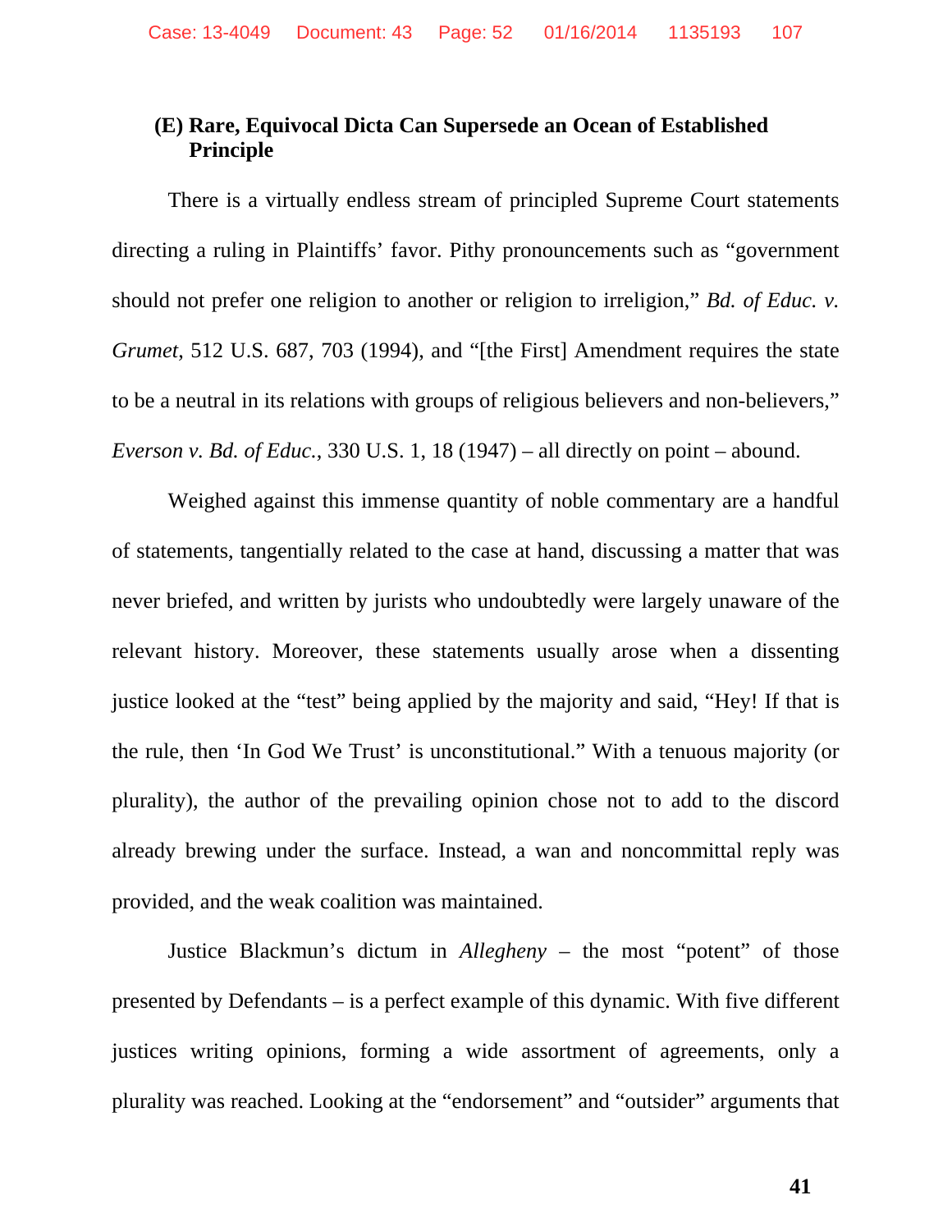### (E) Rare, Equivocal Dicta Can Supersede an Ocean of Established Principle

There is a virtually endless stream of principled Supreme Court statements directing a ruling in Plaintiffs' favor. Pithy pronouncements such as "government should not prefer one religion to another or religion to irreligion," *Bd. of Educ. v. Grumet*, 512 U.S. 687, 703 (1994), and "[the First] Amendment requires the state to be a neutral in its relations with groups of religious believers and non-believers," *Everson v. Bd. of Educ.*, 330 U.S. 1, 18 (1947) – all directly on point – abound.

Weighed against this immense quantity of noble commentary are a handful of statements, tangentially related to the case at hand, discussing a matter that was never briefed, and written by jurists who undoubtedly were largely unaware of the relevant history. Moreover, these statements usually arose when a dissenting justice looked at the "test" being applied by the majority and said, "Hey! If that is the rule, then 'In God We Trust' is unconstitutional." With a tenuous majority (or plurality), the author of the prevailing opinion chose not to add to the discord already brewing under the surface. Instead, a wan and noncommittal reply was provided, and the weak coalition was maintained.

Justice Blackmun's dictum in *Allegheny* – the most "potent" of those presented by Defendants – is a perfect example of this dynamic. With five different justices writing opinions, forming a wide assortment of agreements, only a plurality was reached. Looking at the "endorsement" and "outsider" arguments that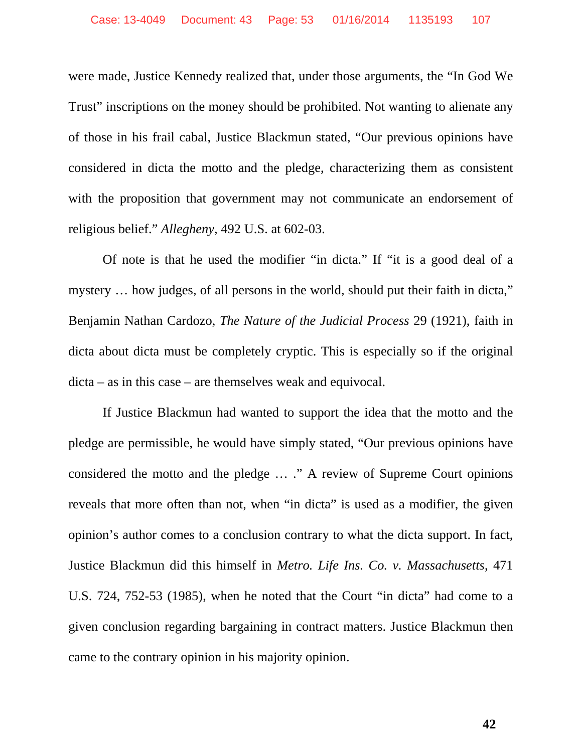were made, Justice Kennedy realized that, under those arguments, the "In God We Trust" inscriptions on the money should be prohibited. Not wanting to alienate any of those in his frail cabal, Justice Blackmun stated, "Our previous opinions have considered in dicta the motto and the pledge, characterizing them as consistent with the proposition that government may not communicate an endorsement of religious belief." *Allegheny*, 492 U.S. at 602-03.

Of note is that he used the modifier "in dicta." If "it is a good deal of a mystery … how judges, of all persons in the world, should put their faith in dicta," Benjamin Nathan Cardozo, *The Nature of the Judicial Process* 29 (1921), faith in dicta about dicta must be completely cryptic. This is especially so if the original dicta – as in this case – are themselves weak and equivocal.

If Justice Blackmun had wanted to support the idea that the motto and the pledge are permissible, he would have simply stated, "Our previous opinions have considered the motto and the pledge … ." A review of Supreme Court opinions reveals that more often than not, when "in dicta" is used as a modifier, the given opinion's author comes to a conclusion contrary to what the dicta support. In fact, Justice Blackmun did this himself in *Metro. Life Ins. Co. v. Massachusetts*, 471 U.S. 724, 752-53 (1985), when he noted that the Court "in dicta" had come to a given conclusion regarding bargaining in contract matters. Justice Blackmun then came to the contrary opinion in his majority opinion.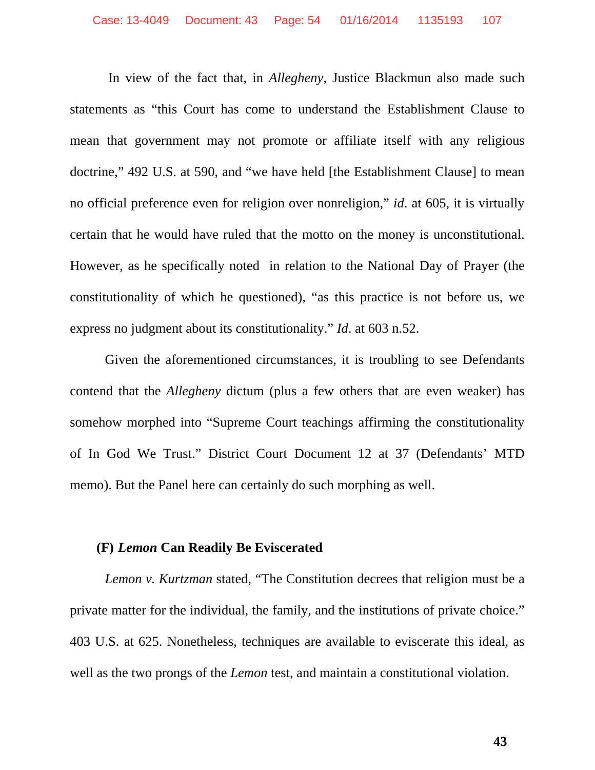In view of the fact that, in *Allegheny*, Justice Blackmun also made such statements as "this Court has come to understand the Establishment Clause to mean that government may not promote or affiliate itself with any religious doctrine," 492 U.S. at 590, and "we have held [the Establishment Clause] to mean no official preference even for religion over nonreligion," *id*. at 605, it is virtually certain that he would have ruled that the motto on the money is unconstitutional. However, as he specifically noted in relation to the National Day of Prayer (the constitutionality of which he questioned), "as this practice is not before us, we express no judgment about its constitutionality." *Id*. at 603 n.52.

Given the aforementioned circumstances, it is troubling to see Defendants contend that the *Allegheny* dictum (plus a few others that are even weaker) has somehow morphed into "Supreme Court teachings affirming the constitutionality of In God We Trust." District Court Document 12 at 37 (Defendants' MTD memo). But the Panel here can certainly do such morphing as well.

### (F) *Lemon* Can Readily Be Eviscerated

*Lemon v. Kurtzman* stated, "The Constitution decrees that religion must be a private matter for the individual, the family, and the institutions of private choice." 403 U.S. at 625. Nonetheless, techniques are available to eviscerate this ideal, as well as the two prongs of the *Lemon* test, and maintain a constitutional violation.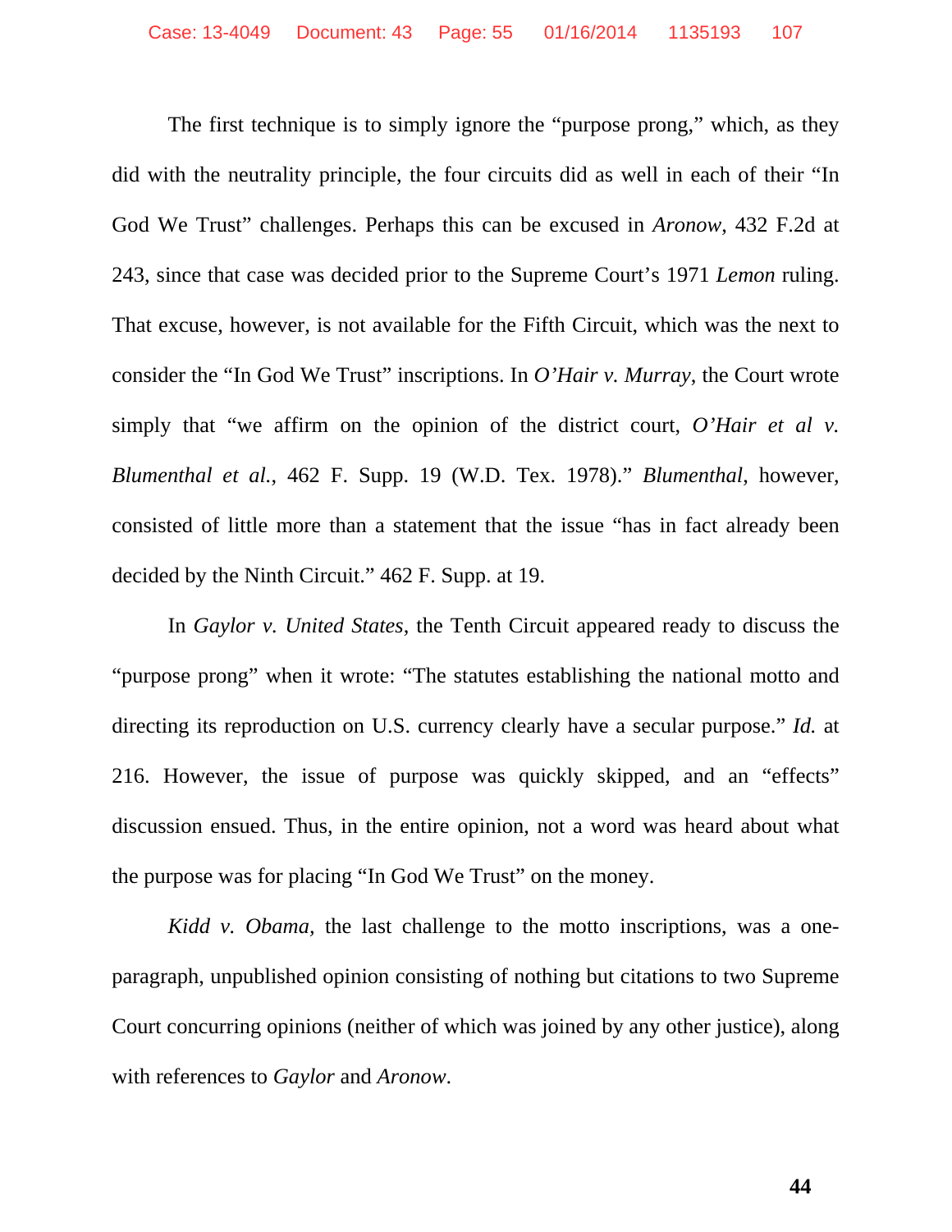The first technique is to simply ignore the "purpose prong," which, as they did with the neutrality principle, the four circuits did as well in each of their "In God We Trust" challenges. Perhaps this can be excused in *Aronow*, 432 F.2d at 243, since that case was decided prior to the Supreme Court's 1971 *Lemon* ruling. That excuse, however, is not available for the Fifth Circuit, which was the next to consider the "In God We Trust" inscriptions. In *O'Hair v. Murray*, the Court wrote simply that "we affirm on the opinion of the district court, *O'Hair et al v. Blumenthal et al.*, 462 F. Supp. 19 (W.D. Tex. 1978)." *Blumenthal*, however, consisted of little more than a statement that the issue "has in fact already been decided by the Ninth Circuit." 462 F. Supp. at 19.

In *Gaylor v. United States*, the Tenth Circuit appeared ready to discuss the "purpose prong" when it wrote: "The statutes establishing the national motto and directing its reproduction on U.S. currency clearly have a secular purpose." *Id.* at 216. However, the issue of purpose was quickly skipped, and an "effects" discussion ensued. Thus, in the entire opinion, not a word was heard about what the purpose was for placing "In God We Trust" on the money.

*Kidd v. Obama*, the last challenge to the motto inscriptions, was a one-paragraph, unpublished opinion consisting of nothing but citations to two Supreme Court concurring opinions (neither of which was joined by any other justice), along with references to *Gaylor* and *Aronow*.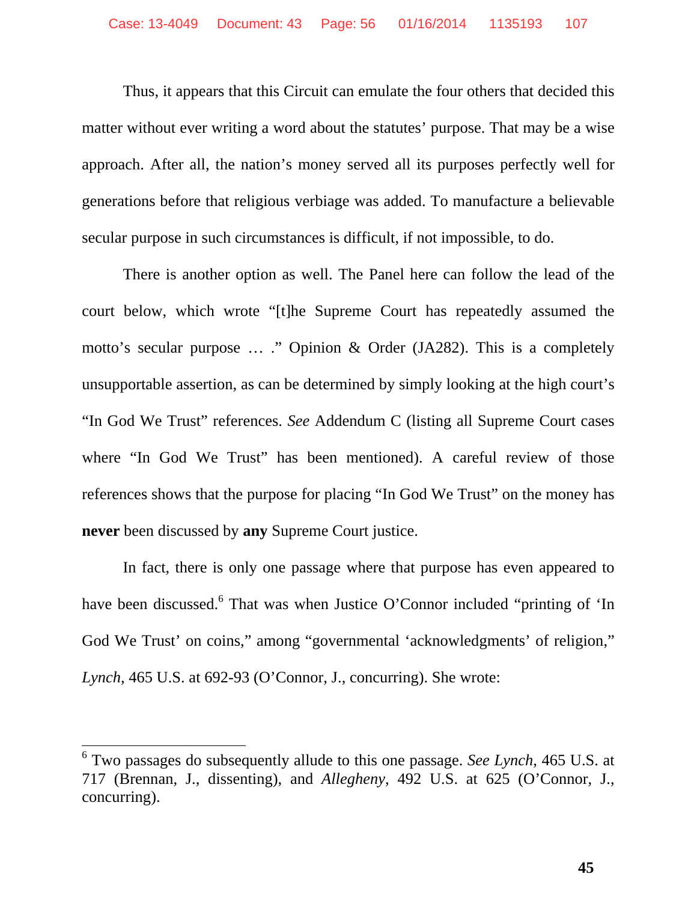Thus, it appears that this Circuit can emulate the four others that decided this matter without ever writing a word about the statutes' purpose. That may be a wise approach. After all, the nation's money served all its purposes perfectly well for generations before that religious verbiage was added. To manufacture a believable secular purpose in such circumstances is difficult, if not impossible, to do.

There is another option as well. The Panel here can follow the lead of the court below, which wrote "[t]he Supreme Court has repeatedly assumed the motto's secular purpose … ." Opinion & Order (JA282). This is a completely unsupportable assertion, as can be determined by simply looking at the high court's "In God We Trust" references. *See* Addendum C (listing all Supreme Court cases where "In God We Trust" has been mentioned). A careful review of those references shows that the purpose for placing "In God We Trust" on the money has **never** been discussed by **any** Supreme Court justice.

In fact, there is only one passage where that purpose has even appeared to have been discussed.[6] That was when Justice O'Connor included "printing of 'In God We Trust' on coins," among "governmental 'acknowledgments' of religion," *Lynch*, 465 U.S. at 692-93 (O'Connor, J., concurring). She wrote:

---

[6] Two passages do subsequently allude to this one passage. *See Lynch*, 465 U.S. at 717 (Brennan, J., dissenting), and *Allegheny*, 492 U.S. at 625 (O'Connor, J., concurring).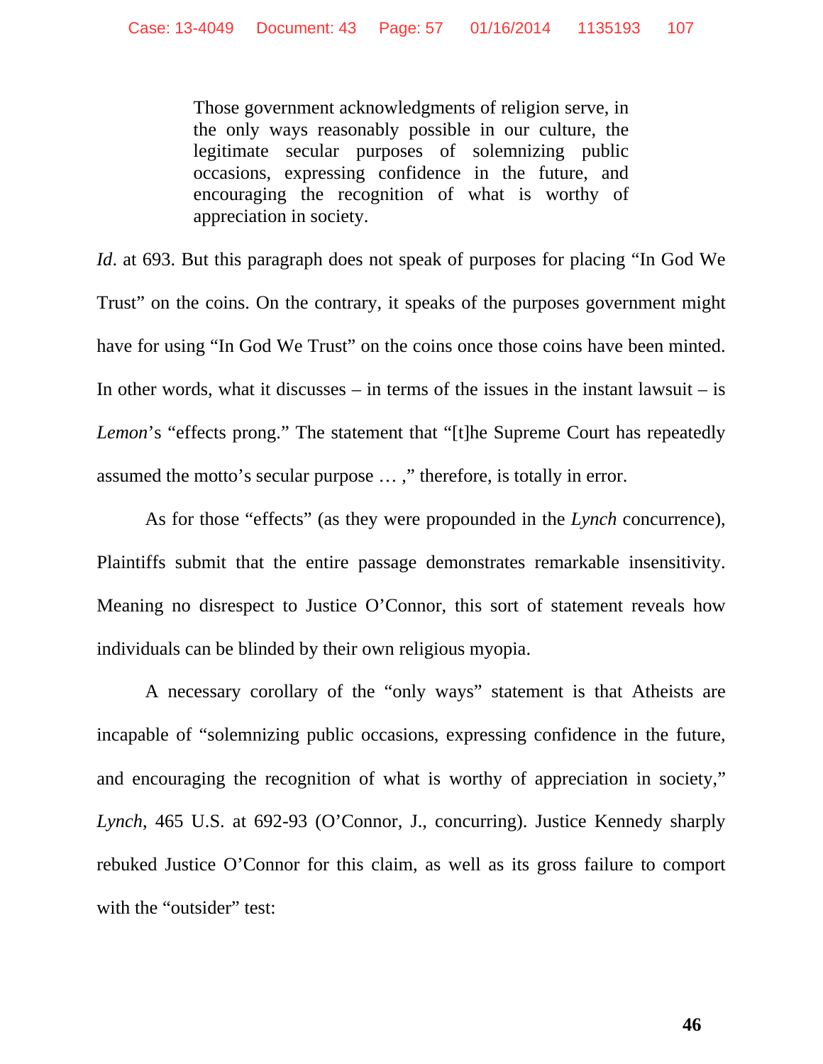> Those government acknowledgments of religion serve, in the only ways reasonably possible in our culture, the legitimate secular purposes of solemnizing public occasions, expressing confidence in the future, and encouraging the recognition of what is worthy of appreciation in society.

*Id*. at 693. But this paragraph does not speak of purposes for placing "In God We Trust" on the coins. On the contrary, it speaks of the purposes government might have for using "In God We Trust" on the coins once those coins have been minted. In other words, what it discusses – in terms of the issues in the instant lawsuit – is *Lemon*'s "effects prong." The statement that "[t]he Supreme Court has repeatedly assumed the motto's secular purpose … ," therefore, is totally in error.

As for those "effects" (as they were propounded in the *Lynch* concurrence), Plaintiffs submit that the entire passage demonstrates remarkable insensitivity. Meaning no disrespect to Justice O'Connor, this sort of statement reveals how individuals can be blinded by their own religious myopia.

A necessary corollary of the "only ways" statement is that Atheists are incapable of "solemnizing public occasions, expressing confidence in the future, and encouraging the recognition of what is worthy of appreciation in society," *Lynch*, 465 U.S. at 692-93 (O'Connor, J., concurring). Justice Kennedy sharply rebuked Justice O'Connor for this claim, as well as its gross failure to comport with the "outsider" test: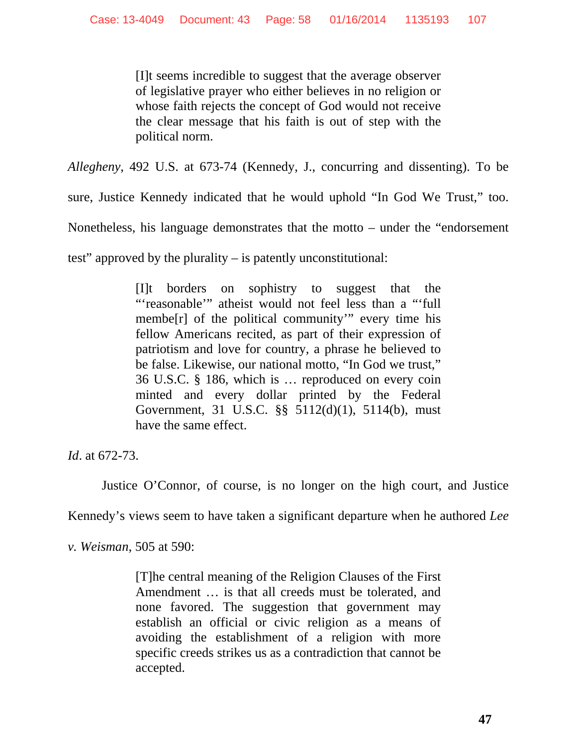> [I]t seems incredible to suggest that the average observer of legislative prayer who either believes in no religion or whose faith rejects the concept of God would not receive the clear message that his faith is out of step with the political norm.

*Allegheny*, 492 U.S. at 673-74 (Kennedy, J., concurring and dissenting). To be sure, Justice Kennedy indicated that he would uphold "In God We Trust," too. Nonetheless, his language demonstrates that the motto – under the "endorsement test" approved by the plurality – is patently unconstitutional:

> [I]t borders on sophistry to suggest that the "'reasonable'" atheist would not feel less than a "'full membe[r] of the political community'" every time his fellow Americans recited, as part of their expression of patriotism and love for country, a phrase he believed to be false. Likewise, our national motto, "In God we trust," 36 U.S.C. § 186, which is … reproduced on every coin minted and every dollar printed by the Federal Government, 31 U.S.C. §§ 5112(d)(1), 5114(b), must have the same effect.

*Id*. at 672-73.

Justice O'Connor, of course, is no longer on the high court, and Justice Kennedy's views seem to have taken a significant departure when he authored *Lee v. Weisman*, 505 at 590:

> [T]he central meaning of the Religion Clauses of the First Amendment … is that all creeds must be tolerated, and none favored. The suggestion that government may establish an official or civic religion as a means of avoiding the establishment of a religion with more specific creeds strikes us as a contradiction that cannot be accepted.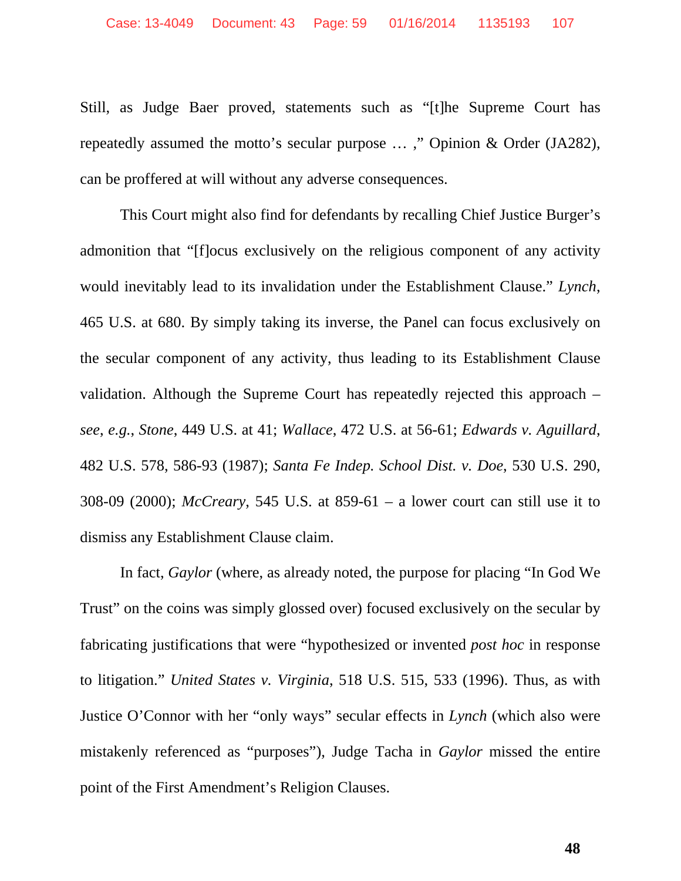Still, as Judge Baer proved, statements such as "[t]he Supreme Court has repeatedly assumed the motto's secular purpose … ," Opinion & Order (JA282), can be proffered at will without any adverse consequences.

This Court might also find for defendants by recalling Chief Justice Burger's admonition that "[f]ocus exclusively on the religious component of any activity would inevitably lead to its invalidation under the Establishment Clause." *Lynch*, 465 U.S. at 680. By simply taking its inverse, the Panel can focus exclusively on the secular component of any activity, thus leading to its Establishment Clause validation. Although the Supreme Court has repeatedly rejected this approach – *see*, *e.g.*, *Stone*, 449 U.S. at 41; *Wallace*, 472 U.S. at 56-61; *Edwards v. Aguillard*, 482 U.S. 578, 586-93 (1987); *Santa Fe Indep. School Dist. v. Doe*, 530 U.S. 290, 308-09 (2000); *McCreary*, 545 U.S. at 859-61 – a lower court can still use it to dismiss any Establishment Clause claim.

In fact, *Gaylor* (where, as already noted, the purpose for placing "In God We Trust" on the coins was simply glossed over) focused exclusively on the secular by fabricating justifications that were "hypothesized or invented *post hoc* in response to litigation." *United States v. Virginia*, 518 U.S. 515, 533 (1996). Thus, as with Justice O'Connor with her "only ways" secular effects in *Lynch* (which also were mistakenly referenced as "purposes"), Judge Tacha in *Gaylor* missed the entire point of the First Amendment's Religion Clauses.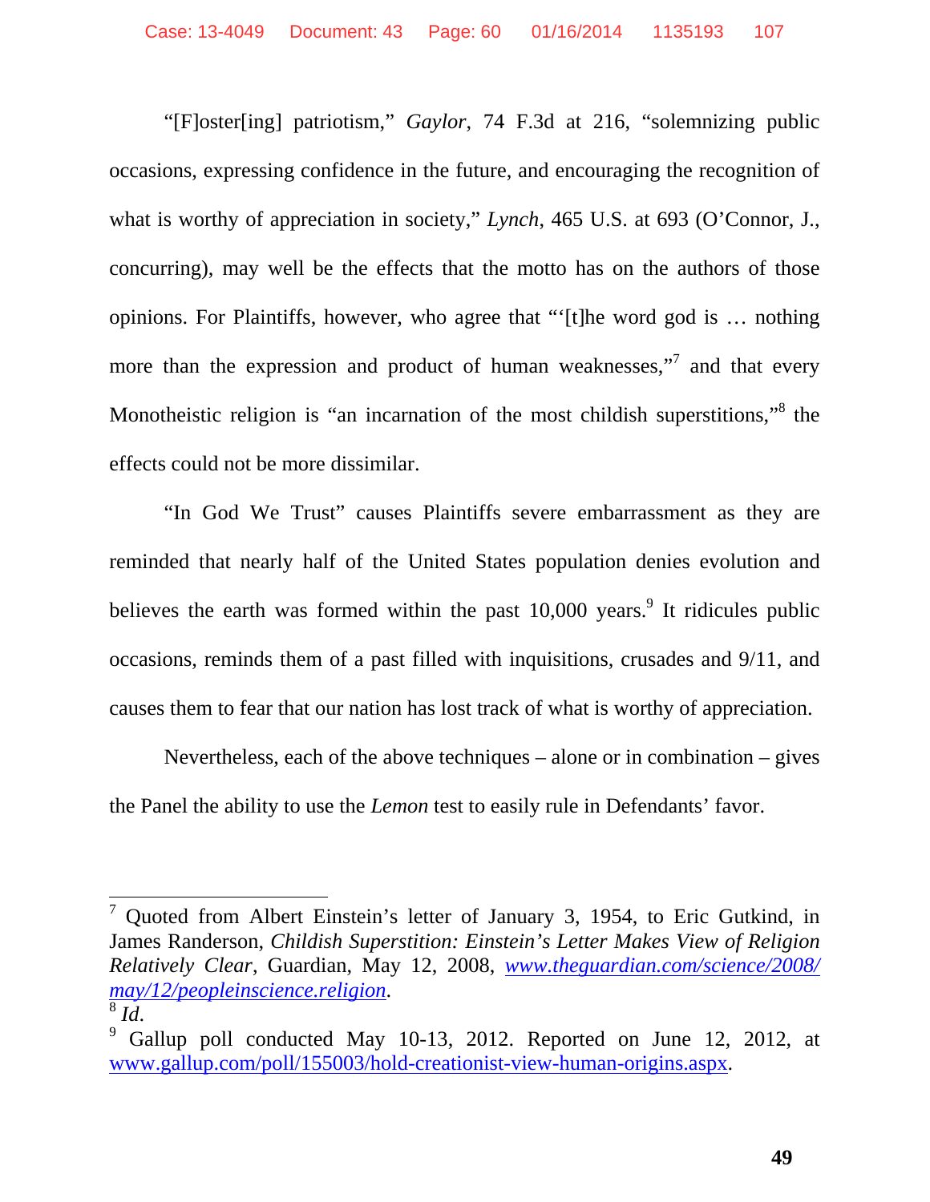"[F]oster[ing] patriotism," *Gaylor*, 74 F.3d at 216, "solemnizing public occasions, expressing confidence in the future, and encouraging the recognition of what is worthy of appreciation in society," *Lynch*, 465 U.S. at 693 (O'Connor, J., concurring), may well be the effects that the motto has on the authors of those opinions. For Plaintiffs, however, who agree that "'[t]he word god is … nothing more than the expression and product of human weaknesses,"[7] and that every Monotheistic religion is "an incarnation of the most childish superstitions,"[8] the effects could not be more dissimilar.

"In God We Trust" causes Plaintiffs severe embarrassment as they are reminded that nearly half of the United States population denies evolution and believes the earth was formed within the past 10,000 years.[9] It ridicules public occasions, reminds them of a past filled with inquisitions, crusades and 9/11, and causes them to fear that our nation has lost track of what is worthy of appreciation.

Nevertheless, each of the above techniques – alone or in combination – gives the Panel the ability to use the *Lemon* test to easily rule in Defendants' favor.

---

[7] Quoted from Albert Einstein's letter of January 3, 1954, to Eric Gutkind, in James Randerson, *Childish Superstition: Einstein's Letter Makes View of Religion Relatively Clear*, Guardian, May 12, 2008, *www.theguardian.com/science/2008/may/12/peopleinscience.religion*.

[8] *Id*.

[9] Gallup poll conducted May 10-13, 2012. Reported on June 12, 2012, at www.gallup.com/poll/155003/hold-creationist-view-human-origins.aspx.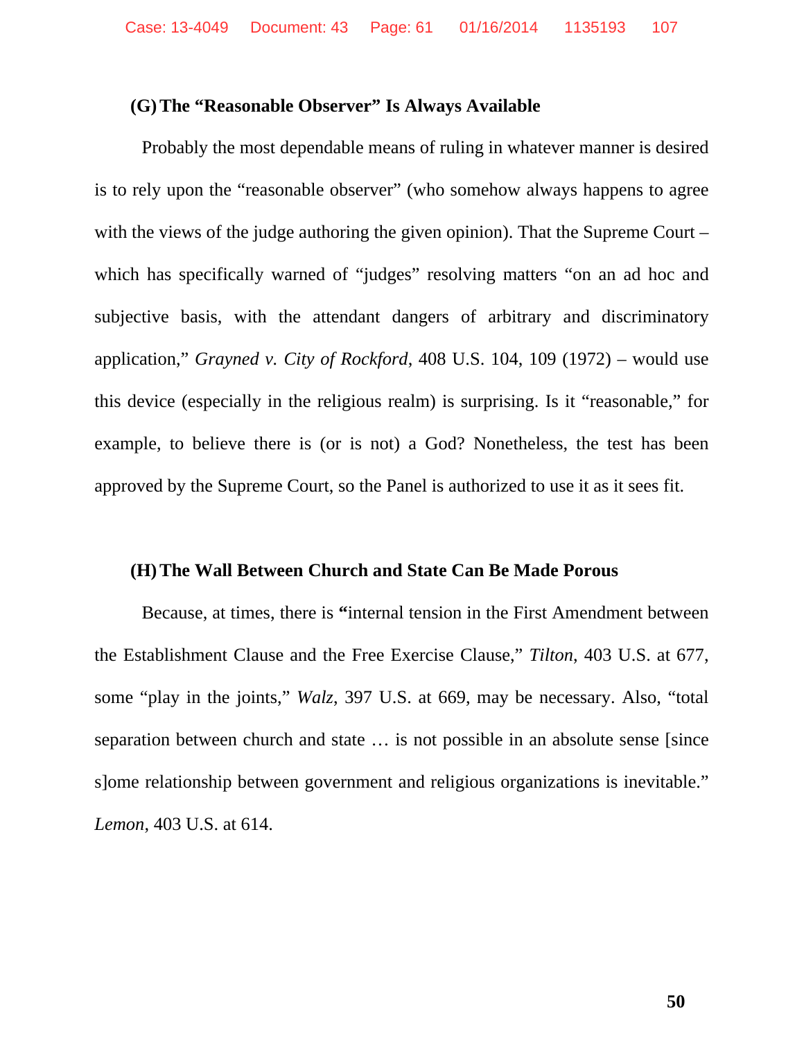### (G) The "Reasonable Observer" Is Always Available

Probably the most dependable means of ruling in whatever manner is desired is to rely upon the "reasonable observer" (who somehow always happens to agree with the views of the judge authoring the given opinion). That the Supreme Court – which has specifically warned of "judges" resolving matters "on an ad hoc and subjective basis, with the attendant dangers of arbitrary and discriminatory application," *Grayned v. City of Rockford*, 408 U.S. 104, 109 (1972) – would use this device (especially in the religious realm) is surprising. Is it "reasonable," for example, to believe there is (or is not) a God? Nonetheless, the test has been approved by the Supreme Court, so the Panel is authorized to use it as it sees fit.

### (H) The Wall Between Church and State Can Be Made Porous

Because, at times, there is "internal tension in the First Amendment between the Establishment Clause and the Free Exercise Clause," *Tilton*, 403 U.S. at 677, some "play in the joints," *Walz*, 397 U.S. at 669, may be necessary. Also, "total separation between church and state … is not possible in an absolute sense [since s]ome relationship between government and religious organizations is inevitable." *Lemon*, 403 U.S. at 614.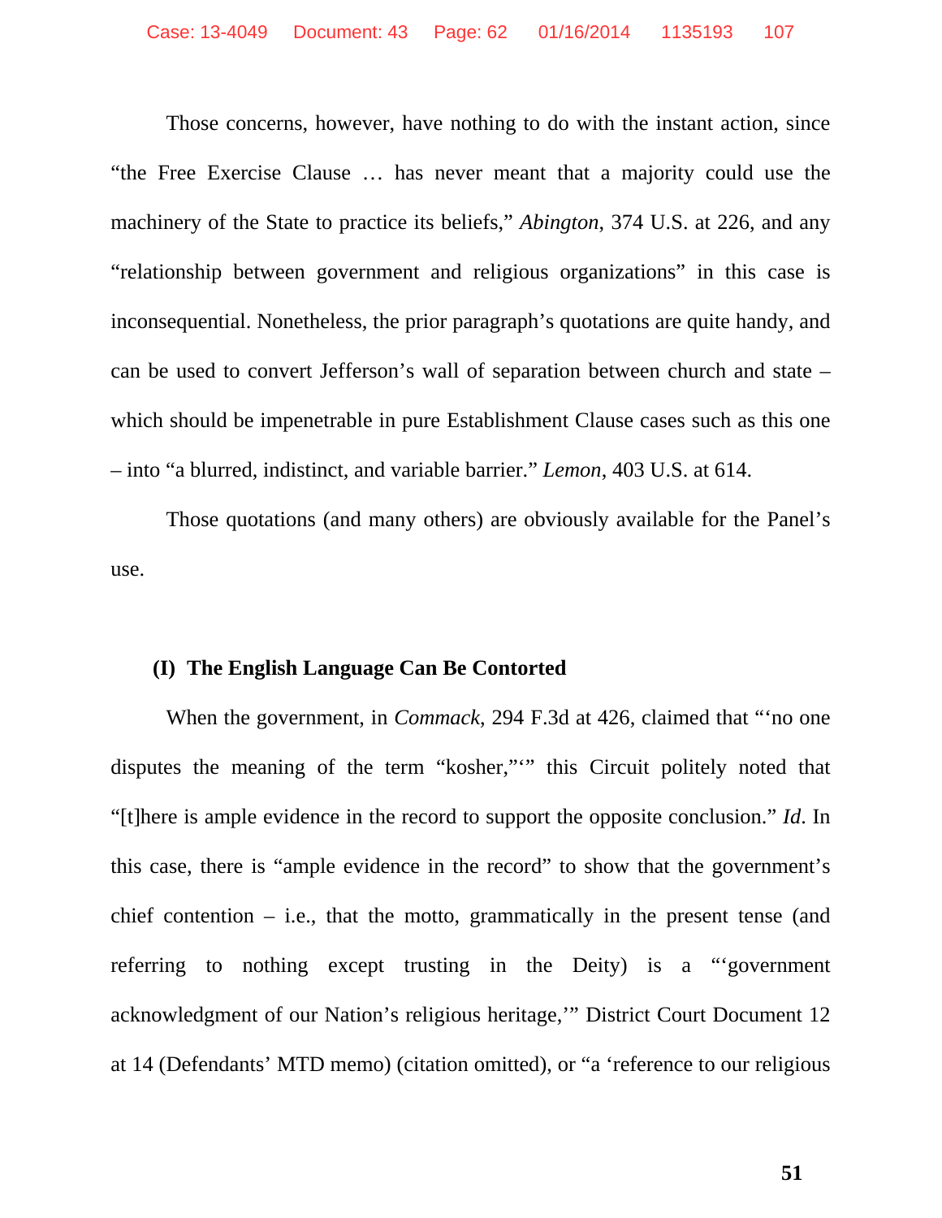Those concerns, however, have nothing to do with the instant action, since "the Free Exercise Clause … has never meant that a majority could use the machinery of the State to practice its beliefs," *Abington*, 374 U.S. at 226, and any "relationship between government and religious organizations" in this case is inconsequential. Nonetheless, the prior paragraph's quotations are quite handy, and can be used to convert Jefferson's wall of separation between church and state – which should be impenetrable in pure Establishment Clause cases such as this one – into "a blurred, indistinct, and variable barrier." *Lemon*, 403 U.S. at 614.

Those quotations (and many others) are obviously available for the Panel's use.

**(I) The English Language Can Be Contorted**

When the government, in *Commack*, 294 F.3d at 426, claimed that "'no one disputes the meaning of the term "kosher,"'" this Circuit politely noted that "[t]here is ample evidence in the record to support the opposite conclusion." *Id*. In this case, there is "ample evidence in the record" to show that the government's chief contention – i.e., that the motto, grammatically in the present tense (and referring to nothing except trusting in the Deity) is a "'government acknowledgment of our Nation's religious heritage,'" District Court Document 12 at 14 (Defendants' MTD memo) (citation omitted), or "a 'reference to our religious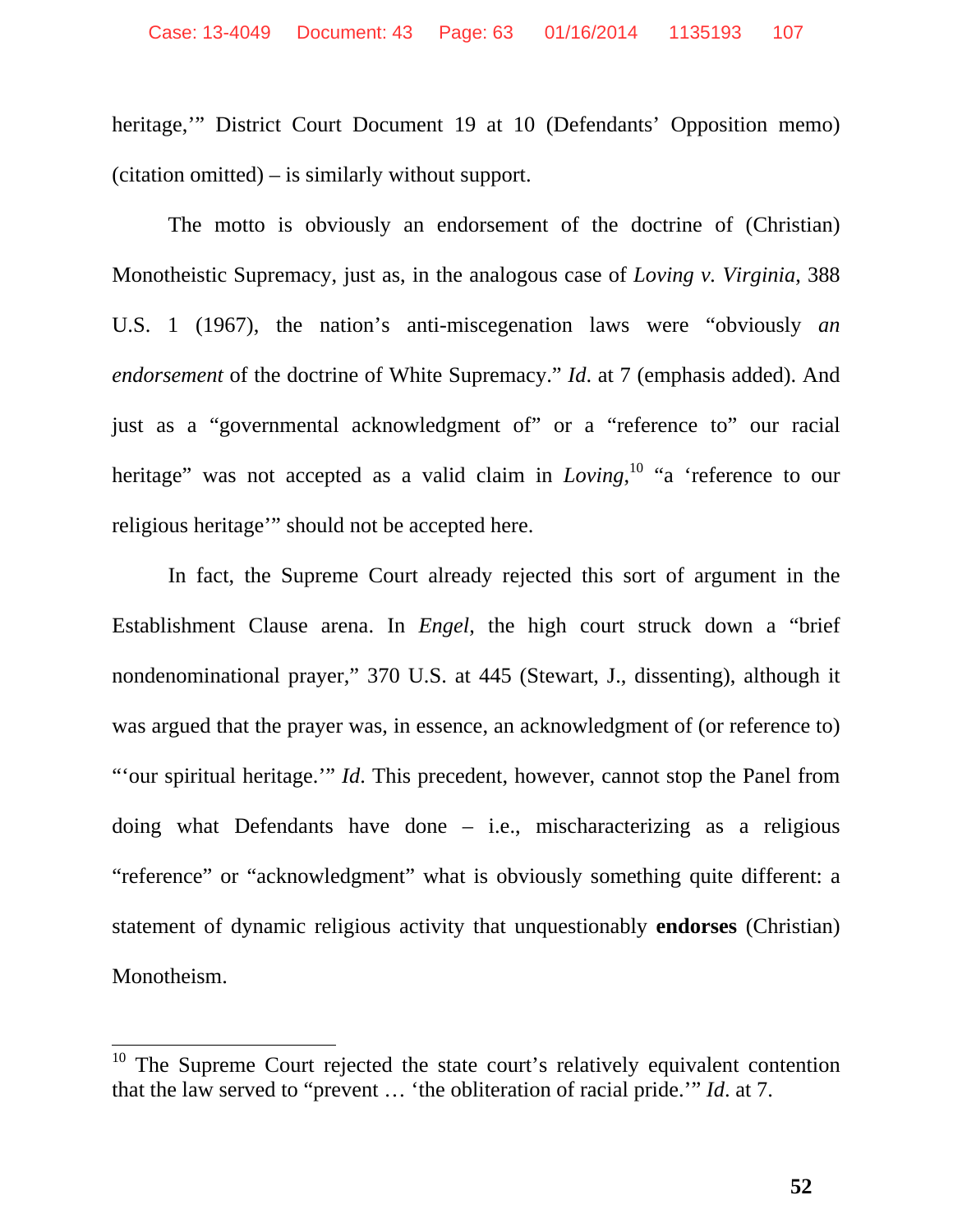heritage,'" District Court Document 19 at 10 (Defendants' Opposition memo) (citation omitted) – is similarly without support.

The motto is obviously an endorsement of the doctrine of (Christian) Monotheistic Supremacy, just as, in the analogous case of *Loving v. Virginia*, 388 U.S. 1 (1967), the nation's anti-miscegenation laws were "obviously *an endorsement* of the doctrine of White Supremacy." *Id*. at 7 (emphasis added). And just as a "governmental acknowledgment of" or a "reference to" our racial heritage" was not accepted as a valid claim in *Loving*,[10] "a 'reference to our religious heritage'" should not be accepted here.

In fact, the Supreme Court already rejected this sort of argument in the Establishment Clause arena. In *Engel*, the high court struck down a "brief nondenominational prayer," 370 U.S. at 445 (Stewart, J., dissenting), although it was argued that the prayer was, in essence, an acknowledgment of (or reference to) "'our spiritual heritage.'" *Id*. This precedent, however, cannot stop the Panel from doing what Defendants have done – i.e., mischaracterizing as a religious "reference" or "acknowledgment" what is obviously something quite different: a statement of dynamic religious activity that unquestionably **endorses** (Christian) Monotheism.

---

[10] The Supreme Court rejected the state court's relatively equivalent contention that the law served to "prevent … 'the obliteration of racial pride.'" *Id*. at 7.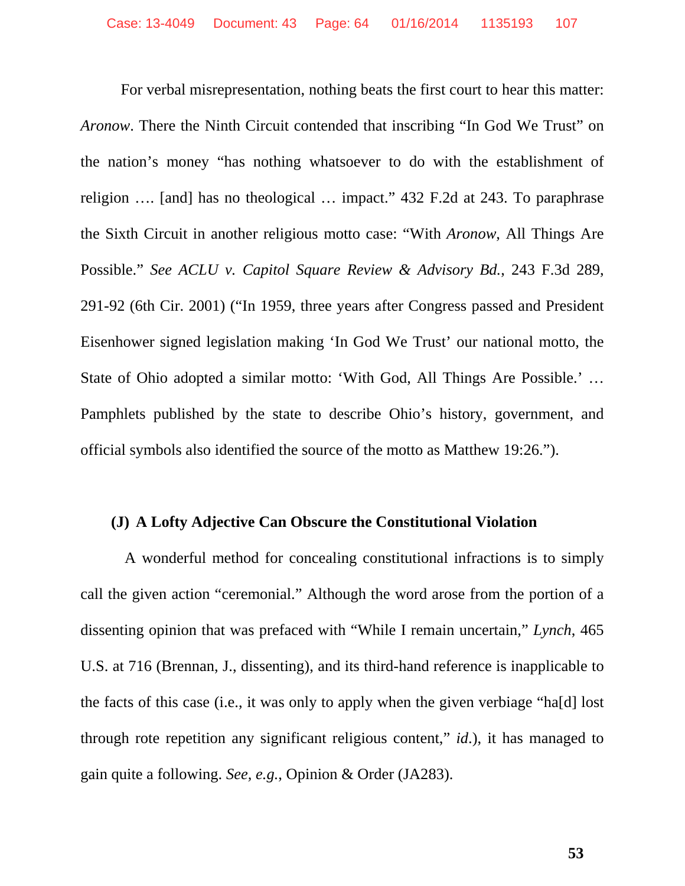For verbal misrepresentation, nothing beats the first court to hear this matter: *Aronow*. There the Ninth Circuit contended that inscribing "In God We Trust" on the nation's money "has nothing whatsoever to do with the establishment of religion …. [and] has no theological … impact." 432 F.2d at 243. To paraphrase the Sixth Circuit in another religious motto case: "With *Aronow*, All Things Are Possible." *See ACLU v. Capitol Square Review & Advisory Bd.*, 243 F.3d 289, 291-92 (6th Cir. 2001) ("In 1959, three years after Congress passed and President Eisenhower signed legislation making 'In God We Trust' our national motto, the State of Ohio adopted a similar motto: 'With God, All Things Are Possible.' … Pamphlets published by the state to describe Ohio's history, government, and official symbols also identified the source of the motto as Matthew 19:26.").

### (J) A Lofty Adjective Can Obscure the Constitutional Violation

A wonderful method for concealing constitutional infractions is to simply call the given action "ceremonial." Although the word arose from the portion of a dissenting opinion that was prefaced with "While I remain uncertain," *Lynch*, 465 U.S. at 716 (Brennan, J., dissenting), and its third-hand reference is inapplicable to the facts of this case (i.e., it was only to apply when the given verbiage "ha[d] lost through rote repetition any significant religious content," *id*.), it has managed to gain quite a following. *See, e.g.*, Opinion & Order (JA283).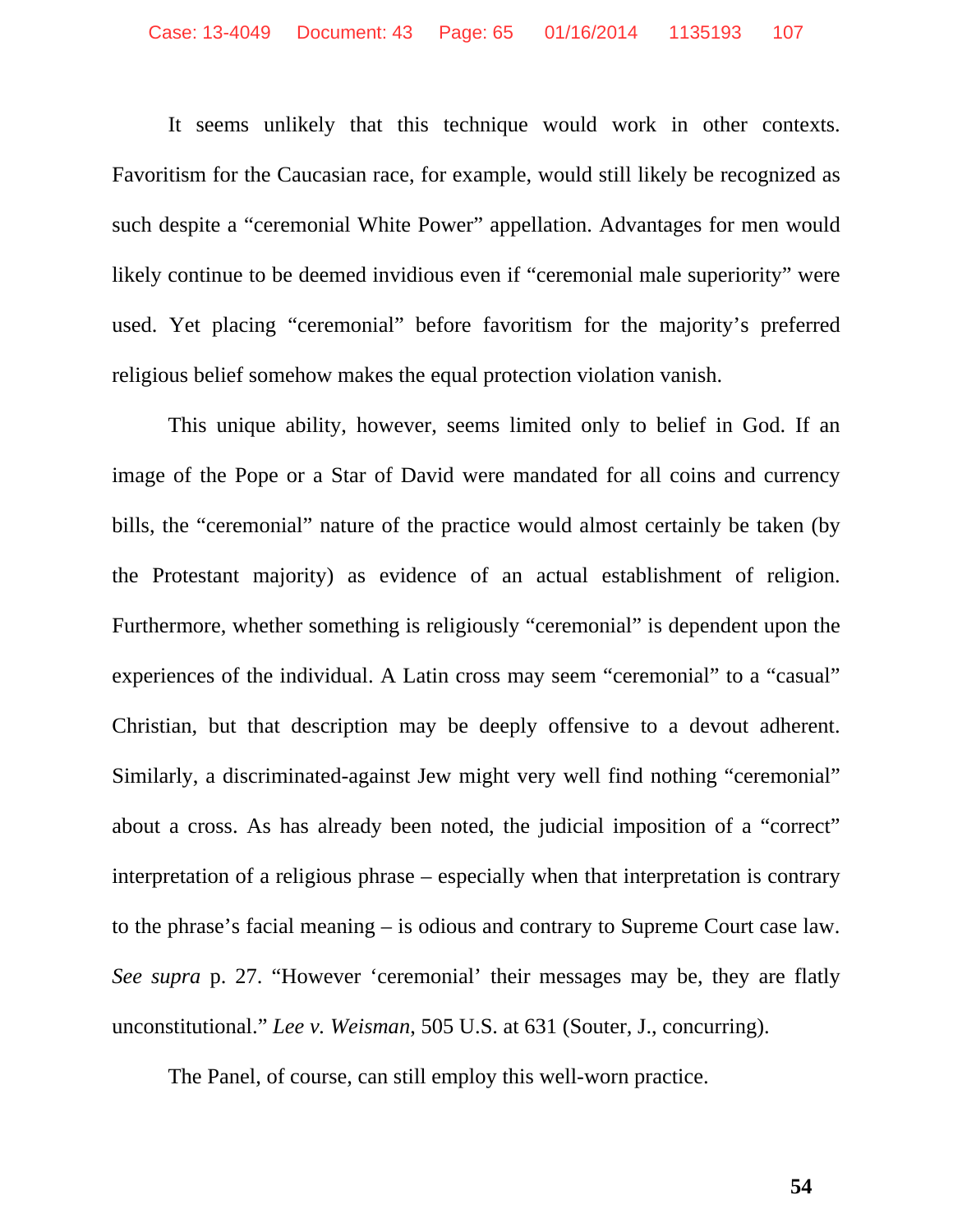It seems unlikely that this technique would work in other contexts. Favoritism for the Caucasian race, for example, would still likely be recognized as such despite a "ceremonial White Power" appellation. Advantages for men would likely continue to be deemed invidious even if "ceremonial male superiority" were used. Yet placing "ceremonial" before favoritism for the majority's preferred religious belief somehow makes the equal protection violation vanish.

This unique ability, however, seems limited only to belief in God. If an image of the Pope or a Star of David were mandated for all coins and currency bills, the "ceremonial" nature of the practice would almost certainly be taken (by the Protestant majority) as evidence of an actual establishment of religion. Furthermore, whether something is religiously "ceremonial" is dependent upon the experiences of the individual. A Latin cross may seem "ceremonial" to a "casual" Christian, but that description may be deeply offensive to a devout adherent. Similarly, a discriminated-against Jew might very well find nothing "ceremonial" about a cross. As has already been noted, the judicial imposition of a "correct" interpretation of a religious phrase – especially when that interpretation is contrary to the phrase's facial meaning – is odious and contrary to Supreme Court case law. *See supra* p. 27. "However 'ceremonial' their messages may be, they are flatly unconstitutional." *Lee v. Weisman*, 505 U.S. at 631 (Souter, J., concurring).

The Panel, of course, can still employ this well-worn practice.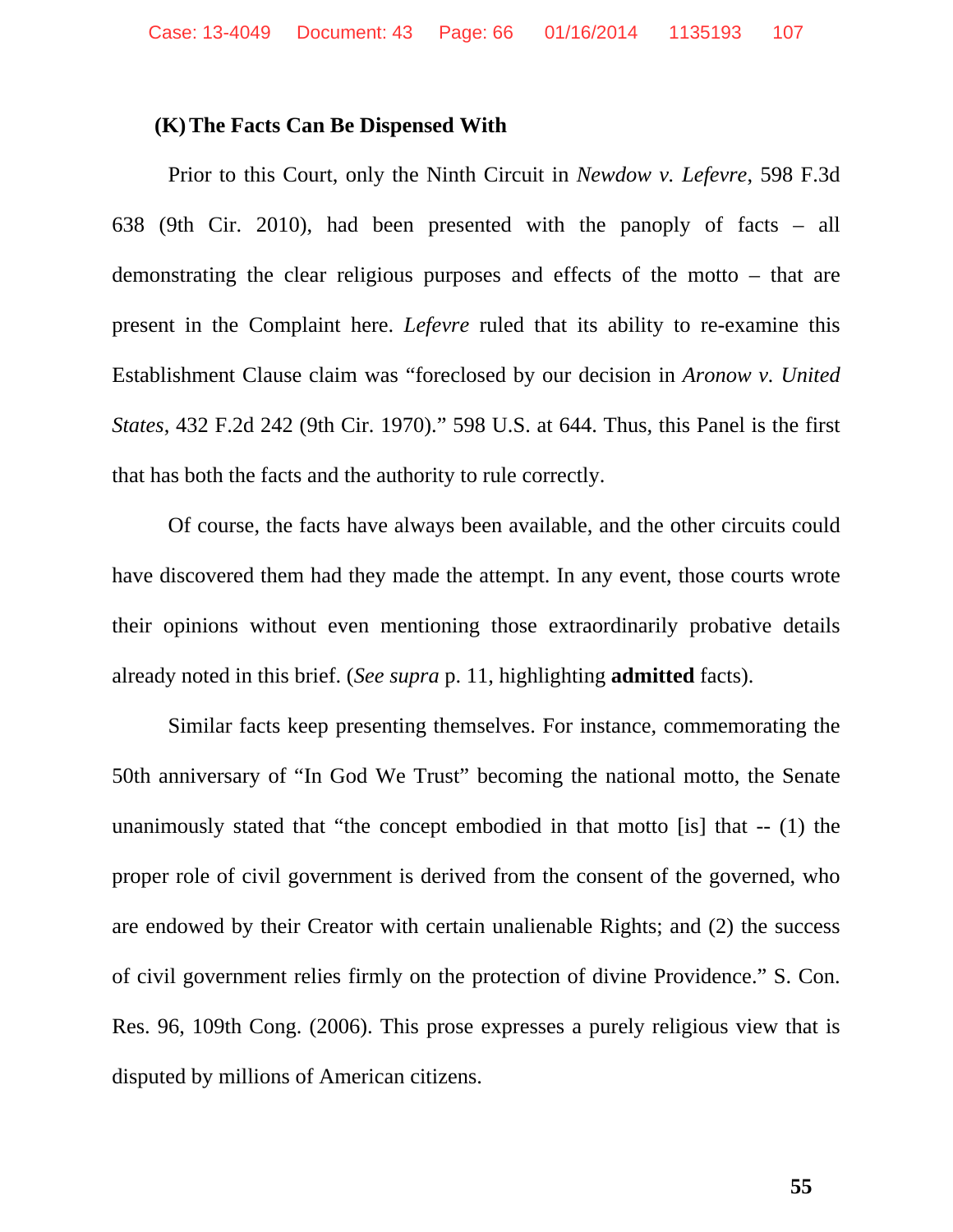### (K) The Facts Can Be Dispensed With

Prior to this Court, only the Ninth Circuit in *Newdow v. Lefevre*, 598 F.3d 638 (9th Cir. 2010), had been presented with the panoply of facts – all demonstrating the clear religious purposes and effects of the motto – that are present in the Complaint here. *Lefevre* ruled that its ability to re-examine this Establishment Clause claim was "foreclosed by our decision in *Aronow v. United States*, 432 F.2d 242 (9th Cir. 1970)." 598 U.S. at 644. Thus, this Panel is the first that has both the facts and the authority to rule correctly.

Of course, the facts have always been available, and the other circuits could have discovered them had they made the attempt. In any event, those courts wrote their opinions without even mentioning those extraordinarily probative details already noted in this brief. (*See supra* p. 11, highlighting **admitted** facts).

Similar facts keep presenting themselves. For instance, commemorating the 50th anniversary of "In God We Trust" becoming the national motto, the Senate unanimously stated that "the concept embodied in that motto [is] that -- (1) the proper role of civil government is derived from the consent of the governed, who are endowed by their Creator with certain unalienable Rights; and (2) the success of civil government relies firmly on the protection of divine Providence." S. Con. Res. 96, 109th Cong. (2006). This prose expresses a purely religious view that is disputed by millions of American citizens.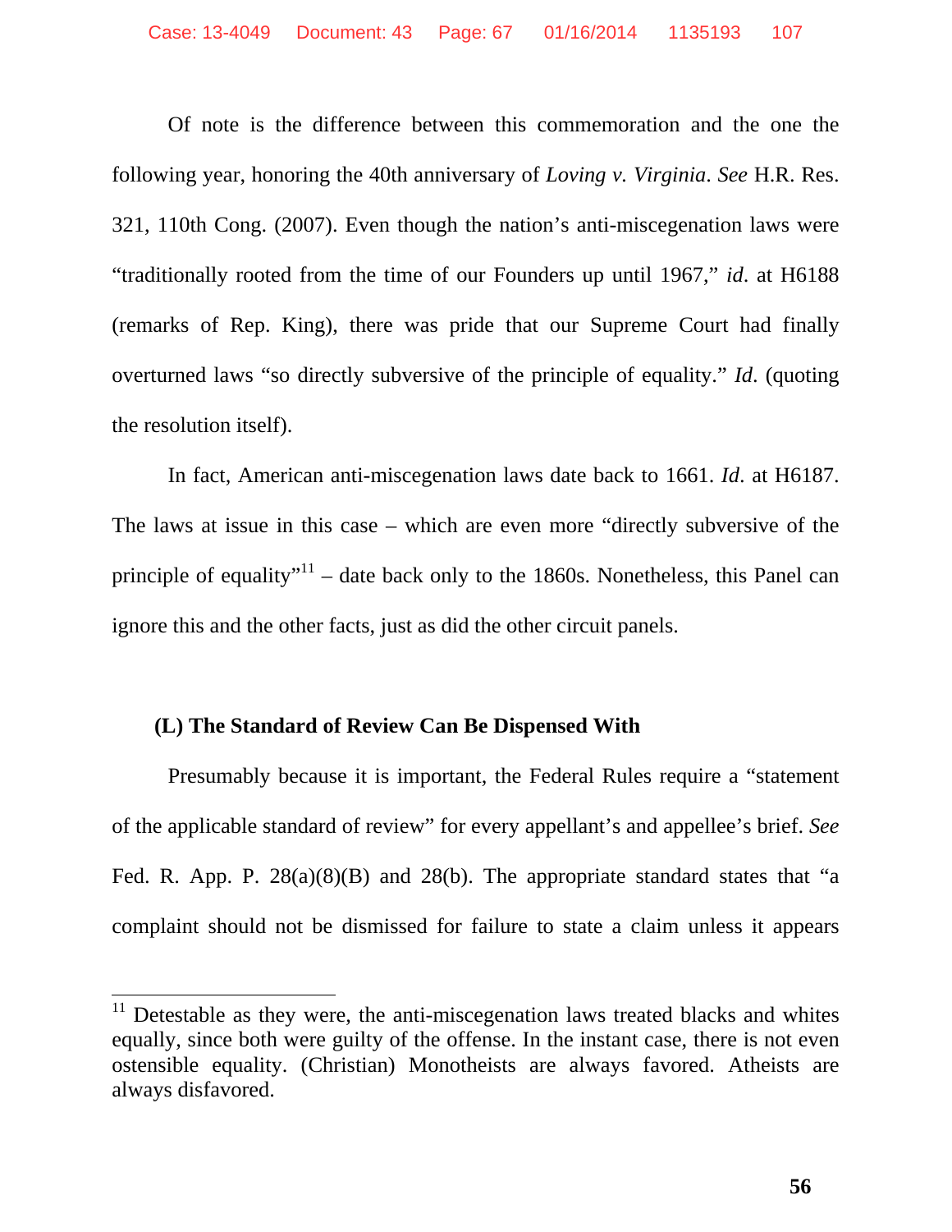Of note is the difference between this commemoration and the one the following year, honoring the 40th anniversary of *Loving v. Virginia*. *See* H.R. Res. 321, 110th Cong. (2007). Even though the nation's anti-miscegenation laws were "traditionally rooted from the time of our Founders up until 1967," *id*. at H6188 (remarks of Rep. King), there was pride that our Supreme Court had finally overturned laws "so directly subversive of the principle of equality." *Id*. (quoting the resolution itself).

In fact, American anti-miscegenation laws date back to 1661. *Id*. at H6187. The laws at issue in this case – which are even more "directly subversive of the principle of equality"[11] – date back only to the 1860s. Nonetheless, this Panel can ignore this and the other facts, just as did the other circuit panels.

**(L) The Standard of Review Can Be Dispensed With**

Presumably because it is important, the Federal Rules require a "statement of the applicable standard of review" for every appellant's and appellee's brief. *See* Fed. R. App. P. 28(a)(8)(B) and 28(b). The appropriate standard states that "a complaint should not be dismissed for failure to state a claim unless it appears

---

[11] Detestable as they were, the anti-miscegenation laws treated blacks and whites equally, since both were guilty of the offense. In the instant case, there is not even ostensible equality. (Christian) Monotheists are always favored. Atheists are always disfavored.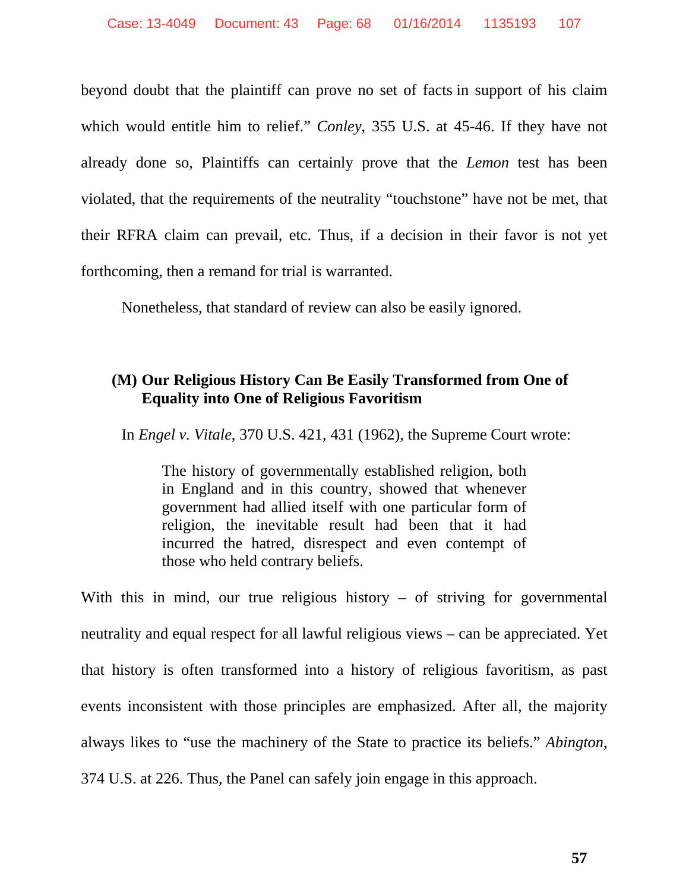beyond doubt that the plaintiff can prove no set of facts in support of his claim which would entitle him to relief." *Conley*, 355 U.S. at 45-46. If they have not already done so, Plaintiffs can certainly prove that the *Lemon* test has been violated, that the requirements of the neutrality "touchstone" have not be met, that their RFRA claim can prevail, etc. Thus, if a decision in their favor is not yet forthcoming, then a remand for trial is warranted.

Nonetheless, that standard of review can also be easily ignored.

### (M) Our Religious History Can Be Easily Transformed from One of Equality into One of Religious Favoritism

In *Engel v. Vitale*, 370 U.S. 421, 431 (1962), the Supreme Court wrote:

> The history of governmentally established religion, both in England and in this country, showed that whenever government had allied itself with one particular form of religion, the inevitable result had been that it had incurred the hatred, disrespect and even contempt of those who held contrary beliefs.

With this in mind, our true religious history – of striving for governmental neutrality and equal respect for all lawful religious views – can be appreciated. Yet that history is often transformed into a history of religious favoritism, as past events inconsistent with those principles are emphasized. After all, the majority always likes to "use the machinery of the State to practice its beliefs." *Abington*, 374 U.S. at 226. Thus, the Panel can safely join engage in this approach.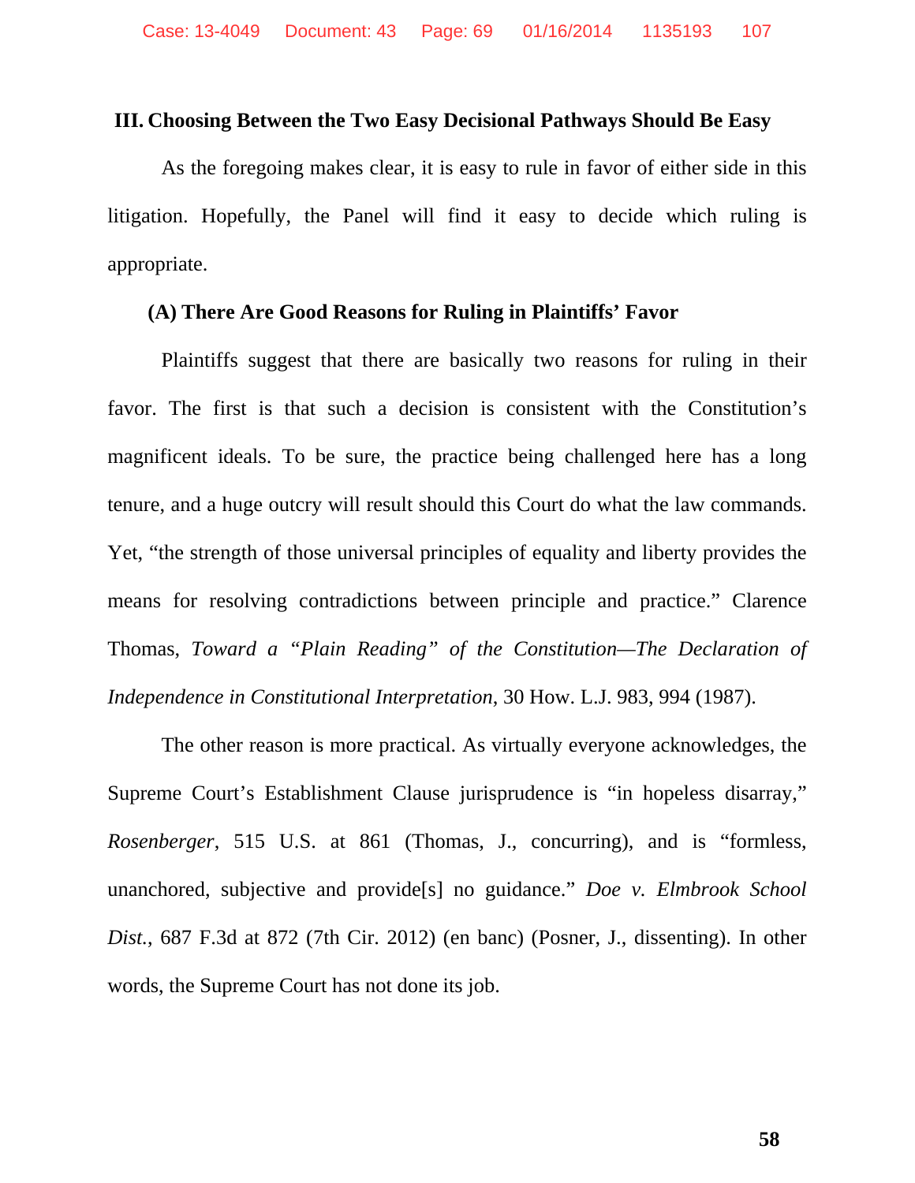### III. Choosing Between the Two Easy Decisional Pathways Should Be Easy

As the foregoing makes clear, it is easy to rule in favor of either side in this litigation. Hopefully, the Panel will find it easy to decide which ruling is appropriate.

#### (A) There Are Good Reasons for Ruling in Plaintiffs' Favor

Plaintiffs suggest that there are basically two reasons for ruling in their favor. The first is that such a decision is consistent with the Constitution's magnificent ideals. To be sure, the practice being challenged here has a long tenure, and a huge outcry will result should this Court do what the law commands. Yet, "the strength of those universal principles of equality and liberty provides the means for resolving contradictions between principle and practice." Clarence Thomas, *Toward a "Plain Reading" of the Constitution—The Declaration of Independence in Constitutional Interpretation*, 30 How. L.J. 983, 994 (1987).

The other reason is more practical. As virtually everyone acknowledges, the Supreme Court's Establishment Clause jurisprudence is "in hopeless disarray," *Rosenberger*, 515 U.S. at 861 (Thomas, J., concurring), and is "formless, unanchored, subjective and provide[s] no guidance." *Doe v. Elmbrook School Dist.*, 687 F.3d at 872 (7th Cir. 2012) (en banc) (Posner, J., dissenting). In other words, the Supreme Court has not done its job.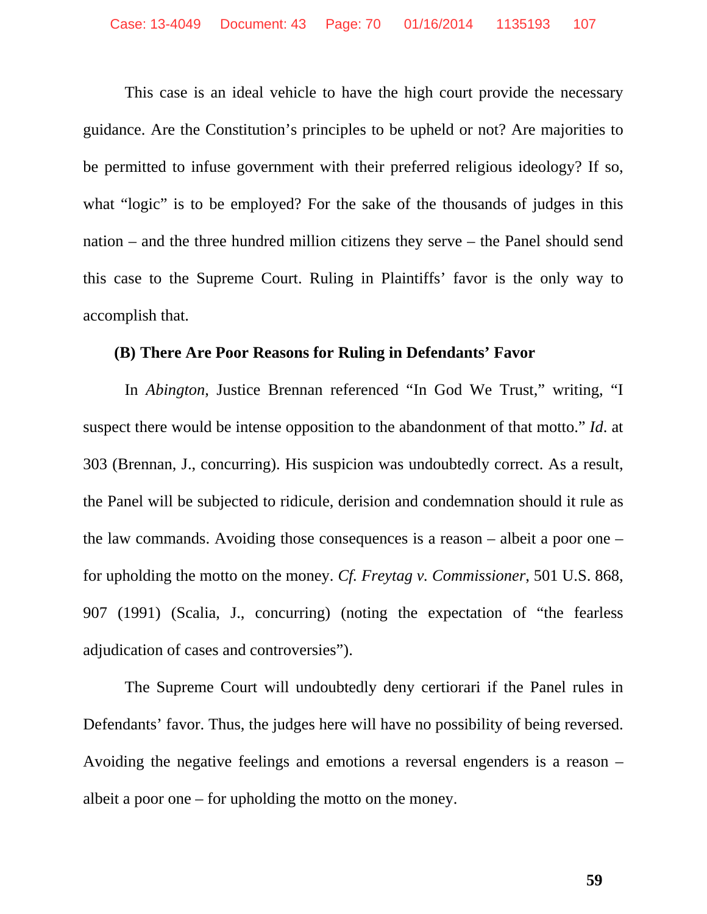This case is an ideal vehicle to have the high court provide the necessary guidance. Are the Constitution's principles to be upheld or not? Are majorities to be permitted to infuse government with their preferred religious ideology? If so, what "logic" is to be employed? For the sake of the thousands of judges in this nation – and the three hundred million citizens they serve – the Panel should send this case to the Supreme Court. Ruling in Plaintiffs' favor is the only way to accomplish that.

**(B) There Are Poor Reasons for Ruling in Defendants' Favor**

In *Abington*, Justice Brennan referenced "In God We Trust," writing, "I suspect there would be intense opposition to the abandonment of that motto." *Id*. at 303 (Brennan, J., concurring). His suspicion was undoubtedly correct. As a result, the Panel will be subjected to ridicule, derision and condemnation should it rule as the law commands. Avoiding those consequences is a reason – albeit a poor one – for upholding the motto on the money. *Cf. Freytag v. Commissioner*, 501 U.S. 868, 907 (1991) (Scalia, J., concurring) (noting the expectation of "the fearless adjudication of cases and controversies").

The Supreme Court will undoubtedly deny certiorari if the Panel rules in Defendants' favor. Thus, the judges here will have no possibility of being reversed. Avoiding the negative feelings and emotions a reversal engenders is a reason – albeit a poor one – for upholding the motto on the money.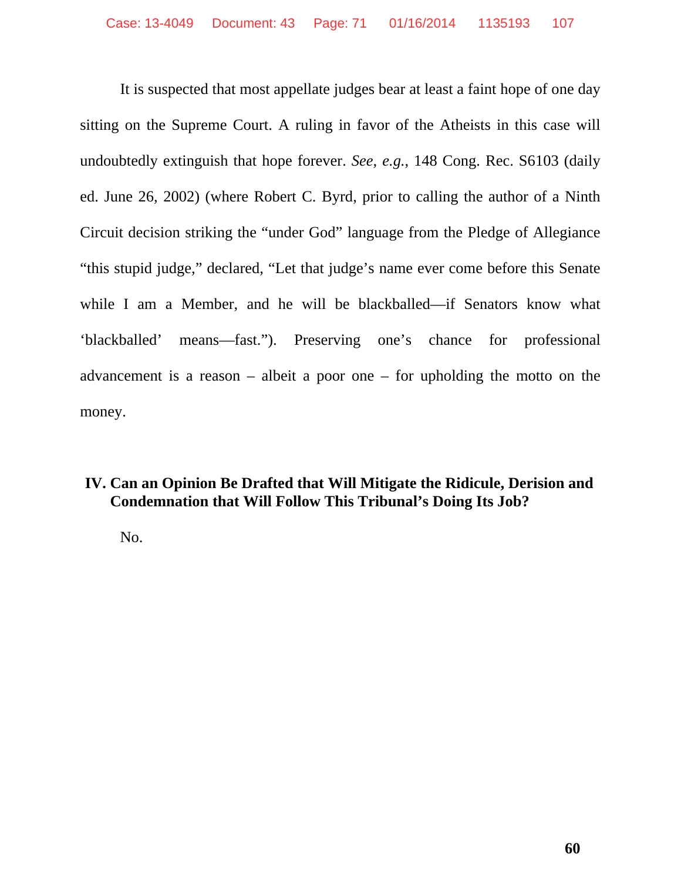It is suspected that most appellate judges bear at least a faint hope of one day sitting on the Supreme Court. A ruling in favor of the Atheists in this case will undoubtedly extinguish that hope forever. *See*, *e.g.*, 148 Cong. Rec. S6103 (daily ed. June 26, 2002) (where Robert C. Byrd, prior to calling the author of a Ninth Circuit decision striking the "under God" language from the Pledge of Allegiance "this stupid judge," declared, "Let that judge's name ever come before this Senate while I am a Member, and he will be blackballed—if Senators know what 'blackballed' means—fast."). Preserving one's chance for professional advancement is a reason – albeit a poor one – for upholding the motto on the money.

## IV. Can an Opinion Be Drafted that Will Mitigate the Ridicule, Derision and Condemnation that Will Follow This Tribunal's Doing Its Job?

No.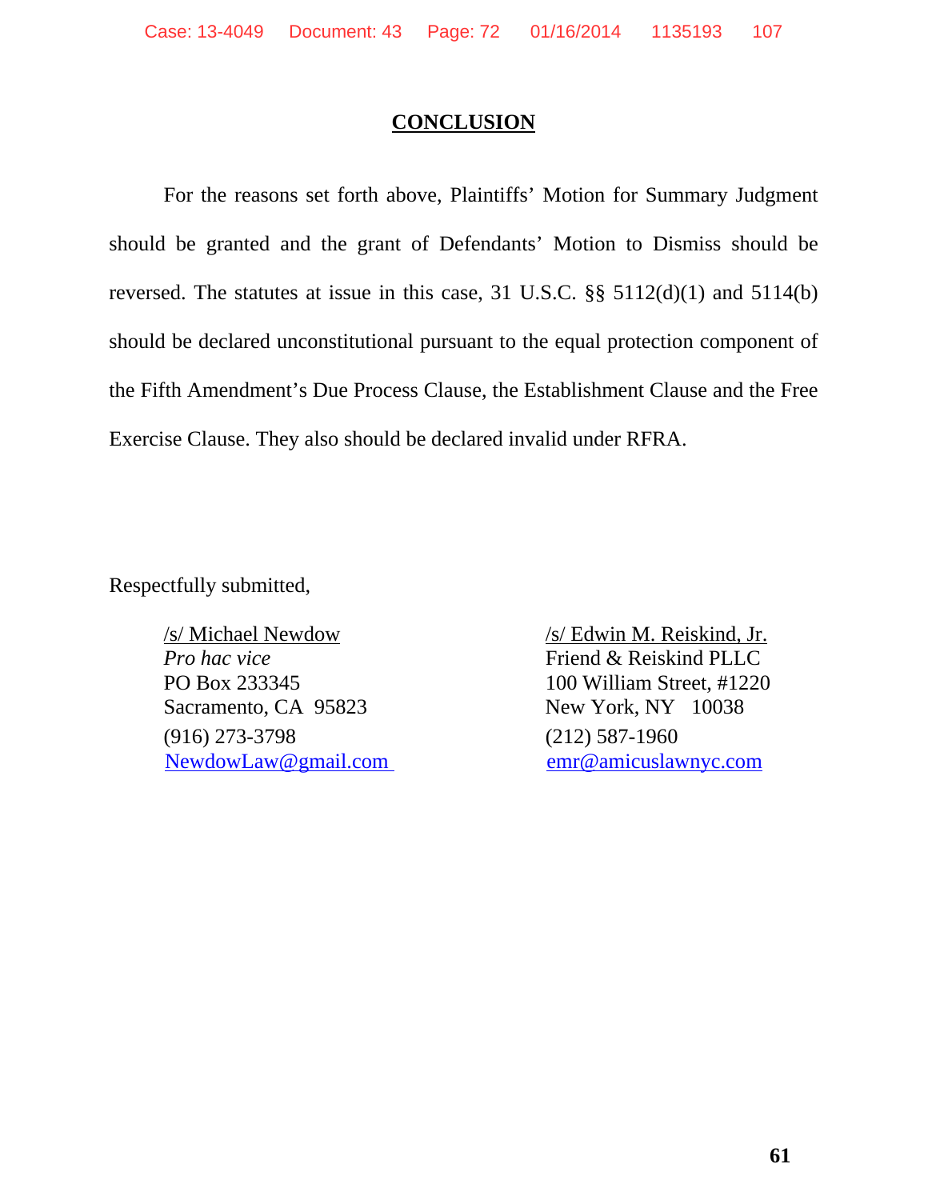## CONCLUSION

For the reasons set forth above, Plaintiffs' Motion for Summary Judgment should be granted and the grant of Defendants' Motion to Dismiss should be reversed. The statutes at issue in this case, 31 U.S.C. §§ 5112(d)(1) and 5114(b) should be declared unconstitutional pursuant to the equal protection component of the Fifth Amendment's Due Process Clause, the Establishment Clause and the Free Exercise Clause. They also should be declared invalid under RFRA.

Respectfully submitted,

/s/ Michael Newdow
*Pro hac vice*
PO Box 233345
Sacramento, CA 95823
(916) 273-3798
NewdowLaw@gmail.com

/s/ Edwin M. Reiskind, Jr.
Friend & Reiskind PLLC
100 William Street, #1220
New York, NY 10038
(212) 587-1960
emr@amicuslawnyc.com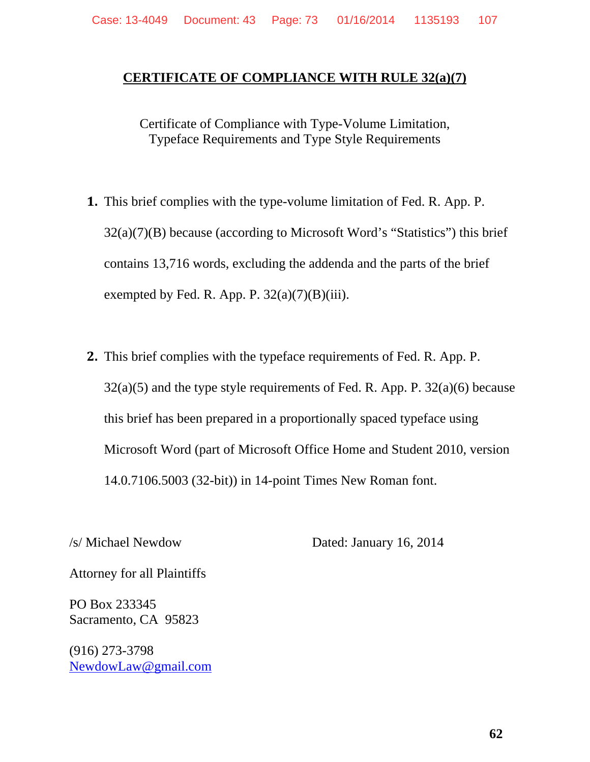## CERTIFICATE OF COMPLIANCE WITH RULE 32(a)(7)

Certificate of Compliance with Type-Volume Limitation,
Typeface Requirements and Type Style Requirements

**1.** This brief complies with the type-volume limitation of Fed. R. App. P. 32(a)(7)(B) because (according to Microsoft Word's "Statistics") this brief contains 13,716 words, excluding the addenda and the parts of the brief exempted by Fed. R. App. P. 32(a)(7)(B)(iii).

**2.** This brief complies with the typeface requirements of Fed. R. App. P. 32(a)(5) and the type style requirements of Fed. R. App. P. 32(a)(6) because this brief has been prepared in a proportionally spaced typeface using Microsoft Word (part of Microsoft Office Home and Student 2010, version 14.0.7106.5003 (32-bit)) in 14-point Times New Roman font.

/s/ Michael Newdow　　　　　　　　Dated: January 16, 2014

Attorney for all Plaintiffs

PO Box 233345
Sacramento, CA 95823

(916) 273-3798
NewdowLaw@gmail.com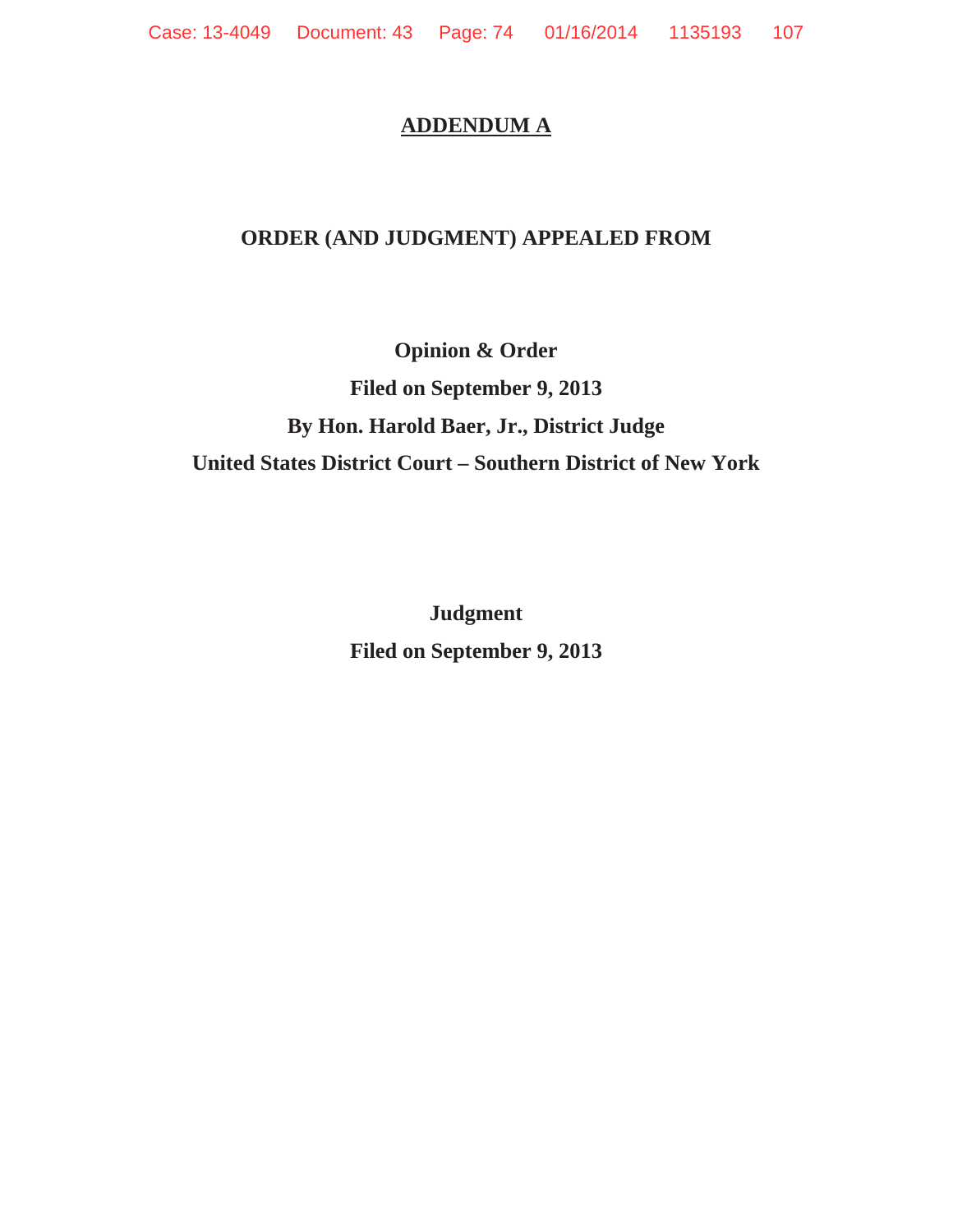# ADDENDUM A

## ORDER (AND JUDGMENT) APPEALED FROM

**Opinion & Order**

**Filed on September 9, 2013**

**By Hon. Harold Baer, Jr., District Judge**

**United States District Court – Southern District of New York**

**Judgment**

**Filed on September 9, 2013**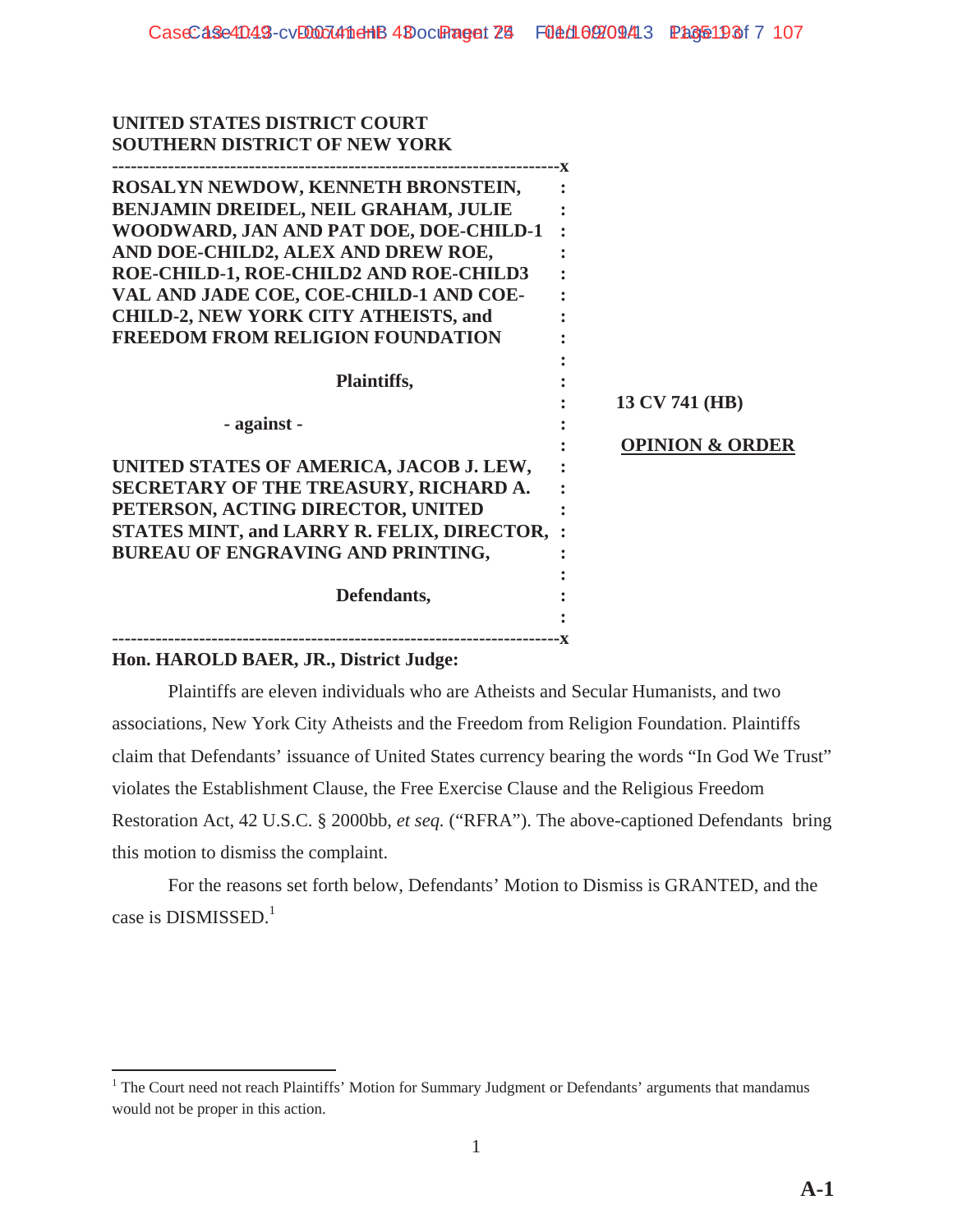UNITED STATES DISTRICT COURT
SOUTHERN DISTRICT OF NEW YORK

---

ROSALYN NEWDOW, KENNETH BRONSTEIN, BENJAMIN DREIDEL, NEIL GRAHAM, JULIE WOODWARD, JAN AND PAT DOE, DOE-CHILD-1 AND DOE-CHILD2, ALEX AND DREW ROE, ROE-CHILD-1, ROE-CHILD2 AND ROE-CHILD3 VAL AND JADE COE, COE-CHILD-1 AND COE-CHILD-2, NEW YORK CITY ATHEISTS, and FREEDOM FROM RELIGION FOUNDATION

**Plaintiffs,**

**- against -**

UNITED STATES OF AMERICA, JACOB J. LEW, SECRETARY OF THE TREASURY, RICHARD A. PETERSON, ACTING DIRECTOR, UNITED STATES MINT, and LARRY R. FELIX, DIRECTOR, BUREAU OF ENGRAVING AND PRINTING,

**Defendants,**

---

**13 CV 741 (HB)**

**OPINION & ORDER**

**Hon. HAROLD BAER, JR., District Judge:**

Plaintiffs are eleven individuals who are Atheists and Secular Humanists, and two associations, New York City Atheists and the Freedom from Religion Foundation. Plaintiffs claim that Defendants' issuance of United States currency bearing the words "In God We Trust" violates the Establishment Clause, the Free Exercise Clause and the Religious Freedom Restoration Act, 42 U.S.C. § 2000bb, *et seq.* ("RFRA"). The above-captioned Defendants bring this motion to dismiss the complaint.

For the reasons set forth below, Defendants' Motion to Dismiss is GRANTED, and the case is DISMISSED.[1]

---

[1] The Court need not reach Plaintiffs' Motion for Summary Judgment or Defendants' arguments that mandamus would not be proper in this action.

A-1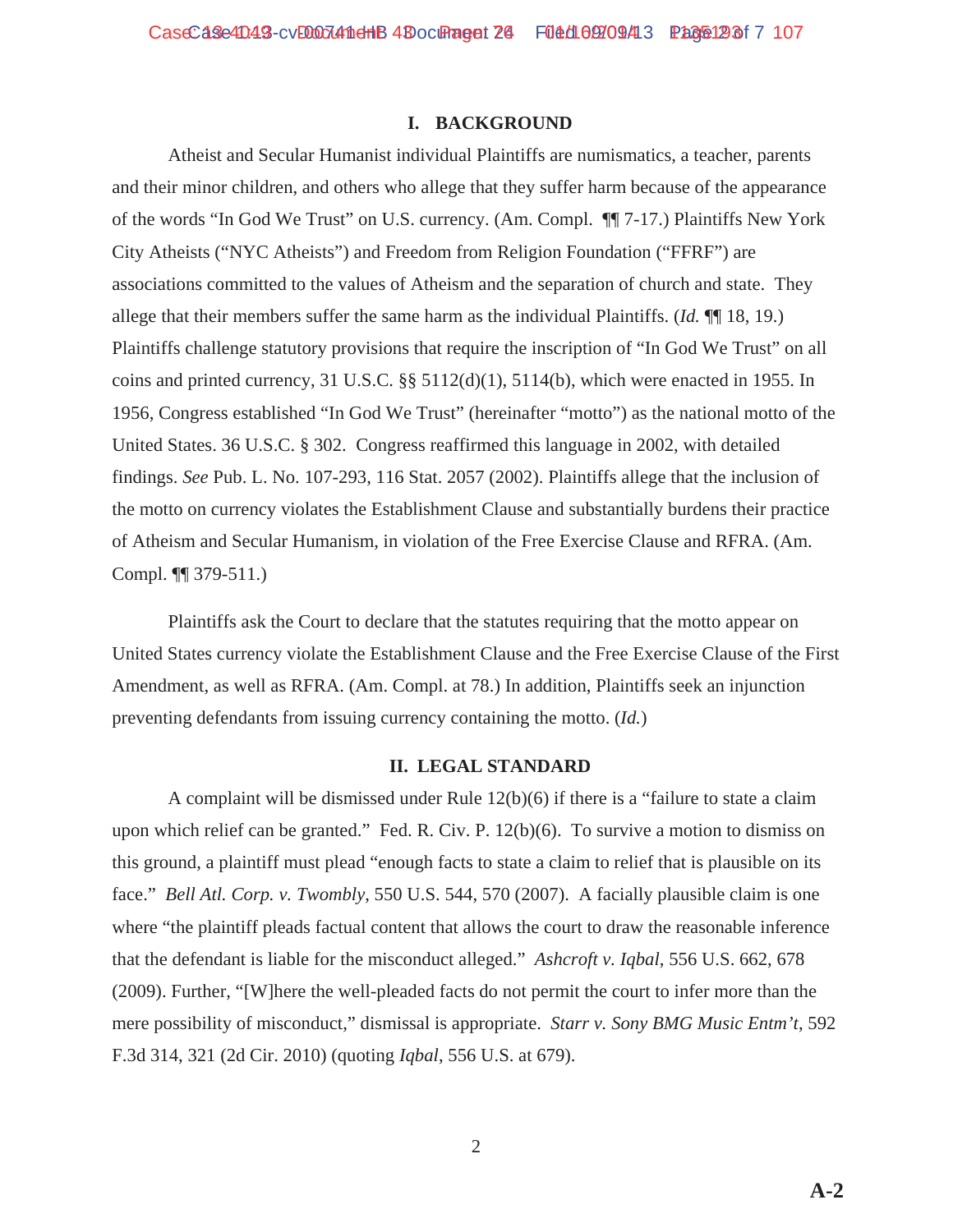## I. BACKGROUND

Atheist and Secular Humanist individual Plaintiffs are numismatics, a teacher, parents and their minor children, and others who allege that they suffer harm because of the appearance of the words "In God We Trust" on U.S. currency. (Am. Compl. ¶¶ 7-17.) Plaintiffs New York City Atheists ("NYC Atheists") and Freedom from Religion Foundation ("FFRF") are associations committed to the values of Atheism and the separation of church and state. They allege that their members suffer the same harm as the individual Plaintiffs. (*Id.* ¶¶ 18, 19.) Plaintiffs challenge statutory provisions that require the inscription of "In God We Trust" on all coins and printed currency, 31 U.S.C. §§ 5112(d)(1), 5114(b), which were enacted in 1955. In 1956, Congress established "In God We Trust" (hereinafter "motto") as the national motto of the United States. 36 U.S.C. § 302. Congress reaffirmed this language in 2002, with detailed findings. *See* Pub. L. No. 107-293, 116 Stat. 2057 (2002). Plaintiffs allege that the inclusion of the motto on currency violates the Establishment Clause and substantially burdens their practice of Atheism and Secular Humanism, in violation of the Free Exercise Clause and RFRA. (Am. Compl. ¶¶ 379-511.)

Plaintiffs ask the Court to declare that the statutes requiring that the motto appear on United States currency violate the Establishment Clause and the Free Exercise Clause of the First Amendment, as well as RFRA. (Am. Compl. at 78.) In addition, Plaintiffs seek an injunction preventing defendants from issuing currency containing the motto. (*Id.*)

## II. LEGAL STANDARD

A complaint will be dismissed under Rule 12(b)(6) if there is a "failure to state a claim upon which relief can be granted." Fed. R. Civ. P. 12(b)(6). To survive a motion to dismiss on this ground, a plaintiff must plead "enough facts to state a claim to relief that is plausible on its face." *Bell Atl. Corp. v. Twombly*, 550 U.S. 544, 570 (2007). A facially plausible claim is one where "the plaintiff pleads factual content that allows the court to draw the reasonable inference that the defendant is liable for the misconduct alleged." *Ashcroft v. Iqbal*, 556 U.S. 662, 678 (2009). Further, "[W]here the well-pleaded facts do not permit the court to infer more than the mere possibility of misconduct," dismissal is appropriate. *Starr v. Sony BMG Music Entm't*, 592 F.3d 314, 321 (2d Cir. 2010) (quoting *Iqbal*, 556 U.S. at 679).

A-2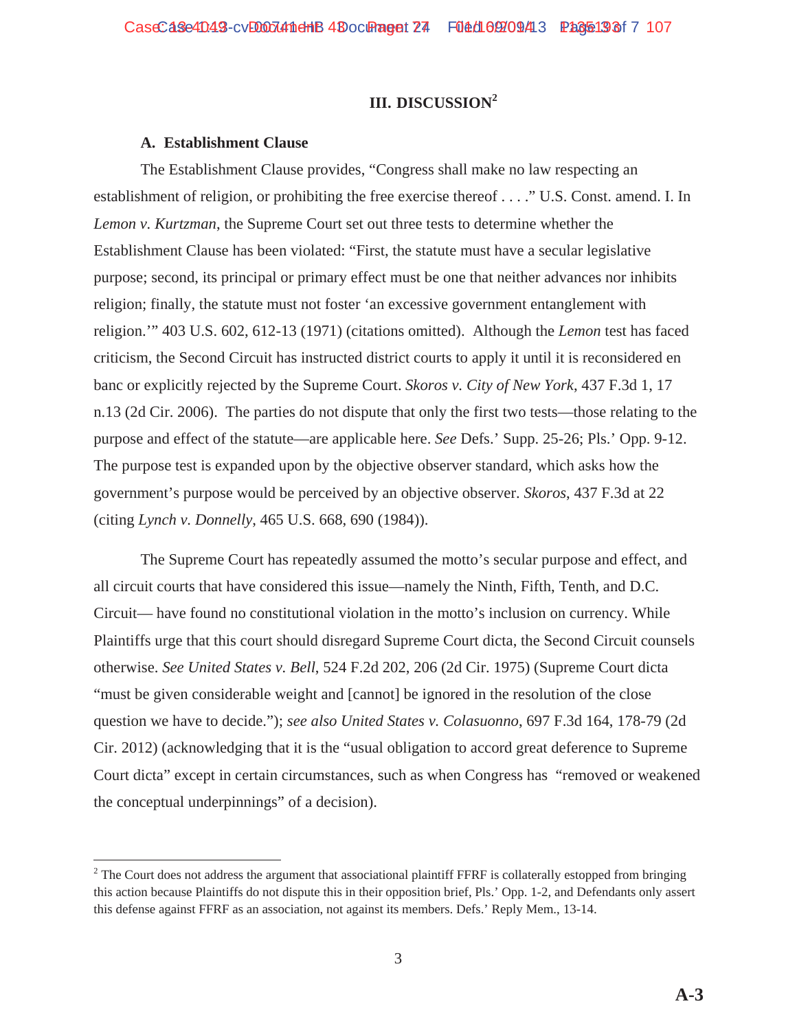## III. DISCUSSION[2]

### A. Establishment Clause

The Establishment Clause provides, "Congress shall make no law respecting an establishment of religion, or prohibiting the free exercise thereof . . . ." U.S. Const. amend. I. In *Lemon v. Kurtzman*, the Supreme Court set out three tests to determine whether the Establishment Clause has been violated: "First, the statute must have a secular legislative purpose; second, its principal or primary effect must be one that neither advances nor inhibits religion; finally, the statute must not foster 'an excessive government entanglement with religion.'" 403 U.S. 602, 612-13 (1971) (citations omitted). Although the *Lemon* test has faced criticism, the Second Circuit has instructed district courts to apply it until it is reconsidered en banc or explicitly rejected by the Supreme Court. *Skoros v. City of New York*, 437 F.3d 1, 17 n.13 (2d Cir. 2006). The parties do not dispute that only the first two tests—those relating to the purpose and effect of the statute—are applicable here. *See* Defs.' Supp. 25-26; Pls.' Opp. 9-12. The purpose test is expanded upon by the objective observer standard, which asks how the government's purpose would be perceived by an objective observer. *Skoros*, 437 F.3d at 22 (citing *Lynch v. Donnelly*, 465 U.S. 668, 690 (1984)).

The Supreme Court has repeatedly assumed the motto's secular purpose and effect, and all circuit courts that have considered this issue—namely the Ninth, Fifth, Tenth, and D.C. Circuit— have found no constitutional violation in the motto's inclusion on currency. While Plaintiffs urge that this court should disregard Supreme Court dicta, the Second Circuit counsels otherwise. *See United States v. Bell*, 524 F.2d 202, 206 (2d Cir. 1975) (Supreme Court dicta "must be given considerable weight and [cannot] be ignored in the resolution of the close question we have to decide."); *see also United States v. Colasuonno*, 697 F.3d 164, 178-79 (2d Cir. 2012) (acknowledging that it is the "usual obligation to accord great deference to Supreme Court dicta" except in certain circumstances, such as when Congress has "removed or weakened the conceptual underpinnings" of a decision).

---

[2] The Court does not address the argument that associational plaintiff FFRF is collaterally estopped from bringing this action because Plaintiffs do not dispute this in their opposition brief, Pls.' Opp. 1-2, and Defendants only assert this defense against FFRF as an association, not against its members. Defs.' Reply Mem., 13-14.

A-3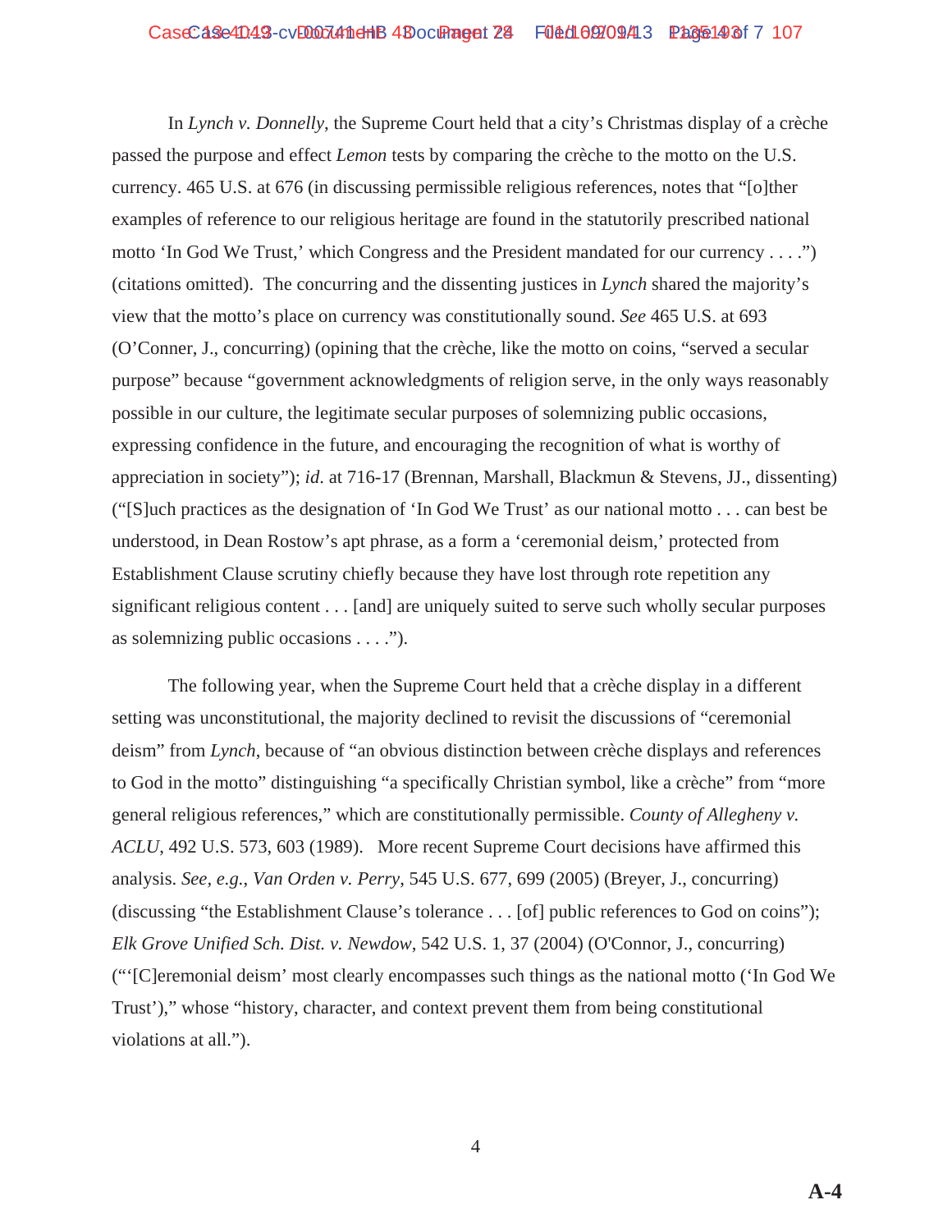In *Lynch v. Donnelly*, the Supreme Court held that a city's Christmas display of a crèche passed the purpose and effect *Lemon* tests by comparing the crèche to the motto on the U.S. currency. 465 U.S. at 676 (in discussing permissible religious references, notes that "[o]ther examples of reference to our religious heritage are found in the statutorily prescribed national motto 'In God We Trust,' which Congress and the President mandated for our currency . . . .") (citations omitted). The concurring and the dissenting justices in *Lynch* shared the majority's view that the motto's place on currency was constitutionally sound. *See* 465 U.S. at 693 (O'Conner, J., concurring) (opining that the crèche, like the motto on coins, "served a secular purpose" because "government acknowledgments of religion serve, in the only ways reasonably possible in our culture, the legitimate secular purposes of solemnizing public occasions, expressing confidence in the future, and encouraging the recognition of what is worthy of appreciation in society"); *id.* at 716-17 (Brennan, Marshall, Blackmun & Stevens, JJ., dissenting) ("[S]uch practices as the designation of 'In God We Trust' as our national motto . . . can best be understood, in Dean Rostow's apt phrase, as a form a 'ceremonial deism,' protected from Establishment Clause scrutiny chiefly because they have lost through rote repetition any significant religious content . . . [and] are uniquely suited to serve such wholly secular purposes as solemnizing public occasions . . . .").

The following year, when the Supreme Court held that a crèche display in a different setting was unconstitutional, the majority declined to revisit the discussions of "ceremonial deism" from *Lynch*, because of "an obvious distinction between crèche displays and references to God in the motto" distinguishing "a specifically Christian symbol, like a crèche" from "more general religious references," which are constitutionally permissible. *County of Allegheny v. ACLU*, 492 U.S. 573, 603 (1989). More recent Supreme Court decisions have affirmed this analysis. *See, e.g.*, *Van Orden v. Perry*, 545 U.S. 677, 699 (2005) (Breyer, J., concurring) (discussing "the Establishment Clause's tolerance . . . [of] public references to God on coins"); *Elk Grove Unified Sch. Dist. v. Newdow*, 542 U.S. 1, 37 (2004) (O'Connor, J., concurring) ("'[C]eremonial deism' most clearly encompasses such things as the national motto ('In God We Trust')," whose "history, character, and context prevent them from being constitutional violations at all.").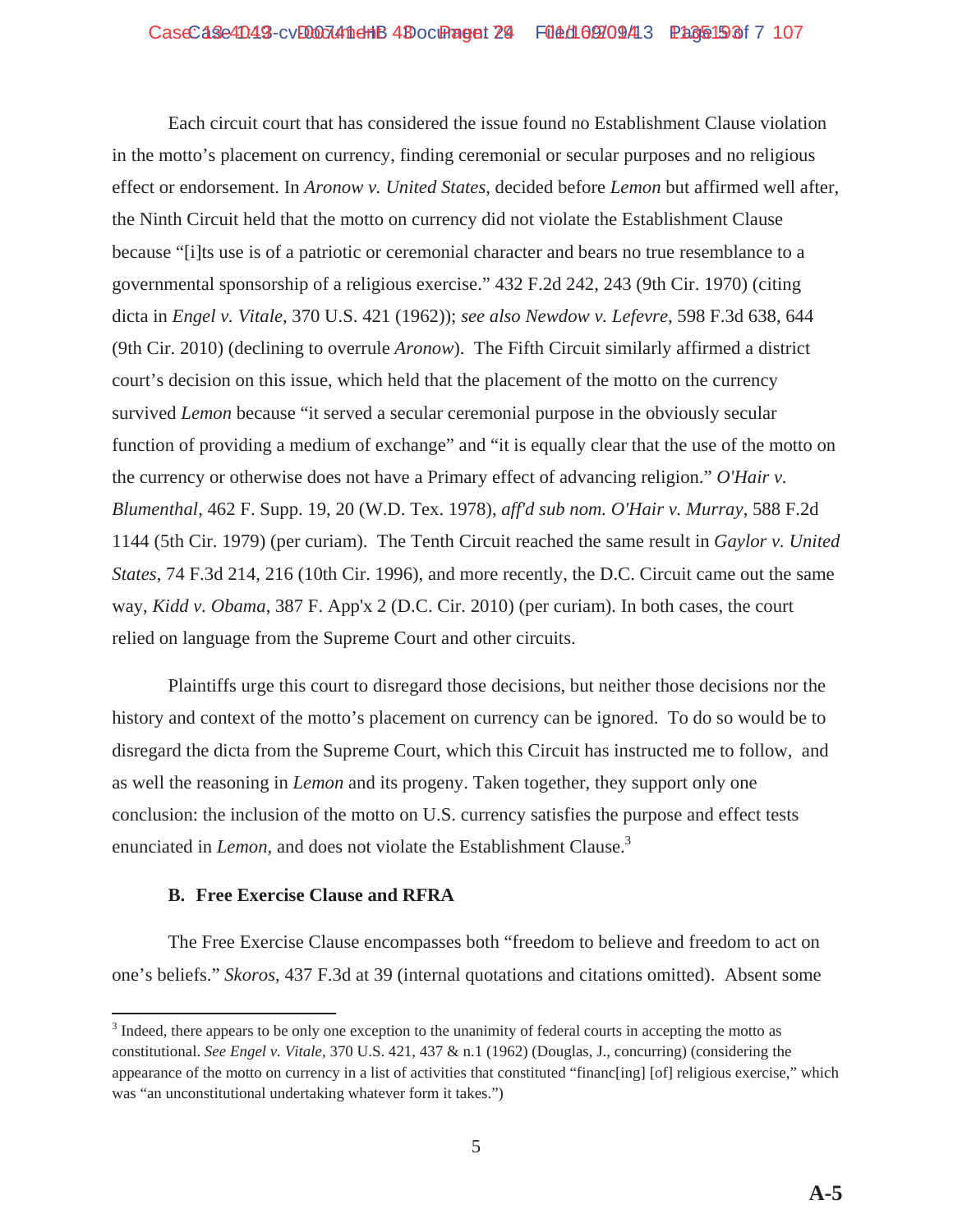Each circuit court that has considered the issue found no Establishment Clause violation in the motto's placement on currency, finding ceremonial or secular purposes and no religious effect or endorsement. In *Aronow v. United States*, decided before *Lemon* but affirmed well after, the Ninth Circuit held that the motto on currency did not violate the Establishment Clause because "[i]ts use is of a patriotic or ceremonial character and bears no true resemblance to a governmental sponsorship of a religious exercise." 432 F.2d 242, 243 (9th Cir. 1970) (citing dicta in *Engel v. Vitale*, 370 U.S. 421 (1962)); *see also Newdow v. Lefevre,* 598 F.3d 638, 644 (9th Cir. 2010) (declining to overrule *Aronow*). The Fifth Circuit similarly affirmed a district court's decision on this issue, which held that the placement of the motto on the currency survived *Lemon* because "it served a secular ceremonial purpose in the obviously secular function of providing a medium of exchange" and "it is equally clear that the use of the motto on the currency or otherwise does not have a Primary effect of advancing religion." *O'Hair v. Blumenthal*, 462 F. Supp. 19, 20 (W.D. Tex. 1978), *aff'd sub nom. O'Hair v. Murray*, 588 F.2d 1144 (5th Cir. 1979) (per curiam). The Tenth Circuit reached the same result in *Gaylor v. United States*, 74 F.3d 214, 216 (10th Cir. 1996), and more recently, the D.C. Circuit came out the same way, *Kidd v. Obama*, 387 F. App'x 2 (D.C. Cir. 2010) (per curiam). In both cases, the court relied on language from the Supreme Court and other circuits.

Plaintiffs urge this court to disregard those decisions, but neither those decisions nor the history and context of the motto's placement on currency can be ignored. To do so would be to disregard the dicta from the Supreme Court, which this Circuit has instructed me to follow, and as well the reasoning in *Lemon* and its progeny. Taken together, they support only one conclusion: the inclusion of the motto on U.S. currency satisfies the purpose and effect tests enunciated in *Lemon*, and does not violate the Establishment Clause.[3]

### B. Free Exercise Clause and RFRA

The Free Exercise Clause encompasses both "freedom to believe and freedom to act on one's beliefs." *Skoros*, 437 F.3d at 39 (internal quotations and citations omitted). Absent some

[3] Indeed, there appears to be only one exception to the unanimity of federal courts in accepting the motto as constitutional. *See Engel v. Vitale*, 370 U.S. 421, 437 & n.1 (1962) (Douglas, J., concurring) (considering the appearance of the motto on currency in a list of activities that constituted "financ[ing] [of] religious exercise," which was "an unconstitutional undertaking whatever form it takes.")

A-5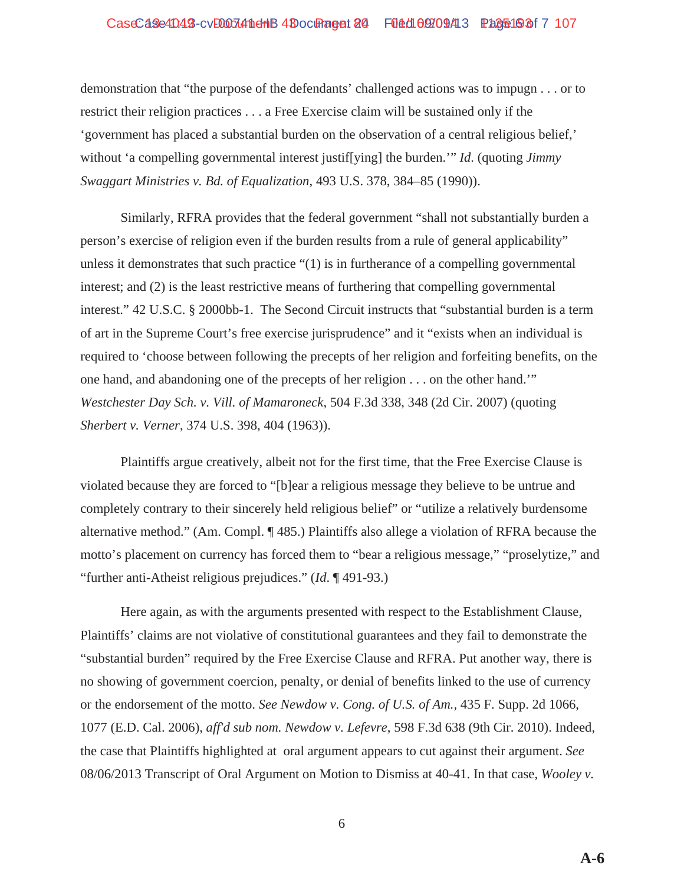demonstration that "the purpose of the defendants' challenged actions was to impugn . . . or to restrict their religion practices . . . a Free Exercise claim will be sustained only if the 'government has placed a substantial burden on the observation of a central religious belief,' without 'a compelling governmental interest justif[ying] the burden.'" *Id.* (quoting *Jimmy Swaggart Ministries v. Bd. of Equalization*, 493 U.S. 378, 384–85 (1990)).

Similarly, RFRA provides that the federal government "shall not substantially burden a person's exercise of religion even if the burden results from a rule of general applicability" unless it demonstrates that such practice "(1) is in furtherance of a compelling governmental interest; and (2) is the least restrictive means of furthering that compelling governmental interest." 42 U.S.C. § 2000bb-1. The Second Circuit instructs that "substantial burden is a term of art in the Supreme Court's free exercise jurisprudence" and it "exists when an individual is required to 'choose between following the precepts of her religion and forfeiting benefits, on the one hand, and abandoning one of the precepts of her religion . . . on the other hand.'" *Westchester Day Sch. v. Vill. of Mamaroneck*, 504 F.3d 338, 348 (2d Cir. 2007) (quoting *Sherbert v. Verner*, 374 U.S. 398, 404 (1963)).

Plaintiffs argue creatively, albeit not for the first time, that the Free Exercise Clause is violated because they are forced to "[b]ear a religious message they believe to be untrue and completely contrary to their sincerely held religious belief" or "utilize a relatively burdensome alternative method." (Am. Compl. ¶ 485.) Plaintiffs also allege a violation of RFRA because the motto's placement on currency has forced them to "bear a religious message," "proselytize," and "further anti-Atheist religious prejudices." (*Id.* ¶ 491-93.)

Here again, as with the arguments presented with respect to the Establishment Clause, Plaintiffs' claims are not violative of constitutional guarantees and they fail to demonstrate the "substantial burden" required by the Free Exercise Clause and RFRA. Put another way, there is no showing of government coercion, penalty, or denial of benefits linked to the use of currency or the endorsement of the motto. *See Newdow v. Cong. of U.S. of Am.*, 435 F. Supp. 2d 1066, 1077 (E.D. Cal. 2006), *aff'd sub nom. Newdow v. Lefevre*, 598 F.3d 638 (9th Cir. 2010). Indeed, the case that Plaintiffs highlighted at oral argument appears to cut against their argument. *See* 08/06/2013 Transcript of Oral Argument on Motion to Dismiss at 40-41. In that case, *Wooley v.*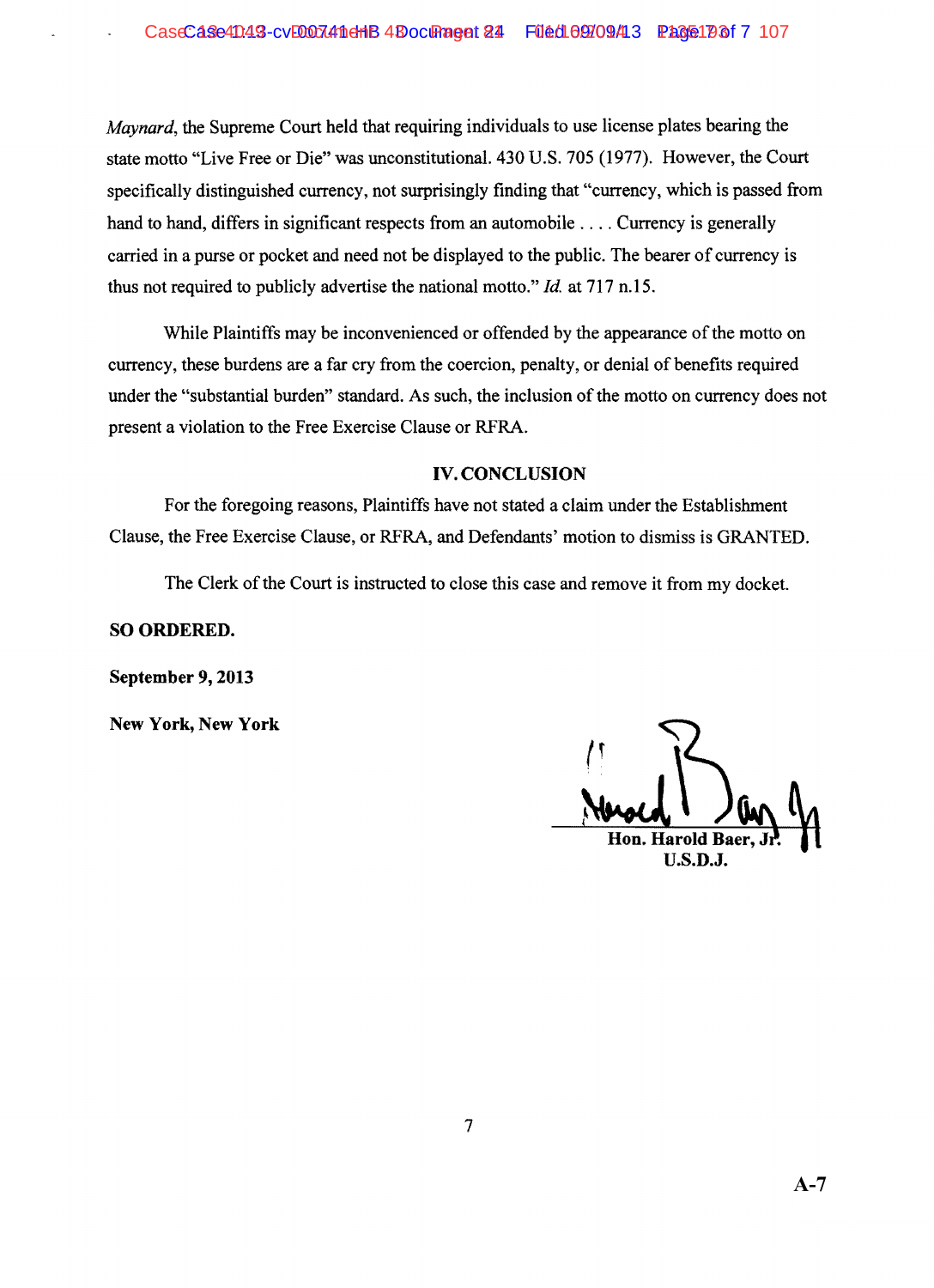*Maynard*, the Supreme Court held that requiring individuals to use license plates bearing the state motto "Live Free or Die" was unconstitutional. 430 U.S. 705 (1977). However, the Court specifically distinguished currency, not surprisingly finding that "currency, which is passed from hand to hand, differs in significant respects from an automobile . . . . Currency is generally carried in a purse or pocket and need not be displayed to the public. The bearer of currency is thus not required to publicly advertise the national motto." *Id.* at 717 n.15.

While Plaintiffs may be inconvenienced or offended by the appearance of the motto on currency, these burdens are a far cry from the coercion, penalty, or denial of benefits required under the "substantial burden" standard. As such, the inclusion of the motto on currency does not present a violation to the Free Exercise Clause or RFRA.

## IV. CONCLUSION

For the foregoing reasons, Plaintiffs have not stated a claim under the Establishment Clause, the Free Exercise Clause, or RFRA, and Defendants' motion to dismiss is GRANTED.

The Clerk of the Court is instructed to close this case and remove it from my docket.

**SO ORDERED.**

**September 9, 2013**

**New York, New York**

**Hon. Harold Baer, Jr.**
**U.S.D.J.**

A-7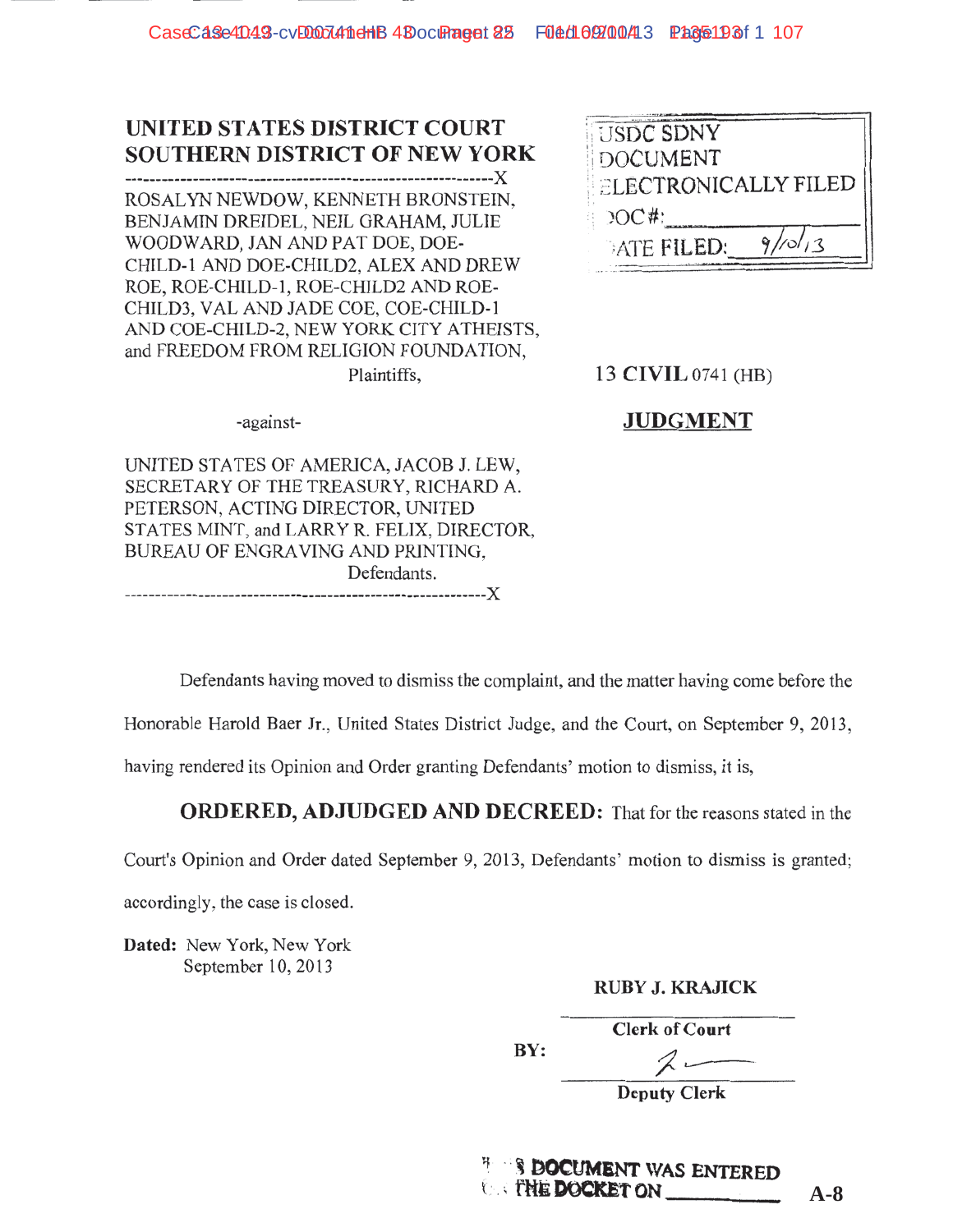**UNITED STATES DISTRICT COURT**
**SOUTHERN DISTRICT OF NEW YORK**

-----------------------------------------------------------X

ROSALYN NEWDOW, KENNETH BRONSTEIN, BENJAMIN DREIDEL, NEIL GRAHAM, JULIE WOODWARD, JAN AND PAT DOE, DOE-CHILD-1 AND DOE-CHILD2, ALEX AND DREW ROE, ROE-CHILD-1, ROE-CHILD2 AND ROE-CHILD3, VAL AND JADE COE, COE-CHILD-1 AND COE-CHILD-2, NEW YORK CITY ATHEISTS, and FREEDOM FROM RELIGION FOUNDATION,

Plaintiffs,

-against-

UNITED STATES OF AMERICA, JACOB J. LEW, SECRETARY OF THE TREASURY, RICHARD A. PETERSON, ACTING DIRECTOR, UNITED STATES MINT, and LARRY R. FELIX, DIRECTOR, BUREAU OF ENGRAVING AND PRINTING,

Defendants.

-----------------------------------------------------------X

USDC SDNY
DOCUMENT
ELECTRONICALLY FILED
DOC #: \_\_\_\_\_\_\_\_
DATE FILED: 9/10/13

13 **CIVIL** 0741 (HB)

**JUDGMENT**

Defendants having moved to dismiss the complaint, and the matter having come before the Honorable Harold Baer Jr., United States District Judge, and the Court, on September 9, 2013, having rendered its Opinion and Order granting Defendants' motion to dismiss, it is,

**ORDERED, ADJUDGED AND DECREED:** That for the reasons stated in the Court's Opinion and Order dated September 9, 2013, Defendants' motion to dismiss is granted; accordingly, the case is closed.

**Dated:** New York, New York
September 10, 2013

**RUBY J. KRAJICK**

**Clerk of Court**

**BY:** \_\_\_\_\_\_\_\_\_\_\_\_\_\_\_\_
**Deputy Clerk**

THIS DOCUMENT WAS ENTERED ON THE DOCKET ON \_\_\_\_\_\_\_\_

A-8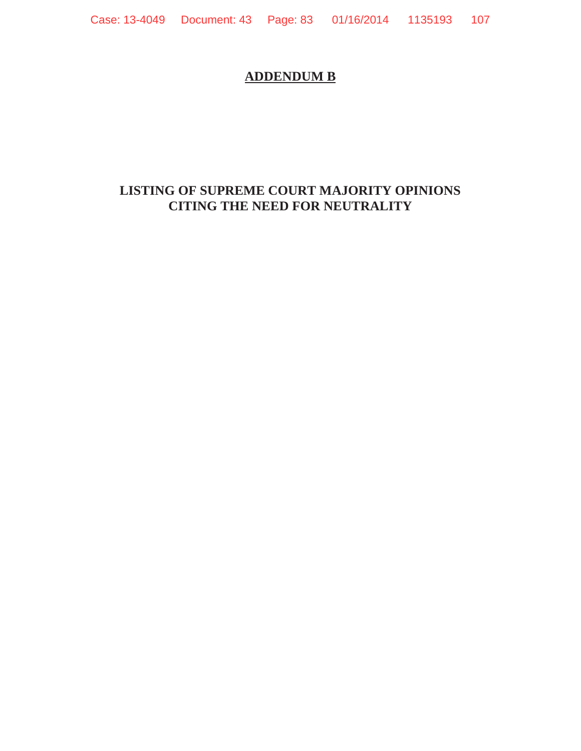# ADDENDUM B

## LISTING OF SUPREME COURT MAJORITY OPINIONS CITING THE NEED FOR NEUTRALITY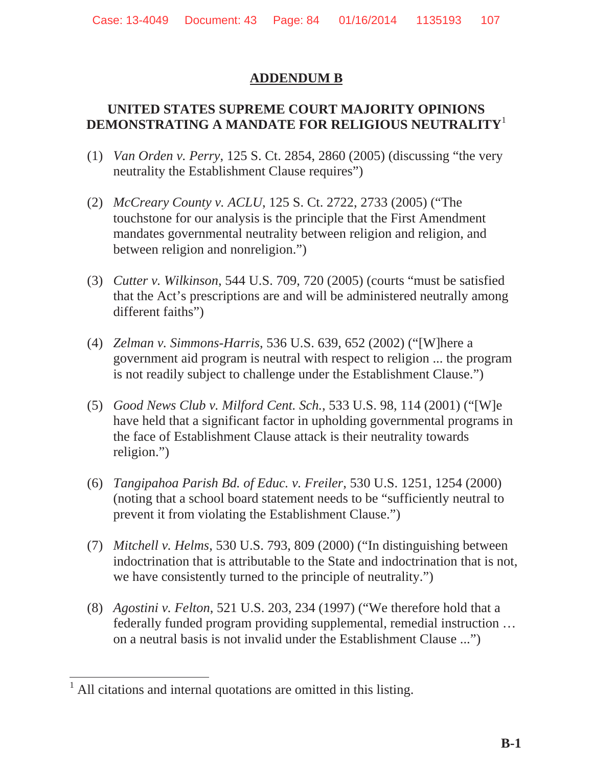## ADDENDUM B

### UNITED STATES SUPREME COURT MAJORITY OPINIONS DEMONSTRATING A MANDATE FOR RELIGIOUS NEUTRALITY[1]

(1) *Van Orden v. Perry*, 125 S. Ct. 2854, 2860 (2005) (discussing "the very neutrality the Establishment Clause requires")

(2) *McCreary County v. ACLU*, 125 S. Ct. 2722, 2733 (2005) ("The touchstone for our analysis is the principle that the First Amendment mandates governmental neutrality between religion and religion, and between religion and nonreligion.")

(3) *Cutter v. Wilkinson*, 544 U.S. 709, 720 (2005) (courts "must be satisfied that the Act's prescriptions are and will be administered neutrally among different faiths")

(4) *Zelman v. Simmons-Harris*, 536 U.S. 639, 652 (2002) ("[W]here a government aid program is neutral with respect to religion ... the program is not readily subject to challenge under the Establishment Clause.")

(5) *Good News Club v. Milford Cent. Sch.*, 533 U.S. 98, 114 (2001) ("[W]e have held that a significant factor in upholding governmental programs in the face of Establishment Clause attack is their neutrality towards religion.")

(6) *Tangipahoa Parish Bd. of Educ. v. Freiler*, 530 U.S. 1251, 1254 (2000) (noting that a school board statement needs to be "sufficiently neutral to prevent it from violating the Establishment Clause.")

(7) *Mitchell v. Helms*, 530 U.S. 793, 809 (2000) ("In distinguishing between indoctrination that is attributable to the State and indoctrination that is not, we have consistently turned to the principle of neutrality.")

(8) *Agostini v. Felton*, 521 U.S. 203, 234 (1997) ("We therefore hold that a federally funded program providing supplemental, remedial instruction … on a neutral basis is not invalid under the Establishment Clause ...")

---

[1] All citations and internal quotations are omitted in this listing.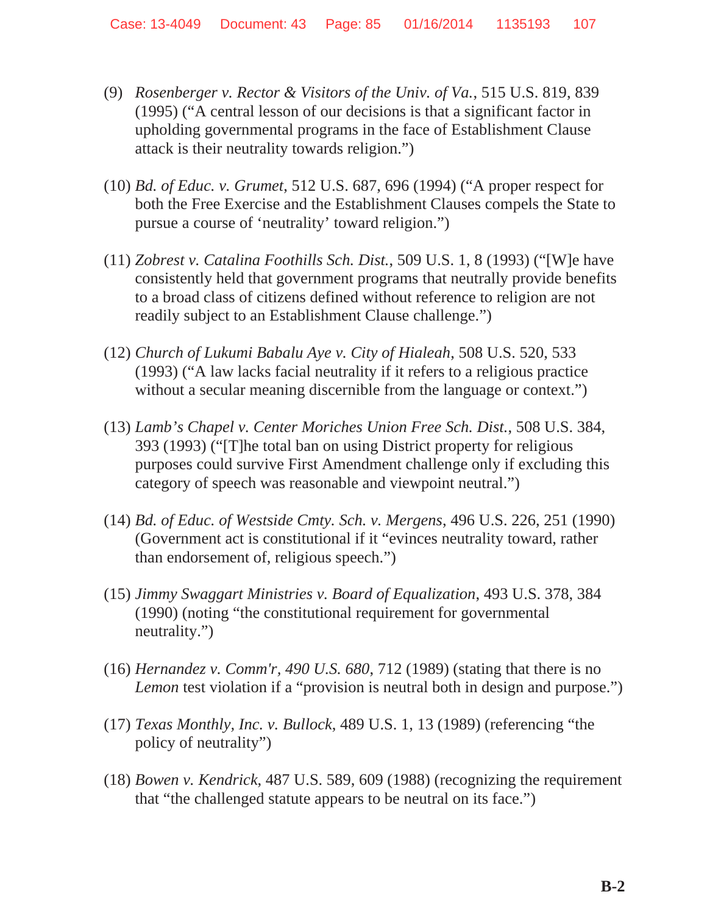(9) *Rosenberger v. Rector & Visitors of the Univ. of Va.*, 515 U.S. 819, 839 (1995) ("A central lesson of our decisions is that a significant factor in upholding governmental programs in the face of Establishment Clause attack is their neutrality towards religion.")

(10) *Bd. of Educ. v. Grumet*, 512 U.S. 687, 696 (1994) ("A proper respect for both the Free Exercise and the Establishment Clauses compels the State to pursue a course of 'neutrality' toward religion.")

(11) *Zobrest v. Catalina Foothills Sch. Dist.*, 509 U.S. 1, 8 (1993) ("[W]e have consistently held that government programs that neutrally provide benefits to a broad class of citizens defined without reference to religion are not readily subject to an Establishment Clause challenge.")

(12) *Church of Lukumi Babalu Aye v. City of Hialeah*, 508 U.S. 520, 533 (1993) ("A law lacks facial neutrality if it refers to a religious practice without a secular meaning discernible from the language or context.")

(13) *Lamb's Chapel v. Center Moriches Union Free Sch. Dist.*, 508 U.S. 384, 393 (1993) ("[T]he total ban on using District property for religious purposes could survive First Amendment challenge only if excluding this category of speech was reasonable and viewpoint neutral.")

(14) *Bd. of Educ. of Westside Cmty. Sch. v. Mergens*, 496 U.S. 226, 251 (1990) (Government act is constitutional if it "evinces neutrality toward, rather than endorsement of, religious speech.")

(15) *Jimmy Swaggart Ministries v. Board of Equalization*, 493 U.S. 378, 384 (1990) (noting "the constitutional requirement for governmental neutrality.")

(16) *Hernandez v. Comm'r, 490 U.S. 680*, 712 (1989) (stating that there is no *Lemon* test violation if a "provision is neutral both in design and purpose.")

(17) *Texas Monthly, Inc. v. Bullock*, 489 U.S. 1, 13 (1989) (referencing "the policy of neutrality")

(18) *Bowen v. Kendrick*, 487 U.S. 589, 609 (1988) (recognizing the requirement that "the challenged statute appears to be neutral on its face.")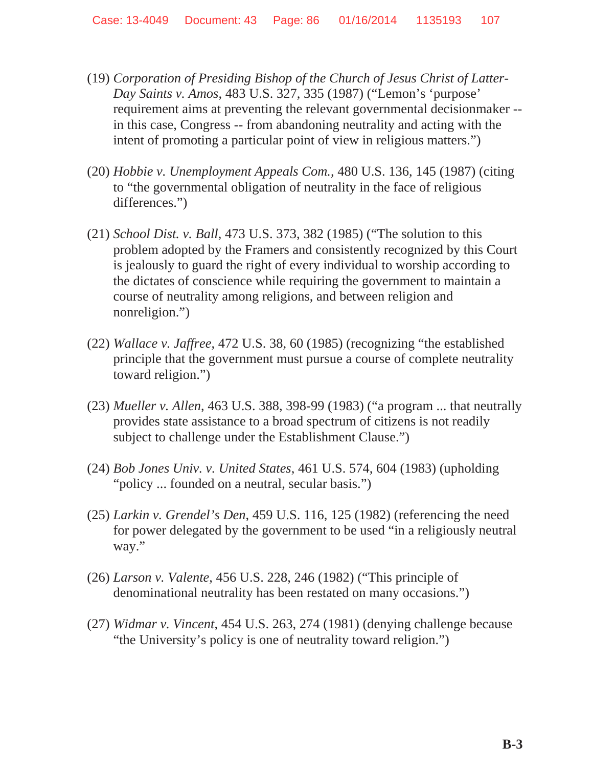(19) *Corporation of Presiding Bishop of the Church of Jesus Christ of Latter-Day Saints v. Amos*, 483 U.S. 327, 335 (1987) ("Lemon's 'purpose' requirement aims at preventing the relevant governmental decisionmaker -- in this case, Congress -- from abandoning neutrality and acting with the intent of promoting a particular point of view in religious matters.")

(20) *Hobbie v. Unemployment Appeals Com.*, 480 U.S. 136, 145 (1987) (citing to "the governmental obligation of neutrality in the face of religious differences.")

(21) *School Dist. v. Ball*, 473 U.S. 373, 382 (1985) ("The solution to this problem adopted by the Framers and consistently recognized by this Court is jealously to guard the right of every individual to worship according to the dictates of conscience while requiring the government to maintain a course of neutrality among religions, and between religion and nonreligion.")

(22) *Wallace v. Jaffree*, 472 U.S. 38, 60 (1985) (recognizing "the established principle that the government must pursue a course of complete neutrality toward religion.")

(23) *Mueller v. Allen*, 463 U.S. 388, 398-99 (1983) ("a program ... that neutrally provides state assistance to a broad spectrum of citizens is not readily subject to challenge under the Establishment Clause.")

(24) *Bob Jones Univ. v. United States*, 461 U.S. 574, 604 (1983) (upholding "policy ... founded on a neutral, secular basis.")

(25) *Larkin v. Grendel's Den*, 459 U.S. 116, 125 (1982) (referencing the need for power delegated by the government to be used "in a religiously neutral way."

(26) *Larson v. Valente*, 456 U.S. 228, 246 (1982) ("This principle of denominational neutrality has been restated on many occasions.")

(27) *Widmar v. Vincent*, 454 U.S. 263, 274 (1981) (denying challenge because "the University's policy is one of neutrality toward religion.")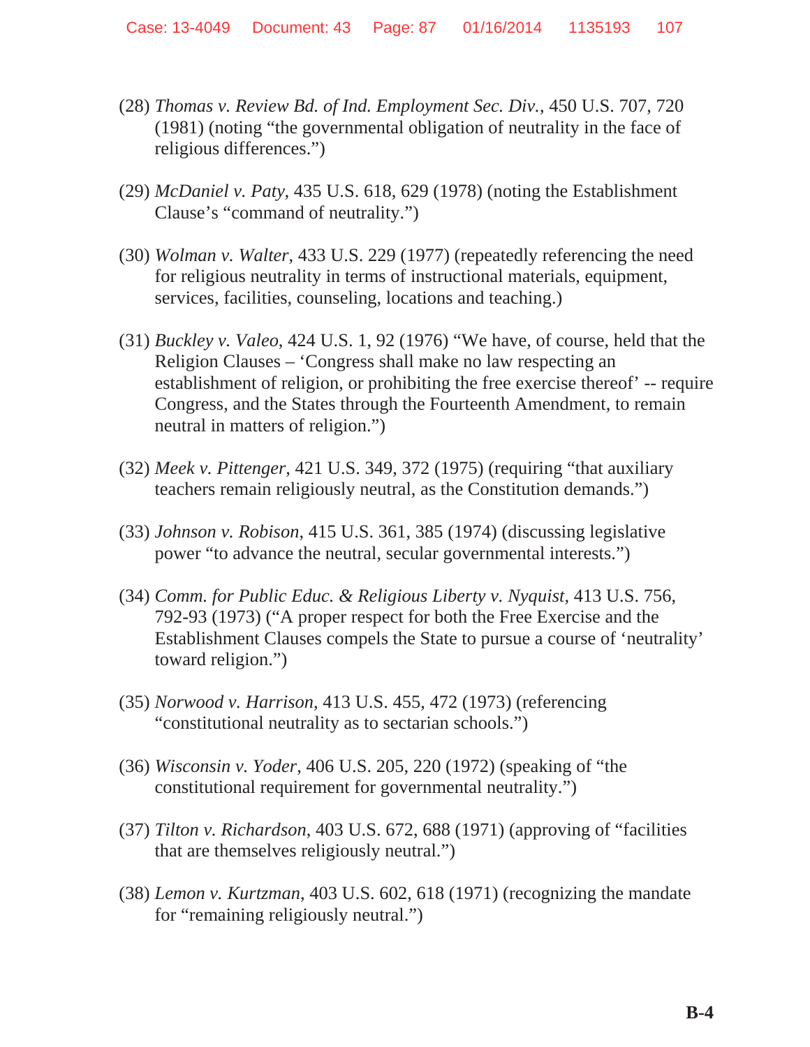(28) *Thomas v. Review Bd. of Ind. Employment Sec. Div.*, 450 U.S. 707, 720 (1981) (noting "the governmental obligation of neutrality in the face of religious differences.")

(29) *McDaniel v. Paty*, 435 U.S. 618, 629 (1978) (noting the Establishment Clause's "command of neutrality.")

(30) *Wolman v. Walter*, 433 U.S. 229 (1977) (repeatedly referencing the need for religious neutrality in terms of instructional materials, equipment, services, facilities, counseling, locations and teaching.)

(31) *Buckley v. Valeo*, 424 U.S. 1, 92 (1976) "We have, of course, held that the Religion Clauses – 'Congress shall make no law respecting an establishment of religion, or prohibiting the free exercise thereof' -- require Congress, and the States through the Fourteenth Amendment, to remain neutral in matters of religion.")

(32) *Meek v. Pittenger*, 421 U.S. 349, 372 (1975) (requiring "that auxiliary teachers remain religiously neutral, as the Constitution demands.")

(33) *Johnson v. Robison*, 415 U.S. 361, 385 (1974) (discussing legislative power "to advance the neutral, secular governmental interests.")

(34) *Comm. for Public Educ. & Religious Liberty v. Nyquist*, 413 U.S. 756, 792-93 (1973) ("A proper respect for both the Free Exercise and the Establishment Clauses compels the State to pursue a course of 'neutrality' toward religion.")

(35) *Norwood v. Harrison*, 413 U.S. 455, 472 (1973) (referencing "constitutional neutrality as to sectarian schools.")

(36) *Wisconsin v. Yoder*, 406 U.S. 205, 220 (1972) (speaking of "the constitutional requirement for governmental neutrality.")

(37) *Tilton v. Richardson*, 403 U.S. 672, 688 (1971) (approving of "facilities that are themselves religiously neutral.")

(38) *Lemon v. Kurtzman*, 403 U.S. 602, 618 (1971) (recognizing the mandate for "remaining religiously neutral.")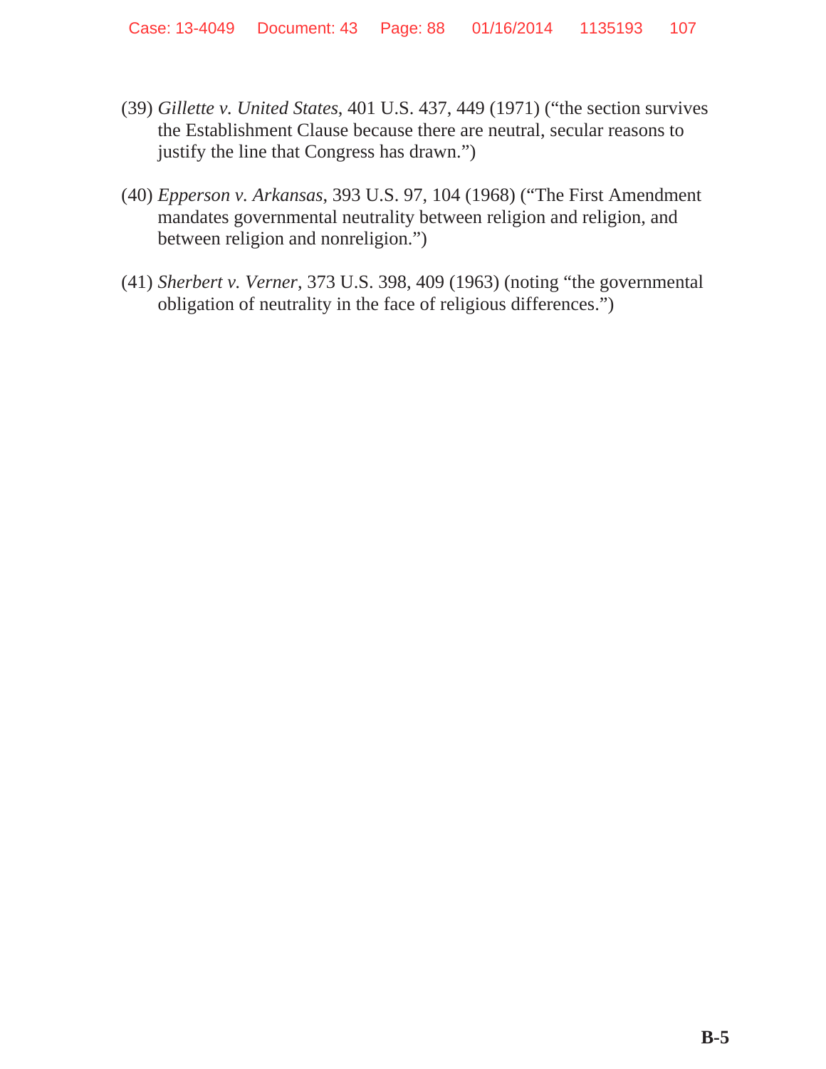(39) *Gillette v. United States*, 401 U.S. 437, 449 (1971) ("the section survives the Establishment Clause because there are neutral, secular reasons to justify the line that Congress has drawn.")

(40) *Epperson v. Arkansas*, 393 U.S. 97, 104 (1968) ("The First Amendment mandates governmental neutrality between religion and religion, and between religion and nonreligion.")

(41) *Sherbert v. Verner*, 373 U.S. 398, 409 (1963) (noting "the governmental obligation of neutrality in the face of religious differences.")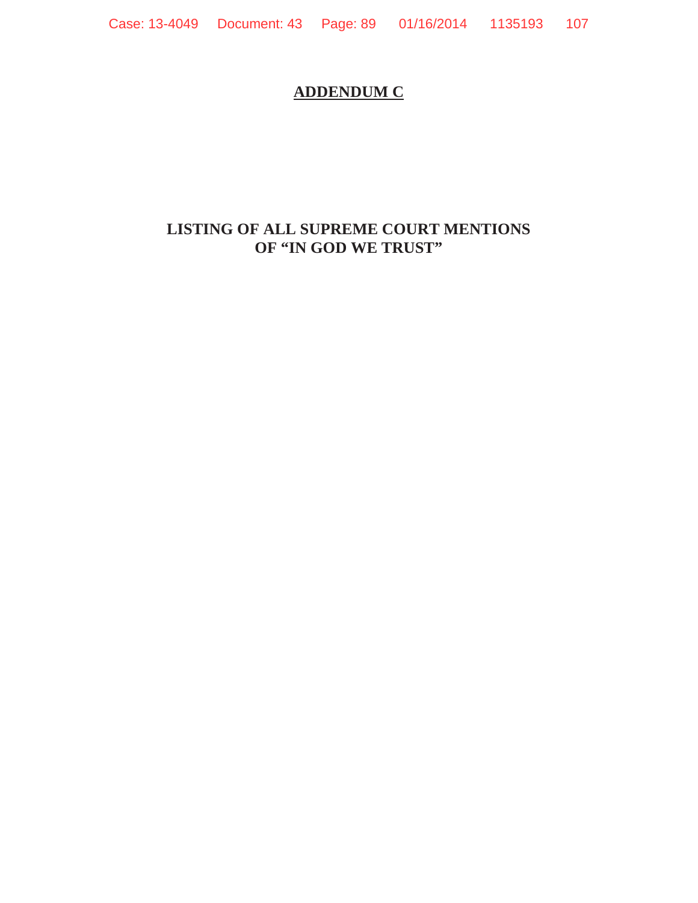# ADDENDUM C

## LISTING OF ALL SUPREME COURT MENTIONS OF "IN GOD WE TRUST"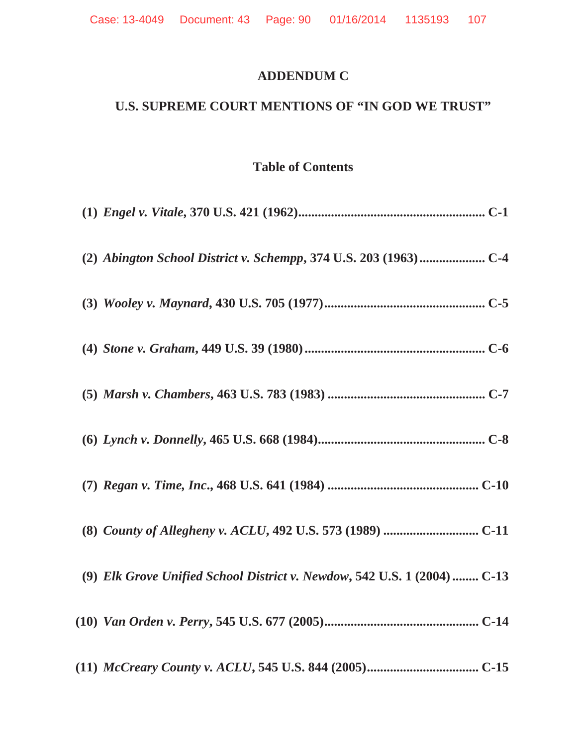# ADDENDUM C

## U.S. SUPREME COURT MENTIONS OF "IN GOD WE TRUST"

### Table of Contents

**(1) *Engel v. Vitale*, 370 U.S. 421 (1962)........................................................ C-1**

**(2) *Abington School District v. Schempp*, 374 U.S. 203 (1963).................... C-4**

**(3) *Wooley v. Maynard*, 430 U.S. 705 (1977)................................................ C-5**

**(4) *Stone v. Graham*, 449 U.S. 39 (1980)...................................................... C-6**

**(5) *Marsh v. Chambers*, 463 U.S. 783 (1983)............................................... C-7**

**(6) *Lynch v. Donnelly*, 465 U.S. 668 (1984).................................................. C-8**

**(7) *Regan v. Time, Inc.*, 468 U.S. 641 (1984)............................................. C-10**

**(8) *County of Allegheny v. ACLU*, 492 U.S. 573 (1989)............................ C-11**

**(9) *Elk Grove Unified School District v. Newdow*, 542 U.S. 1 (2004)........ C-13**

**(10) *Van Orden v. Perry*, 545 U.S. 677 (2005)............................................. C-14**

**(11) *McCreary County v. ACLU*, 545 U.S. 844 (2005)................................. C-15**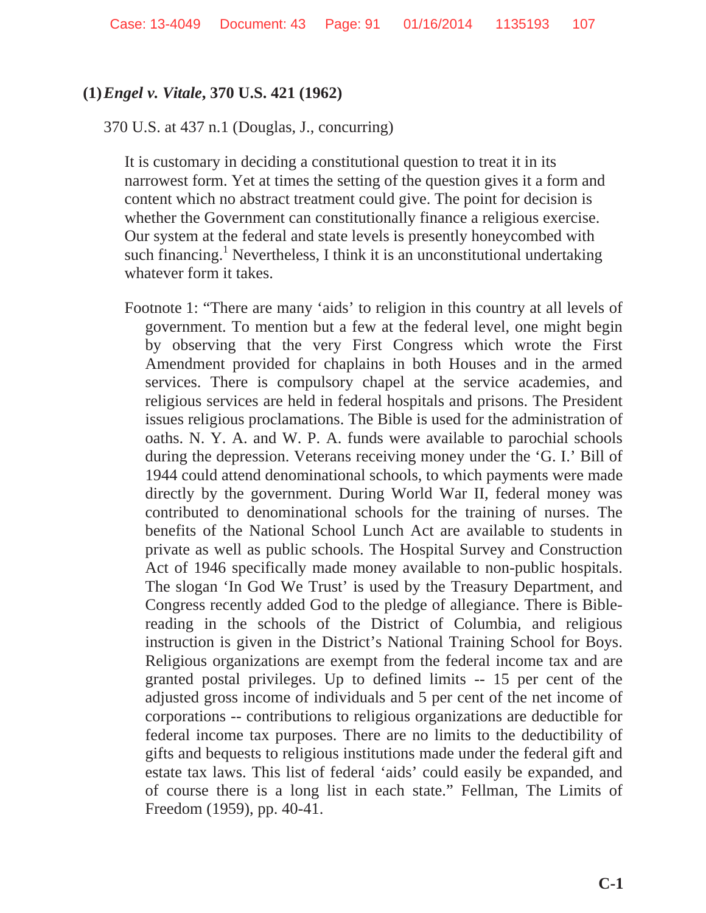**(1) *Engel v. Vitale*, 370 U.S. 421 (1962)**

370 U.S. at 437 n.1 (Douglas, J., concurring)

> It is customary in deciding a constitutional question to treat it in its narrowest form. Yet at times the setting of the question gives it a form and content which no abstract treatment could give. The point for decision is whether the Government can constitutionally finance a religious exercise. Our system at the federal and state levels is presently honeycombed with such financing.[1] Nevertheless, I think it is an unconstitutional undertaking whatever form it takes.
>
> Footnote 1: "There are many 'aids' to religion in this country at all levels of government. To mention but a few at the federal level, one might begin by observing that the very First Congress which wrote the First Amendment provided for chaplains in both Houses and in the armed services. There is compulsory chapel at the service academies, and religious services are held in federal hospitals and prisons. The President issues religious proclamations. The Bible is used for the administration of oaths. N. Y. A. and W. P. A. funds were available to parochial schools during the depression. Veterans receiving money under the 'G. I.' Bill of 1944 could attend denominational schools, to which payments were made directly by the government. During World War II, federal money was contributed to denominational schools for the training of nurses. The benefits of the National School Lunch Act are available to students in private as well as public schools. The Hospital Survey and Construction Act of 1946 specifically made money available to non-public hospitals. The slogan 'In God We Trust' is used by the Treasury Department, and Congress recently added God to the pledge of allegiance. There is Bible-reading in the schools of the District of Columbia, and religious instruction is given in the District's National Training School for Boys. Religious organizations are exempt from the federal income tax and are granted postal privileges. Up to defined limits -- 15 per cent of the adjusted gross income of individuals and 5 per cent of the net income of corporations -- contributions to religious organizations are deductible for federal income tax purposes. There are no limits to the deductibility of gifts and bequests to religious institutions made under the federal gift and estate tax laws. This list of federal 'aids' could easily be expanded, and of course there is a long list in each state." Fellman, The Limits of Freedom (1959), pp. 40-41.

C-1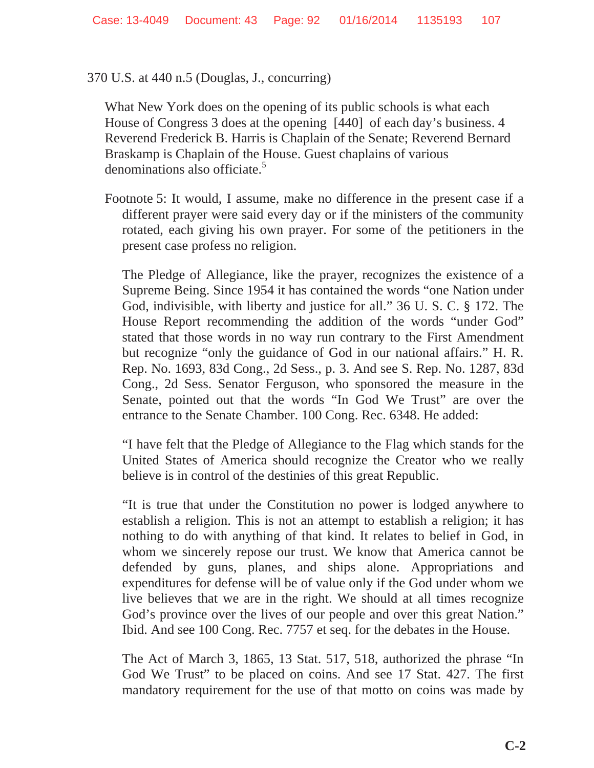370 U.S. at 440 n.5 (Douglas, J., concurring)

> What New York does on the opening of its public schools is what each House of Congress 3 does at the opening [440] of each day's business. 4 Reverend Frederick B. Harris is Chaplain of the Senate; Reverend Bernard Braskamp is Chaplain of the House. Guest chaplains of various denominations also officiate.[5]
>
> Footnote 5: It would, I assume, make no difference in the present case if a different prayer were said every day or if the ministers of the community rotated, each giving his own prayer. For some of the petitioners in the present case profess no religion.
>
> The Pledge of Allegiance, like the prayer, recognizes the existence of a Supreme Being. Since 1954 it has contained the words "one Nation under God, indivisible, with liberty and justice for all." 36 U. S. C. § 172. The House Report recommending the addition of the words "under God" stated that those words in no way run contrary to the First Amendment but recognize "only the guidance of God in our national affairs." H. R. Rep. No. 1693, 83d Cong., 2d Sess., p. 3. And see S. Rep. No. 1287, 83d Cong., 2d Sess. Senator Ferguson, who sponsored the measure in the Senate, pointed out that the words "In God We Trust" are over the entrance to the Senate Chamber. 100 Cong. Rec. 6348. He added:
>
> "I have felt that the Pledge of Allegiance to the Flag which stands for the United States of America should recognize the Creator who we really believe is in control of the destinies of this great Republic.
>
> "It is true that under the Constitution no power is lodged anywhere to establish a religion. This is not an attempt to establish a religion; it has nothing to do with anything of that kind. It relates to belief in God, in whom we sincerely repose our trust. We know that America cannot be defended by guns, planes, and ships alone. Appropriations and expenditures for defense will be of value only if the God under whom we live believes that we are in the right. We should at all times recognize God's province over the lives of our people and over this great Nation." Ibid. And see 100 Cong. Rec. 7757 et seq. for the debates in the House.
>
> The Act of March 3, 1865, 13 Stat. 517, 518, authorized the phrase "In God We Trust" to be placed on coins. And see 17 Stat. 427. The first mandatory requirement for the use of that motto on coins was made by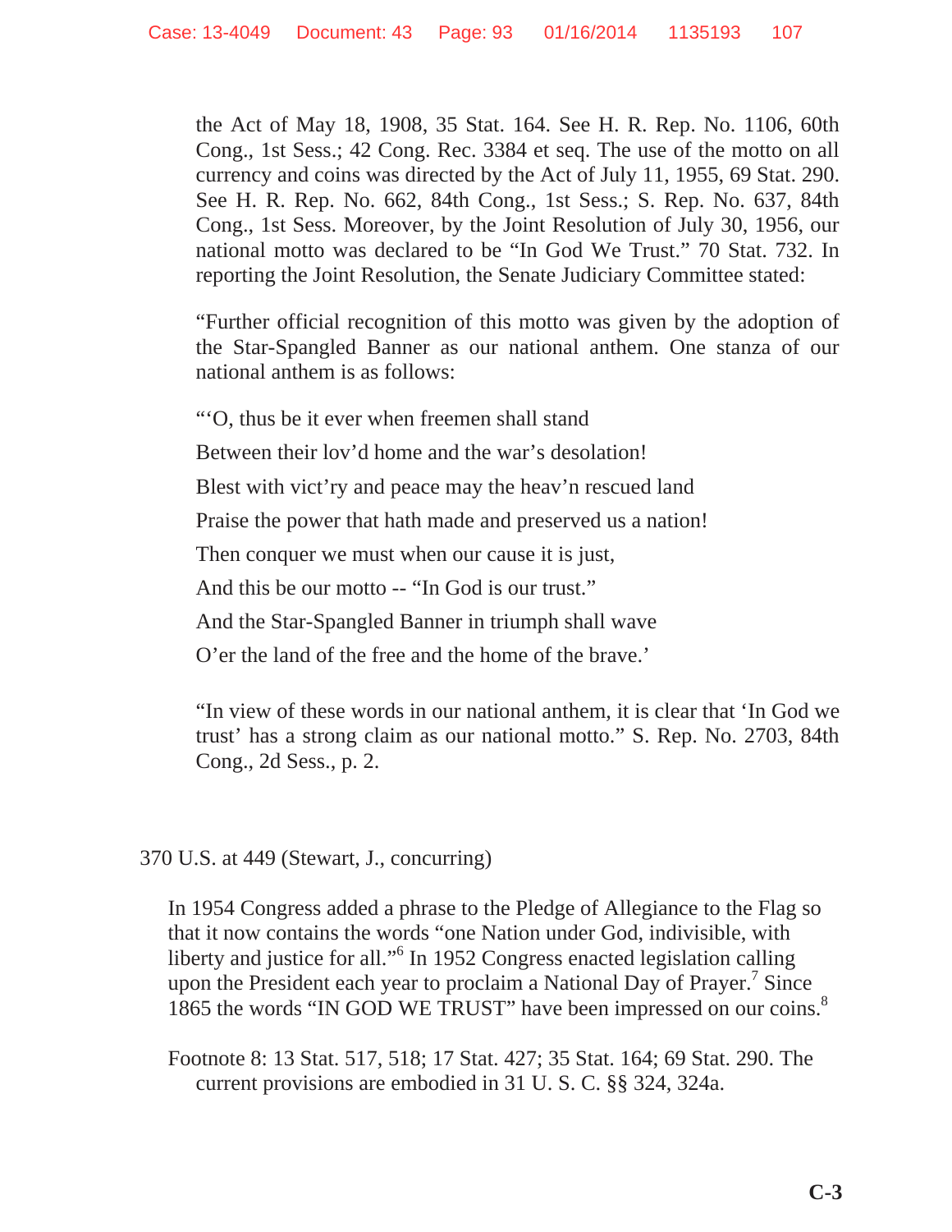the Act of May 18, 1908, 35 Stat. 164. See H. R. Rep. No. 1106, 60th Cong., 1st Sess.; 42 Cong. Rec. 3384 et seq. The use of the motto on all currency and coins was directed by the Act of July 11, 1955, 69 Stat. 290. See H. R. Rep. No. 662, 84th Cong., 1st Sess.; S. Rep. No. 637, 84th Cong., 1st Sess. Moreover, by the Joint Resolution of July 30, 1956, our national motto was declared to be "In God We Trust." 70 Stat. 732. In reporting the Joint Resolution, the Senate Judiciary Committee stated:

> "Further official recognition of this motto was given by the adoption of the Star-Spangled Banner as our national anthem. One stanza of our national anthem is as follows:
>
> "'O, thus be it ever when freemen shall stand
>
> Between their lov'd home and the war's desolation!
>
> Blest with vict'ry and peace may the heav'n rescued land
>
> Praise the power that hath made and preserved us a nation!
>
> Then conquer we must when our cause it is just,
>
> And this be our motto -- "In God is our trust."
>
> And the Star-Spangled Banner in triumph shall wave
>
> O'er the land of the free and the home of the brave.'
>
> "In view of these words in our national anthem, it is clear that 'In God we trust' has a strong claim as our national motto." S. Rep. No. 2703, 84th Cong., 2d Sess., p. 2.

370 U.S. at 449 (Stewart, J., concurring)

> In 1954 Congress added a phrase to the Pledge of Allegiance to the Flag so that it now contains the words "one Nation under God, indivisible, with liberty and justice for all."[6] In 1952 Congress enacted legislation calling upon the President each year to proclaim a National Day of Prayer.[7] Since 1865 the words "IN GOD WE TRUST" have been impressed on our coins.[8]
>
> Footnote 8: 13 Stat. 517, 518; 17 Stat. 427; 35 Stat. 164; 69 Stat. 290. The current provisions are embodied in 31 U. S. C. §§ 324, 324a.

C-3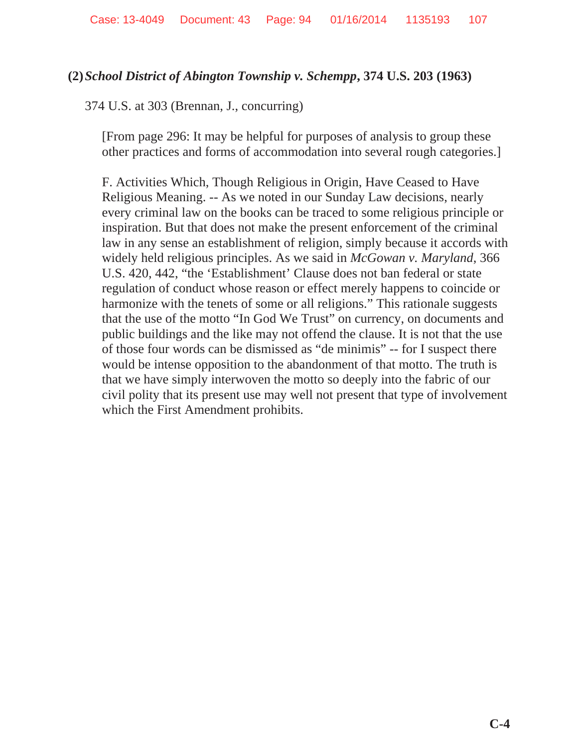**(2) *School District of Abington Township v. Schempp*, 374 U.S. 203 (1963)**

374 U.S. at 303 (Brennan, J., concurring)

> [From page 296: It may be helpful for purposes of analysis to group these other practices and forms of accommodation into several rough categories.]
>
> F. Activities Which, Though Religious in Origin, Have Ceased to Have Religious Meaning. -- As we noted in our Sunday Law decisions, nearly every criminal law on the books can be traced to some religious principle or inspiration. But that does not make the present enforcement of the criminal law in any sense an establishment of religion, simply because it accords with widely held religious principles. As we said in *McGowan v. Maryland*, 366 U.S. 420, 442, "the 'Establishment' Clause does not ban federal or state regulation of conduct whose reason or effect merely happens to coincide or harmonize with the tenets of some or all religions." This rationale suggests that the use of the motto "In God We Trust" on currency, on documents and public buildings and the like may not offend the clause. It is not that the use of those four words can be dismissed as "de minimis" -- for I suspect there would be intense opposition to the abandonment of that motto. The truth is that we have simply interwoven the motto so deeply into the fabric of our civil polity that its present use may well not present that type of involvement which the First Amendment prohibits.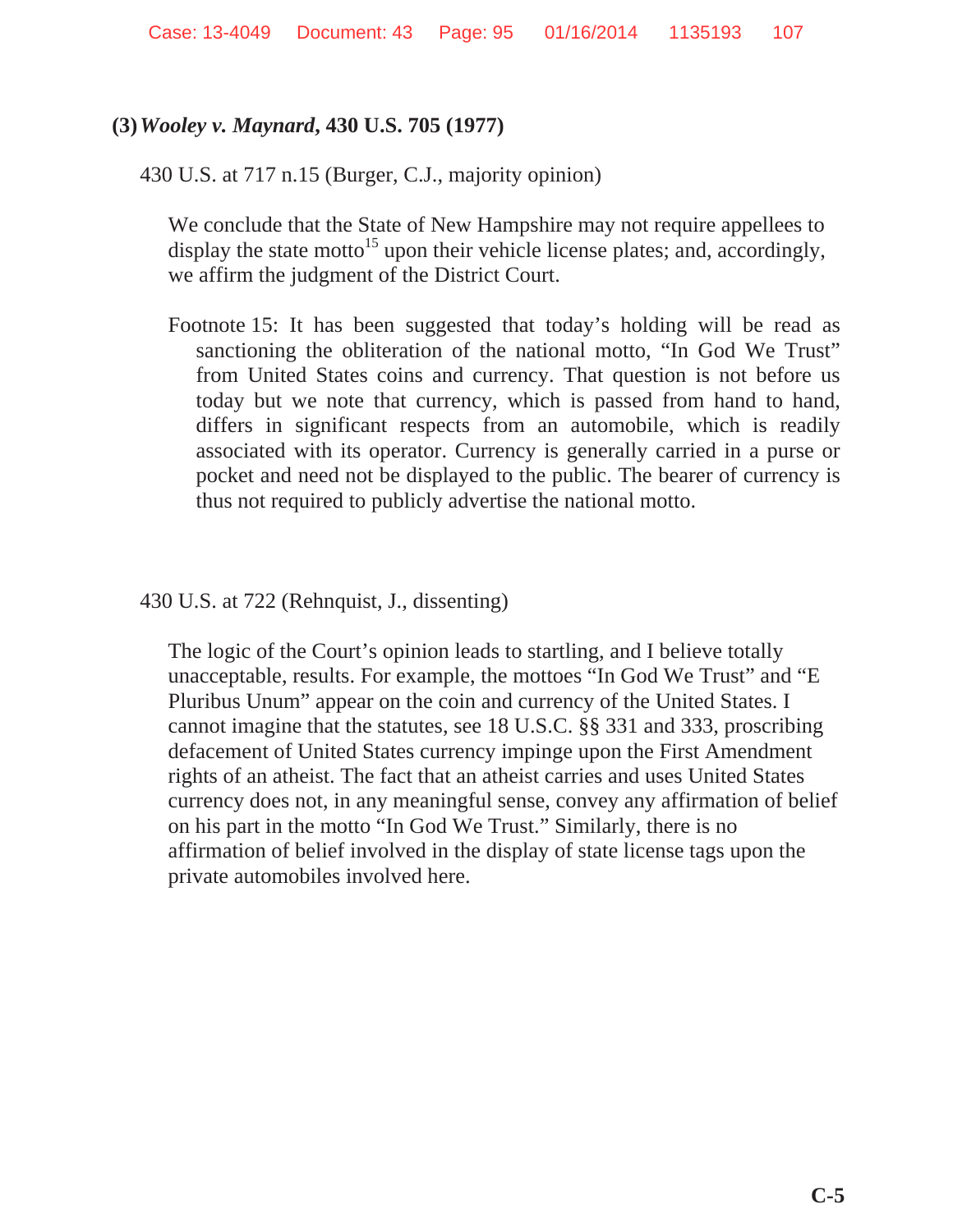**(3) *Wooley v. Maynard*, 430 U.S. 705 (1977)**

430 U.S. at 717 n.15 (Burger, C.J., majority opinion)

> We conclude that the State of New Hampshire may not require appellees to display the state motto[15] upon their vehicle license plates; and, accordingly, we affirm the judgment of the District Court.
>
> Footnote 15: It has been suggested that today's holding will be read as sanctioning the obliteration of the national motto, "In God We Trust" from United States coins and currency. That question is not before us today but we note that currency, which is passed from hand to hand, differs in significant respects from an automobile, which is readily associated with its operator. Currency is generally carried in a purse or pocket and need not be displayed to the public. The bearer of currency is thus not required to publicly advertise the national motto.

430 U.S. at 722 (Rehnquist, J., dissenting)

> The logic of the Court's opinion leads to startling, and I believe totally unacceptable, results. For example, the mottoes "In God We Trust" and "E Pluribus Unum" appear on the coin and currency of the United States. I cannot imagine that the statutes, see 18 U.S.C. §§ 331 and 333, proscribing defacement of United States currency impinge upon the First Amendment rights of an atheist. The fact that an atheist carries and uses United States currency does not, in any meaningful sense, convey any affirmation of belief on his part in the motto "In God We Trust." Similarly, there is no affirmation of belief involved in the display of state license tags upon the private automobiles involved here.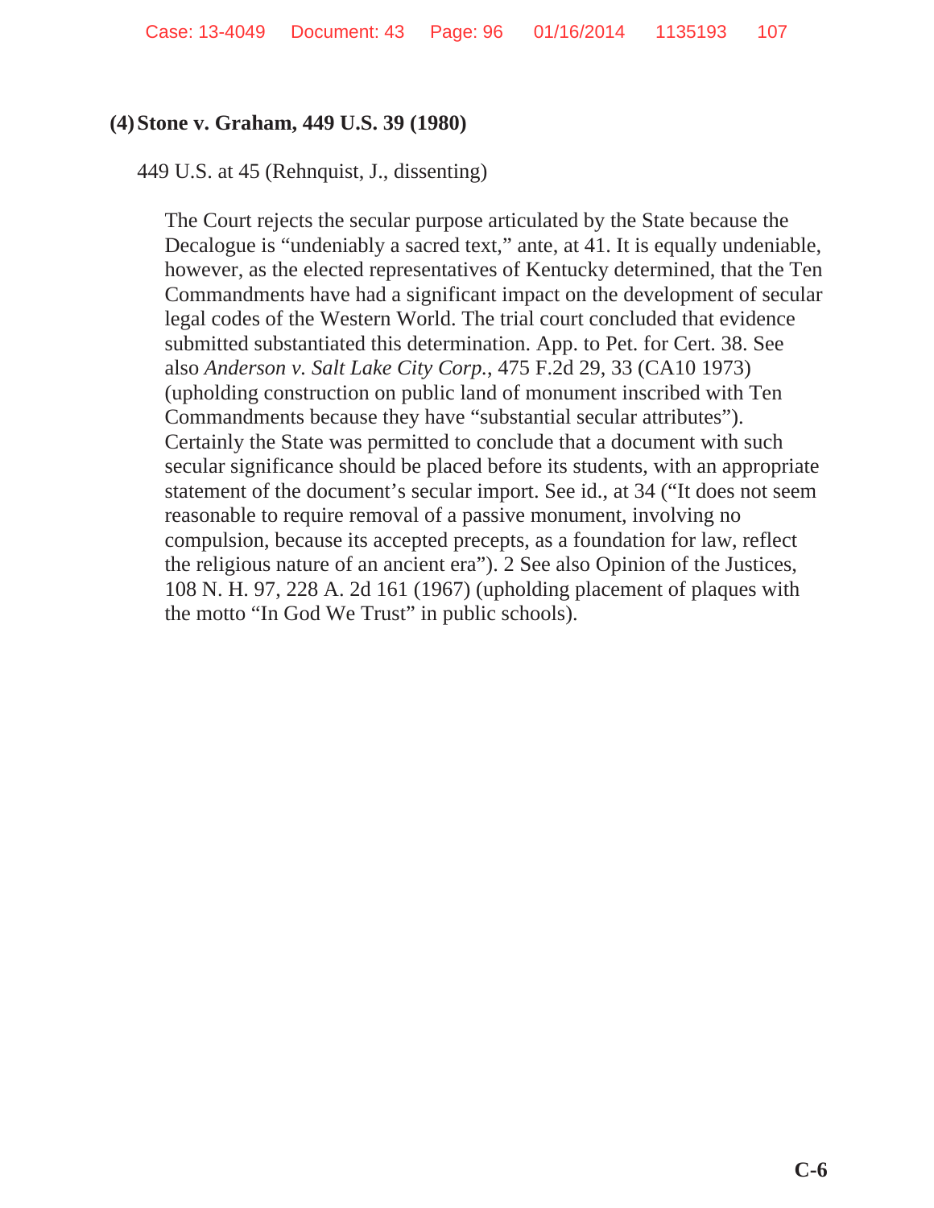### (4) Stone v. Graham, 449 U.S. 39 (1980)

449 U.S. at 45 (Rehnquist, J., dissenting)

> The Court rejects the secular purpose articulated by the State because the Decalogue is "undeniably a sacred text," ante, at 41. It is equally undeniable, however, as the elected representatives of Kentucky determined, that the Ten Commandments have had a significant impact on the development of secular legal codes of the Western World. The trial court concluded that evidence submitted substantiated this determination. App. to Pet. for Cert. 38. See also *Anderson v. Salt Lake City Corp.*, 475 F.2d 29, 33 (CA10 1973) (upholding construction on public land of monument inscribed with Ten Commandments because they have "substantial secular attributes"). Certainly the State was permitted to conclude that a document with such secular significance should be placed before its students, with an appropriate statement of the document's secular import. See id., at 34 ("It does not seem reasonable to require removal of a passive monument, involving no compulsion, because its accepted precepts, as a foundation for law, reflect the religious nature of an ancient era"). 2 See also Opinion of the Justices, 108 N. H. 97, 228 A. 2d 161 (1967) (upholding placement of plaques with the motto "In God We Trust" in public schools).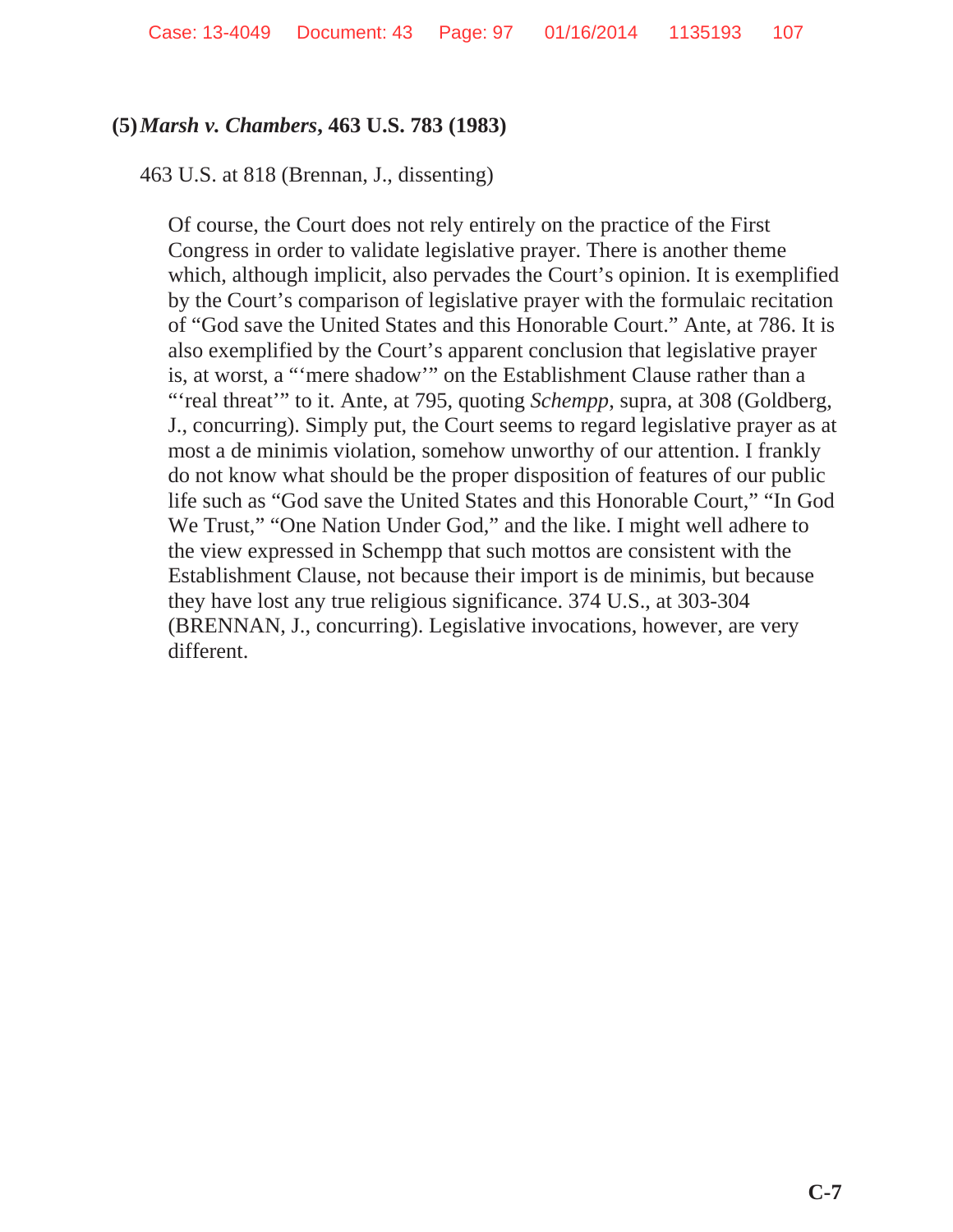**(5)** ***Marsh v. Chambers*, 463 U.S. 783 (1983)**

463 U.S. at 818 (Brennan, J., dissenting)

> Of course, the Court does not rely entirely on the practice of the First Congress in order to validate legislative prayer. There is another theme which, although implicit, also pervades the Court's opinion. It is exemplified by the Court's comparison of legislative prayer with the formulaic recitation of "God save the United States and this Honorable Court." Ante, at 786. It is also exemplified by the Court's apparent conclusion that legislative prayer is, at worst, a "'mere shadow'" on the Establishment Clause rather than a "'real threat'" to it. Ante, at 795, quoting *Schempp*, supra, at 308 (Goldberg, J., concurring). Simply put, the Court seems to regard legislative prayer as at most a de minimis violation, somehow unworthy of our attention. I frankly do not know what should be the proper disposition of features of our public life such as "God save the United States and this Honorable Court," "In God We Trust," "One Nation Under God," and the like. I might well adhere to the view expressed in Schempp that such mottos are consistent with the Establishment Clause, not because their import is de minimis, but because they have lost any true religious significance. 374 U.S., at 303-304 (BRENNAN, J., concurring). Legislative invocations, however, are very different.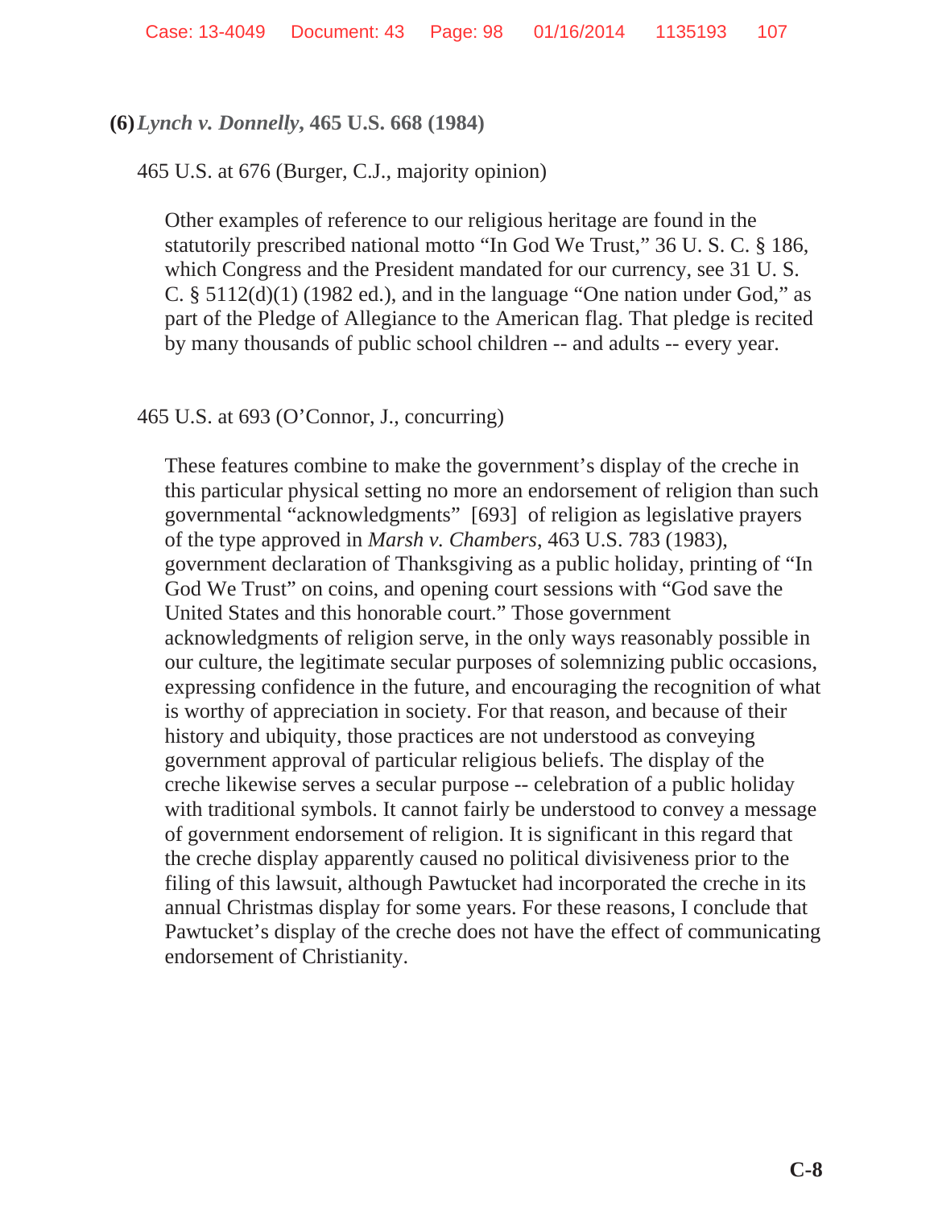**(6)** ***Lynch v. Donnelly*, 465 U.S. 668 (1984)**

465 U.S. at 676 (Burger, C.J., majority opinion)

> Other examples of reference to our religious heritage are found in the statutorily prescribed national motto "In God We Trust," 36 U. S. C. § 186, which Congress and the President mandated for our currency, see 31 U. S. C. § 5112(d)(1) (1982 ed.), and in the language "One nation under God," as part of the Pledge of Allegiance to the American flag. That pledge is recited by many thousands of public school children -- and adults -- every year.

465 U.S. at 693 (O'Connor, J., concurring)

> These features combine to make the government's display of the creche in this particular physical setting no more an endorsement of religion than such governmental "acknowledgments" [693] of religion as legislative prayers of the type approved in *Marsh v. Chambers*, 463 U.S. 783 (1983), government declaration of Thanksgiving as a public holiday, printing of "In God We Trust" on coins, and opening court sessions with "God save the United States and this honorable court." Those government acknowledgments of religion serve, in the only ways reasonably possible in our culture, the legitimate secular purposes of solemnizing public occasions, expressing confidence in the future, and encouraging the recognition of what is worthy of appreciation in society. For that reason, and because of their history and ubiquity, those practices are not understood as conveying government approval of particular religious beliefs. The display of the creche likewise serves a secular purpose -- celebration of a public holiday with traditional symbols. It cannot fairly be understood to convey a message of government endorsement of religion. It is significant in this regard that the creche display apparently caused no political divisiveness prior to the filing of this lawsuit, although Pawtucket had incorporated the creche in its annual Christmas display for some years. For these reasons, I conclude that Pawtucket's display of the creche does not have the effect of communicating endorsement of Christianity.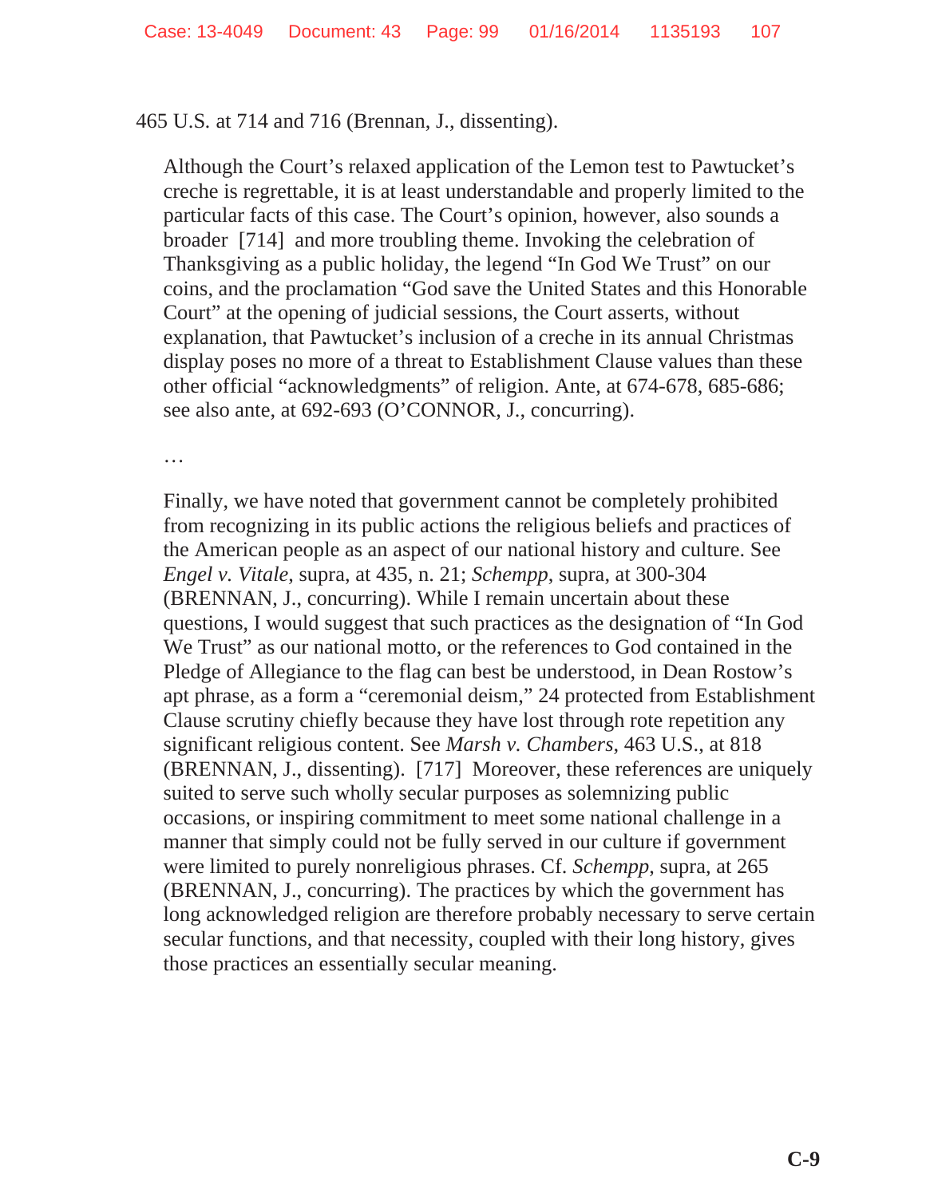465 U.S. at 714 and 716 (Brennan, J., dissenting).

> Although the Court's relaxed application of the Lemon test to Pawtucket's creche is regrettable, it is at least understandable and properly limited to the particular facts of this case. The Court's opinion, however, also sounds a broader [714] and more troubling theme. Invoking the celebration of Thanksgiving as a public holiday, the legend "In God We Trust" on our coins, and the proclamation "God save the United States and this Honorable Court" at the opening of judicial sessions, the Court asserts, without explanation, that Pawtucket's inclusion of a creche in its annual Christmas display poses no more of a threat to Establishment Clause values than these other official "acknowledgments" of religion. Ante, at 674-678, 685-686; see also ante, at 692-693 (O'CONNOR, J., concurring).
>
> …
>
> Finally, we have noted that government cannot be completely prohibited from recognizing in its public actions the religious beliefs and practices of the American people as an aspect of our national history and culture. See *Engel v. Vitale,* supra, at 435, n. 21; *Schempp*, supra, at 300-304 (BRENNAN, J., concurring). While I remain uncertain about these questions, I would suggest that such practices as the designation of "In God We Trust" as our national motto, or the references to God contained in the Pledge of Allegiance to the flag can best be understood, in Dean Rostow's apt phrase, as a form a "ceremonial deism," 24 protected from Establishment Clause scrutiny chiefly because they have lost through rote repetition any significant religious content. See *Marsh v. Chambers*, 463 U.S., at 818 (BRENNAN, J., dissenting). [717] Moreover, these references are uniquely suited to serve such wholly secular purposes as solemnizing public occasions, or inspiring commitment to meet some national challenge in a manner that simply could not be fully served in our culture if government were limited to purely nonreligious phrases. Cf. *Schempp*, supra, at 265 (BRENNAN, J., concurring). The practices by which the government has long acknowledged religion are therefore probably necessary to serve certain secular functions, and that necessity, coupled with their long history, gives those practices an essentially secular meaning.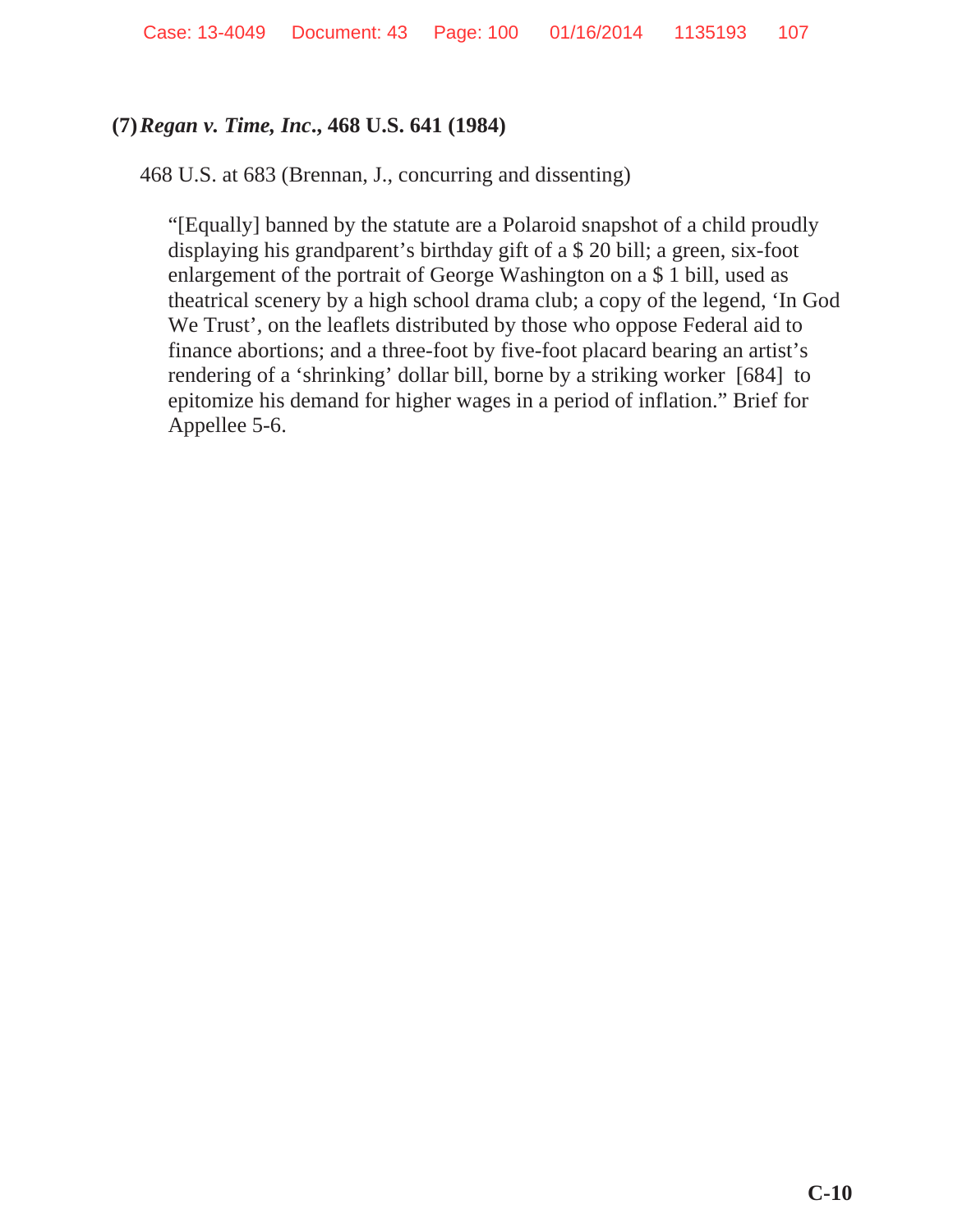**(7)** ***Regan v. Time, Inc*****., 468 U.S. 641 (1984)**

468 U.S. at 683 (Brennan, J., concurring and dissenting)

> "[Equally] banned by the statute are a Polaroid snapshot of a child proudly displaying his grandparent's birthday gift of a $ 20 bill; a green, six-foot enlargement of the portrait of George Washington on a $ 1 bill, used as theatrical scenery by a high school drama club; a copy of the legend, 'In God We Trust', on the leaflets distributed by those who oppose Federal aid to finance abortions; and a three-foot by five-foot placard bearing an artist's rendering of a 'shrinking' dollar bill, borne by a striking worker [684] to epitomize his demand for higher wages in a period of inflation." Brief for Appellee 5-6.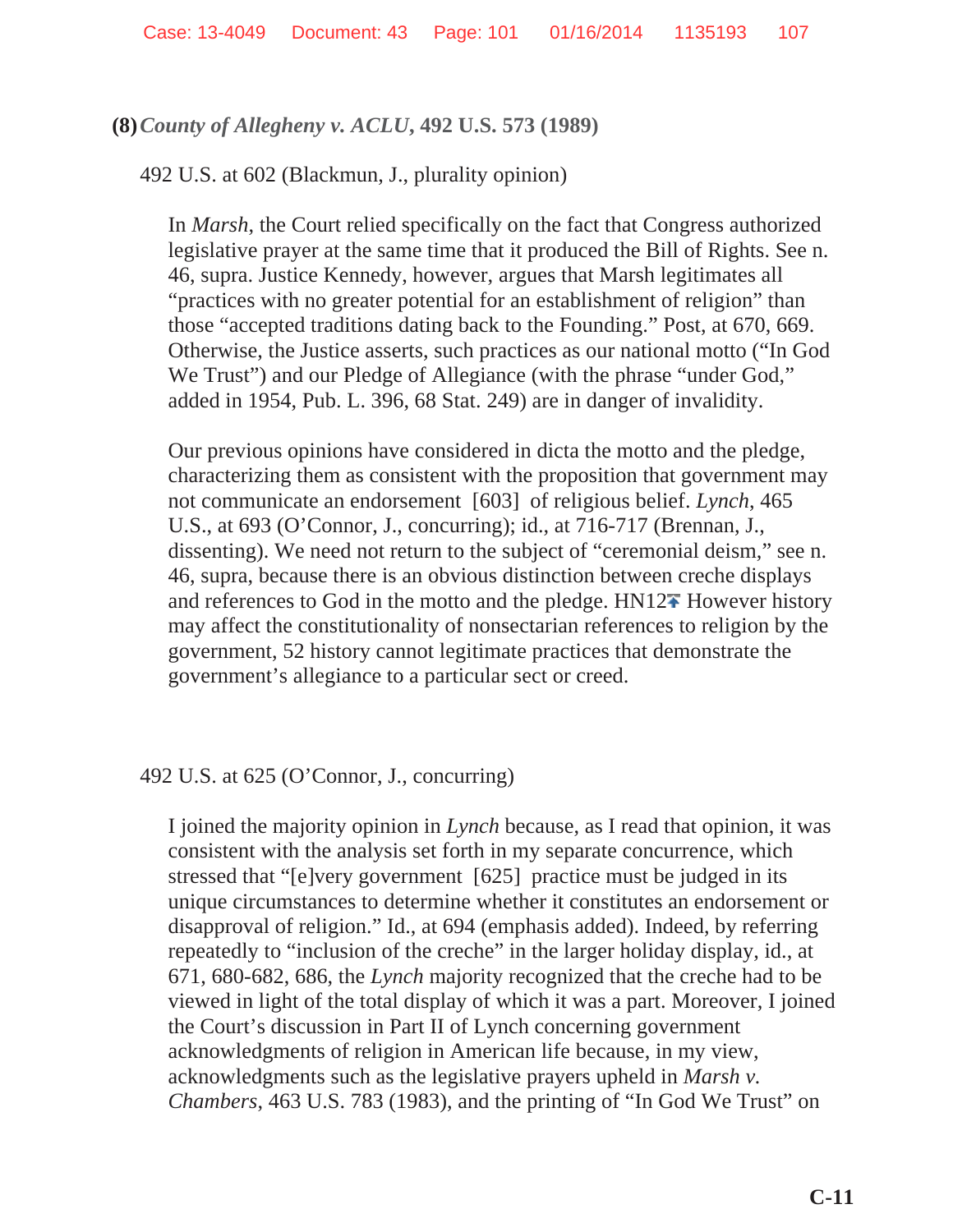**(8)** ***County of Allegheny v. ACLU*****, 492 U.S. 573 (1989)**

492 U.S. at 602 (Blackmun, J., plurality opinion)

> In *Marsh*, the Court relied specifically on the fact that Congress authorized legislative prayer at the same time that it produced the Bill of Rights. See n. 46, supra. Justice Kennedy, however, argues that Marsh legitimates all "practices with no greater potential for an establishment of religion" than those "accepted traditions dating back to the Founding." Post, at 670, 669. Otherwise, the Justice asserts, such practices as our national motto ("In God We Trust") and our Pledge of Allegiance (with the phrase "under God," added in 1954, Pub. L. 396, 68 Stat. 249) are in danger of invalidity.
>
> Our previous opinions have considered in dicta the motto and the pledge, characterizing them as consistent with the proposition that government may not communicate an endorsement [603] of religious belief. *Lynch*, 465 U.S., at 693 (O'Connor, J., concurring); id., at 716-717 (Brennan, J., dissenting). We need not return to the subject of "ceremonial deism," see n. 46, supra, because there is an obvious distinction between creche displays and references to God in the motto and the pledge. HN12 However history may affect the constitutionality of nonsectarian references to religion by the government, 52 history cannot legitimate practices that demonstrate the government's allegiance to a particular sect or creed.

492 U.S. at 625 (O'Connor, J., concurring)

> I joined the majority opinion in *Lynch* because, as I read that opinion, it was consistent with the analysis set forth in my separate concurrence, which stressed that "[e]very government [625] practice must be judged in its unique circumstances to determine whether it constitutes an endorsement or disapproval of religion." Id., at 694 (emphasis added). Indeed, by referring repeatedly to "inclusion of the creche" in the larger holiday display, id., at 671, 680-682, 686, the *Lynch* majority recognized that the creche had to be viewed in light of the total display of which it was a part. Moreover, I joined the Court's discussion in Part II of Lynch concerning government acknowledgments of religion in American life because, in my view, acknowledgments such as the legislative prayers upheld in *Marsh v. Chambers*, 463 U.S. 783 (1983), and the printing of "In God We Trust" on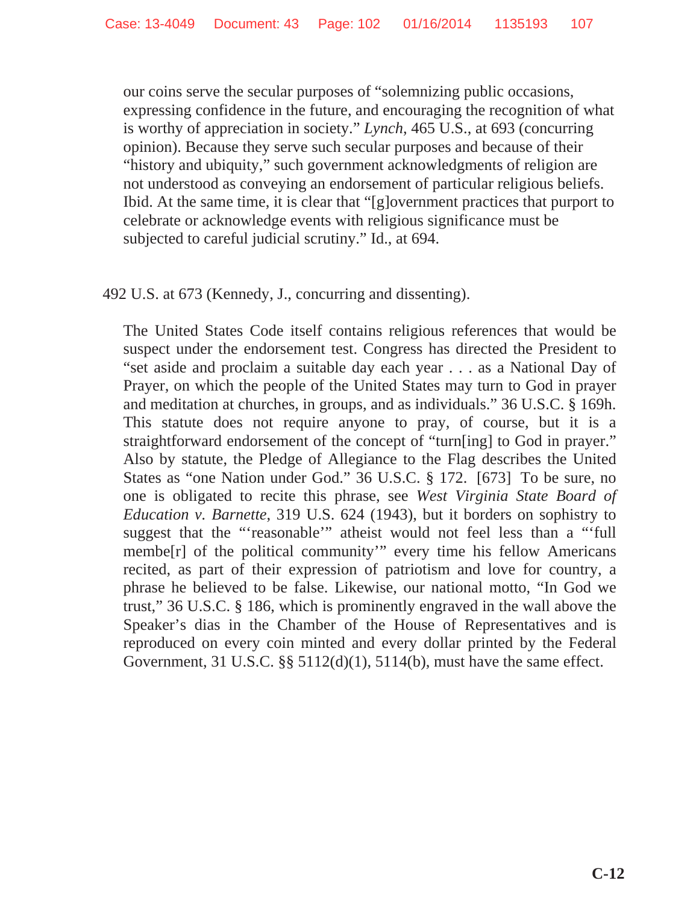> our coins serve the secular purposes of "solemnizing public occasions, expressing confidence in the future, and encouraging the recognition of what is worthy of appreciation in society." *Lynch*, 465 U.S., at 693 (concurring opinion). Because they serve such secular purposes and because of their "history and ubiquity," such government acknowledgments of religion are not understood as conveying an endorsement of particular religious beliefs. Ibid. At the same time, it is clear that "[g]overnment practices that purport to celebrate or acknowledge events with religious significance must be subjected to careful judicial scrutiny." Id., at 694.

492 U.S. at 673 (Kennedy, J., concurring and dissenting).

> The United States Code itself contains religious references that would be suspect under the endorsement test. Congress has directed the President to "set aside and proclaim a suitable day each year . . . as a National Day of Prayer, on which the people of the United States may turn to God in prayer and meditation at churches, in groups, and as individuals." 36 U.S.C. § 169h. This statute does not require anyone to pray, of course, but it is a straightforward endorsement of the concept of "turn[ing] to God in prayer." Also by statute, the Pledge of Allegiance to the Flag describes the United States as "one Nation under God." 36 U.S.C. § 172. [673] To be sure, no one is obligated to recite this phrase, see *West Virginia State Board of Education v. Barnette*, 319 U.S. 624 (1943), but it borders on sophistry to suggest that the "'reasonable'" atheist would not feel less than a "'full membe[r] of the political community'" every time his fellow Americans recited, as part of their expression of patriotism and love for country, a phrase he believed to be false. Likewise, our national motto, "In God we trust," 36 U.S.C. § 186, which is prominently engraved in the wall above the Speaker's dias in the Chamber of the House of Representatives and is reproduced on every coin minted and every dollar printed by the Federal Government, 31 U.S.C. §§ 5112(d)(1), 5114(b), must have the same effect.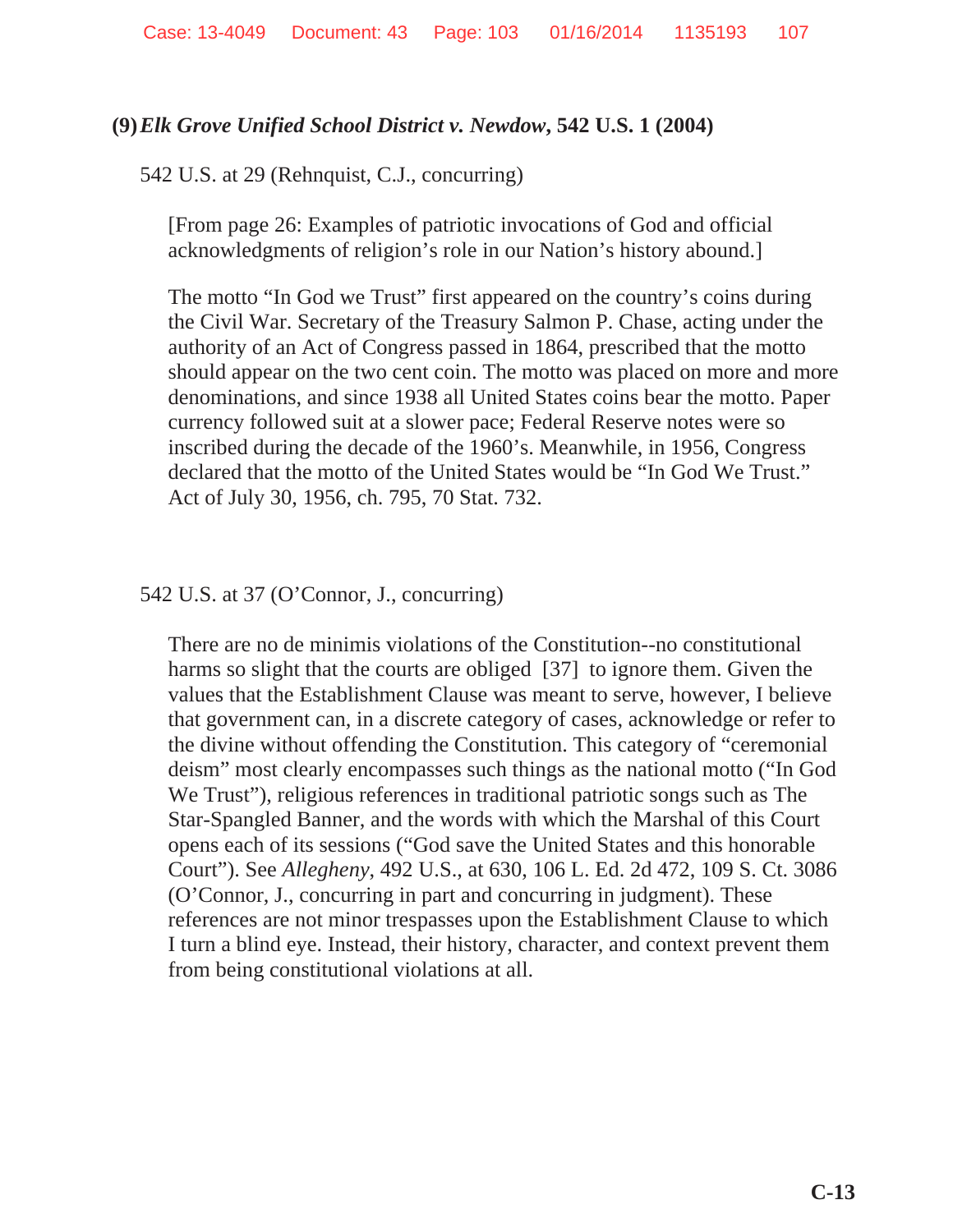**(9)** ***Elk Grove Unified School District v. Newdow*****, 542 U.S. 1 (2004)**

542 U.S. at 29 (Rehnquist, C.J., concurring)

> [From page 26: Examples of patriotic invocations of God and official acknowledgments of religion's role in our Nation's history abound.]
>
> The motto "In God we Trust" first appeared on the country's coins during the Civil War. Secretary of the Treasury Salmon P. Chase, acting under the authority of an Act of Congress passed in 1864, prescribed that the motto should appear on the two cent coin. The motto was placed on more and more denominations, and since 1938 all United States coins bear the motto. Paper currency followed suit at a slower pace; Federal Reserve notes were so inscribed during the decade of the 1960's. Meanwhile, in 1956, Congress declared that the motto of the United States would be "In God We Trust." Act of July 30, 1956, ch. 795, 70 Stat. 732.

542 U.S. at 37 (O'Connor, J., concurring)

> There are no de minimis violations of the Constitution--no constitutional harms so slight that the courts are obliged [37] to ignore them. Given the values that the Establishment Clause was meant to serve, however, I believe that government can, in a discrete category of cases, acknowledge or refer to the divine without offending the Constitution. This category of "ceremonial deism" most clearly encompasses such things as the national motto ("In God We Trust"), religious references in traditional patriotic songs such as The Star-Spangled Banner, and the words with which the Marshal of this Court opens each of its sessions ("God save the United States and this honorable Court"). See *Allegheny*, 492 U.S., at 630, 106 L. Ed. 2d 472, 109 S. Ct. 3086 (O'Connor, J., concurring in part and concurring in judgment). These references are not minor trespasses upon the Establishment Clause to which I turn a blind eye. Instead, their history, character, and context prevent them from being constitutional violations at all.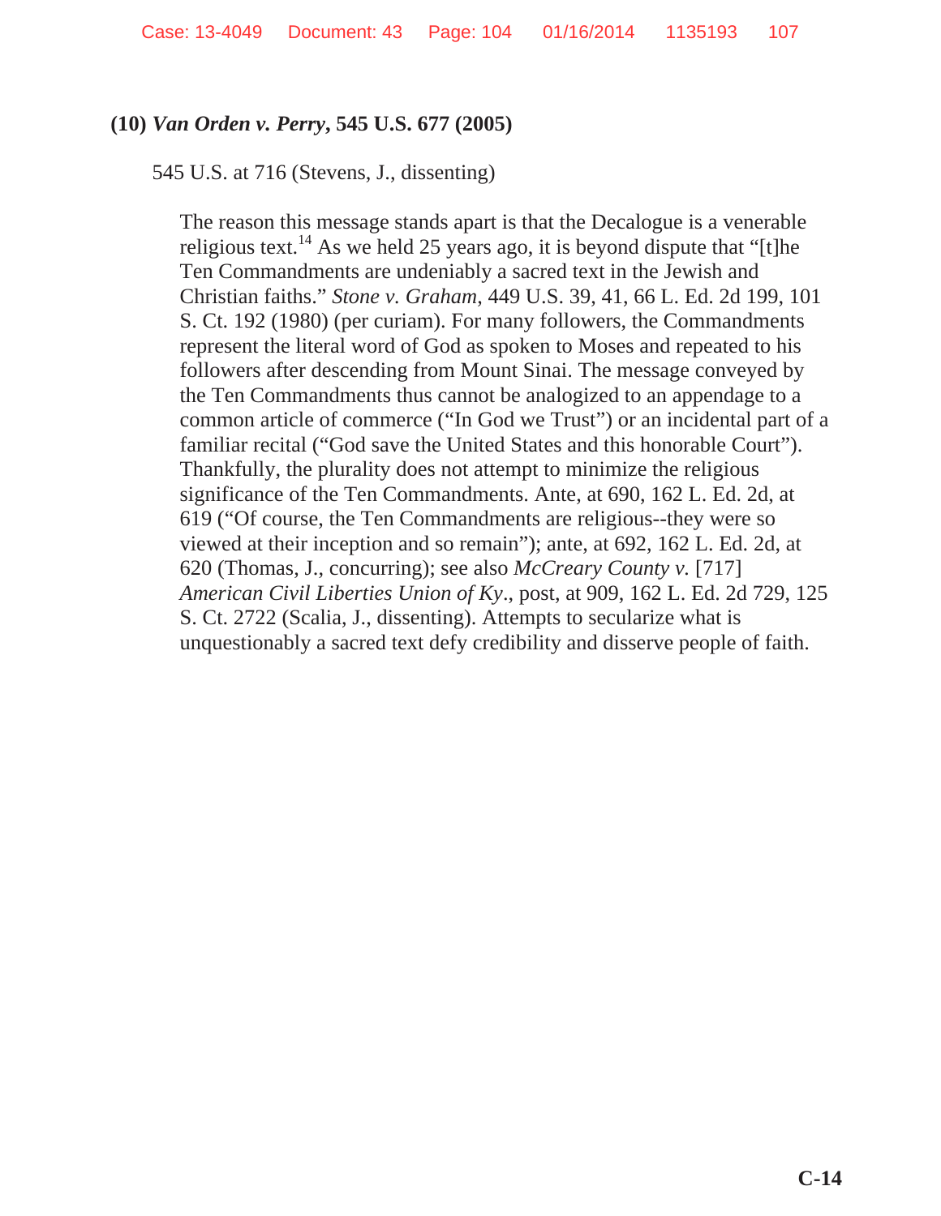**(10)** ***Van Orden v. Perry*****, 545 U.S. 677 (2005)**

545 U.S. at 716 (Stevens, J., dissenting)

> The reason this message stands apart is that the Decalogue is a venerable religious text.[14] As we held 25 years ago, it is beyond dispute that "[t]he Ten Commandments are undeniably a sacred text in the Jewish and Christian faiths." *Stone v. Graham*, 449 U.S. 39, 41, 66 L. Ed. 2d 199, 101 S. Ct. 192 (1980) (per curiam). For many followers, the Commandments represent the literal word of God as spoken to Moses and repeated to his followers after descending from Mount Sinai. The message conveyed by the Ten Commandments thus cannot be analogized to an appendage to a common article of commerce ("In God we Trust") or an incidental part of a familiar recital ("God save the United States and this honorable Court"). Thankfully, the plurality does not attempt to minimize the religious significance of the Ten Commandments. Ante, at 690, 162 L. Ed. 2d, at 619 ("Of course, the Ten Commandments are religious--they were so viewed at their inception and so remain"); ante, at 692, 162 L. Ed. 2d, at 620 (Thomas, J., concurring); see also *McCreary County v.* [717] *American Civil Liberties Union of Ky*., post, at 909, 162 L. Ed. 2d 729, 125 S. Ct. 2722 (Scalia, J., dissenting). Attempts to secularize what is unquestionably a sacred text defy credibility and disserve people of faith.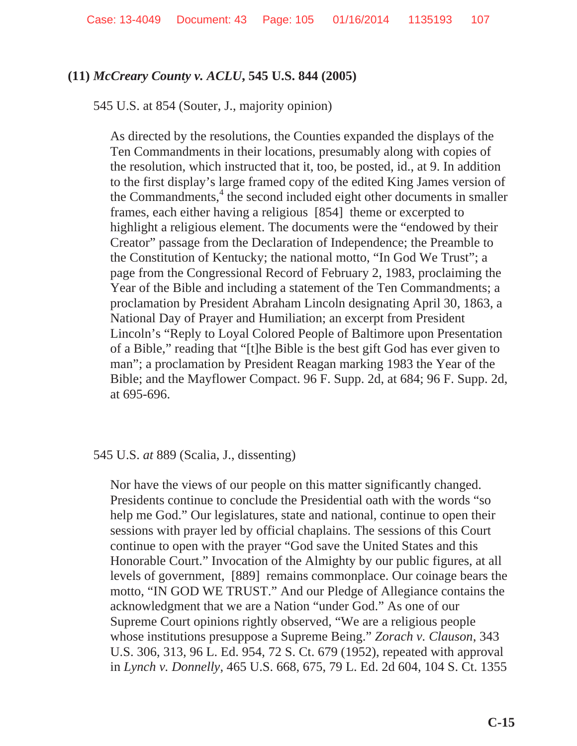**(11)** ***McCreary County v. ACLU*****, 545 U.S. 844 (2005)**

545 U.S. at 854 (Souter, J., majority opinion)

> As directed by the resolutions, the Counties expanded the displays of the Ten Commandments in their locations, presumably along with copies of the resolution, which instructed that it, too, be posted, id., at 9. In addition to the first display's large framed copy of the edited King James version of the Commandments,[4] the second included eight other documents in smaller frames, each either having a religious [854] theme or excerpted to highlight a religious element. The documents were the "endowed by their Creator" passage from the Declaration of Independence; the Preamble to the Constitution of Kentucky; the national motto, "In God We Trust"; a page from the Congressional Record of February 2, 1983, proclaiming the Year of the Bible and including a statement of the Ten Commandments; a proclamation by President Abraham Lincoln designating April 30, 1863, a National Day of Prayer and Humiliation; an excerpt from President Lincoln's "Reply to Loyal Colored People of Baltimore upon Presentation of a Bible," reading that "[t]he Bible is the best gift God has ever given to man"; a proclamation by President Reagan marking 1983 the Year of the Bible; and the Mayflower Compact. 96 F. Supp. 2d, at 684; 96 F. Supp. 2d, at 695-696.

545 U.S. *at* 889 (Scalia, J., dissenting)

> Nor have the views of our people on this matter significantly changed. Presidents continue to conclude the Presidential oath with the words "so help me God." Our legislatures, state and national, continue to open their sessions with prayer led by official chaplains. The sessions of this Court continue to open with the prayer "God save the United States and this Honorable Court." Invocation of the Almighty by our public figures, at all levels of government, [889] remains commonplace. Our coinage bears the motto, "IN GOD WE TRUST." And our Pledge of Allegiance contains the acknowledgment that we are a Nation "under God." As one of our Supreme Court opinions rightly observed, "We are a religious people whose institutions presuppose a Supreme Being." *Zorach v. Clauson*, 343 U.S. 306, 313, 96 L. Ed. 954, 72 S. Ct. 679 (1952), repeated with approval in *Lynch v. Donnelly*, 465 U.S. 668, 675, 79 L. Ed. 2d 604, 104 S. Ct. 1355

C-15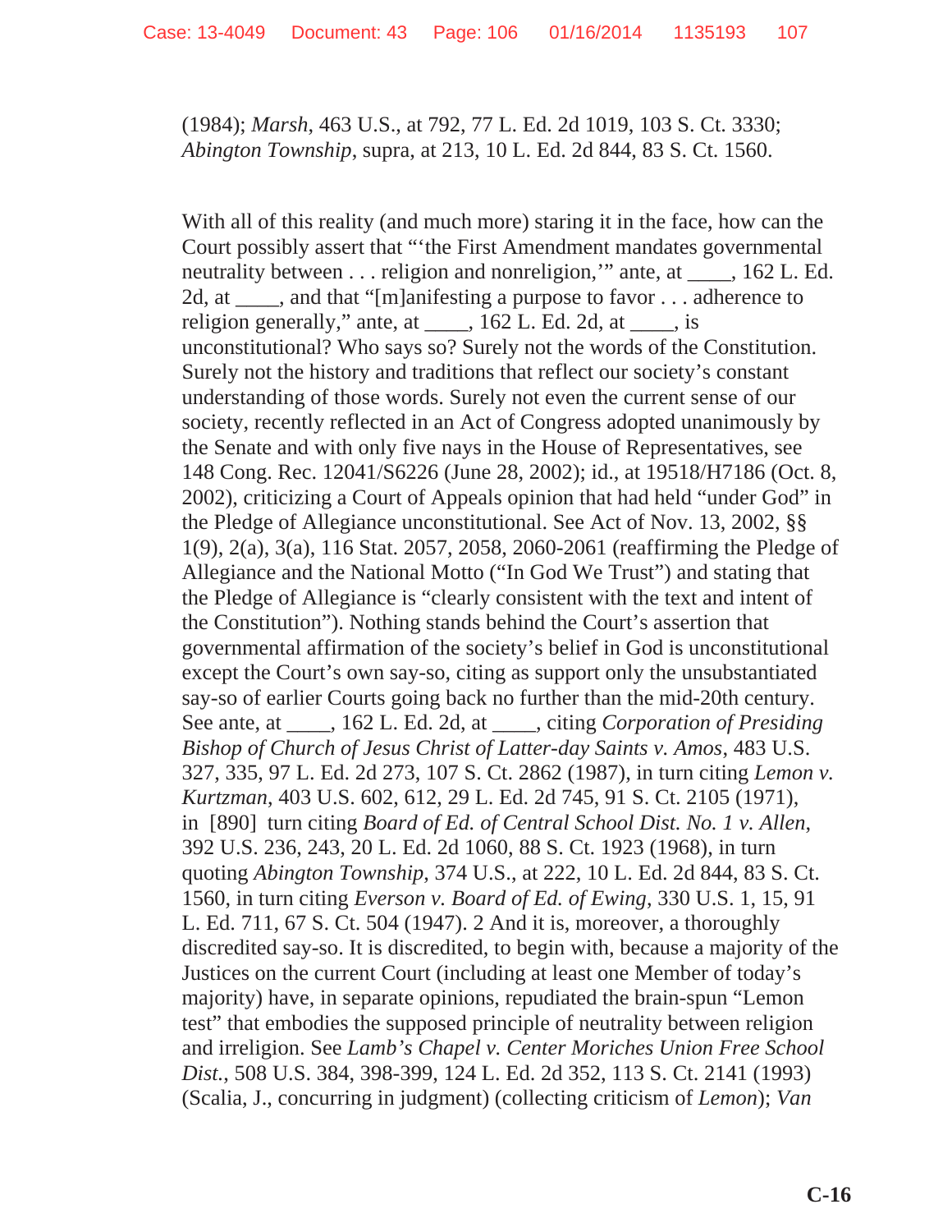(1984); *Marsh*, 463 U.S., at 792, 77 L. Ed. 2d 1019, 103 S. Ct. 3330; *Abington Township*, supra, at 213, 10 L. Ed. 2d 844, 83 S. Ct. 1560.

With all of this reality (and much more) staring it in the face, how can the Court possibly assert that "'the First Amendment mandates governmental neutrality between . . . religion and nonreligion,'" ante, at ____, 162 L. Ed. 2d, at ____, and that "[m]anifesting a purpose to favor . . . adherence to religion generally," ante, at ____, 162 L. Ed. 2d, at ____, is unconstitutional? Who says so? Surely not the words of the Constitution. Surely not the history and traditions that reflect our society's constant understanding of those words. Surely not even the current sense of our society, recently reflected in an Act of Congress adopted unanimously by the Senate and with only five nays in the House of Representatives, see 148 Cong. Rec. 12041/S6226 (June 28, 2002); id., at 19518/H7186 (Oct. 8, 2002), criticizing a Court of Appeals opinion that had held "under God" in the Pledge of Allegiance unconstitutional. See Act of Nov. 13, 2002, §§ 1(9), 2(a), 3(a), 116 Stat. 2057, 2058, 2060-2061 (reaffirming the Pledge of Allegiance and the National Motto ("In God We Trust") and stating that the Pledge of Allegiance is "clearly consistent with the text and intent of the Constitution"). Nothing stands behind the Court's assertion that governmental affirmation of the society's belief in God is unconstitutional except the Court's own say-so, citing as support only the unsubstantiated say-so of earlier Courts going back no further than the mid-20th century. See ante, at ____, 162 L. Ed. 2d, at ____, citing *Corporation of Presiding Bishop of Church of Jesus Christ of Latter-day Saints v. Amos*, 483 U.S. 327, 335, 97 L. Ed. 2d 273, 107 S. Ct. 2862 (1987), in turn citing *Lemon v. Kurtzman*, 403 U.S. 602, 612, 29 L. Ed. 2d 745, 91 S. Ct. 2105 (1971), in [890] turn citing *Board of Ed. of Central School Dist. No. 1 v. Allen*, 392 U.S. 236, 243, 20 L. Ed. 2d 1060, 88 S. Ct. 1923 (1968), in turn quoting *Abington Township*, 374 U.S., at 222, 10 L. Ed. 2d 844, 83 S. Ct. 1560, in turn citing *Everson v. Board of Ed. of Ewing*, 330 U.S. 1, 15, 91 L. Ed. 711, 67 S. Ct. 504 (1947). 2 And it is, moreover, a thoroughly discredited say-so. It is discredited, to begin with, because a majority of the Justices on the current Court (including at least one Member of today's majority) have, in separate opinions, repudiated the brain-spun "Lemon test" that embodies the supposed principle of neutrality between religion and irreligion. See *Lamb's Chapel v. Center Moriches Union Free School Dist.*, 508 U.S. 384, 398-399, 124 L. Ed. 2d 352, 113 S. Ct. 2141 (1993) (Scalia, J., concurring in judgment) (collecting criticism of *Lemon*); *Van*

C-16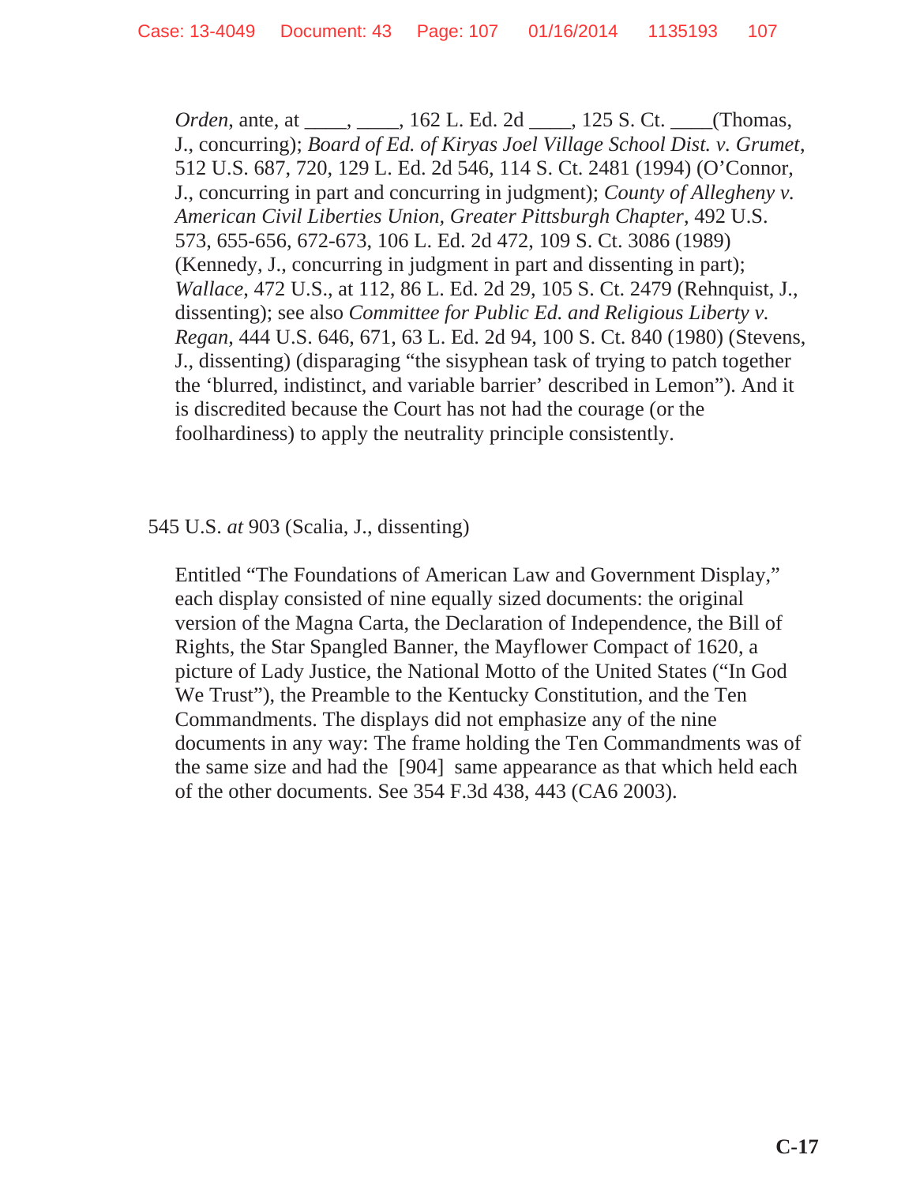*Orden*, ante, at ____, ____, 162 L. Ed. 2d ____, 125 S. Ct. ____(Thomas, J., concurring); *Board of Ed. of Kiryas Joel Village School Dist. v. Grumet*, 512 U.S. 687, 720, 129 L. Ed. 2d 546, 114 S. Ct. 2481 (1994) (O'Connor, J., concurring in part and concurring in judgment); *County of Allegheny v. American Civil Liberties Union, Greater Pittsburgh Chapter*, 492 U.S. 573, 655-656, 672-673, 106 L. Ed. 2d 472, 109 S. Ct. 3086 (1989) (Kennedy, J., concurring in judgment in part and dissenting in part); *Wallace*, 472 U.S., at 112, 86 L. Ed. 2d 29, 105 S. Ct. 2479 (Rehnquist, J., dissenting); see also *Committee for Public Ed. and Religious Liberty v. Regan*, 444 U.S. 646, 671, 63 L. Ed. 2d 94, 100 S. Ct. 840 (1980) (Stevens, J., dissenting) (disparaging "the sisyphean task of trying to patch together the 'blurred, indistinct, and variable barrier' described in Lemon"). And it is discredited because the Court has not had the courage (or the foolhardiness) to apply the neutrality principle consistently.

545 U.S. *at* 903 (Scalia, J., dissenting)

Entitled "The Foundations of American Law and Government Display," each display consisted of nine equally sized documents: the original version of the Magna Carta, the Declaration of Independence, the Bill of Rights, the Star Spangled Banner, the Mayflower Compact of 1620, a picture of Lady Justice, the National Motto of the United States ("In God We Trust"), the Preamble to the Kentucky Constitution, and the Ten Commandments. The displays did not emphasize any of the nine documents in any way: The frame holding the Ten Commandments was of the same size and had the [904] same appearance as that which held each of the other documents. See 354 F.3d 438, 443 (CA6 2003).